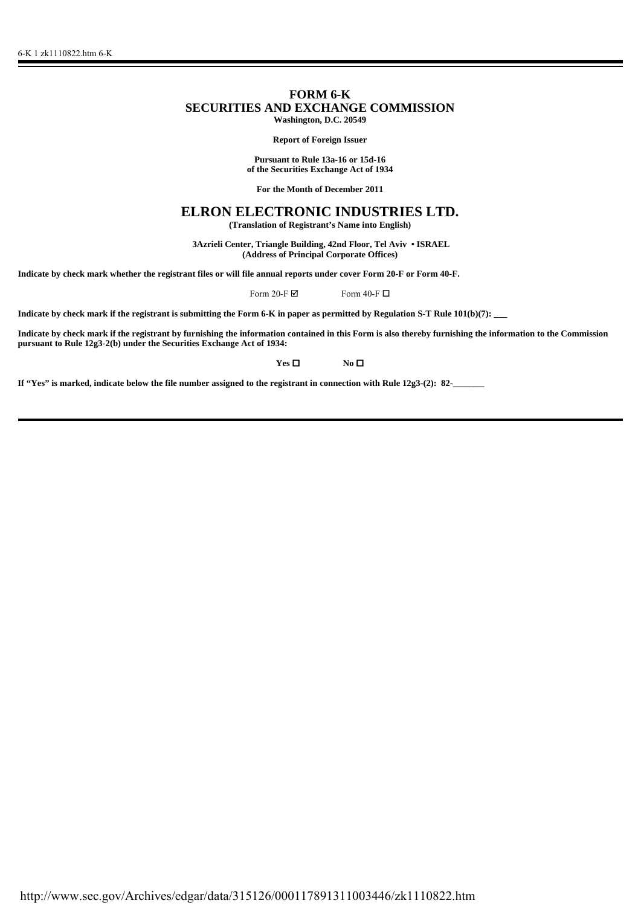# FORM 6-K

## SECURITIES AND EXCHANGE COMMISSION

**Washington, D.C. 20549**

**Report of Foreign Issuer**

**Pursuant to Rule 13a-16 or 15d-16**
**of the Securities Exchange Act of 1934**

**For the Month of December 2011**

# ELRON ELECTRONIC INDUSTRIES LTD.

**(Translation of Registrant's Name into English)**

**3Azrieli Center, Triangle Building, 42nd Floor, Tel Aviv • ISRAEL**
**(Address of Principal Corporate Offices)**

**Indicate by check mark whether the registrant files or will file annual reports under cover Form 20-F or Form 40-F.**

Form 20-F ☑ Form 40-F ☐

**Indicate by check mark if the registrant is submitting the Form 6-K in paper as permitted by Regulation S-T Rule 101(b)(7): ___**

**Indicate by check mark if the registrant by furnishing the information contained in this Form is also thereby furnishing the information to the Commission pursuant to Rule 12g3-2(b) under the Securities Exchange Act of 1934:**

**Yes ☐ No ☐**

**If "Yes" is marked, indicate below the file number assigned to the registrant in connection with Rule 12g3-(2): 82-_______**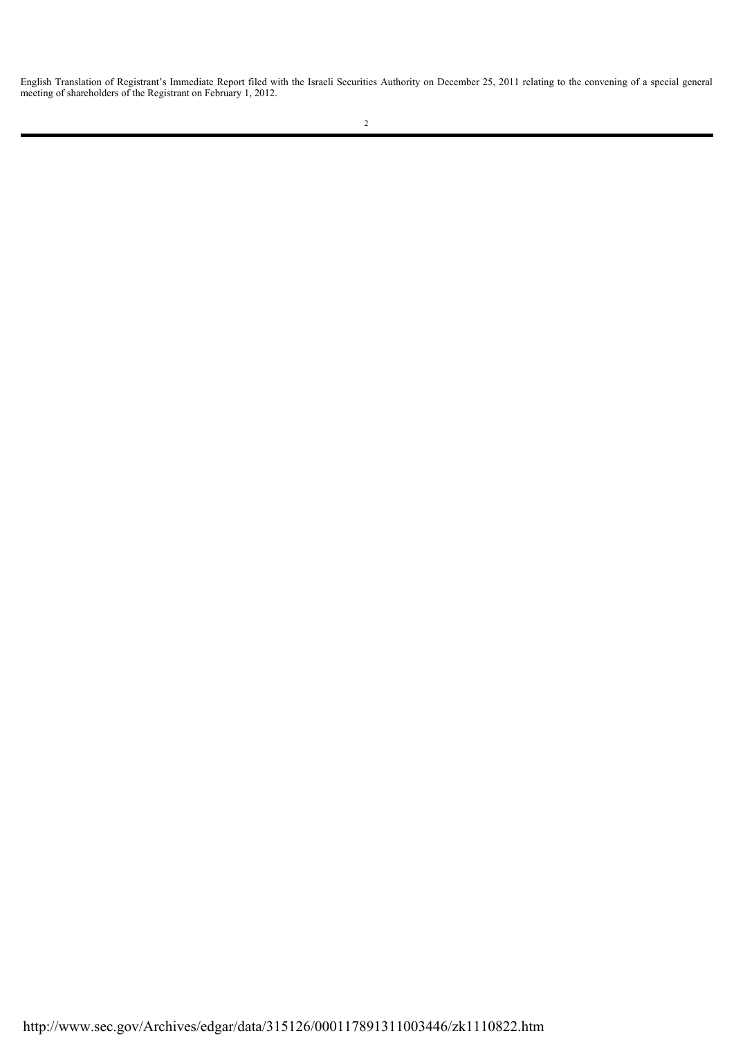English Translation of Registrant's Immediate Report filed with the Israeli Securities Authority on December 25, 2011 relating to the convening of a special general meeting of shareholders of the Registrant on February 1, 2012.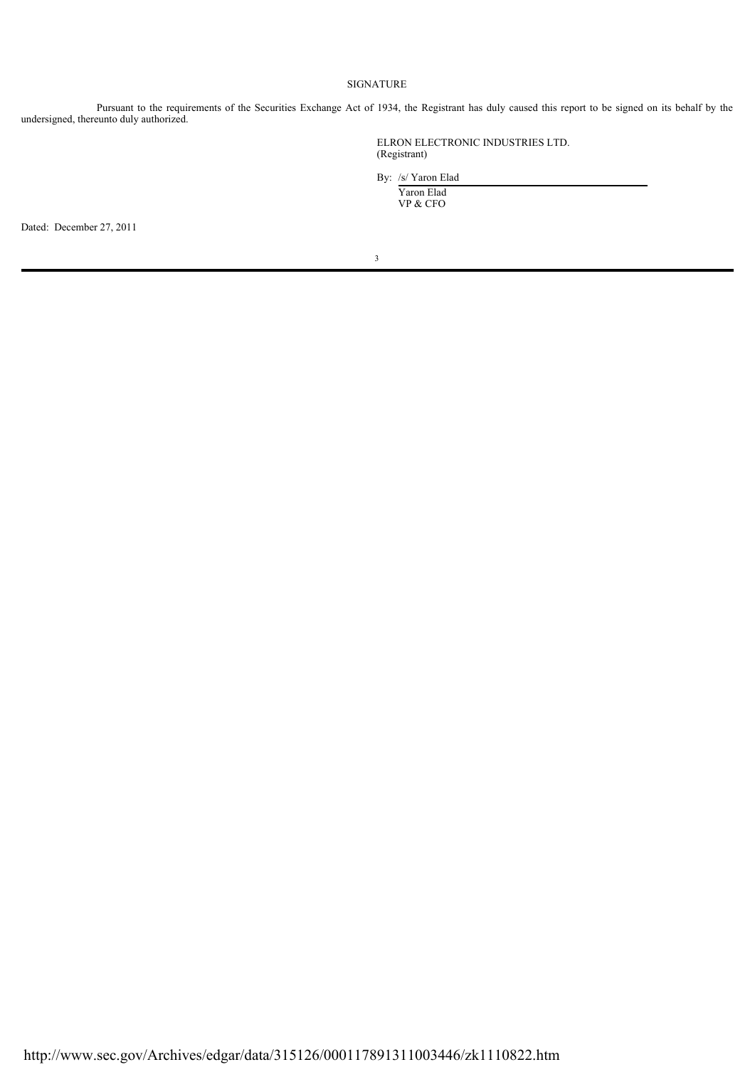# SIGNATURE

Pursuant to the requirements of the Securities Exchange Act of 1934, the Registrant has duly caused this report to be signed on its behalf by the undersigned, thereunto duly authorized.

ELRON ELECTRONIC INDUSTRIES LTD.
(Registrant)

By: /s/ Yaron Elad
Yaron Elad
VP & CFO

Dated: December 27, 2011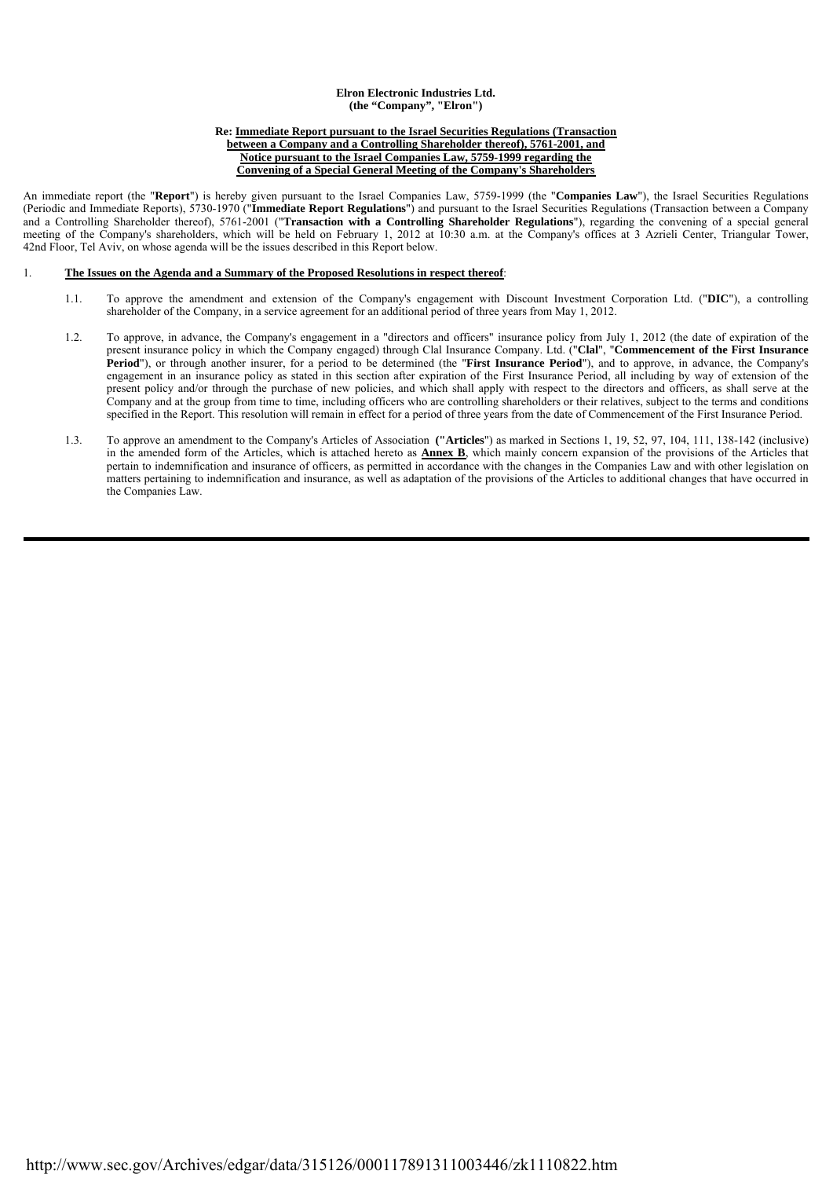**Elron Electronic Industries Ltd.**
**(the "Company", "Elron")**

**Re: Immediate Report pursuant to the Israel Securities Regulations (Transaction between a Company and a Controlling Shareholder thereof), 5761-2001, and Notice pursuant to the Israel Companies Law, 5759-1999 regarding the Convening of a Special General Meeting of the Company's Shareholders**

An immediate report (the "**Report**") is hereby given pursuant to the Israel Companies Law, 5759-1999 (the "**Companies Law**"), the Israel Securities Regulations (Periodic and Immediate Reports), 5730-1970 ("**Immediate Report Regulations**") and pursuant to the Israel Securities Regulations (Transaction between a Company and a Controlling Shareholder thereof), 5761-2001 ("**Transaction with a Controlling Shareholder Regulations**"), regarding the convening of a special general meeting of the Company's shareholders, which will be held on February 1, 2012 at 10:30 a.m. at the Company's offices at 3 Azrieli Center, Triangular Tower, 42nd Floor, Tel Aviv, on whose agenda will be the issues described in this Report below.

1. **The Issues on the Agenda and a Summary of the Proposed Resolutions in respect thereof**:

   1.1. To approve the amendment and extension of the Company's engagement with Discount Investment Corporation Ltd. ("**DIC**"), a controlling shareholder of the Company, in a service agreement for an additional period of three years from May 1, 2012.

   1.2. To approve, in advance, the Company's engagement in a "directors and officers" insurance policy from July 1, 2012 (the date of expiration of the present insurance policy in which the Company engaged) through Clal Insurance Company. Ltd. ("**Clal**", "**Commencement of the First Insurance Period**"), or through another insurer, for a period to be determined (the "**First Insurance Period**"), and to approve, in advance, the Company's engagement in an insurance policy as stated in this section after expiration of the First Insurance Period, all including by way of extension of the present policy and/or through the purchase of new policies, and which shall apply with respect to the directors and officers, as shall serve at the Company and at the group from time to time, including officers who are controlling shareholders or their relatives, subject to the terms and conditions specified in the Report. This resolution will remain in effect for a period of three years from the date of Commencement of the First Insurance Period.

   1.3. To approve an amendment to the Company's Articles of Association **("Articles")** as marked in Sections 1, 19, 52, 97, 104, 111, 138-142 (inclusive) in the amended form of the Articles, which is attached hereto as **Annex B**, which mainly concern expansion of the provisions of the Articles that pertain to indemnification and insurance of officers, as permitted in accordance with the changes in the Companies Law and with other legislation on matters pertaining to indemnification and insurance, as well as adaptation of the provisions of the Articles to additional changes that have occurred in the Companies Law.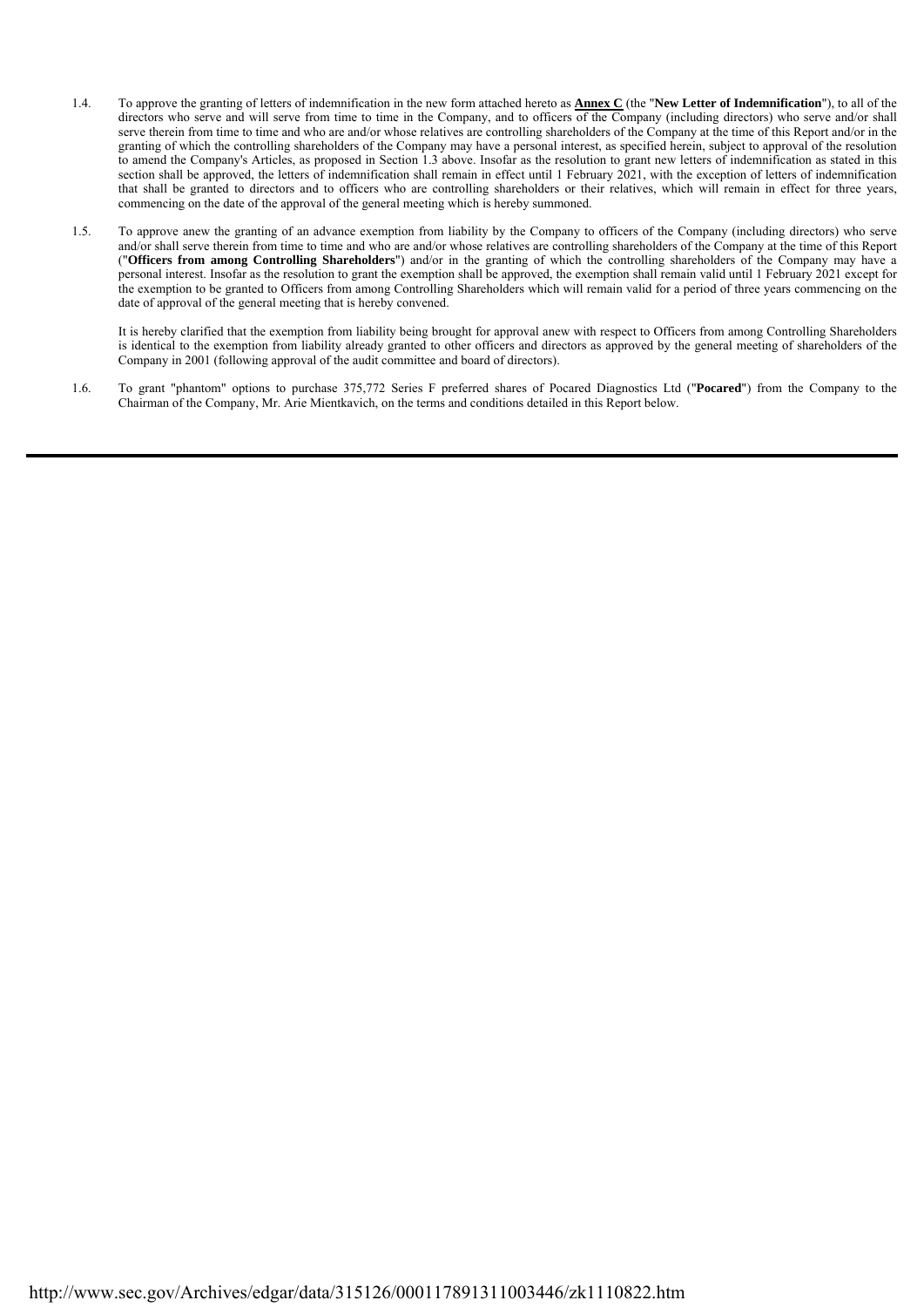1.4. To approve the granting of letters of indemnification in the new form attached hereto as **Annex C** (the "**New Letter of Indemnification**"), to all of the directors who serve and will serve from time to time in the Company, and to officers of the Company (including directors) who serve and/or shall serve therein from time to time and who are and/or whose relatives are controlling shareholders of the Company at the time of this Report and/or in the granting of which the controlling shareholders of the Company may have a personal interest, as specified herein, subject to approval of the resolution to amend the Company's Articles, as proposed in Section 1.3 above. Insofar as the resolution to grant new letters of indemnification as stated in this section shall be approved, the letters of indemnification shall remain in effect until 1 February 2021, with the exception of letters of indemnification that shall be granted to directors and to officers who are controlling shareholders or their relatives, which will remain in effect for three years, commencing on the date of the approval of the general meeting which is hereby summoned.

1.5. To approve anew the granting of an advance exemption from liability by the Company to officers of the Company (including directors) who serve and/or shall serve therein from time to time and who are and/or whose relatives are controlling shareholders of the Company at the time of this Report ("**Officers from among Controlling Shareholders**") and/or in the granting of which the controlling shareholders of the Company may have a personal interest. Insofar as the resolution to grant the exemption shall be approved, the exemption shall remain valid until 1 February 2021 except for the exemption to be granted to Officers from among Controlling Shareholders which will remain valid for a period of three years commencing on the date of approval of the general meeting that is hereby convened.

It is hereby clarified that the exemption from liability being brought for approval anew with respect to Officers from among Controlling Shareholders is identical to the exemption from liability already granted to other officers and directors as approved by the general meeting of shareholders of the Company in 2001 (following approval of the audit committee and board of directors).

1.6. To grant "phantom" options to purchase 375,772 Series F preferred shares of Pocared Diagnostics Ltd ("**Pocared**") from the Company to the Chairman of the Company, Mr. Arie Mientkavich, on the terms and conditions detailed in this Report below.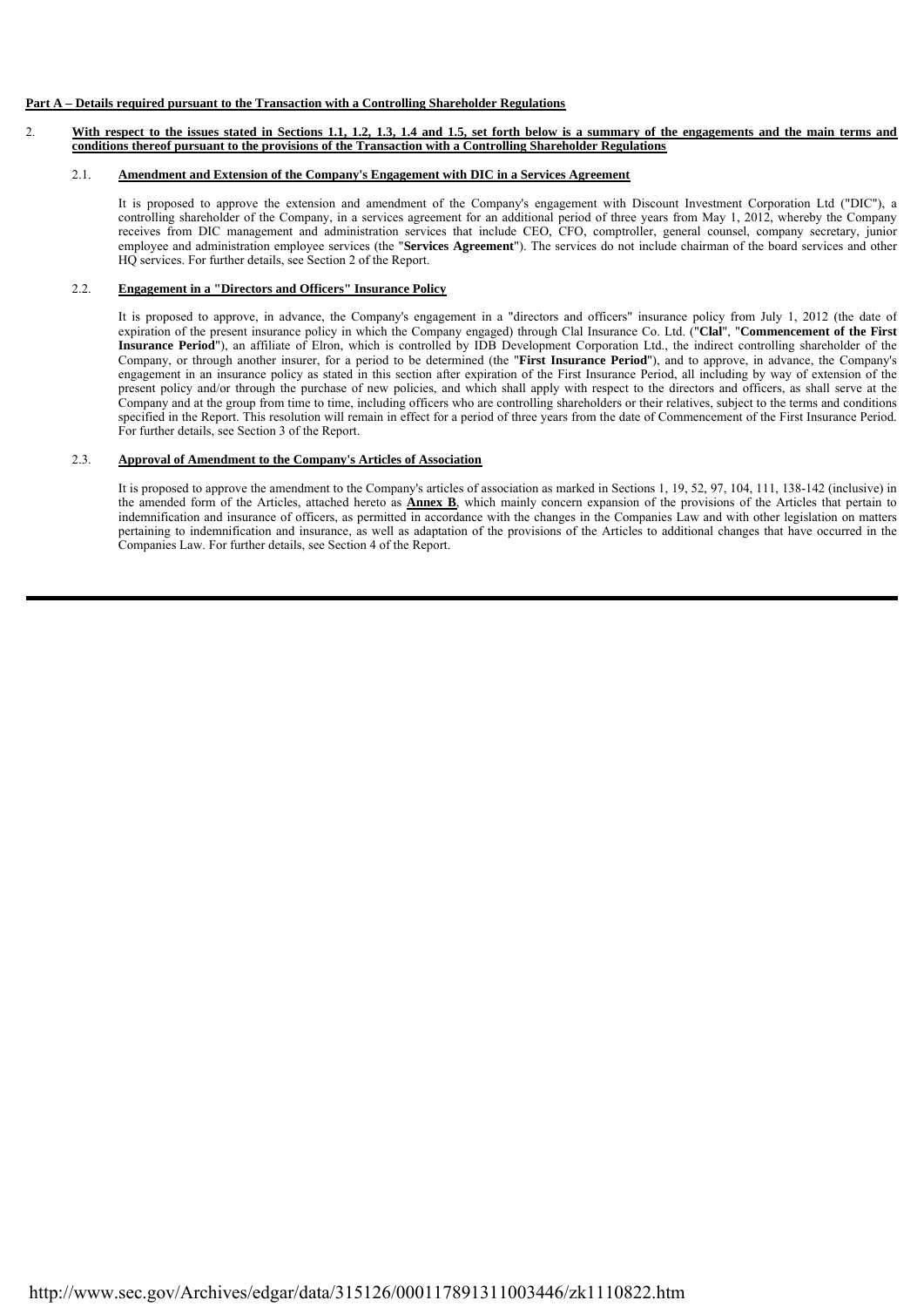**Part A – Details required pursuant to the Transaction with a Controlling Shareholder Regulations**

2. **With respect to the issues stated in Sections 1.1, 1.2, 1.3, 1.4 and 1.5, set forth below is a summary of the engagements and the main terms and conditions thereof pursuant to the provisions of the Transaction with a Controlling Shareholder Regulations**

2.1. **Amendment and Extension of the Company's Engagement with DIC in a Services Agreement**

It is proposed to approve the extension and amendment of the Company's engagement with Discount Investment Corporation Ltd ("DIC"), a controlling shareholder of the Company, in a services agreement for an additional period of three years from May 1, 2012, whereby the Company receives from DIC management and administration services that include CEO, CFO, comptroller, general counsel, company secretary, junior employee and administration employee services (the "**Services Agreement**"). The services do not include chairman of the board services and other HQ services. For further details, see Section 2 of the Report.

2.2. **Engagement in a "Directors and Officers" Insurance Policy**

It is proposed to approve, in advance, the Company's engagement in a "directors and officers" insurance policy from July 1, 2012 (the date of expiration of the present insurance policy in which the Company engaged) through Clal Insurance Co. Ltd. ("**Clal**", "**Commencement of the First Insurance Period**"), an affiliate of Elron, which is controlled by IDB Development Corporation Ltd., the indirect controlling shareholder of the Company, or through another insurer, for a period to be determined (the "**First Insurance Period**"), and to approve, in advance, the Company's engagement in an insurance policy as stated in this section after expiration of the First Insurance Period, all including by way of extension of the present policy and/or through the purchase of new policies, and which shall apply with respect to the directors and officers, as shall serve at the Company and at the group from time to time, including officers who are controlling shareholders or their relatives, subject to the terms and conditions specified in the Report. This resolution will remain in effect for a period of three years from the date of Commencement of the First Insurance Period. For further details, see Section 3 of the Report.

2.3. **Approval of Amendment to the Company's Articles of Association**

It is proposed to approve the amendment to the Company's articles of association as marked in Sections 1, 19, 52, 97, 104, 111, 138-142 (inclusive) in the amended form of the Articles, attached hereto as **Annex B**, which mainly concern expansion of the provisions of the Articles that pertain to indemnification and insurance of officers, as permitted in accordance with the changes in the Companies Law and with other legislation on matters pertaining to indemnification and insurance, as well as adaptation of the provisions of the Articles to additional changes that have occurred in the Companies Law. For further details, see Section 4 of the Report.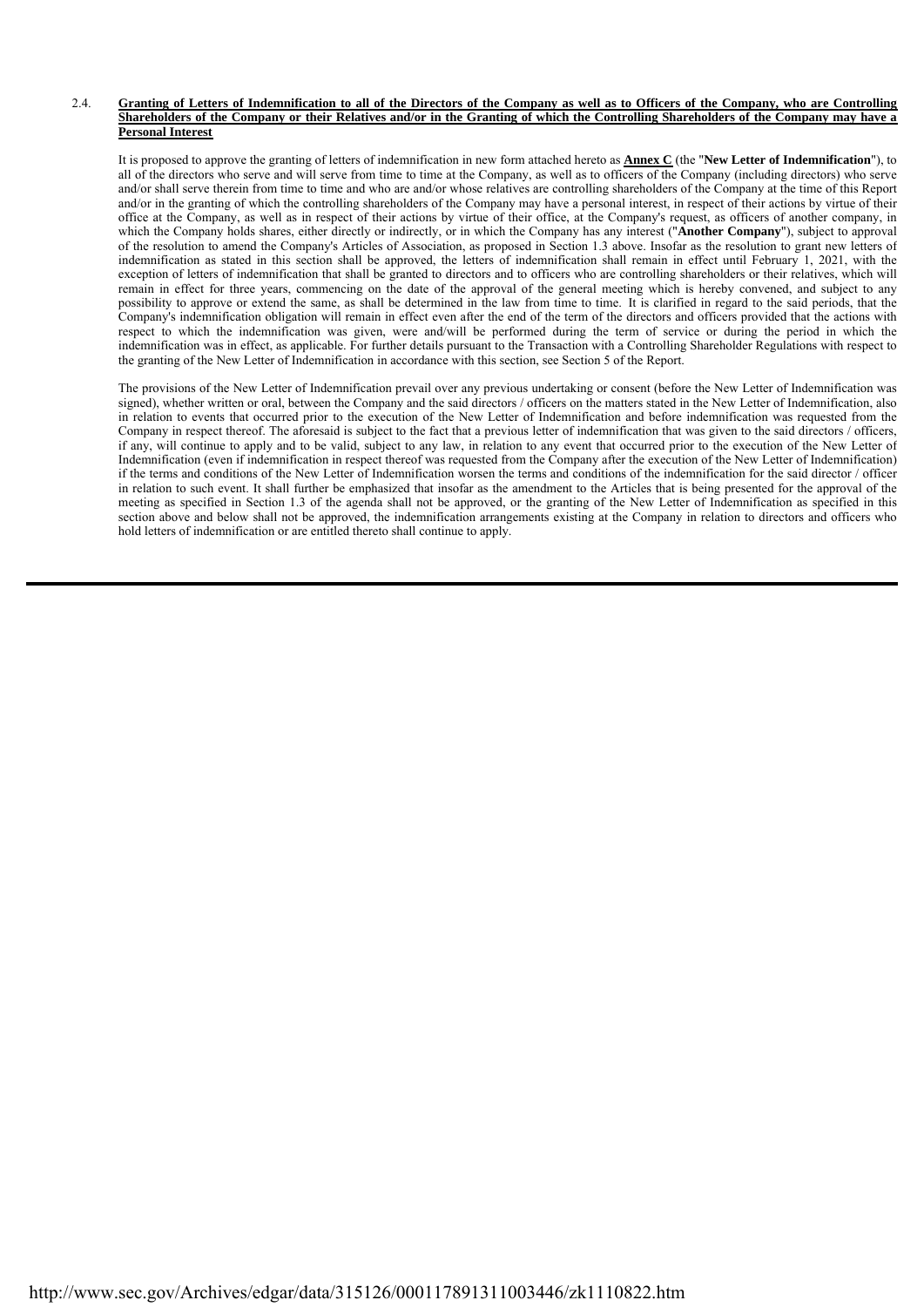2.4. **<u>Granting of Letters of Indemnification to all of the Directors of the Company as well as to Officers of the Company, who are Controlling Shareholders of the Company or their Relatives and/or in the Granting of which the Controlling Shareholders of the Company may have a Personal Interest</u>**

It is proposed to approve the granting of letters of indemnification in new form attached hereto as **<u>Annex C</u>** (the "**New Letter of Indemnification**"), to all of the directors who serve and will serve from time to time at the Company, as well as to officers of the Company (including directors) who serve and/or shall serve therein from time to time and who are and/or whose relatives are controlling shareholders of the Company at the time of this Report and/or in the granting of which the controlling shareholders of the Company may have a personal interest, in respect of their actions by virtue of their office at the Company, as well as in respect of their actions by virtue of their office, at the Company's request, as officers of another company, in which the Company holds shares, either directly or indirectly, or in which the Company has any interest ("**Another Company**"), subject to approval of the resolution to amend the Company's Articles of Association, as proposed in Section 1.3 above. Insofar as the resolution to grant new letters of indemnification as stated in this section shall be approved, the letters of indemnification shall remain in effect until February 1, 2021, with the exception of letters of indemnification that shall be granted to directors and to officers who are controlling shareholders or their relatives, which will remain in effect for three years, commencing on the date of the approval of the general meeting which is hereby convened, and subject to any possibility to approve or extend the same, as shall be determined in the law from time to time. It is clarified in regard to the said periods, that the Company's indemnification obligation will remain in effect even after the end of the term of the directors and officers provided that the actions with respect to which the indemnification was given, were and/will be performed during the term of service or during the period in which the indemnification was in effect, as applicable. For further details pursuant to the Transaction with a Controlling Shareholder Regulations with respect to the granting of the New Letter of Indemnification in accordance with this section, see Section 5 of the Report.

The provisions of the New Letter of Indemnification prevail over any previous undertaking or consent (before the New Letter of Indemnification was signed), whether written or oral, between the Company and the said directors / officers on the matters stated in the New Letter of Indemnification, also in relation to events that occurred prior to the execution of the New Letter of Indemnification and before indemnification was requested from the Company in respect thereof. The aforesaid is subject to the fact that a previous letter of indemnification that was given to the said directors / officers, if any, will continue to apply and to be valid, subject to any law, in relation to any event that occurred prior to the execution of the New Letter of Indemnification (even if indemnification in respect thereof was requested from the Company after the execution of the New Letter of Indemnification) if the terms and conditions of the New Letter of Indemnification worsen the terms and conditions of the indemnification for the said director / officer in relation to such event. It shall further be emphasized that insofar as the amendment to the Articles that is being presented for the approval of the meeting as specified in Section 1.3 of the agenda shall not be approved, or the granting of the New Letter of Indemnification as specified in this section above and below shall not be approved, the indemnification arrangements existing at the Company in relation to directors and officers who hold letters of indemnification or are entitled thereto shall continue to apply.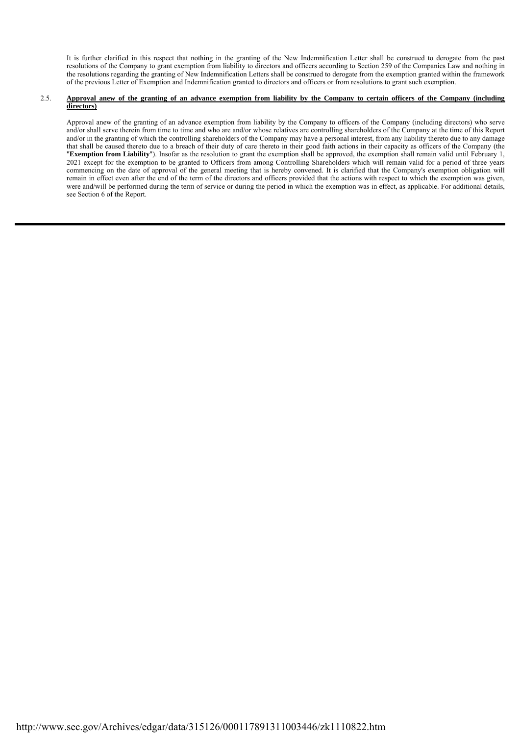It is further clarified in this respect that nothing in the granting of the New Indemnification Letter shall be construed to derogate from the past resolutions of the Company to grant exemption from liability to directors and officers according to Section 259 of the Companies Law and nothing in the resolutions regarding the granting of New Indemnification Letters shall be construed to derogate from the exemption granted within the framework of the previous Letter of Exemption and Indemnification granted to directors and officers or from resolutions to grant such exemption.

2.5. **Approval anew of the granting of an advance exemption from liability by the Company to certain officers of the Company (including directors)**

Approval anew of the granting of an advance exemption from liability by the Company to officers of the Company (including directors) who serve and/or shall serve therein from time to time and who are and/or whose relatives are controlling shareholders of the Company at the time of this Report and/or in the granting of which the controlling shareholders of the Company may have a personal interest, from any liability thereto due to any damage that shall be caused thereto due to a breach of their duty of care thereto in their good faith actions in their capacity as officers of the Company (the "**Exemption from Liability**"). Insofar as the resolution to grant the exemption shall be approved, the exemption shall remain valid until February 1, 2021 except for the exemption to be granted to Officers from among Controlling Shareholders which will remain valid for a period of three years commencing on the date of approval of the general meeting that is hereby convened. It is clarified that the Company's exemption obligation will remain in effect even after the end of the term of the directors and officers provided that the actions with respect to which the exemption was given, were and/will be performed during the term of service or during the period in which the exemption was in effect, as applicable. For additional details, see Section 6 of the Report.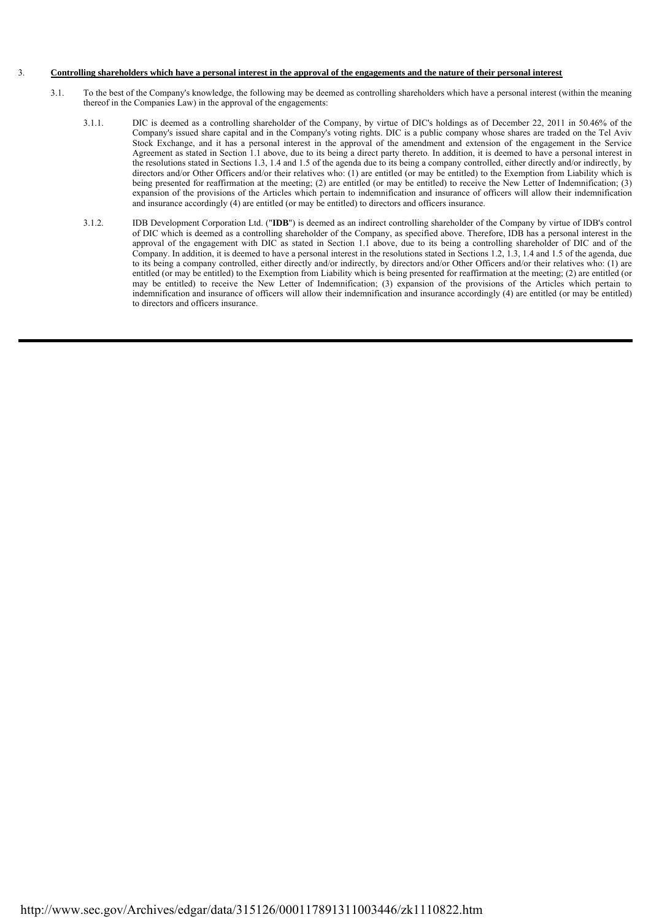3. **<u>Controlling shareholders which have a personal interest in the approval of the engagements and the nature of their personal interest</u>**

3.1. To the best of the Company's knowledge, the following may be deemed as controlling shareholders which have a personal interest (within the meaning thereof in the Companies Law) in the approval of the engagements:

3.1.1. DIC is deemed as a controlling shareholder of the Company, by virtue of DIC's holdings as of December 22, 2011 in 50.46% of the Company's issued share capital and in the Company's voting rights. DIC is a public company whose shares are traded on the Tel Aviv Stock Exchange, and it has a personal interest in the approval of the amendment and extension of the engagement in the Service Agreement as stated in Section 1.1 above, due to its being a direct party thereto. In addition, it is deemed to have a personal interest in the resolutions stated in Sections 1.3, 1.4 and 1.5 of the agenda due to its being a company controlled, either directly and/or indirectly, by directors and/or Other Officers and/or their relatives who: (1) are entitled (or may be entitled) to the Exemption from Liability which is being presented for reaffirmation at the meeting; (2) are entitled (or may be entitled) to receive the New Letter of Indemnification; (3) expansion of the provisions of the Articles which pertain to indemnification and insurance of officers will allow their indemnification and insurance accordingly (4) are entitled (or may be entitled) to directors and officers insurance.

3.1.2. IDB Development Corporation Ltd. ("**IDB**") is deemed as an indirect controlling shareholder of the Company by virtue of IDB's control of DIC which is deemed as a controlling shareholder of the Company, as specified above. Therefore, IDB has a personal interest in the approval of the engagement with DIC as stated in Section 1.1 above, due to its being a controlling shareholder of DIC and of the Company. In addition, it is deemed to have a personal interest in the resolutions stated in Sections 1.2, 1.3, 1.4 and 1.5 of the agenda, due to its being a company controlled, either directly and/or indirectly, by directors and/or Other Officers and/or their relatives who: (1) are entitled (or may be entitled) to the Exemption from Liability which is being presented for reaffirmation at the meeting; (2) are entitled (or may be entitled) to receive the New Letter of Indemnification; (3) expansion of the provisions of the Articles which pertain to indemnification and insurance of officers will allow their indemnification and insurance accordingly (4) are entitled (or may be entitled) to directors and officers insurance.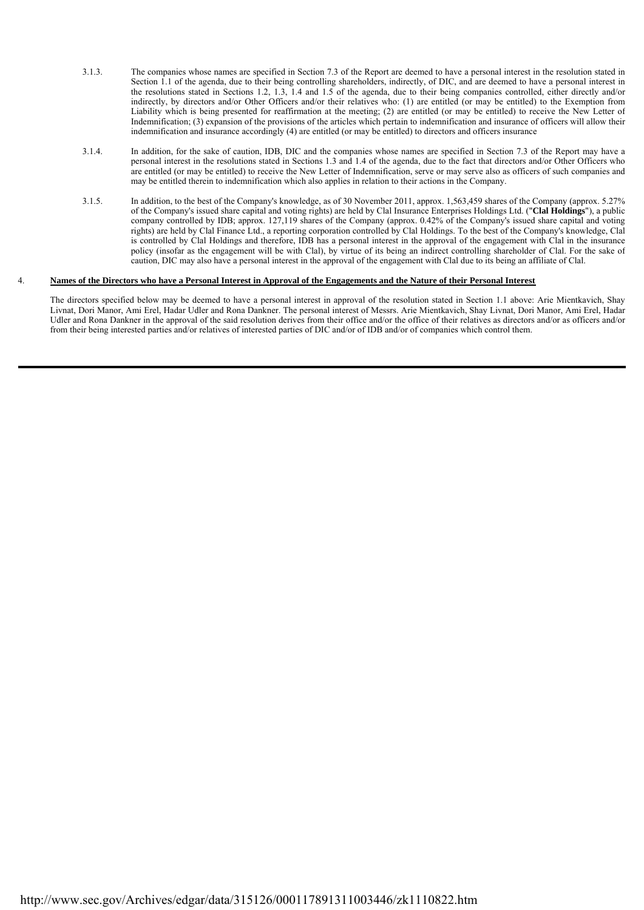3.1.3. The companies whose names are specified in Section 7.3 of the Report are deemed to have a personal interest in the resolution stated in Section 1.1 of the agenda, due to their being controlling shareholders, indirectly, of DIC, and are deemed to have a personal interest in the resolutions stated in Sections 1.2, 1.3, 1.4 and 1.5 of the agenda, due to their being companies controlled, either directly and/or indirectly, by directors and/or Other Officers and/or their relatives who: (1) are entitled (or may be entitled) to the Exemption from Liability which is being presented for reaffirmation at the meeting; (2) are entitled (or may be entitled) to receive the New Letter of Indemnification; (3) expansion of the provisions of the articles which pertain to indemnification and insurance of officers will allow their indemnification and insurance accordingly (4) are entitled (or may be entitled) to directors and officers insurance

3.1.4. In addition, for the sake of caution, IDB, DIC and the companies whose names are specified in Section 7.3 of the Report may have a personal interest in the resolutions stated in Sections 1.3 and 1.4 of the agenda, due to the fact that directors and/or Other Officers who are entitled (or may be entitled) to receive the New Letter of Indemnification, serve or may serve also as officers of such companies and may be entitled therein to indemnification which also applies in relation to their actions in the Company.

3.1.5. In addition, to the best of the Company's knowledge, as of 30 November 2011, approx. 1,563,459 shares of the Company (approx. 5.27% of the Company's issued share capital and voting rights) are held by Clal Insurance Enterprises Holdings Ltd. ("**Clal Holdings**"), a public company controlled by IDB; approx. 127,119 shares of the Company (approx. 0.42% of the Company's issued share capital and voting rights) are held by Clal Finance Ltd., a reporting corporation controlled by Clal Holdings. To the best of the Company's knowledge, Clal is controlled by Clal Holdings and therefore, IDB has a personal interest in the approval of the engagement with Clal in the insurance policy (insofar as the engagement will be with Clal), by virtue of its being an indirect controlling shareholder of Clal. For the sake of caution, DIC may also have a personal interest in the approval of the engagement with Clal due to its being an affiliate of Clal.

4. **Names of the Directors who have a Personal Interest in Approval of the Engagements and the Nature of their Personal Interest**

The directors specified below may be deemed to have a personal interest in approval of the resolution stated in Section 1.1 above: Arie Mientkavich, Shay Livnat, Dori Manor, Ami Erel, Hadar Udler and Rona Dankner. The personal interest of Messrs. Arie Mientkavich, Shay Livnat, Dori Manor, Ami Erel, Hadar Udler and Rona Dankner in the approval of the said resolution derives from their office and/or the office of their relatives as directors and/or as officers and/or from their being interested parties and/or relatives of interested parties of DIC and/or of IDB and/or of companies which control them.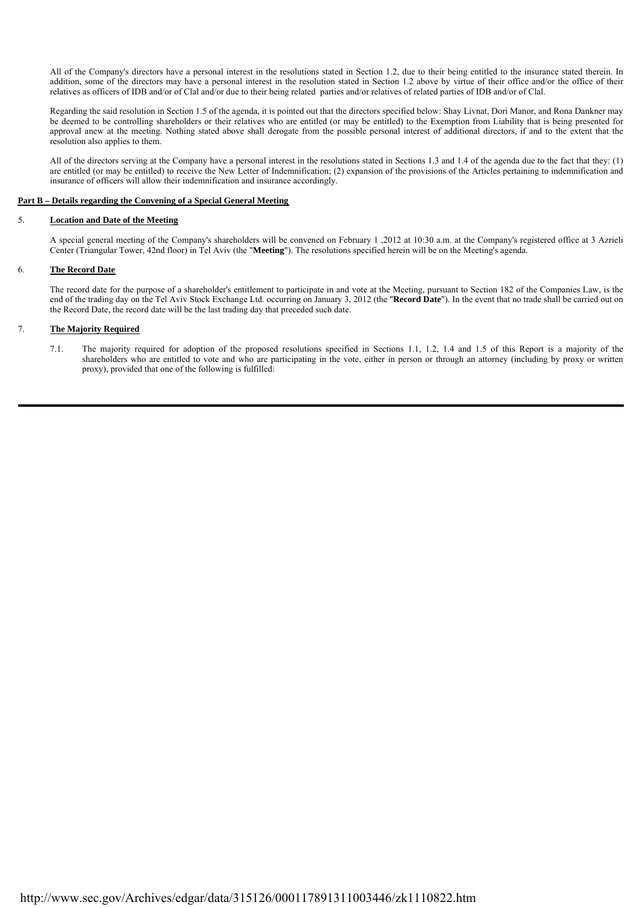All of the Company's directors have a personal interest in the resolutions stated in Section 1.2, due to their being entitled to the insurance stated therein. In addition, some of the directors may have a personal interest in the resolution stated in Section 1.2 above by virtue of their office and/or the office of their relatives as officers of IDB and/or of Clal and/or due to their being related parties and/or relatives of related parties of IDB and/or of Clal.

Regarding the said resolution in Section 1.5 of the agenda, it is pointed out that the directors specified below: Shay Livnat, Dori Manor, and Rona Dankner may be deemed to be controlling shareholders or their relatives who are entitled (or may be entitled) to the Exemption from Liability that is being presented for approval anew at the meeting. Nothing stated above shall derogate from the possible personal interest of additional directors, if and to the extent that the resolution also applies to them.

All of the directors serving at the Company have a personal interest in the resolutions stated in Sections 1.3 and 1.4 of the agenda due to the fact that they: (1) are entitled (or may be entitled) to receive the New Letter of Indemnification; (2) expansion of the provisions of the Articles pertaining to indemnification and insurance of officers will allow their indemnification and insurance accordingly.

**Part B – Details regarding the Convening of a Special General Meeting**

5. **Location and Date of the Meeting**

A special general meeting of the Company's shareholders will be convened on February 1 ,2012 at 10:30 a.m. at the Company's registered office at 3 Azrieli Center (Triangular Tower, 42nd floor) in Tel Aviv (the "**Meeting**"). The resolutions specified herein will be on the Meeting's agenda.

6. **The Record Date**

The record date for the purpose of a shareholder's entitlement to participate in and vote at the Meeting, pursuant to Section 182 of the Companies Law, is the end of the trading day on the Tel Aviv Stock Exchange Ltd. occurring on January 3, 2012 (the "**Record Date**"). In the event that no trade shall be carried out on the Record Date, the record date will be the last trading day that preceded such date.

7. **The Majority Required**

7.1. The majority required for adoption of the proposed resolutions specified in Sections 1.1, 1.2, 1.4 and 1.5 of this Report is a majority of the shareholders who are entitled to vote and who are participating in the vote, either in person or through an attorney (including by proxy or written proxy), provided that one of the following is fulfilled: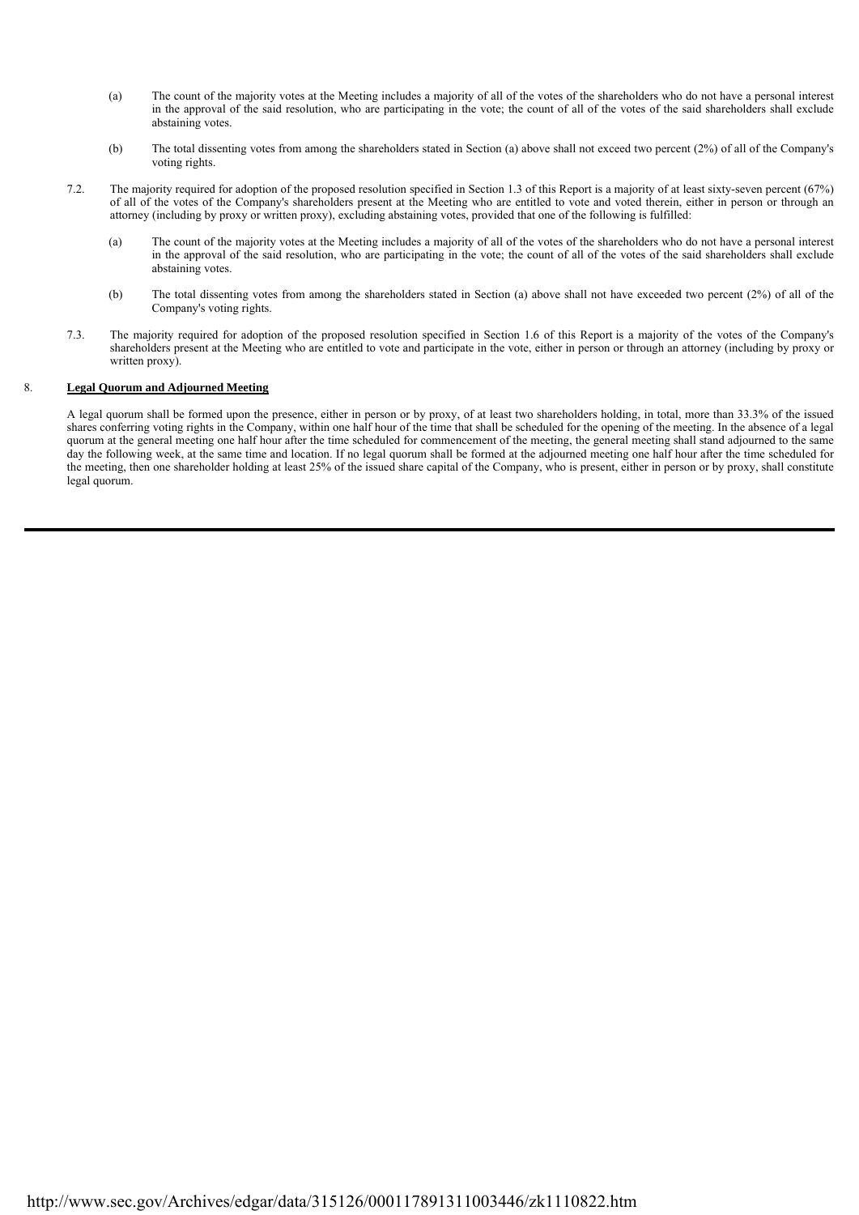(a) The count of the majority votes at the Meeting includes a majority of all of the votes of the shareholders who do not have a personal interest in the approval of the said resolution, who are participating in the vote; the count of all of the votes of the said shareholders shall exclude abstaining votes.

(b) The total dissenting votes from among the shareholders stated in Section (a) above shall not exceed two percent (2%) of all of the Company's voting rights.

7.2. The majority required for adoption of the proposed resolution specified in Section 1.3 of this Report is a majority of at least sixty-seven percent (67%) of all of the votes of the Company's shareholders present at the Meeting who are entitled to vote and voted therein, either in person or through an attorney (including by proxy or written proxy), excluding abstaining votes, provided that one of the following is fulfilled:

(a) The count of the majority votes at the Meeting includes a majority of all of the votes of the shareholders who do not have a personal interest in the approval of the said resolution, who are participating in the vote; the count of all of the votes of the said shareholders shall exclude abstaining votes.

(b) The total dissenting votes from among the shareholders stated in Section (a) above shall not have exceeded two percent (2%) of all of the Company's voting rights.

7.3. The majority required for adoption of the proposed resolution specified in Section 1.6 of this Report is a majority of the votes of the Company's shareholders present at the Meeting who are entitled to vote and participate in the vote, either in person or through an attorney (including by proxy or written proxy).

8. **Legal Quorum and Adjourned Meeting**

A legal quorum shall be formed upon the presence, either in person or by proxy, of at least two shareholders holding, in total, more than 33.3% of the issued shares conferring voting rights in the Company, within one half hour of the time that shall be scheduled for the opening of the meeting. In the absence of a legal quorum at the general meeting one half hour after the time scheduled for commencement of the meeting, the general meeting shall stand adjourned to the same day the following week, at the same time and location. If no legal quorum shall be formed at the adjourned meeting one half hour after the time scheduled for the meeting, then one shareholder holding at least 25% of the issued share capital of the Company, who is present, either in person or by proxy, shall constitute legal quorum.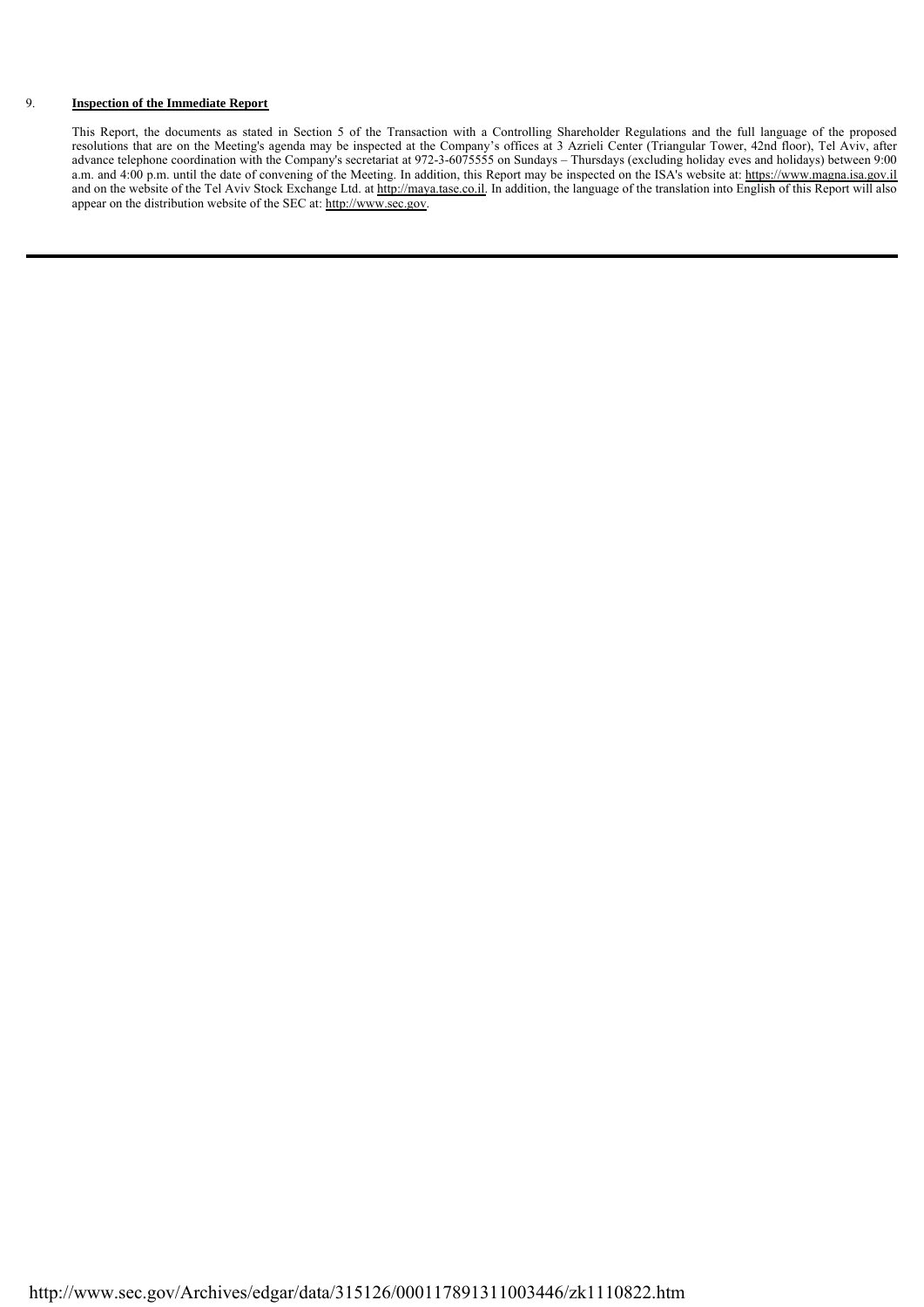9. **Inspection of the Immediate Report**

This Report, the documents as stated in Section 5 of the Transaction with a Controlling Shareholder Regulations and the full language of the proposed resolutions that are on the Meeting's agenda may be inspected at the Company's offices at 3 Azrieli Center (Triangular Tower, 42nd floor), Tel Aviv, after advance telephone coordination with the Company's secretariat at 972-3-6075555 on Sundays – Thursdays (excluding holiday eves and holidays) between 9:00 a.m. and 4:00 p.m. until the date of convening of the Meeting. In addition, this Report may be inspected on the ISA's website at: https://www.magna.isa.gov.il and on the website of the Tel Aviv Stock Exchange Ltd. at http://maya.tase.co.il. In addition, the language of the translation into English of this Report will also appear on the distribution website of the SEC at: http://www.sec.gov.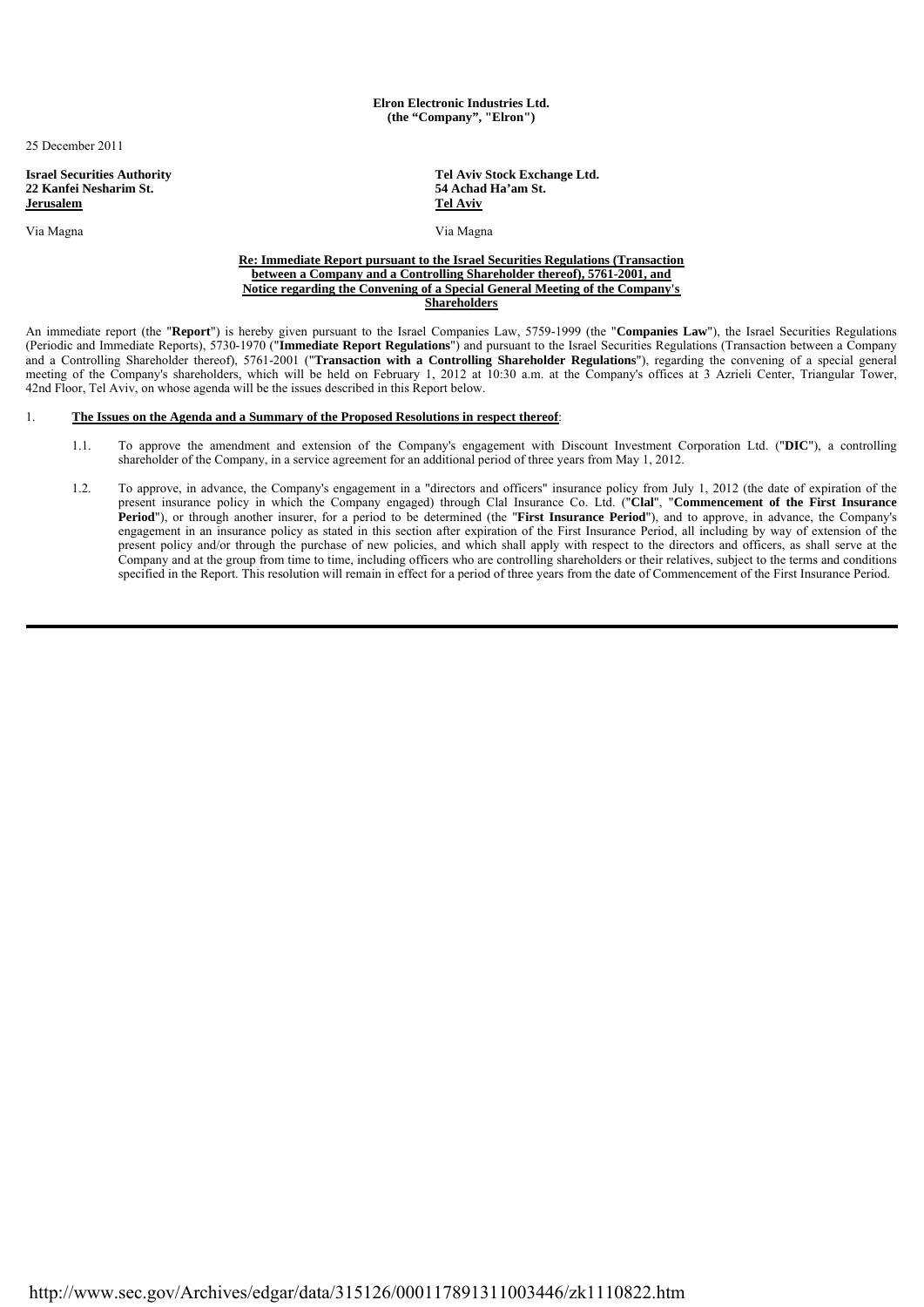**Elron Electronic Industries Ltd.**
**(the "Company", "Elron")**

25 December 2011

**Israel Securities Authority**
**22 Kanfei Nesharim St.**
**Jerusalem**

Via Magna

**Tel Aviv Stock Exchange Ltd.**
**54 Achad Ha'am St.**
**Tel Aviv**

Via Magna

**Re: Immediate Report pursuant to the Israel Securities Regulations (Transaction between a Company and a Controlling Shareholder thereof), 5761-2001, and Notice regarding the Convening of a Special General Meeting of the Company's Shareholders**

An immediate report (the "**Report**") is hereby given pursuant to the Israel Companies Law, 5759-1999 (the "**Companies Law**"), the Israel Securities Regulations (Periodic and Immediate Reports), 5730-1970 ("**Immediate Report Regulations**") and pursuant to the Israel Securities Regulations (Transaction between a Company and a Controlling Shareholder thereof), 5761-2001 ("**Transaction with a Controlling Shareholder Regulations**"), regarding the convening of a special general meeting of the Company's shareholders, which will be held on February 1, 2012 at 10:30 a.m. at the Company's offices at 3 Azrieli Center, Triangular Tower, 42nd Floor, Tel Aviv, on whose agenda will be the issues described in this Report below.

1. **The Issues on the Agenda and a Summary of the Proposed Resolutions in respect thereof**:

   1.1. To approve the amendment and extension of the Company's engagement with Discount Investment Corporation Ltd. ("**DIC**"), a controlling shareholder of the Company, in a service agreement for an additional period of three years from May 1, 2012.

   1.2. To approve, in advance, the Company's engagement in a "directors and officers" insurance policy from July 1, 2012 (the date of expiration of the present insurance policy in which the Company engaged) through Clal Insurance Co. Ltd. ("**Clal**", "**Commencement of the First Insurance Period**"), or through another insurer, for a period to be determined (the "**First Insurance Period**"), and to approve, in advance, the Company's engagement in an insurance policy as stated in this section after expiration of the First Insurance Period, all including by way of extension of the present policy and/or through the purchase of new policies, and which shall apply with respect to the directors and officers, as shall serve at the Company and at the group from time to time, including officers who are controlling shareholders or their relatives, subject to the terms and conditions specified in the Report. This resolution will remain in effect for a period of three years from the date of Commencement of the First Insurance Period.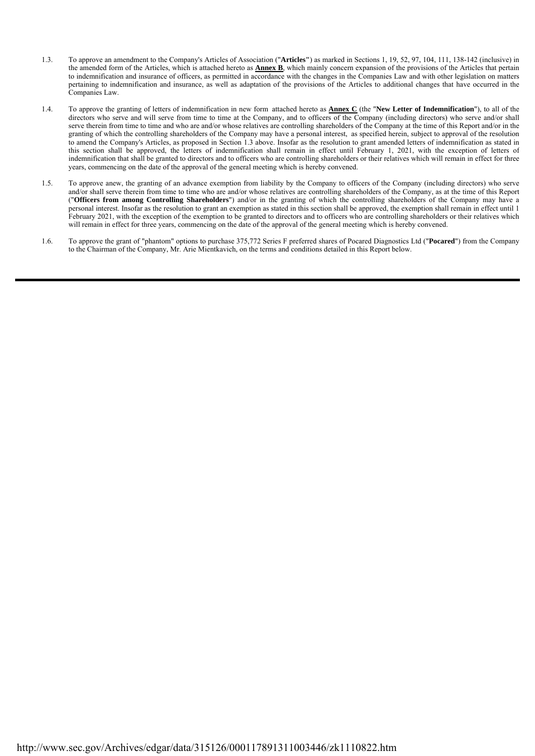1.3. To approve an amendment to the Company's Articles of Association ("**Articles**") as marked in Sections 1, 19, 52, 97, 104, 111, 138-142 (inclusive) in the amended form of the Articles, which is attached hereto as **Annex B**, which mainly concern expansion of the provisions of the Articles that pertain to indemnification and insurance of officers, as permitted in accordance with the changes in the Companies Law and with other legislation on matters pertaining to indemnification and insurance, as well as adaptation of the provisions of the Articles to additional changes that have occurred in the Companies Law.

1.4. To approve the granting of letters of indemnification in new form attached hereto as **Annex C** (the "**New Letter of Indemnification**"), to all of the directors who serve and will serve from time to time at the Company, and to officers of the Company (including directors) who serve and/or shall serve therein from time to time and who are and/or whose relatives are controlling shareholders of the Company at the time of this Report and/or in the granting of which the controlling shareholders of the Company may have a personal interest, as specified herein, subject to approval of the resolution to amend the Company's Articles, as proposed in Section 1.3 above. Insofar as the resolution to grant amended letters of indemnification as stated in this section shall be approved, the letters of indemnification shall remain in effect until February 1, 2021, with the exception of letters of indemnification that shall be granted to directors and to officers who are controlling shareholders or their relatives which will remain in effect for three years, commencing on the date of the approval of the general meeting which is hereby convened.

1.5. To approve anew, the granting of an advance exemption from liability by the Company to officers of the Company (including directors) who serve and/or shall serve therein from time to time who are and/or whose relatives are controlling shareholders of the Company, as at the time of this Report ("**Officers from among Controlling Shareholders**") and/or in the granting of which the controlling shareholders of the Company may have a personal interest. Insofar as the resolution to grant an exemption as stated in this section shall be approved, the exemption shall remain in effect until 1 February 2021, with the exception of the exemption to be granted to directors and to officers who are controlling shareholders or their relatives which will remain in effect for three years, commencing on the date of the approval of the general meeting which is hereby convened.

1.6. To approve the grant of "phantom" options to purchase 375,772 Series F preferred shares of Pocared Diagnostics Ltd ("**Pocared**") from the Company to the Chairman of the Company, Mr. Arie Mientkavich, on the terms and conditions detailed in this Report below.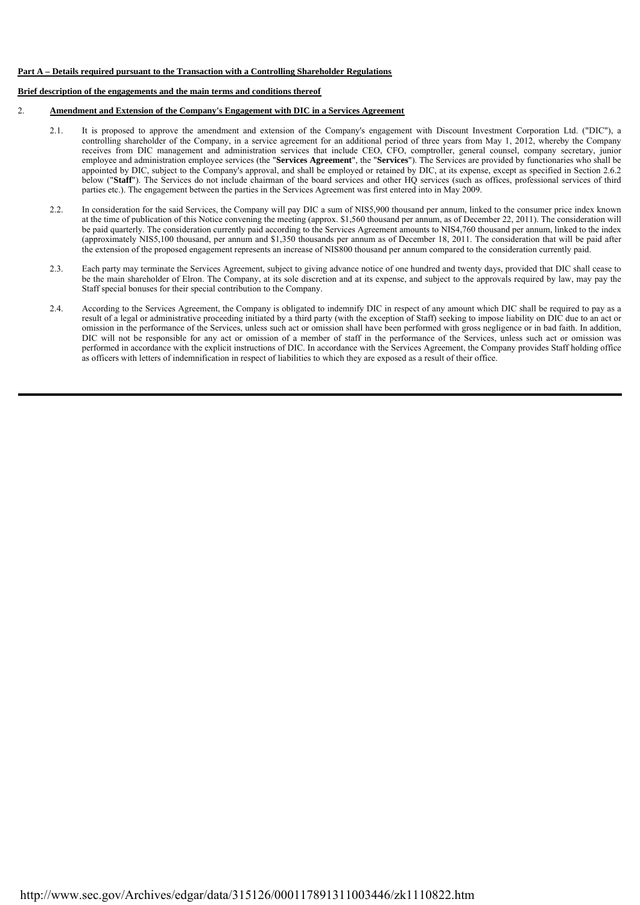**Part A – Details required pursuant to the Transaction with a Controlling Shareholder Regulations**

**Brief description of the engagements and the main terms and conditions thereof**

2. **Amendment and Extension of the Company's Engagement with DIC in a Services Agreement**

2.1. It is proposed to approve the amendment and extension of the Company's engagement with Discount Investment Corporation Ltd. ("DIC"), a controlling shareholder of the Company, in a service agreement for an additional period of three years from May 1, 2012, whereby the Company receives from DIC management and administration services that include CEO, CFO, comptroller, general counsel, company secretary, junior employee and administration employee services (the "**Services Agreement**", the "**Services**"). The Services are provided by functionaries who shall be appointed by DIC, subject to the Company's approval, and shall be employed or retained by DIC, at its expense, except as specified in Section 2.6.2 below ("**Staff**"). The Services do not include chairman of the board services and other HQ services (such as offices, professional services of third parties etc.). The engagement between the parties in the Services Agreement was first entered into in May 2009.

2.2. In consideration for the said Services, the Company will pay DIC a sum of NIS5,900 thousand per annum, linked to the consumer price index known at the time of publication of this Notice convening the meeting (approx. $1,560 thousand per annum, as of December 22, 2011). The consideration will be paid quarterly. The consideration currently paid according to the Services Agreement amounts to NIS4,760 thousand per annum, linked to the index (approximately NIS5,100 thousand, per annum and $1,350 thousands per annum as of December 18, 2011. The consideration that will be paid after the extension of the proposed engagement represents an increase of NIS800 thousand per annum compared to the consideration currently paid.

2.3. Each party may terminate the Services Agreement, subject to giving advance notice of one hundred and twenty days, provided that DIC shall cease to be the main shareholder of Elron. The Company, at its sole discretion and at its expense, and subject to the approvals required by law, may pay the Staff special bonuses for their special contribution to the Company.

2.4. According to the Services Agreement, the Company is obligated to indemnify DIC in respect of any amount which DIC shall be required to pay as a result of a legal or administrative proceeding initiated by a third party (with the exception of Staff) seeking to impose liability on DIC due to an act or omission in the performance of the Services, unless such act or omission shall have been performed with gross negligence or in bad faith. In addition, DIC will not be responsible for any act or omission of a member of staff in the performance of the Services, unless such act or omission was performed in accordance with the explicit instructions of DIC. In accordance with the Services Agreement, the Company provides Staff holding office as officers with letters of indemnification in respect of liabilities to which they are exposed as a result of their office.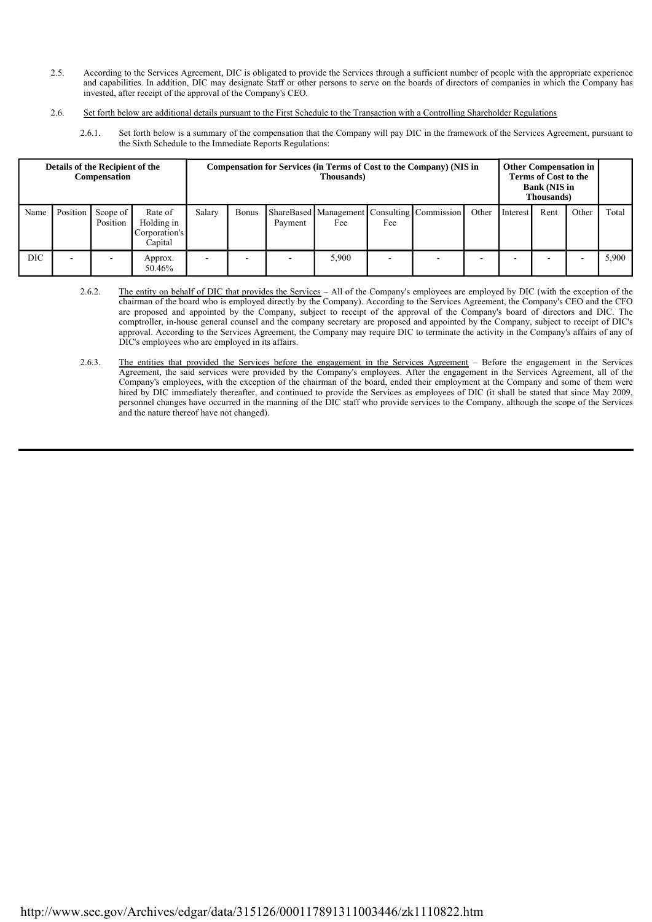2.5. According to the Services Agreement, DIC is obligated to provide the Services through a sufficient number of people with the appropriate experience and capabilities. In addition, DIC may designate Staff or other persons to serve on the boards of directors of companies in which the Company has invested, after receipt of the approval of the Company's CEO.

2.6. Set forth below are additional details pursuant to the First Schedule to the Transaction with a Controlling Shareholder Regulations

2.6.1. Set forth below is a summary of the compensation that the Company will pay DIC in the framework of the Services Agreement, pursuant to the Sixth Schedule to the Immediate Reports Regulations:

| **Details of the Recipient of the Compensation** | | | | **Compensation for Services (in Terms of Cost to the Company) (NIS in Thousands)** | | | | | | | **Other Compensation in Terms of Cost to the Bank (NIS in Thousands)** | | | |
|---|---|---|---|---|---|---|---|---|---|---|---|---|---|---|
| Name | Position | Scope of Position | Rate of Holding in Corporation's Capital | Salary | Bonus | ShareBased Payment | Management Fee | Consulting Fee | Commission | Other | Interest | Rent | Other | Total |
| DIC | - | - | Approx. 50.46% | - | - | - | 5,900 | - | - | - | - | - | - | 5,900 |

2.6.2. The entity on behalf of DIC that provides the Services – All of the Company's employees are employed by DIC (with the exception of the chairman of the board who is employed directly by the Company). According to the Services Agreement, the Company's CEO and the CFO are proposed and appointed by the Company, subject to receipt of the approval of the Company's board of directors and DIC. The comptroller, in-house general counsel and the company secretary are proposed and appointed by the Company, subject to receipt of DIC's approval. According to the Services Agreement, the Company may require DIC to terminate the activity in the Company's affairs of any of DIC's employees who are employed in its affairs.

2.6.3. The entities that provided the Services before the engagement in the Services Agreement – Before the engagement in the Services Agreement, the said services were provided by the Company's employees. After the engagement in the Services Agreement, all of the Company's employees, with the exception of the chairman of the board, ended their employment at the Company and some of them were hired by DIC immediately thereafter, and continued to provide the Services as employees of DIC (it shall be stated that since May 2009, personnel changes have occurred in the manning of the DIC staff who provide services to the Company, although the scope of the Services and the nature thereof have not changed).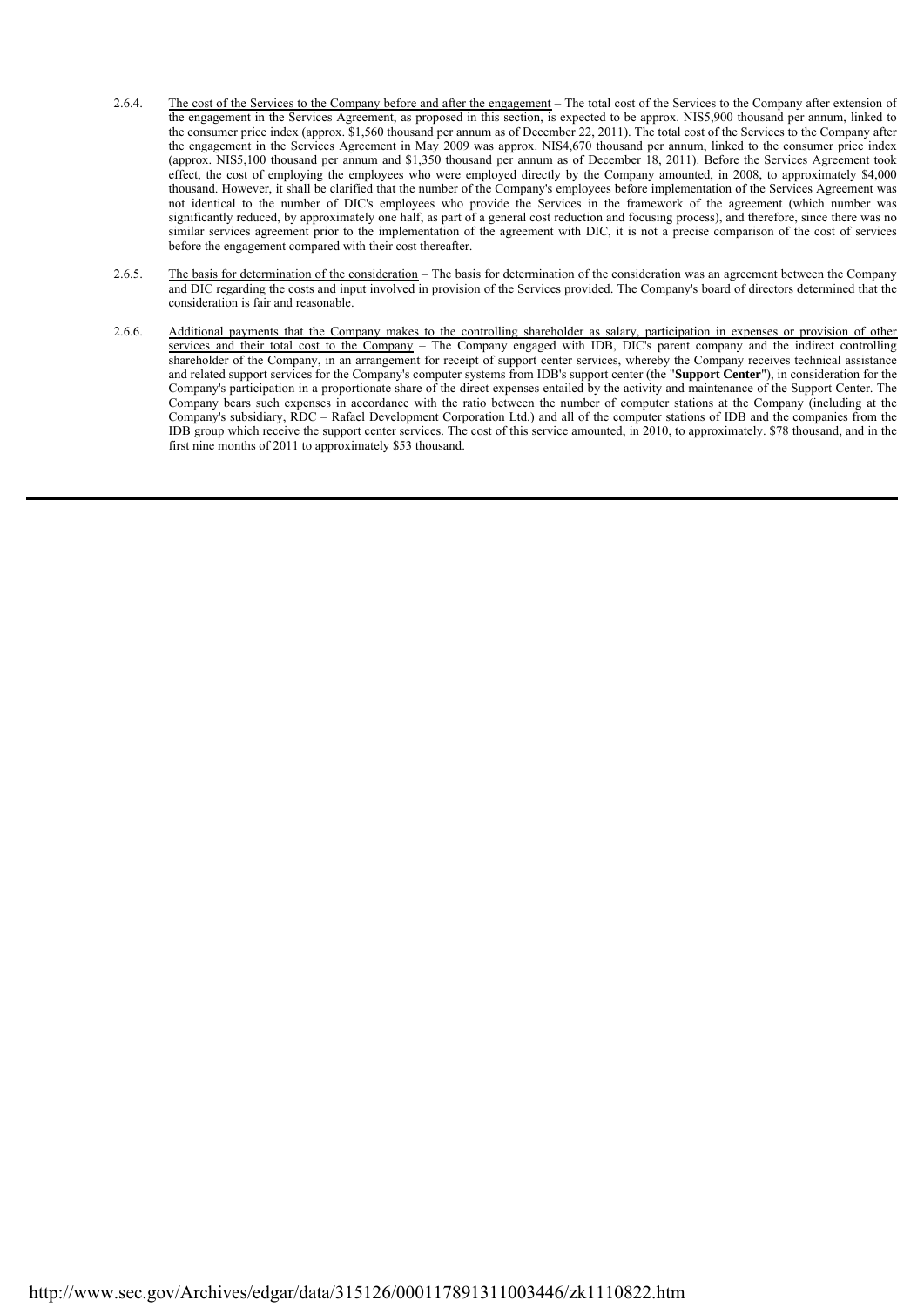2.6.4. The cost of the Services to the Company before and after the engagement – The total cost of the Services to the Company after extension of the engagement in the Services Agreement, as proposed in this section, is expected to be approx. NIS5,900 thousand per annum, linked to the consumer price index (approx. $1,560 thousand per annum as of December 22, 2011). The total cost of the Services to the Company after the engagement in the Services Agreement in May 2009 was approx. NIS4,670 thousand per annum, linked to the consumer price index (approx. NIS5,100 thousand per annum and $1,350 thousand per annum as of December 18, 2011). Before the Services Agreement took effect, the cost of employing the employees who were employed directly by the Company amounted, in 2008, to approximately $4,000 thousand. However, it shall be clarified that the number of the Company's employees before implementation of the Services Agreement was not identical to the number of DIC's employees who provide the Services in the framework of the agreement (which number was significantly reduced, by approximately one half, as part of a general cost reduction and focusing process), and therefore, since there was no similar services agreement prior to the implementation of the agreement with DIC, it is not a precise comparison of the cost of services before the engagement compared with their cost thereafter.

2.6.5. The basis for determination of the consideration – The basis for determination of the consideration was an agreement between the Company and DIC regarding the costs and input involved in provision of the Services provided. The Company's board of directors determined that the consideration is fair and reasonable.

2.6.6. Additional payments that the Company makes to the controlling shareholder as salary, participation in expenses or provision of other services and their total cost to the Company – The Company engaged with IDB, DIC's parent company and the indirect controlling shareholder of the Company, in an arrangement for receipt of support center services, whereby the Company receives technical assistance and related support services for the Company's computer systems from IDB's support center (the "**Support Center**"), in consideration for the Company's participation in a proportionate share of the direct expenses entailed by the activity and maintenance of the Support Center. The Company bears such expenses in accordance with the ratio between the number of computer stations at the Company (including at the Company's subsidiary, RDC – Rafael Development Corporation Ltd.) and all of the computer stations of IDB and the companies from the IDB group which receive the support center services. The cost of this service amounted, in 2010, to approximately. $78 thousand, and in the first nine months of 2011 to approximately $53 thousand.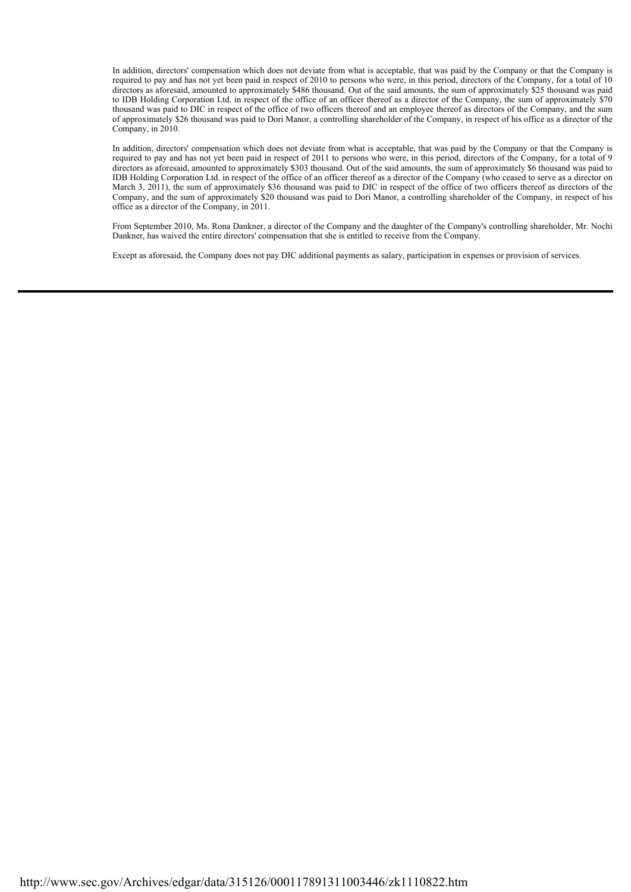In addition, directors' compensation which does not deviate from what is acceptable, that was paid by the Company or that the Company is required to pay and has not yet been paid in respect of 2010 to persons who were, in this period, directors of the Company, for a total of 10 directors as aforesaid, amounted to approximately $486 thousand. Out of the said amounts, the sum of approximately $25 thousand was paid to IDB Holding Corporation Ltd. in respect of the office of an officer thereof as a director of the Company, the sum of approximately $70 thousand was paid to DIC in respect of the office of two officers thereof and an employee thereof as directors of the Company, and the sum of approximately $26 thousand was paid to Dori Manor, a controlling shareholder of the Company, in respect of his office as a director of the Company, in 2010.

In addition, directors' compensation which does not deviate from what is acceptable, that was paid by the Company or that the Company is required to pay and has not yet been paid in respect of 2011 to persons who were, in this period, directors of the Company, for a total of 9 directors as aforesaid, amounted to approximately $303 thousand. Out of the said amounts, the sum of approximately $6 thousand was paid to IDB Holding Corporation Ltd. in respect of the office of an officer thereof as a director of the Company (who ceased to serve as a director on March 3, 2011), the sum of approximately $36 thousand was paid to DIC in respect of the office of two officers thereof as directors of the Company, and the sum of approximately $20 thousand was paid to Dori Manor, a controlling shareholder of the Company, in respect of his office as a director of the Company, in 2011.

From September 2010, Ms. Rona Dankner, a director of the Company and the daughter of the Company's controlling shareholder, Mr. Nochi Dankner, has waived the entire directors' compensation that she is entitled to receive from the Company.

Except as aforesaid, the Company does not pay DIC additional payments as salary, participation in expenses or provision of services.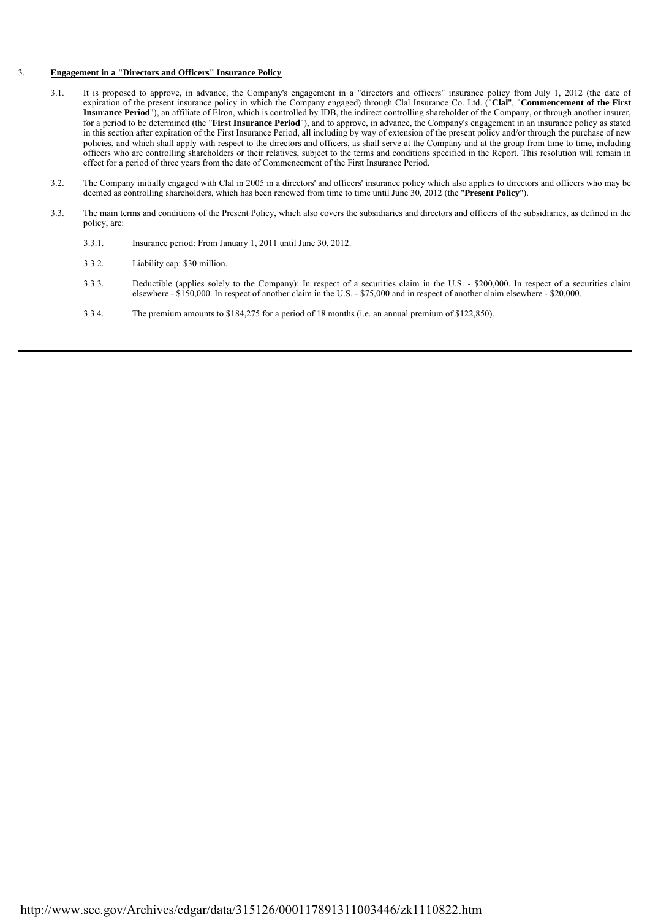3. **Engagement in a "Directors and Officers" Insurance Policy**

3.1. It is proposed to approve, in advance, the Company's engagement in a "directors and officers" insurance policy from July 1, 2012 (the date of expiration of the present insurance policy in which the Company engaged) through Clal Insurance Co. Ltd. ("**Clal**", "**Commencement of the First Insurance Period**"), an affiliate of Elron, which is controlled by IDB, the indirect controlling shareholder of the Company, or through another insurer, for a period to be determined (the "**First Insurance Period**"), and to approve, in advance, the Company's engagement in an insurance policy as stated in this section after expiration of the First Insurance Period, all including by way of extension of the present policy and/or through the purchase of new policies, and which shall apply with respect to the directors and officers, as shall serve at the Company and at the group from time to time, including officers who are controlling shareholders or their relatives, subject to the terms and conditions specified in the Report. This resolution will remain in effect for a period of three years from the date of Commencement of the First Insurance Period.

3.2. The Company initially engaged with Clal in 2005 in a directors' and officers' insurance policy which also applies to directors and officers who may be deemed as controlling shareholders, which has been renewed from time to time until June 30, 2012 (the "**Present Policy**").

3.3. The main terms and conditions of the Present Policy, which also covers the subsidiaries and directors and officers of the subsidiaries, as defined in the policy, are:

3.3.1. Insurance period: From January 1, 2011 until June 30, 2012.

3.3.2. Liability cap: $30 million.

3.3.3. Deductible (applies solely to the Company): In respect of a securities claim in the U.S. - $200,000. In respect of a securities claim elsewhere - $150,000. In respect of another claim in the U.S. - $75,000 and in respect of another claim elsewhere - $20,000.

3.3.4. The premium amounts to $184,275 for a period of 18 months (i.e. an annual premium of $122,850).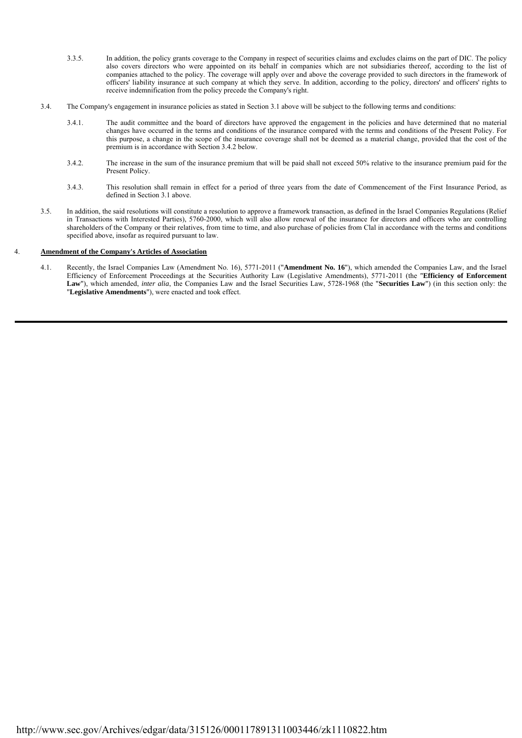3.3.5. In addition, the policy grants coverage to the Company in respect of securities claims and excludes claims on the part of DIC. The policy also covers directors who were appointed on its behalf in companies which are not subsidiaries thereof, according to the list of companies attached to the policy. The coverage will apply over and above the coverage provided to such directors in the framework of officers' liability insurance at such company at which they serve. In addition, according to the policy, directors' and officers' rights to receive indemnification from the policy precede the Company's right.

3.4. The Company's engagement in insurance policies as stated in Section 3.1 above will be subject to the following terms and conditions:

3.4.1. The audit committee and the board of directors have approved the engagement in the policies and have determined that no material changes have occurred in the terms and conditions of the insurance compared with the terms and conditions of the Present Policy. For this purpose, a change in the scope of the insurance coverage shall not be deemed as a material change, provided that the cost of the premium is in accordance with Section 3.4.2 below.

3.4.2. The increase in the sum of the insurance premium that will be paid shall not exceed 50% relative to the insurance premium paid for the Present Policy.

3.4.3. This resolution shall remain in effect for a period of three years from the date of Commencement of the First Insurance Period, as defined in Section 3.1 above.

3.5. In addition, the said resolutions will constitute a resolution to approve a framework transaction, as defined in the Israel Companies Regulations (Relief in Transactions with Interested Parties), 5760-2000, which will also allow renewal of the insurance for directors and officers who are controlling shareholders of the Company or their relatives, from time to time, and also purchase of policies from Clal in accordance with the terms and conditions specified above, insofar as required pursuant to law.

4. **Amendment of the Company's Articles of Association**

4.1. Recently, the Israel Companies Law (Amendment No. 16), 5771-2011 ("**Amendment No. 16**"), which amended the Companies Law, and the Israel Efficiency of Enforcement Proceedings at the Securities Authority Law (Legislative Amendments), 5771-2011 (the "**Efficiency of Enforcement Law**"), which amended, *inter alia*, the Companies Law and the Israel Securities Law, 5728-1968 (the "**Securities Law**") (in this section only: the "**Legislative Amendments**"), were enacted and took effect.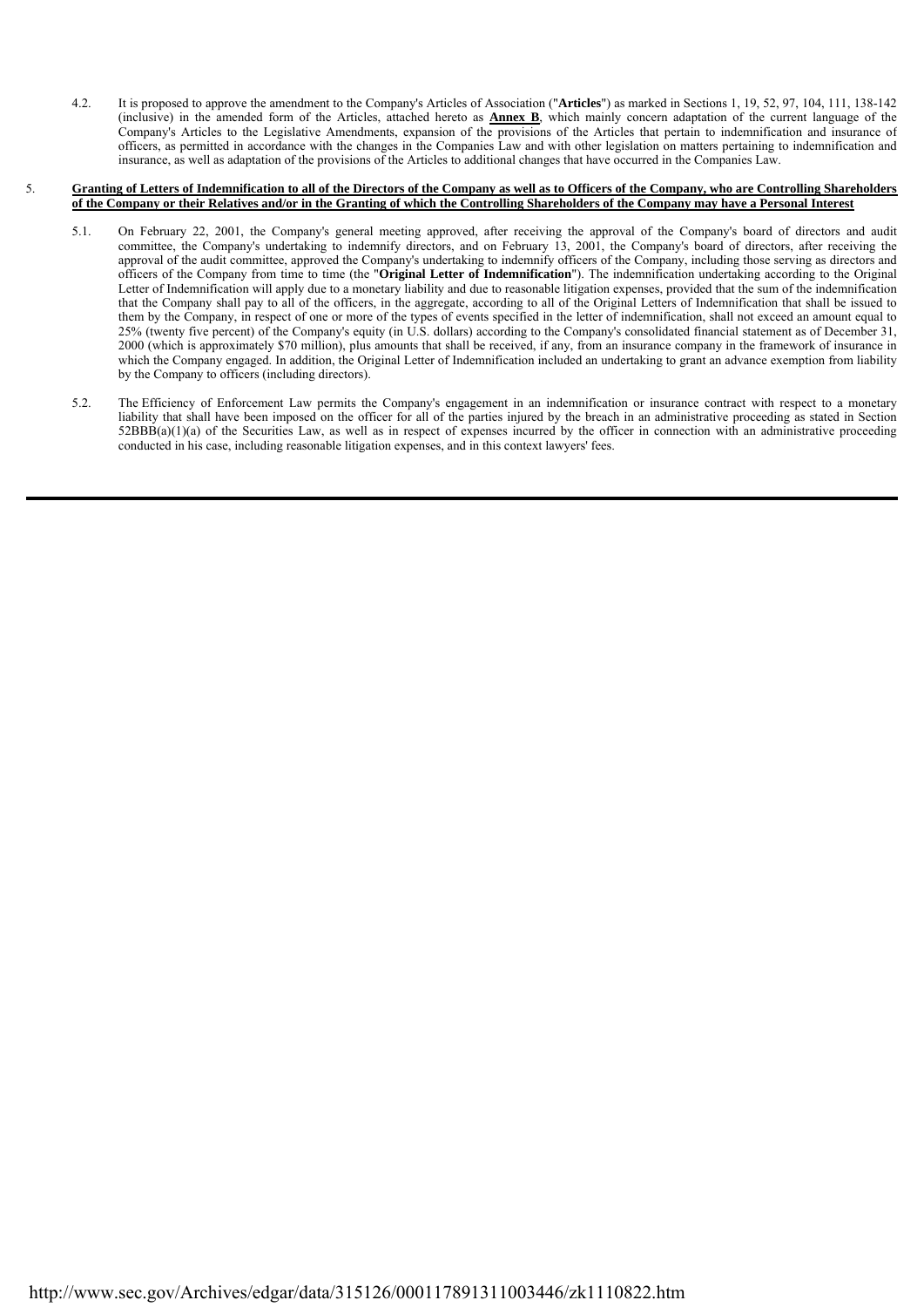4.2. It is proposed to approve the amendment to the Company's Articles of Association ("**Articles**") as marked in Sections 1, 19, 52, 97, 104, 111, 138-142 (inclusive) in the amended form of the Articles, attached hereto as **Annex B**, which mainly concern adaptation of the current language of the Company's Articles to the Legislative Amendments, expansion of the provisions of the Articles that pertain to indemnification and insurance of officers, as permitted in accordance with the changes in the Companies Law and with other legislation on matters pertaining to indemnification and insurance, as well as adaptation of the provisions of the Articles to additional changes that have occurred in the Companies Law.

5. **Granting of Letters of Indemnification to all of the Directors of the Company as well as to Officers of the Company, who are Controlling Shareholders of the Company or their Relatives and/or in the Granting of which the Controlling Shareholders of the Company may have a Personal Interest**

5.1. On February 22, 2001, the Company's general meeting approved, after receiving the approval of the Company's board of directors and audit committee, the Company's undertaking to indemnify directors, and on February 13, 2001, the Company's board of directors, after receiving the approval of the audit committee, approved the Company's undertaking to indemnify officers of the Company, including those serving as directors and officers of the Company from time to time (the "**Original Letter of Indemnification**"). The indemnification undertaking according to the Original Letter of Indemnification will apply due to a monetary liability and due to reasonable litigation expenses, provided that the sum of the indemnification that the Company shall pay to all of the officers, in the aggregate, according to all of the Original Letters of Indemnification that shall be issued to them by the Company, in respect of one or more of the types of events specified in the letter of indemnification, shall not exceed an amount equal to 25% (twenty five percent) of the Company's equity (in U.S. dollars) according to the Company's consolidated financial statement as of December 31, 2000 (which is approximately $70 million), plus amounts that shall be received, if any, from an insurance company in the framework of insurance in which the Company engaged. In addition, the Original Letter of Indemnification included an undertaking to grant an advance exemption from liability by the Company to officers (including directors).

5.2. The Efficiency of Enforcement Law permits the Company's engagement in an indemnification or insurance contract with respect to a monetary liability that shall have been imposed on the officer for all of the parties injured by the breach in an administrative proceeding as stated in Section 52BBB(a)(1)(a) of the Securities Law, as well as in respect of expenses incurred by the officer in connection with an administrative proceeding conducted in his case, including reasonable litigation expenses, and in this context lawyers' fees.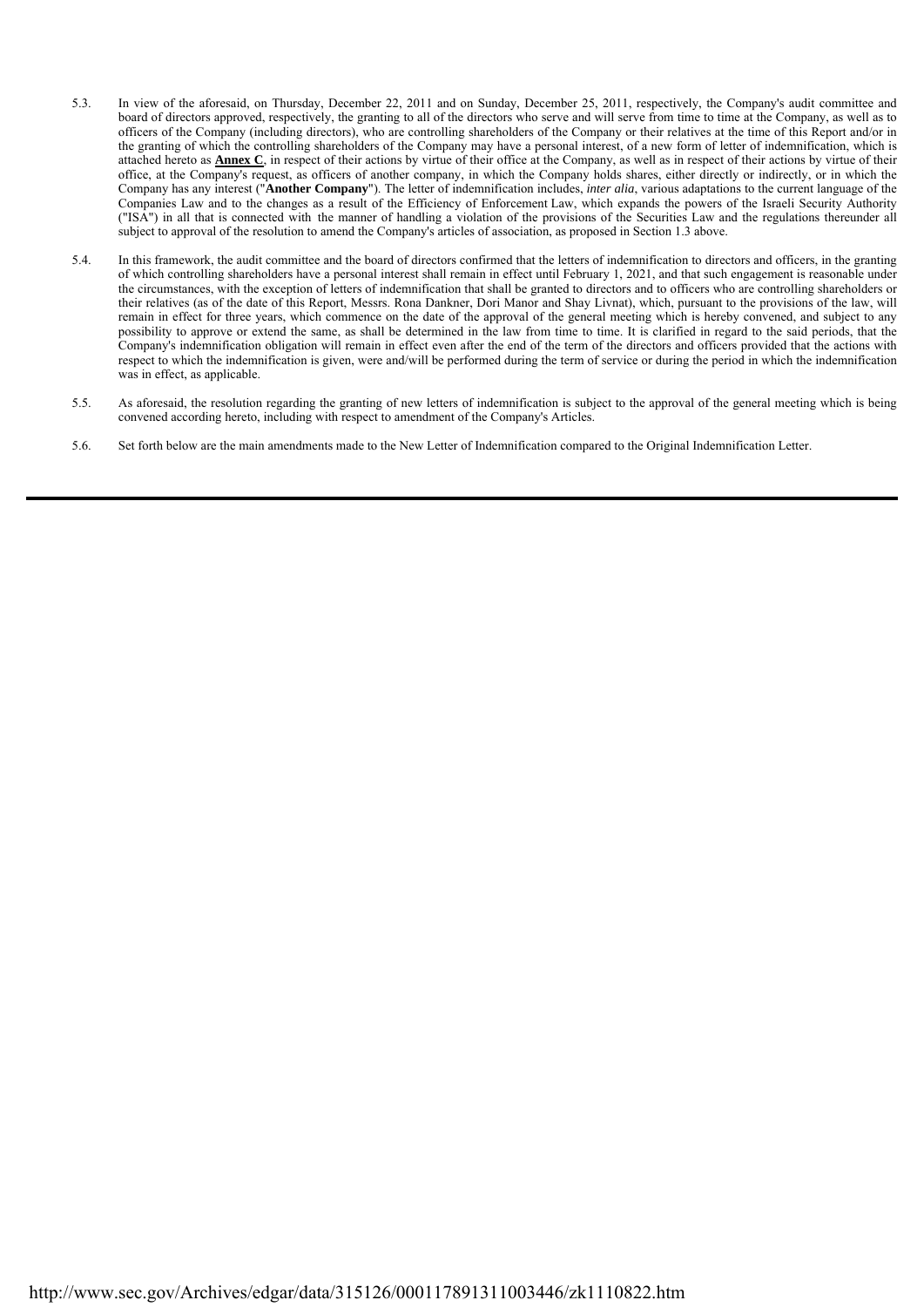5.3. In view of the aforesaid, on Thursday, December 22, 2011 and on Sunday, December 25, 2011, respectively, the Company's audit committee and board of directors approved, respectively, the granting to all of the directors who serve and will serve from time to time at the Company, as well as to officers of the Company (including directors), who are controlling shareholders of the Company or their relatives at the time of this Report and/or in the granting of which the controlling shareholders of the Company may have a personal interest, of a new form of letter of indemnification, which is attached hereto as **Annex C**, in respect of their actions by virtue of their office at the Company, as well as in respect of their actions by virtue of their office, at the Company's request, as officers of another company, in which the Company holds shares, either directly or indirectly, or in which the Company has any interest ("**Another Company**"). The letter of indemnification includes, *inter alia*, various adaptations to the current language of the Companies Law and to the changes as a result of the Efficiency of Enforcement Law, which expands the powers of the Israeli Security Authority ("ISA") in all that is connected with the manner of handling a violation of the provisions of the Securities Law and the regulations thereunder all subject to approval of the resolution to amend the Company's articles of association, as proposed in Section 1.3 above.

5.4. In this framework, the audit committee and the board of directors confirmed that the letters of indemnification to directors and officers, in the granting of which controlling shareholders have a personal interest shall remain in effect until February 1, 2021, and that such engagement is reasonable under the circumstances, with the exception of letters of indemnification that shall be granted to directors and to officers who are controlling shareholders or their relatives (as of the date of this Report, Messrs. Rona Dankner, Dori Manor and Shay Livnat), which, pursuant to the provisions of the law, will remain in effect for three years, which commence on the date of the approval of the general meeting which is hereby convened, and subject to any possibility to approve or extend the same, as shall be determined in the law from time to time. It is clarified in regard to the said periods, that the Company's indemnification obligation will remain in effect even after the end of the term of the directors and officers provided that the actions with respect to which the indemnification is given, were and/will be performed during the term of service or during the period in which the indemnification was in effect, as applicable.

5.5. As aforesaid, the resolution regarding the granting of new letters of indemnification is subject to the approval of the general meeting which is being convened according hereto, including with respect to amendment of the Company's Articles.

5.6. Set forth below are the main amendments made to the New Letter of Indemnification compared to the Original Indemnification Letter.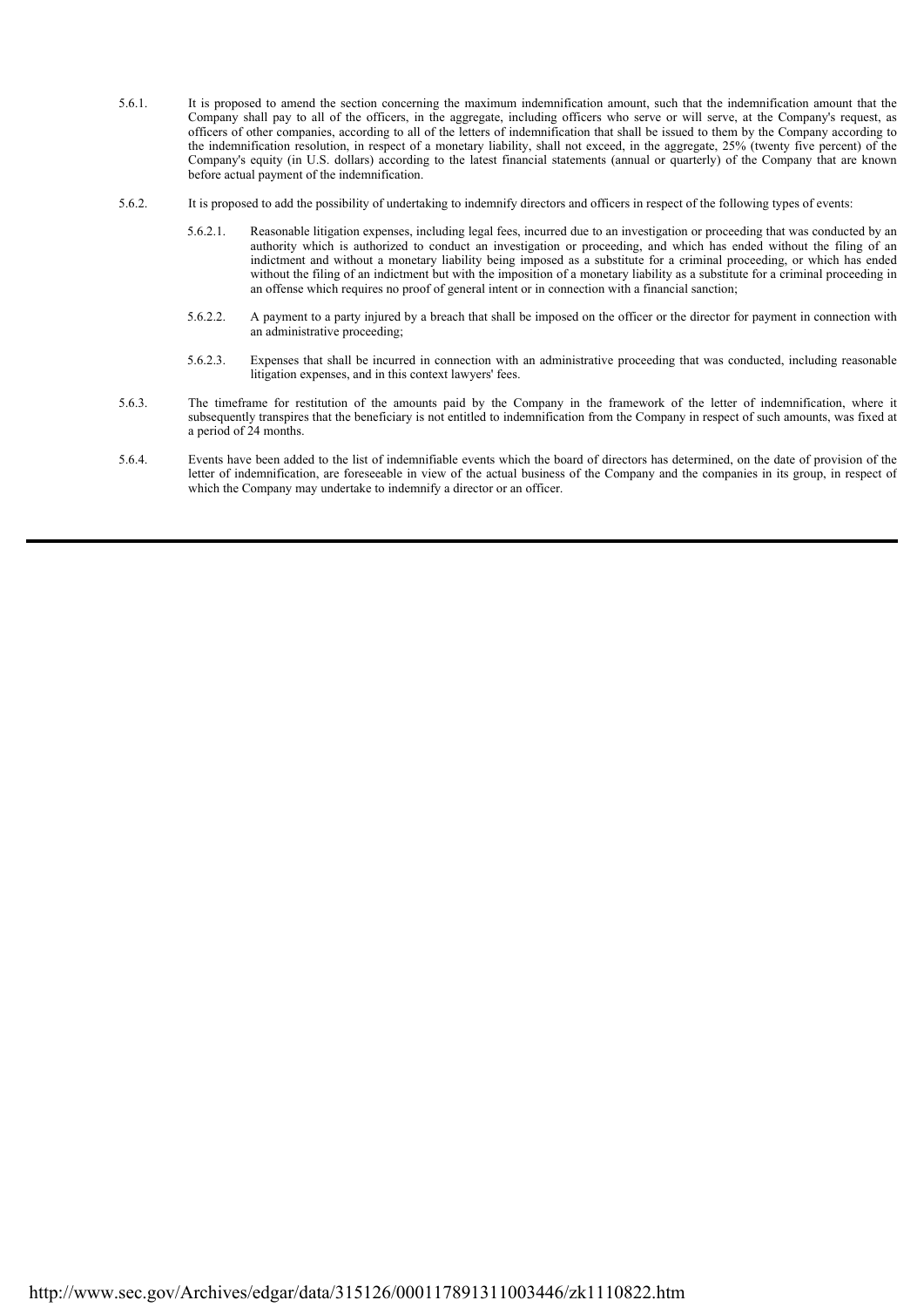5.6.1. It is proposed to amend the section concerning the maximum indemnification amount, such that the indemnification amount that the Company shall pay to all of the officers, in the aggregate, including officers who serve or will serve, at the Company's request, as officers of other companies, according to all of the letters of indemnification that shall be issued to them by the Company according to the indemnification resolution, in respect of a monetary liability, shall not exceed, in the aggregate, 25% (twenty five percent) of the Company's equity (in U.S. dollars) according to the latest financial statements (annual or quarterly) of the Company that are known before actual payment of the indemnification.

5.6.2. It is proposed to add the possibility of undertaking to indemnify directors and officers in respect of the following types of events:

5.6.2.1. Reasonable litigation expenses, including legal fees, incurred due to an investigation or proceeding that was conducted by an authority which is authorized to conduct an investigation or proceeding, and which has ended without the filing of an indictment and without a monetary liability being imposed as a substitute for a criminal proceeding, or which has ended without the filing of an indictment but with the imposition of a monetary liability as a substitute for a criminal proceeding in an offense which requires no proof of general intent or in connection with a financial sanction;

5.6.2.2. A payment to a party injured by a breach that shall be imposed on the officer or the director for payment in connection with an administrative proceeding;

5.6.2.3. Expenses that shall be incurred in connection with an administrative proceeding that was conducted, including reasonable litigation expenses, and in this context lawyers' fees.

5.6.3. The timeframe for restitution of the amounts paid by the Company in the framework of the letter of indemnification, where it subsequently transpires that the beneficiary is not entitled to indemnification from the Company in respect of such amounts, was fixed at a period of 24 months.

5.6.4. Events have been added to the list of indemnifiable events which the board of directors has determined, on the date of provision of the letter of indemnification, are foreseeable in view of the actual business of the Company and the companies in its group, in respect of which the Company may undertake to indemnify a director or an officer.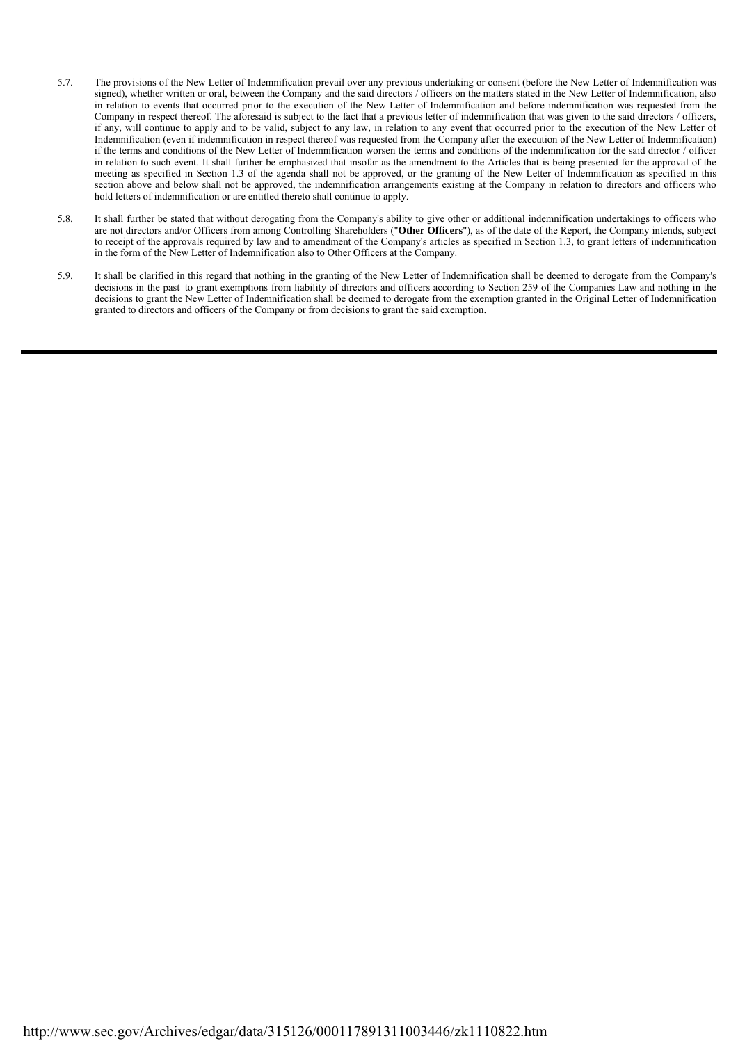5.7. The provisions of the New Letter of Indemnification prevail over any previous undertaking or consent (before the New Letter of Indemnification was signed), whether written or oral, between the Company and the said directors / officers on the matters stated in the New Letter of Indemnification, also in relation to events that occurred prior to the execution of the New Letter of Indemnification and before indemnification was requested from the Company in respect thereof. The aforesaid is subject to the fact that a previous letter of indemnification that was given to the said directors / officers, if any, will continue to apply and to be valid, subject to any law, in relation to any event that occurred prior to the execution of the New Letter of Indemnification (even if indemnification in respect thereof was requested from the Company after the execution of the New Letter of Indemnification) if the terms and conditions of the New Letter of Indemnification worsen the terms and conditions of the indemnification for the said director / officer in relation to such event. It shall further be emphasized that insofar as the amendment to the Articles that is being presented for the approval of the meeting as specified in Section 1.3 of the agenda shall not be approved, or the granting of the New Letter of Indemnification as specified in this section above and below shall not be approved, the indemnification arrangements existing at the Company in relation to directors and officers who hold letters of indemnification or are entitled thereto shall continue to apply.

5.8. It shall further be stated that without derogating from the Company's ability to give other or additional indemnification undertakings to officers who are not directors and/or Officers from among Controlling Shareholders ("**Other Officers**"), as of the date of the Report, the Company intends, subject to receipt of the approvals required by law and to amendment of the Company's articles as specified in Section 1.3, to grant letters of indemnification in the form of the New Letter of Indemnification also to Other Officers at the Company.

5.9. It shall be clarified in this regard that nothing in the granting of the New Letter of Indemnification shall be deemed to derogate from the Company's decisions in the past to grant exemptions from liability of directors and officers according to Section 259 of the Companies Law and nothing in the decisions to grant the New Letter of Indemnification shall be deemed to derogate from the exemption granted in the Original Letter of Indemnification granted to directors and officers of the Company or from decisions to grant the said exemption.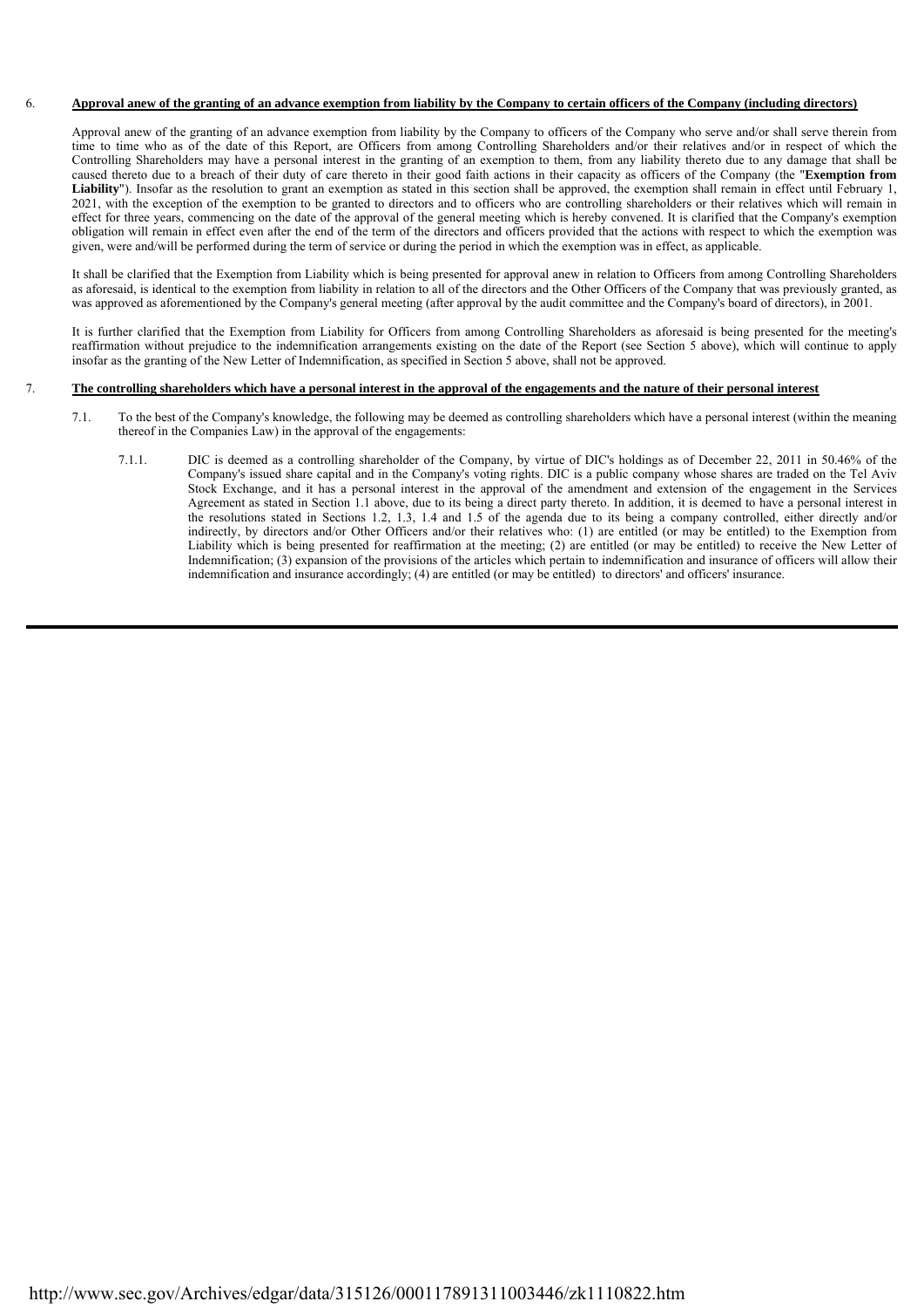6. **Approval anew of the granting of an advance exemption from liability by the Company to certain officers of the Company (including directors)**

Approval anew of the granting of an advance exemption from liability by the Company to officers of the Company who serve and/or shall serve therein from time to time who as of the date of this Report, are Officers from among Controlling Shareholders and/or their relatives and/or in respect of which the Controlling Shareholders may have a personal interest in the granting of an exemption to them, from any liability thereto due to any damage that shall be caused thereto due to a breach of their duty of care thereto in their good faith actions in their capacity as officers of the Company (the "**Exemption from Liability**"). Insofar as the resolution to grant an exemption as stated in this section shall be approved, the exemption shall remain in effect until February 1, 2021, with the exception of the exemption to be granted to directors and to officers who are controlling shareholders or their relatives which will remain in effect for three years, commencing on the date of the approval of the general meeting which is hereby convened. It is clarified that the Company's exemption obligation will remain in effect even after the end of the term of the directors and officers provided that the actions with respect to which the exemption was given, were and/will be performed during the term of service or during the period in which the exemption was in effect, as applicable.

It shall be clarified that the Exemption from Liability which is being presented for approval anew in relation to Officers from among Controlling Shareholders as aforesaid, is identical to the exemption from liability in relation to all of the directors and the Other Officers of the Company that was previously granted, as was approved as aforementioned by the Company's general meeting (after approval by the audit committee and the Company's board of directors), in 2001.

It is further clarified that the Exemption from Liability for Officers from among Controlling Shareholders as aforesaid is being presented for the meeting's reaffirmation without prejudice to the indemnification arrangements existing on the date of the Report (see Section 5 above), which will continue to apply insofar as the granting of the New Letter of Indemnification, as specified in Section 5 above, shall not be approved.

7. **The controlling shareholders which have a personal interest in the approval of the engagements and the nature of their personal interest**

7.1. To the best of the Company's knowledge, the following may be deemed as controlling shareholders which have a personal interest (within the meaning thereof in the Companies Law) in the approval of the engagements:

7.1.1. DIC is deemed as a controlling shareholder of the Company, by virtue of DIC's holdings as of December 22, 2011 in 50.46% of the Company's issued share capital and in the Company's voting rights. DIC is a public company whose shares are traded on the Tel Aviv Stock Exchange, and it has a personal interest in the approval of the amendment and extension of the engagement in the Services Agreement as stated in Section 1.1 above, due to its being a direct party thereto. In addition, it is deemed to have a personal interest in the resolutions stated in Sections 1.2, 1.3, 1.4 and 1.5 of the agenda due to its being a company controlled, either directly and/or indirectly, by directors and/or Other Officers and/or their relatives who: (1) are entitled (or may be entitled) to the Exemption from Liability which is being presented for reaffirmation at the meeting; (2) are entitled (or may be entitled) to receive the New Letter of Indemnification; (3) expansion of the provisions of the articles which pertain to indemnification and insurance of officers will allow their indemnification and insurance accordingly; (4) are entitled (or may be entitled) to directors' and officers' insurance.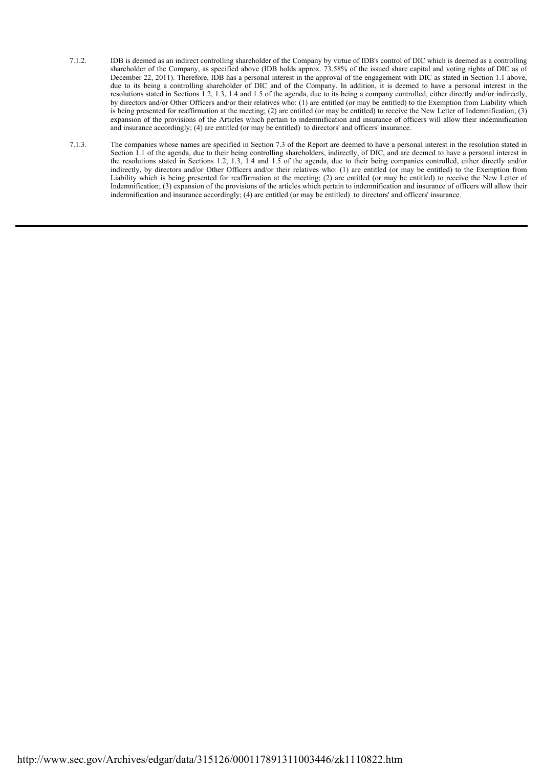7.1.2. IDB is deemed as an indirect controlling shareholder of the Company by virtue of IDB's control of DIC which is deemed as a controlling shareholder of the Company, as specified above (IDB holds approx. 73.58% of the issued share capital and voting rights of DIC as of December 22, 2011). Therefore, IDB has a personal interest in the approval of the engagement with DIC as stated in Section 1.1 above, due to its being a controlling shareholder of DIC and of the Company. In addition, it is deemed to have a personal interest in the resolutions stated in Sections 1.2, 1.3, 1.4 and 1.5 of the agenda, due to its being a company controlled, either directly and/or indirectly, by directors and/or Other Officers and/or their relatives who: (1) are entitled (or may be entitled) to the Exemption from Liability which is being presented for reaffirmation at the meeting; (2) are entitled (or may be entitled) to receive the New Letter of Indemnification; (3) expansion of the provisions of the Articles which pertain to indemnification and insurance of officers will allow their indemnification and insurance accordingly; (4) are entitled (or may be entitled) to directors' and officers' insurance.

7.1.3. The companies whose names are specified in Section 7.3 of the Report are deemed to have a personal interest in the resolution stated in Section 1.1 of the agenda, due to their being controlling shareholders, indirectly, of DIC, and are deemed to have a personal interest in the resolutions stated in Sections 1.2, 1.3, 1.4 and 1.5 of the agenda, due to their being companies controlled, either directly and/or indirectly, by directors and/or Other Officers and/or their relatives who: (1) are entitled (or may be entitled) to the Exemption from Liability which is being presented for reaffirmation at the meeting; (2) are entitled (or may be entitled) to receive the New Letter of Indemnification; (3) expansion of the provisions of the articles which pertain to indemnification and insurance of officers will allow their indemnification and insurance accordingly; (4) are entitled (or may be entitled) to directors' and officers' insurance.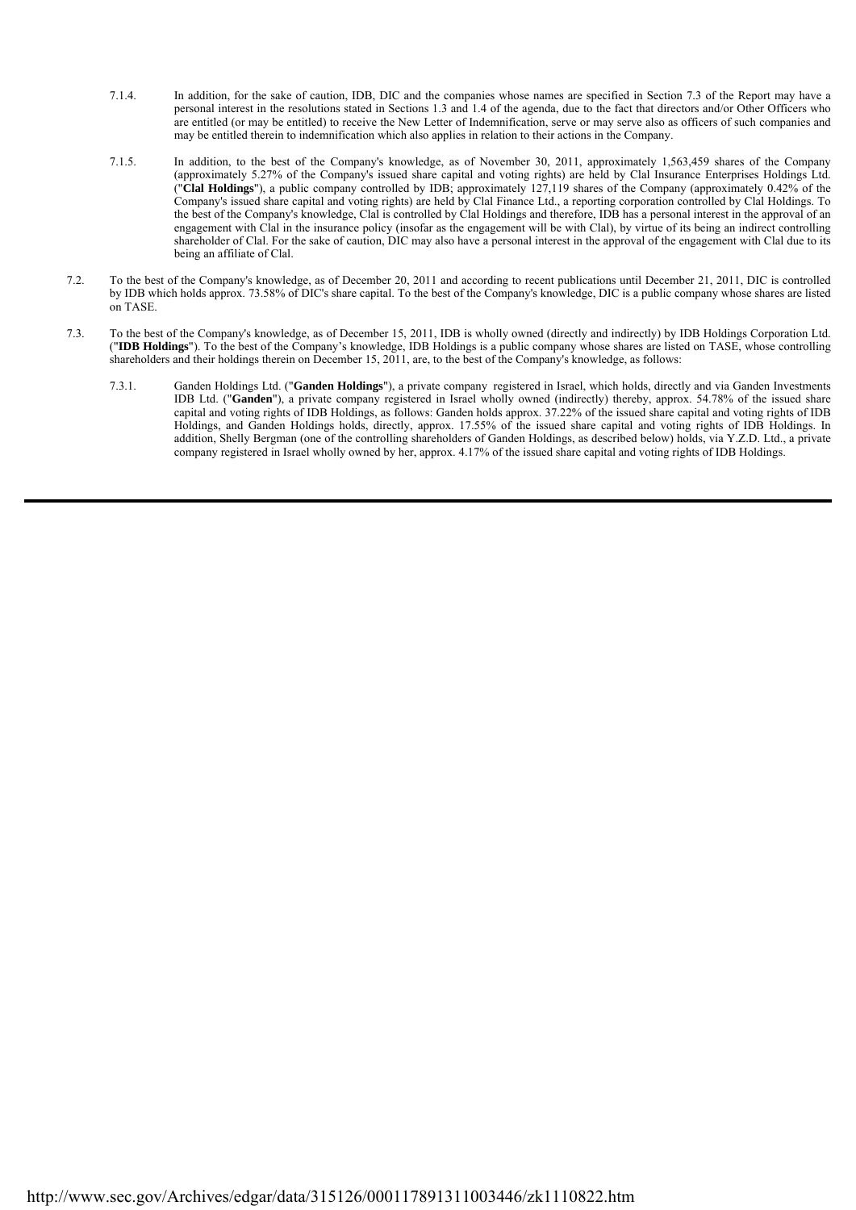7.1.4. In addition, for the sake of caution, IDB, DIC and the companies whose names are specified in Section 7.3 of the Report may have a personal interest in the resolutions stated in Sections 1.3 and 1.4 of the agenda, due to the fact that directors and/or Other Officers who are entitled (or may be entitled) to receive the New Letter of Indemnification, serve or may serve also as officers of such companies and may be entitled therein to indemnification which also applies in relation to their actions in the Company.

7.1.5. In addition, to the best of the Company's knowledge, as of November 30, 2011, approximately 1,563,459 shares of the Company (approximately 5.27% of the Company's issued share capital and voting rights) are held by Clal Insurance Enterprises Holdings Ltd. ("**Clal Holdings**"), a public company controlled by IDB; approximately 127,119 shares of the Company (approximately 0.42% of the Company's issued share capital and voting rights) are held by Clal Finance Ltd., a reporting corporation controlled by Clal Holdings. To the best of the Company's knowledge, Clal is controlled by Clal Holdings and therefore, IDB has a personal interest in the approval of an engagement with Clal in the insurance policy (insofar as the engagement will be with Clal), by virtue of its being an indirect controlling shareholder of Clal. For the sake of caution, DIC may also have a personal interest in the approval of the engagement with Clal due to its being an affiliate of Clal.

7.2. To the best of the Company's knowledge, as of December 20, 2011 and according to recent publications until December 21, 2011, DIC is controlled by IDB which holds approx. 73.58% of DIC's share capital. To the best of the Company's knowledge, DIC is a public company whose shares are listed on TASE.

7.3. To the best of the Company's knowledge, as of December 15, 2011, IDB is wholly owned (directly and indirectly) by IDB Holdings Corporation Ltd. ("**IDB Holdings**"). To the best of the Company's knowledge, IDB Holdings is a public company whose shares are listed on TASE, whose controlling shareholders and their holdings therein on December 15, 2011, are, to the best of the Company's knowledge, as follows:

7.3.1. Ganden Holdings Ltd. ("**Ganden Holdings**"), a private company registered in Israel, which holds, directly and via Ganden Investments IDB Ltd. ("**Ganden**"), a private company registered in Israel wholly owned (indirectly) thereby, approx. 54.78% of the issued share capital and voting rights of IDB Holdings, as follows: Ganden holds approx. 37.22% of the issued share capital and voting rights of IDB Holdings, and Ganden Holdings holds, directly, approx. 17.55% of the issued share capital and voting rights of IDB Holdings. In addition, Shelly Bergman (one of the controlling shareholders of Ganden Holdings, as described below) holds, via Y.Z.D. Ltd., a private company registered in Israel wholly owned by her, approx. 4.17% of the issued share capital and voting rights of IDB Holdings.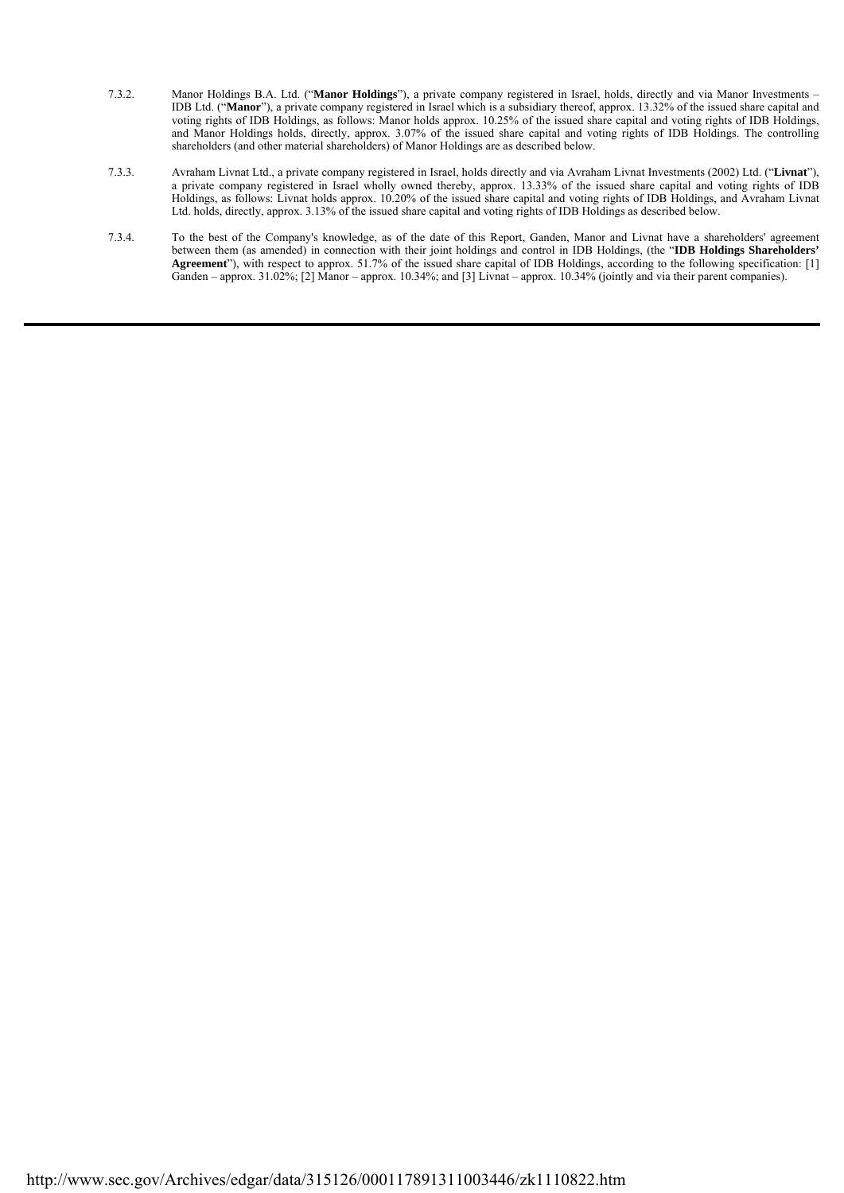7.3.2. Manor Holdings B.A. Ltd. ("**Manor Holdings**"), a private company registered in Israel, holds, directly and via Manor Investments – IDB Ltd. ("**Manor**"), a private company registered in Israel which is a subsidiary thereof, approx. 13.32% of the issued share capital and voting rights of IDB Holdings, as follows: Manor holds approx. 10.25% of the issued share capital and voting rights of IDB Holdings, and Manor Holdings holds, directly, approx. 3.07% of the issued share capital and voting rights of IDB Holdings. The controlling shareholders (and other material shareholders) of Manor Holdings are as described below.

7.3.3. Avraham Livnat Ltd., a private company registered in Israel, holds directly and via Avraham Livnat Investments (2002) Ltd. ("**Livnat**"), a private company registered in Israel wholly owned thereby, approx. 13.33% of the issued share capital and voting rights of IDB Holdings, as follows: Livnat holds approx. 10.20% of the issued share capital and voting rights of IDB Holdings, and Avraham Livnat Ltd. holds, directly, approx. 3.13% of the issued share capital and voting rights of IDB Holdings as described below.

7.3.4. To the best of the Company's knowledge, as of the date of this Report, Ganden, Manor and Livnat have a shareholders' agreement between them (as amended) in connection with their joint holdings and control in IDB Holdings, (the "**IDB Holdings Shareholders' Agreement**"), with respect to approx. 51.7% of the issued share capital of IDB Holdings, according to the following specification: [1] Ganden – approx. 31.02%; [2] Manor – approx. 10.34%; and [3] Livnat – approx. 10.34% (jointly and via their parent companies).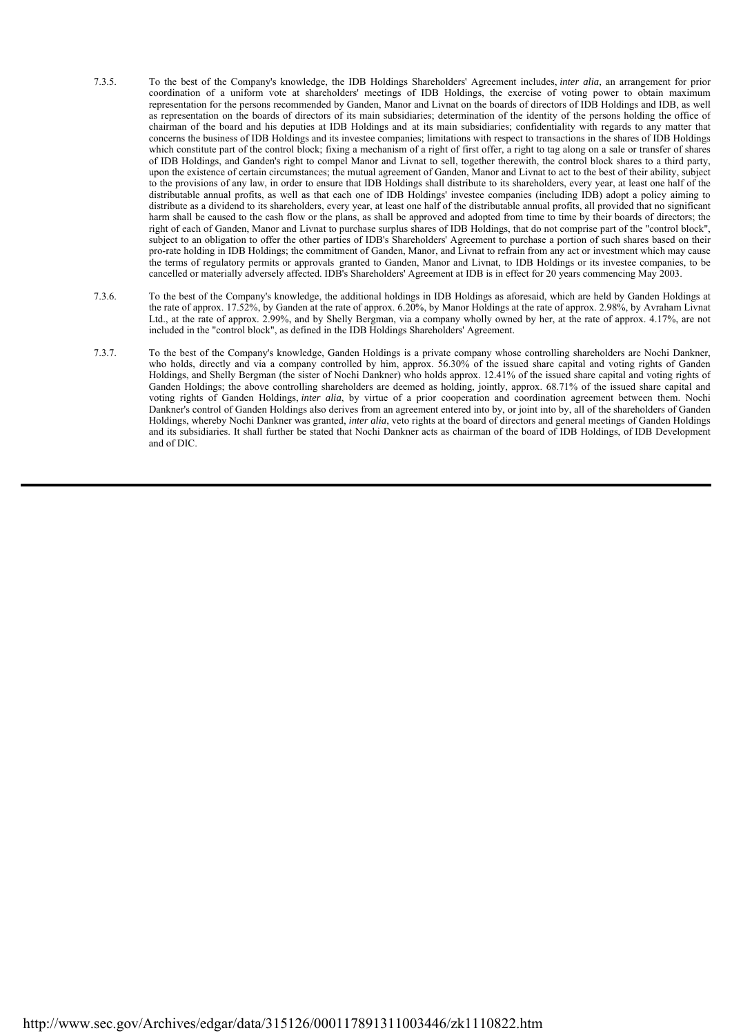7.3.5. To the best of the Company's knowledge, the IDB Holdings Shareholders' Agreement includes, *inter alia*, an arrangement for prior coordination of a uniform vote at shareholders' meetings of IDB Holdings, the exercise of voting power to obtain maximum representation for the persons recommended by Ganden, Manor and Livnat on the boards of directors of IDB Holdings and IDB, as well as representation on the boards of directors of its main subsidiaries; determination of the identity of the persons holding the office of chairman of the board and his deputies at IDB Holdings and at its main subsidiaries; confidentiality with regards to any matter that concerns the business of IDB Holdings and its investee companies; limitations with respect to transactions in the shares of IDB Holdings which constitute part of the control block; fixing a mechanism of a right of first offer, a right to tag along on a sale or transfer of shares of IDB Holdings, and Ganden's right to compel Manor and Livnat to sell, together therewith, the control block shares to a third party, upon the existence of certain circumstances; the mutual agreement of Ganden, Manor and Livnat to act to the best of their ability, subject to the provisions of any law, in order to ensure that IDB Holdings shall distribute to its shareholders, every year, at least one half of the distributable annual profits, as well as that each one of IDB Holdings' investee companies (including IDB) adopt a policy aiming to distribute as a dividend to its shareholders, every year, at least one half of the distributable annual profits, all provided that no significant harm shall be caused to the cash flow or the plans, as shall be approved and adopted from time to time by their boards of directors; the right of each of Ganden, Manor and Livnat to purchase surplus shares of IDB Holdings, that do not comprise part of the "control block", subject to an obligation to offer the other parties of IDB's Shareholders' Agreement to purchase a portion of such shares based on their pro-rate holding in IDB Holdings; the commitment of Ganden, Manor, and Livnat to refrain from any act or investment which may cause the terms of regulatory permits or approvals granted to Ganden, Manor and Livnat, to IDB Holdings or its investee companies, to be cancelled or materially adversely affected. IDB's Shareholders' Agreement at IDB is in effect for 20 years commencing May 2003.

7.3.6. To the best of the Company's knowledge, the additional holdings in IDB Holdings as aforesaid, which are held by Ganden Holdings at the rate of approx. 17.52%, by Ganden at the rate of approx. 6.20%, by Manor Holdings at the rate of approx. 2.98%, by Avraham Livnat Ltd., at the rate of approx. 2.99%, and by Shelly Bergman, via a company wholly owned by her, at the rate of approx. 4.17%, are not included in the "control block", as defined in the IDB Holdings Shareholders' Agreement.

7.3.7. To the best of the Company's knowledge, Ganden Holdings is a private company whose controlling shareholders are Nochi Dankner, who holds, directly and via a company controlled by him, approx. 56.30% of the issued share capital and voting rights of Ganden Holdings, and Shelly Bergman (the sister of Nochi Dankner) who holds approx. 12.41% of the issued share capital and voting rights of Ganden Holdings; the above controlling shareholders are deemed as holding, jointly, approx. 68.71% of the issued share capital and voting rights of Ganden Holdings, *inter alia*, by virtue of a prior cooperation and coordination agreement between them. Nochi Dankner's control of Ganden Holdings also derives from an agreement entered into by, or joint into by, all of the shareholders of Ganden Holdings, whereby Nochi Dankner was granted, *inter alia*, veto rights at the board of directors and general meetings of Ganden Holdings and its subsidiaries. It shall further be stated that Nochi Dankner acts as chairman of the board of IDB Holdings, of IDB Development and of DIC.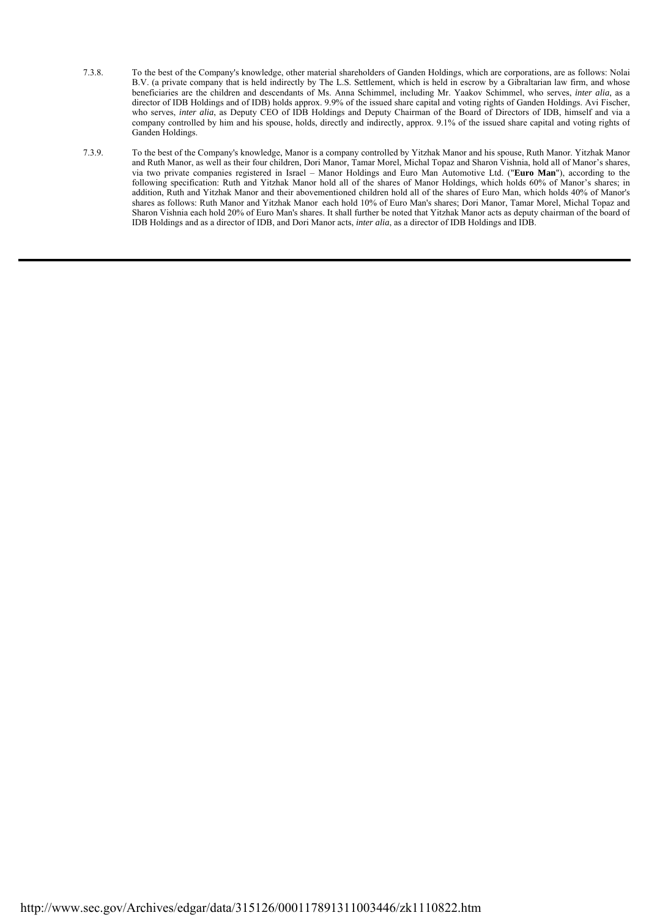7.3.8. To the best of the Company's knowledge, other material shareholders of Ganden Holdings, which are corporations, are as follows: Nolai B.V. (a private company that is held indirectly by The L.S. Settlement, which is held in escrow by a Gibraltarian law firm, and whose beneficiaries are the children and descendants of Ms. Anna Schimmel, including Mr. Yaakov Schimmel, who serves, *inter alia*, as a director of IDB Holdings and of IDB) holds approx. 9.9% of the issued share capital and voting rights of Ganden Holdings. Avi Fischer, who serves, *inter alia*, as Deputy CEO of IDB Holdings and Deputy Chairman of the Board of Directors of IDB, himself and via a company controlled by him and his spouse, holds, directly and indirectly, approx. 9.1% of the issued share capital and voting rights of Ganden Holdings.

7.3.9. To the best of the Company's knowledge, Manor is a company controlled by Yitzhak Manor and his spouse, Ruth Manor. Yitzhak Manor and Ruth Manor, as well as their four children, Dori Manor, Tamar Morel, Michal Topaz and Sharon Vishnia, hold all of Manor's shares, via two private companies registered in Israel – Manor Holdings and Euro Man Automotive Ltd. ("**Euro Man**"), according to the following specification: Ruth and Yitzhak Manor hold all of the shares of Manor Holdings, which holds 60% of Manor's shares; in addition, Ruth and Yitzhak Manor and their abovementioned children hold all of the shares of Euro Man, which holds 40% of Manor's shares as follows: Ruth Manor and Yitzhak Manor each hold 10% of Euro Man's shares; Dori Manor, Tamar Morel, Michal Topaz and Sharon Vishnia each hold 20% of Euro Man's shares. It shall further be noted that Yitzhak Manor acts as deputy chairman of the board of IDB Holdings and as a director of IDB, and Dori Manor acts, *inter alia*, as a director of IDB Holdings and IDB.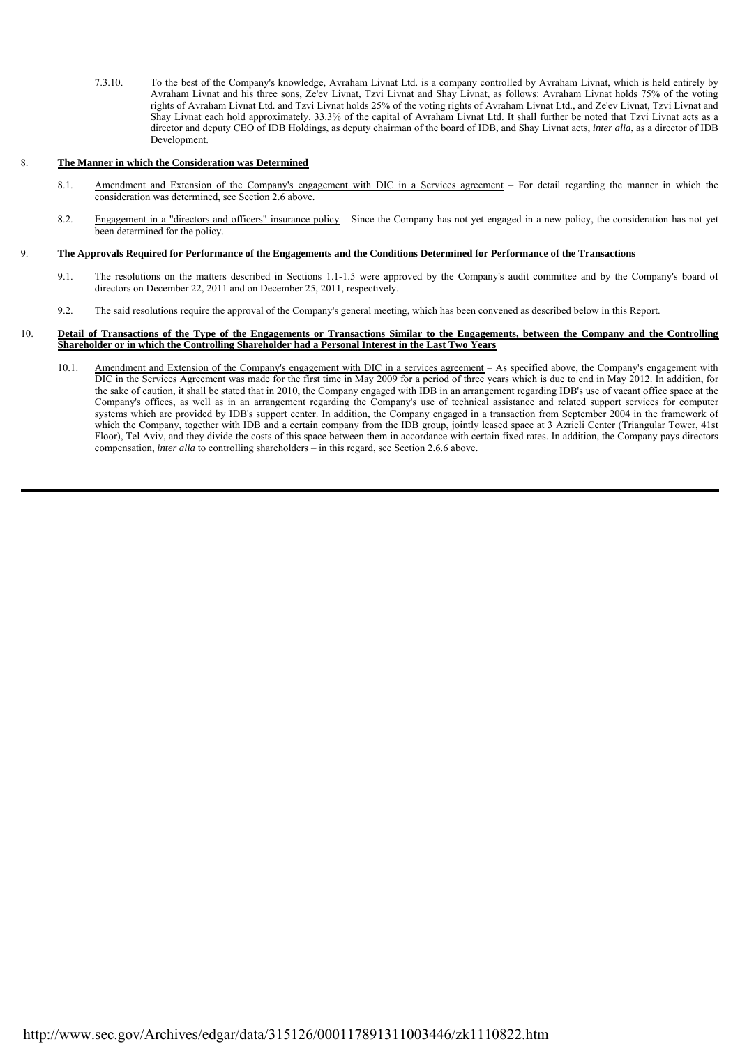7.3.10. To the best of the Company's knowledge, Avraham Livnat Ltd. is a company controlled by Avraham Livnat, which is held entirely by Avraham Livnat and his three sons, Ze'ev Livnat, Tzvi Livnat and Shay Livnat, as follows: Avraham Livnat holds 75% of the voting rights of Avraham Livnat Ltd. and Tzvi Livnat holds 25% of the voting rights of Avraham Livnat Ltd., and Ze'ev Livnat, Tzvi Livnat and Shay Livnat each hold approximately. 33.3% of the capital of Avraham Livnat Ltd. It shall further be noted that Tzvi Livnat acts as a director and deputy CEO of IDB Holdings, as deputy chairman of the board of IDB, and Shay Livnat acts, *inter alia*, as a director of IDB Development.

## 8. The Manner in which the Consideration was Determined

8.1. Amendment and Extension of the Company's engagement with DIC in a Services agreement – For detail regarding the manner in which the consideration was determined, see Section 2.6 above.

8.2. Engagement in a "directors and officers" insurance policy – Since the Company has not yet engaged in a new policy, the consideration has not yet been determined for the policy.

## 9. The Approvals Required for Performance of the Engagements and the Conditions Determined for Performance of the Transactions

9.1. The resolutions on the matters described in Sections 1.1-1.5 were approved by the Company's audit committee and by the Company's board of directors on December 22, 2011 and on December 25, 2011, respectively.

9.2. The said resolutions require the approval of the Company's general meeting, which has been convened as described below in this Report.

## 10. Detail of Transactions of the Type of the Engagements or Transactions Similar to the Engagements, between the Company and the Controlling Shareholder or in which the Controlling Shareholder had a Personal Interest in the Last Two Years

10.1. Amendment and Extension of the Company's engagement with DIC in a services agreement – As specified above, the Company's engagement with DIC in the Services Agreement was made for the first time in May 2009 for a period of three years which is due to end in May 2012. In addition, for the sake of caution, it shall be stated that in 2010, the Company engaged with IDB in an arrangement regarding IDB's use of vacant office space at the Company's offices, as well as in an arrangement regarding the Company's use of technical assistance and related support services for computer systems which are provided by IDB's support center. In addition, the Company engaged in a transaction from September 2004 in the framework of which the Company, together with IDB and a certain company from the IDB group, jointly leased space at 3 Azrieli Center (Triangular Tower, 41st Floor), Tel Aviv, and they divide the costs of this space between them in accordance with certain fixed rates. In addition, the Company pays directors compensation, *inter alia* to controlling shareholders – in this regard, see Section 2.6.6 above.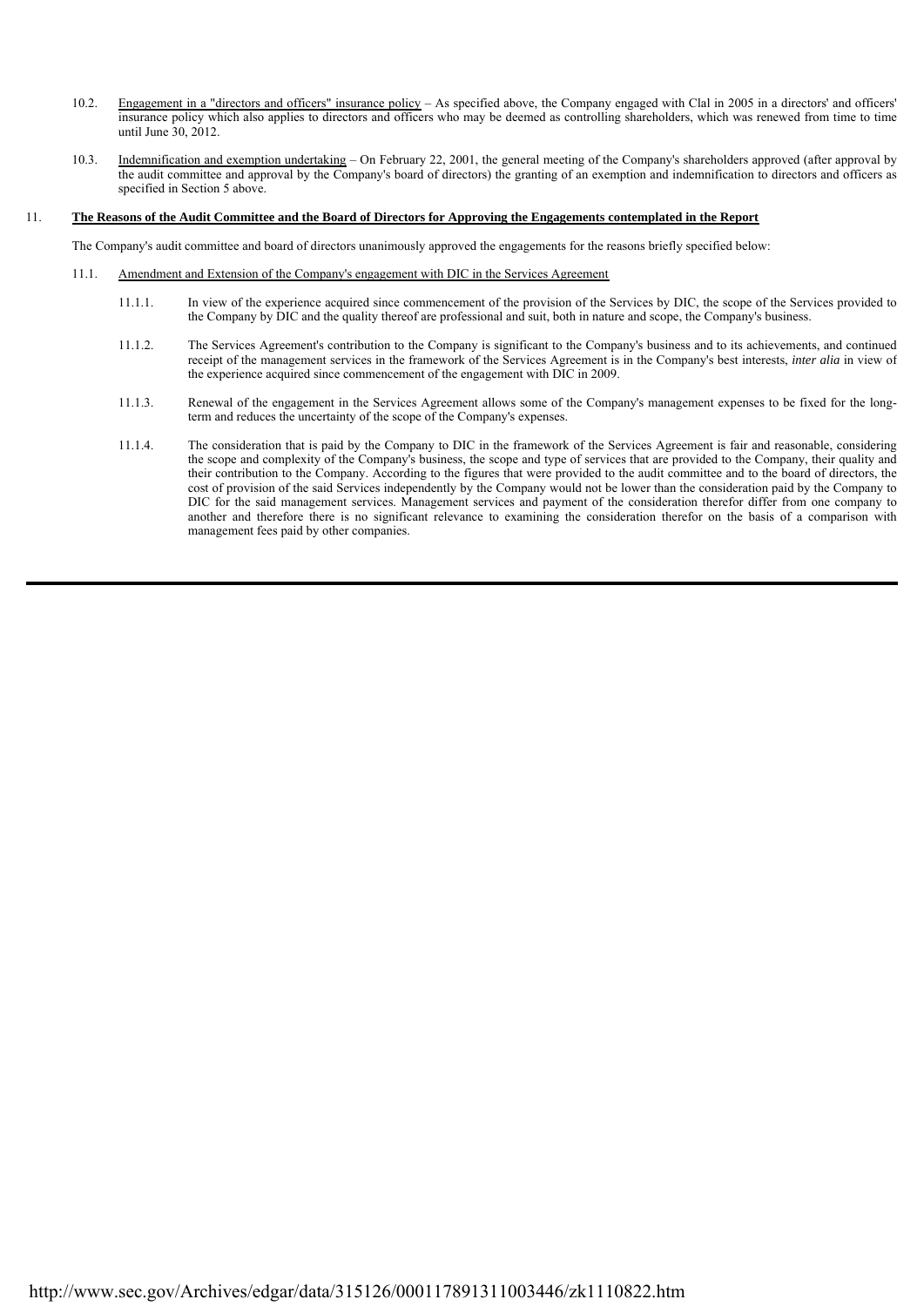10.2. Engagement in a "directors and officers" insurance policy – As specified above, the Company engaged with Clal in 2005 in a directors' and officers' insurance policy which also applies to directors and officers who may be deemed as controlling shareholders, which was renewed from time to time until June 30, 2012.

10.3. Indemnification and exemption undertaking – On February 22, 2001, the general meeting of the Company's shareholders approved (after approval by the audit committee and approval by the Company's board of directors) the granting of an exemption and indemnification to directors and officers as specified in Section 5 above.

11. **The Reasons of the Audit Committee and the Board of Directors for Approving the Engagements contemplated in the Report**

The Company's audit committee and board of directors unanimously approved the engagements for the reasons briefly specified below:

11.1. Amendment and Extension of the Company's engagement with DIC in the Services Agreement

11.1.1. In view of the experience acquired since commencement of the provision of the Services by DIC, the scope of the Services provided to the Company by DIC and the quality thereof are professional and suit, both in nature and scope, the Company's business.

11.1.2. The Services Agreement's contribution to the Company is significant to the Company's business and to its achievements, and continued receipt of the management services in the framework of the Services Agreement is in the Company's best interests, *inter alia* in view of the experience acquired since commencement of the engagement with DIC in 2009.

11.1.3. Renewal of the engagement in the Services Agreement allows some of the Company's management expenses to be fixed for the long-term and reduces the uncertainty of the scope of the Company's expenses.

11.1.4. The consideration that is paid by the Company to DIC in the framework of the Services Agreement is fair and reasonable, considering the scope and complexity of the Company's business, the scope and type of services that are provided to the Company, their quality and their contribution to the Company. According to the figures that were provided to the audit committee and to the board of directors, the cost of provision of the said Services independently by the Company would not be lower than the consideration paid by the Company to DIC for the said management services. Management services and payment of the consideration therefor differ from one company to another and therefore there is no significant relevance to examining the consideration therefor on the basis of a comparison with management fees paid by other companies.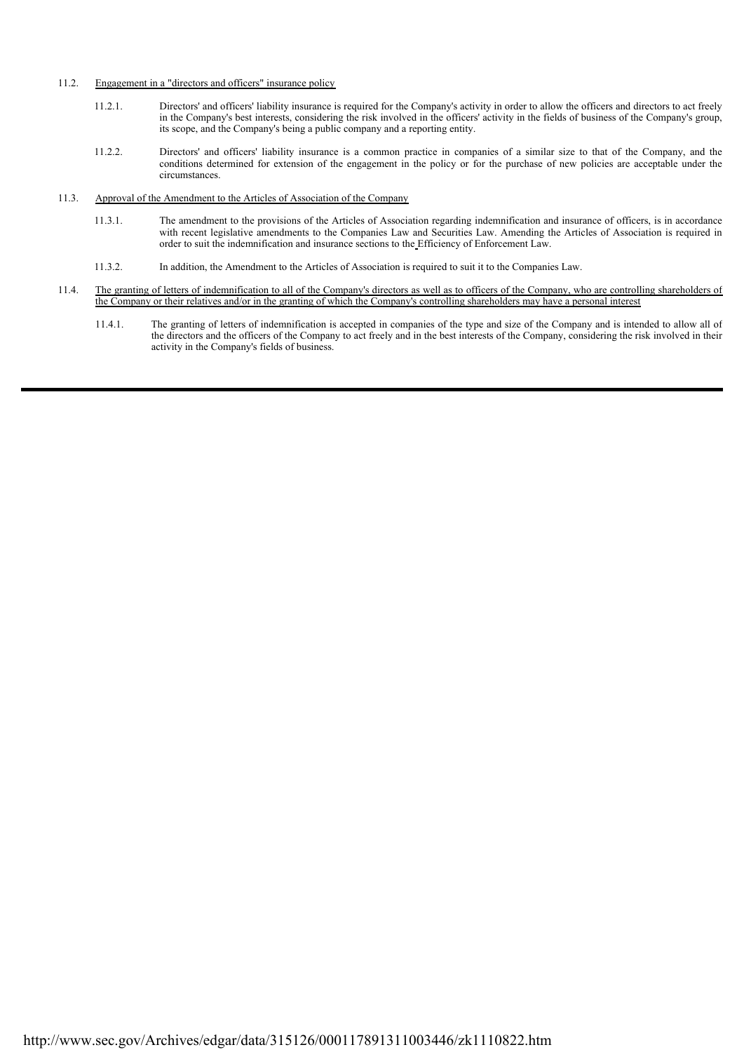11.2. Engagement in a "directors and officers" insurance policy

11.2.1. Directors' and officers' liability insurance is required for the Company's activity in order to allow the officers and directors to act freely in the Company's best interests, considering the risk involved in the officers' activity in the fields of business of the Company's group, its scope, and the Company's being a public company and a reporting entity.

11.2.2. Directors' and officers' liability insurance is a common practice in companies of a similar size to that of the Company, and the conditions determined for extension of the engagement in the policy or for the purchase of new policies are acceptable under the circumstances.

11.3. Approval of the Amendment to the Articles of Association of the Company

11.3.1. The amendment to the provisions of the Articles of Association regarding indemnification and insurance of officers, is in accordance with recent legislative amendments to the Companies Law and Securities Law. Amending the Articles of Association is required in order to suit the indemnification and insurance sections to the Efficiency of Enforcement Law.

11.3.2. In addition, the Amendment to the Articles of Association is required to suit it to the Companies Law.

11.4. The granting of letters of indemnification to all of the Company's directors as well as to officers of the Company, who are controlling shareholders of the Company or their relatives and/or in the granting of which the Company's controlling shareholders may have a personal interest

11.4.1. The granting of letters of indemnification is accepted in companies of the type and size of the Company and is intended to allow all of the directors and the officers of the Company to act freely and in the best interests of the Company, considering the risk involved in their activity in the Company's fields of business.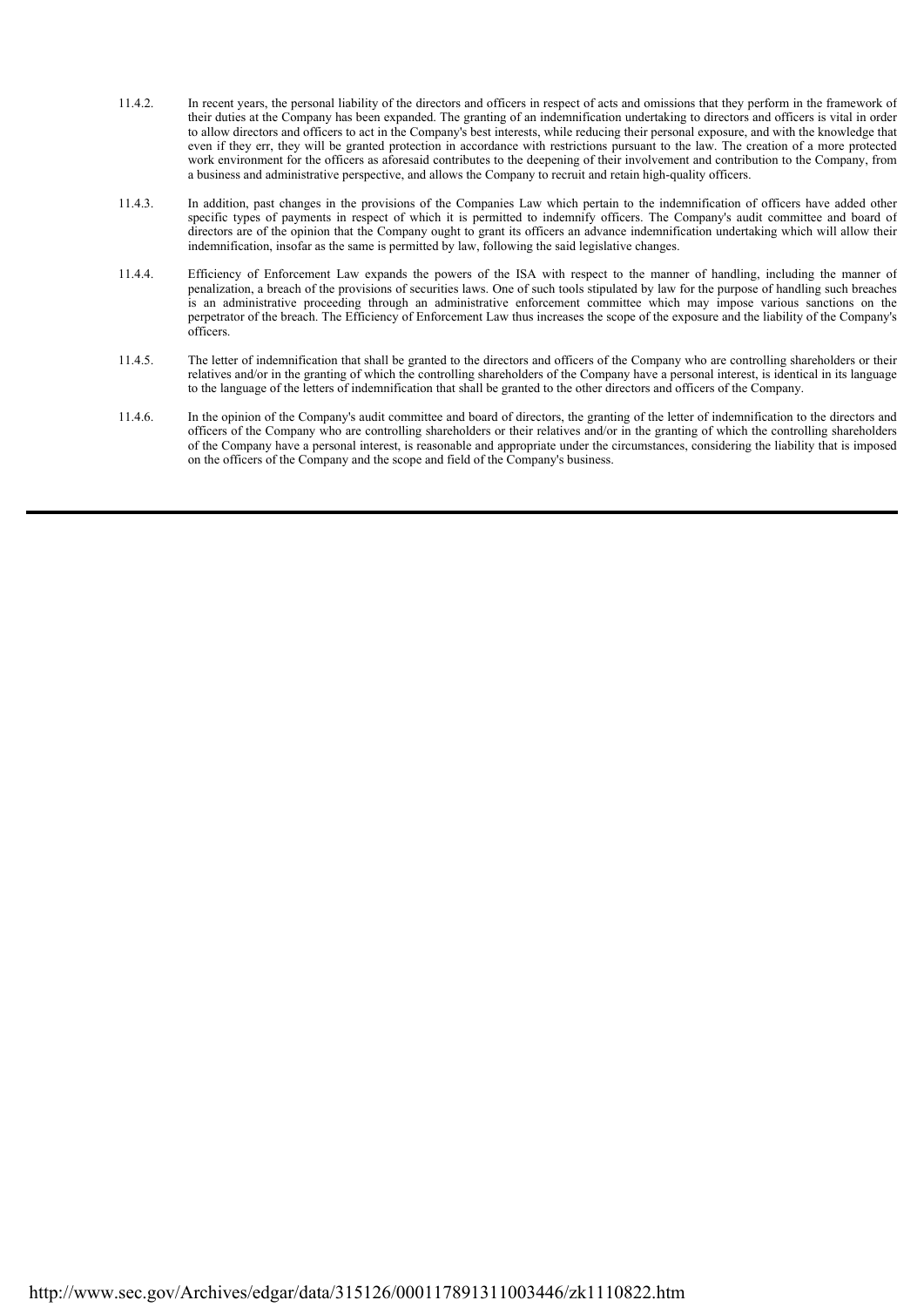11.4.2. In recent years, the personal liability of the directors and officers in respect of acts and omissions that they perform in the framework of their duties at the Company has been expanded. The granting of an indemnification undertaking to directors and officers is vital in order to allow directors and officers to act in the Company's best interests, while reducing their personal exposure, and with the knowledge that even if they err, they will be granted protection in accordance with restrictions pursuant to the law. The creation of a more protected work environment for the officers as aforesaid contributes to the deepening of their involvement and contribution to the Company, from a business and administrative perspective, and allows the Company to recruit and retain high-quality officers.

11.4.3. In addition, past changes in the provisions of the Companies Law which pertain to the indemnification of officers have added other specific types of payments in respect of which it is permitted to indemnify officers. The Company's audit committee and board of directors are of the opinion that the Company ought to grant its officers an advance indemnification undertaking which will allow their indemnification, insofar as the same is permitted by law, following the said legislative changes.

11.4.4. Efficiency of Enforcement Law expands the powers of the ISA with respect to the manner of handling, including the manner of penalization, a breach of the provisions of securities laws. One of such tools stipulated by law for the purpose of handling such breaches is an administrative proceeding through an administrative enforcement committee which may impose various sanctions on the perpetrator of the breach. The Efficiency of Enforcement Law thus increases the scope of the exposure and the liability of the Company's officers.

11.4.5. The letter of indemnification that shall be granted to the directors and officers of the Company who are controlling shareholders or their relatives and/or in the granting of which the controlling shareholders of the Company have a personal interest, is identical in its language to the language of the letters of indemnification that shall be granted to the other directors and officers of the Company.

11.4.6. In the opinion of the Company's audit committee and board of directors, the granting of the letter of indemnification to the directors and officers of the Company who are controlling shareholders or their relatives and/or in the granting of which the controlling shareholders of the Company have a personal interest, is reasonable and appropriate under the circumstances, considering the liability that is imposed on the officers of the Company and the scope and field of the Company's business.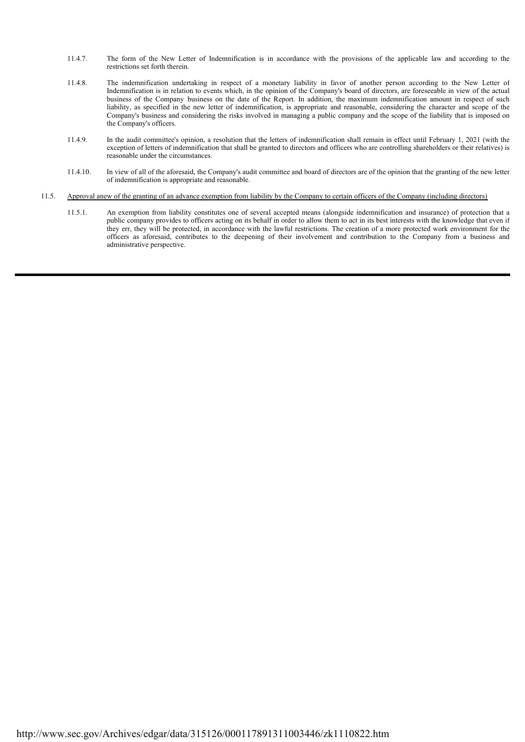11.4.7. The form of the New Letter of Indemnification is in accordance with the provisions of the applicable law and according to the restrictions set forth therein.

11.4.8. The indemnification undertaking in respect of a monetary liability in favor of another person according to the New Letter of Indemnification is in relation to events which, in the opinion of the Company's board of directors, are foreseeable in view of the actual business of the Company business on the date of the Report. In addition, the maximum indemnification amount in respect of such liability, as specified in the new letter of indemnification, is appropriate and reasonable, considering the character and scope of the Company's business and considering the risks involved in managing a public company and the scope of the liability that is imposed on the Company's officers.

11.4.9. In the audit committee's opinion, a resolution that the letters of indemnification shall remain in effect until February 1, 2021 (with the exception of letters of indemnification that shall be granted to directors and officers who are controlling shareholders or their relatives) is reasonable under the circumstances.

11.4.10. In view of all of the aforesaid, the Company's audit committee and board of directors are of the opinion that the granting of the new letter of indemnification is appropriate and reasonable.

11.5. Approval anew of the granting of an advance exemption from liability by the Company to certain officers of the Company (including directors)

11.5.1. An exemption from liability constitutes one of several accepted means (alongside indemnification and insurance) of protection that a public company provides to officers acting on its behalf in order to allow them to act in its best interests with the knowledge that even if they err, they will be protected, in accordance with the lawful restrictions. The creation of a more protected work environment for the officers as aforesaid, contributes to the deepening of their involvement and contribution to the Company from a business and administrative perspective.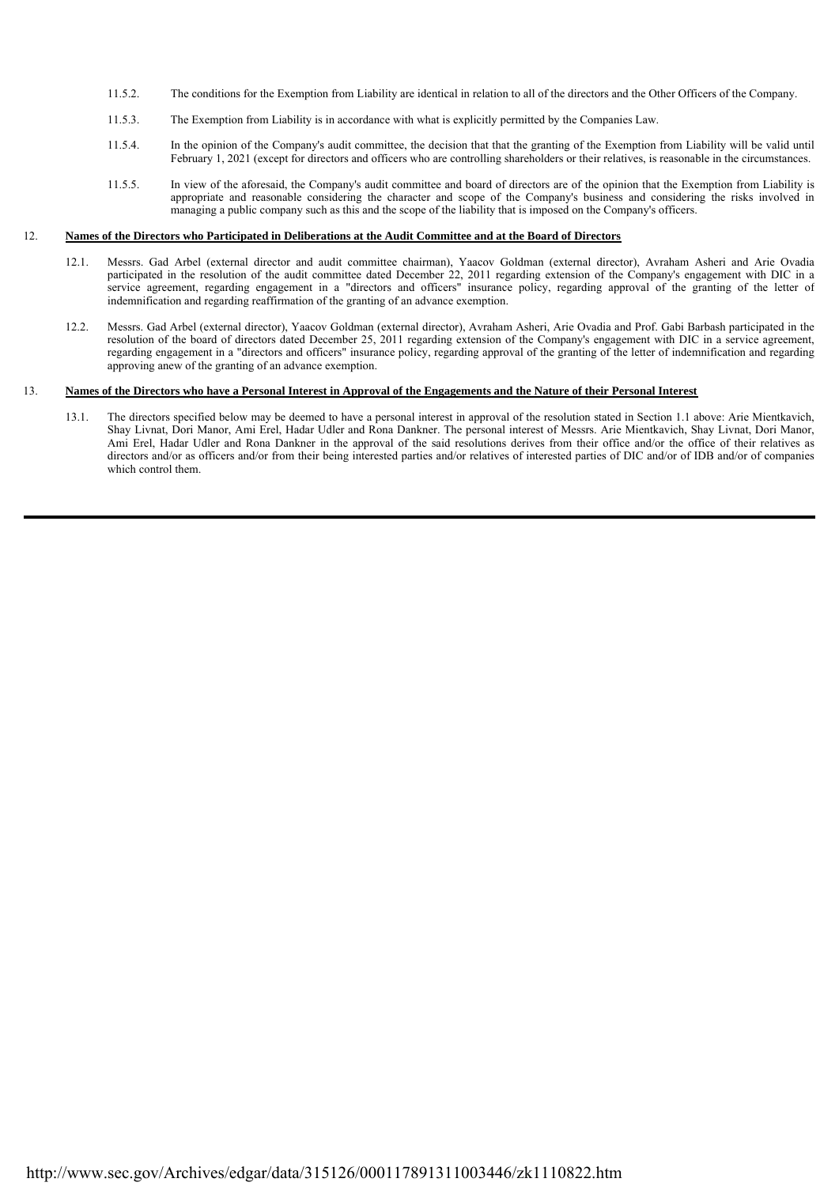11.5.2. The conditions for the Exemption from Liability are identical in relation to all of the directors and the Other Officers of the Company.

11.5.3. The Exemption from Liability is in accordance with what is explicitly permitted by the Companies Law.

11.5.4. In the opinion of the Company's audit committee, the decision that that the granting of the Exemption from Liability will be valid until February 1, 2021 (except for directors and officers who are controlling shareholders or their relatives, is reasonable in the circumstances.

11.5.5. In view of the aforesaid, the Company's audit committee and board of directors are of the opinion that the Exemption from Liability is appropriate and reasonable considering the character and scope of the Company's business and considering the risks involved in managing a public company such as this and the scope of the liability that is imposed on the Company's officers.

## 12. Names of the Directors who Participated in Deliberations at the Audit Committee and at the Board of Directors

12.1. Messrs. Gad Arbel (external director and audit committee chairman), Yaacov Goldman (external director), Avraham Asheri and Arie Ovadia participated in the resolution of the audit committee dated December 22, 2011 regarding extension of the Company's engagement with DIC in a service agreement, regarding engagement in a "directors and officers" insurance policy, regarding approval of the granting of the letter of indemnification and regarding reaffirmation of the granting of an advance exemption.

12.2. Messrs. Gad Arbel (external director), Yaacov Goldman (external director), Avraham Asheri, Arie Ovadia and Prof. Gabi Barbash participated in the resolution of the board of directors dated December 25, 2011 regarding extension of the Company's engagement with DIC in a service agreement, regarding engagement in a "directors and officers" insurance policy, regarding approval of the granting of the letter of indemnification and regarding approving anew of the granting of an advance exemption.

## 13. Names of the Directors who have a Personal Interest in Approval of the Engagements and the Nature of their Personal Interest

13.1. The directors specified below may be deemed to have a personal interest in approval of the resolution stated in Section 1.1 above: Arie Mientkavich, Shay Livnat, Dori Manor, Ami Erel, Hadar Udler and Rona Dankner. The personal interest of Messrs. Arie Mientkavich, Shay Livnat, Dori Manor, Ami Erel, Hadar Udler and Rona Dankner in the approval of the said resolutions derives from their office and/or the office of their relatives as directors and/or as officers and/or from their being interested parties and/or relatives of interested parties of DIC and/or of IDB and/or of companies which control them.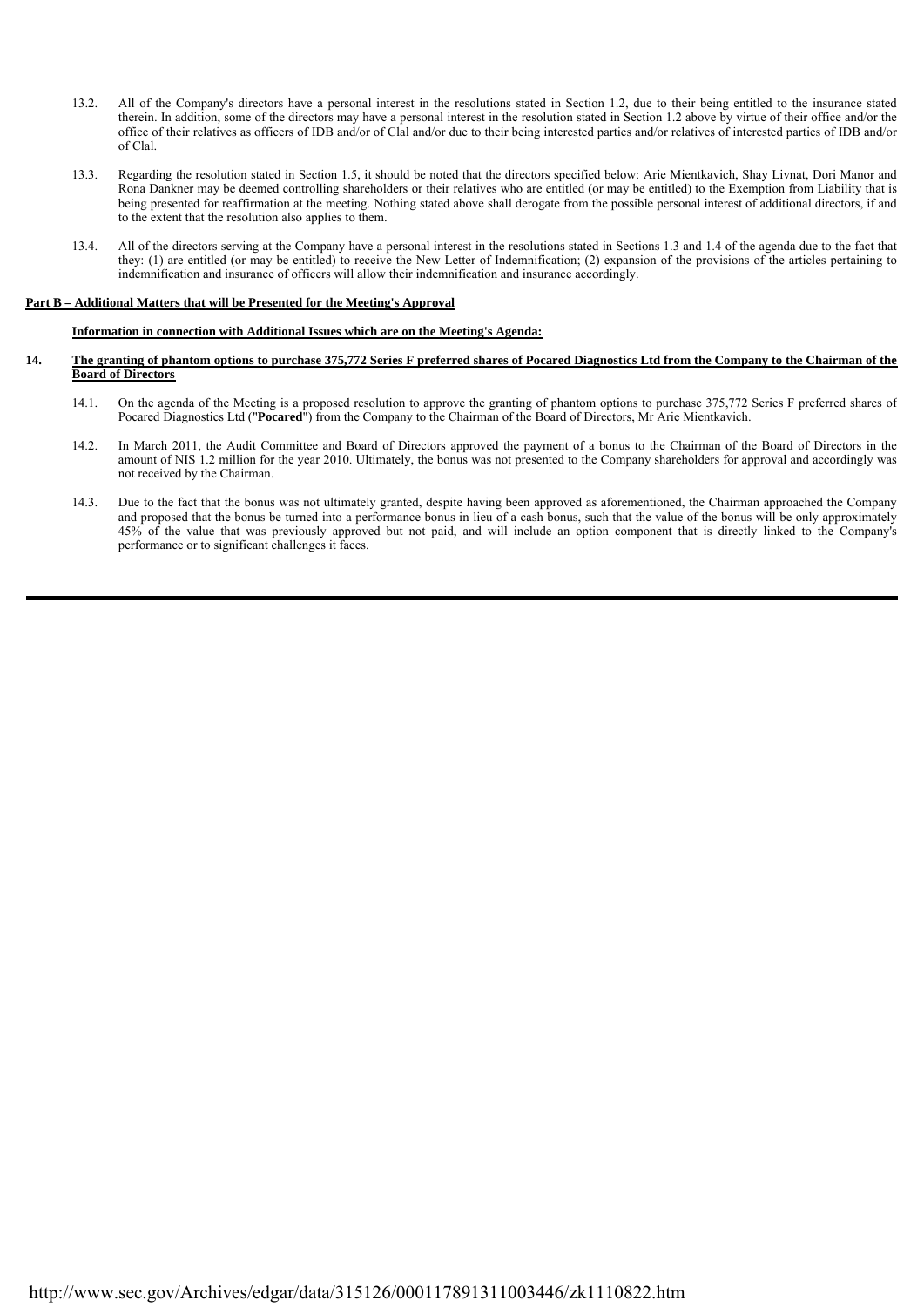13.2. All of the Company's directors have a personal interest in the resolutions stated in Section 1.2, due to their being entitled to the insurance stated therein. In addition, some of the directors may have a personal interest in the resolution stated in Section 1.2 above by virtue of their office and/or the office of their relatives as officers of IDB and/or of Clal and/or due to their being interested parties and/or relatives of interested parties of IDB and/or of Clal.

13.3. Regarding the resolution stated in Section 1.5, it should be noted that the directors specified below: Arie Mientkavich, Shay Livnat, Dori Manor and Rona Dankner may be deemed controlling shareholders or their relatives who are entitled (or may be entitled) to the Exemption from Liability that is being presented for reaffirmation at the meeting. Nothing stated above shall derogate from the possible personal interest of additional directors, if and to the extent that the resolution also applies to them.

13.4. All of the directors serving at the Company have a personal interest in the resolutions stated in Sections 1.3 and 1.4 of the agenda due to the fact that they: (1) are entitled (or may be entitled) to receive the New Letter of Indemnification; (2) expansion of the provisions of the articles pertaining to indemnification and insurance of officers will allow their indemnification and insurance accordingly.

**Part B – Additional Matters that will be Presented for the Meeting's Approval**

**Information in connection with Additional Issues which are on the Meeting's Agenda:**

**14. The granting of phantom options to purchase 375,772 Series F preferred shares of Pocared Diagnostics Ltd from the Company to the Chairman of the Board of Directors**

14.1. On the agenda of the Meeting is a proposed resolution to approve the granting of phantom options to purchase 375,772 Series F preferred shares of Pocared Diagnostics Ltd ("**Pocared**") from the Company to the Chairman of the Board of Directors, Mr Arie Mientkavich.

14.2. In March 2011, the Audit Committee and Board of Directors approved the payment of a bonus to the Chairman of the Board of Directors in the amount of NIS 1.2 million for the year 2010. Ultimately, the bonus was not presented to the Company shareholders for approval and accordingly was not received by the Chairman.

14.3. Due to the fact that the bonus was not ultimately granted, despite having been approved as aforementioned, the Chairman approached the Company and proposed that the bonus be turned into a performance bonus in lieu of a cash bonus, such that the value of the bonus will be only approximately 45% of the value that was previously approved but not paid, and will include an option component that is directly linked to the Company's performance or to significant challenges it faces.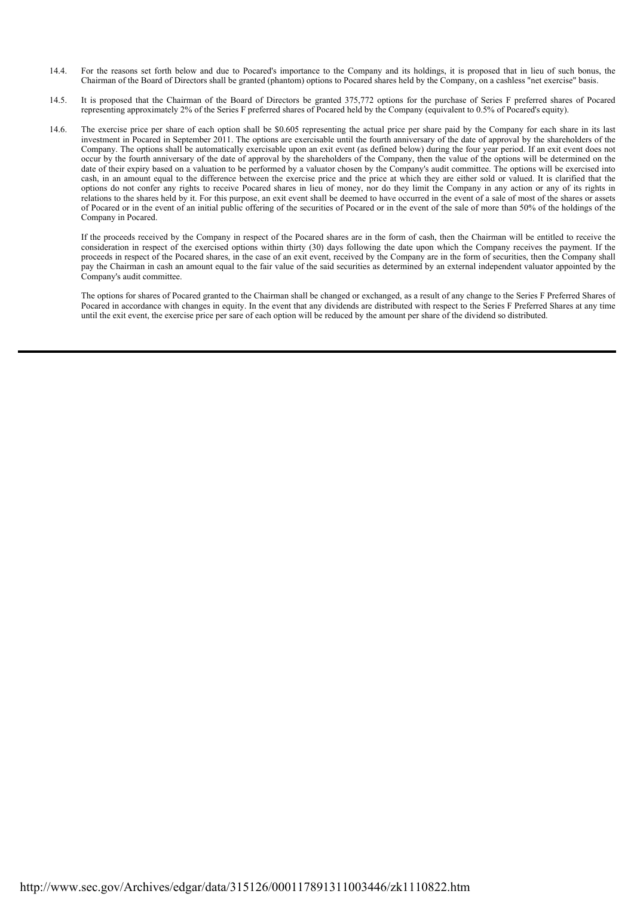14.4. For the reasons set forth below and due to Pocared's importance to the Company and its holdings, it is proposed that in lieu of such bonus, the Chairman of the Board of Directors shall be granted (phantom) options to Pocared shares held by the Company, on a cashless "net exercise" basis.

14.5. It is proposed that the Chairman of the Board of Directors be granted 375,772 options for the purchase of Series F preferred shares of Pocared representing approximately 2% of the Series F preferred shares of Pocared held by the Company (equivalent to 0.5% of Pocared's equity).

14.6. The exercise price per share of each option shall be $0.605 representing the actual price per share paid by the Company for each share in its last investment in Pocared in September 2011. The options are exercisable until the fourth anniversary of the date of approval by the shareholders of the Company. The options shall be automatically exercisable upon an exit event (as defined below) during the four year period. If an exit event does not occur by the fourth anniversary of the date of approval by the shareholders of the Company, then the value of the options will be determined on the date of their expiry based on a valuation to be performed by a valuator chosen by the Company's audit committee. The options will be exercised into cash, in an amount equal to the difference between the exercise price and the price at which they are either sold or valued. It is clarified that the options do not confer any rights to receive Pocared shares in lieu of money, nor do they limit the Company in any action or any of its rights in relations to the shares held by it. For this purpose, an exit event shall be deemed to have occurred in the event of a sale of most of the shares or assets of Pocared or in the event of an initial public offering of the securities of Pocared or in the event of the sale of more than 50% of the holdings of the Company in Pocared.

If the proceeds received by the Company in respect of the Pocared shares are in the form of cash, then the Chairman will be entitled to receive the consideration in respect of the exercised options within thirty (30) days following the date upon which the Company receives the payment. If the proceeds in respect of the Pocared shares, in the case of an exit event, received by the Company are in the form of securities, then the Company shall pay the Chairman in cash an amount equal to the fair value of the said securities as determined by an external independent valuator appointed by the Company's audit committee.

The options for shares of Pocared granted to the Chairman shall be changed or exchanged, as a result of any change to the Series F Preferred Shares of Pocared in accordance with changes in equity. In the event that any dividends are distributed with respect to the Series F Preferred Shares at any time until the exit event, the exercise price per sare of each option will be reduced by the amount per share of the dividend so distributed.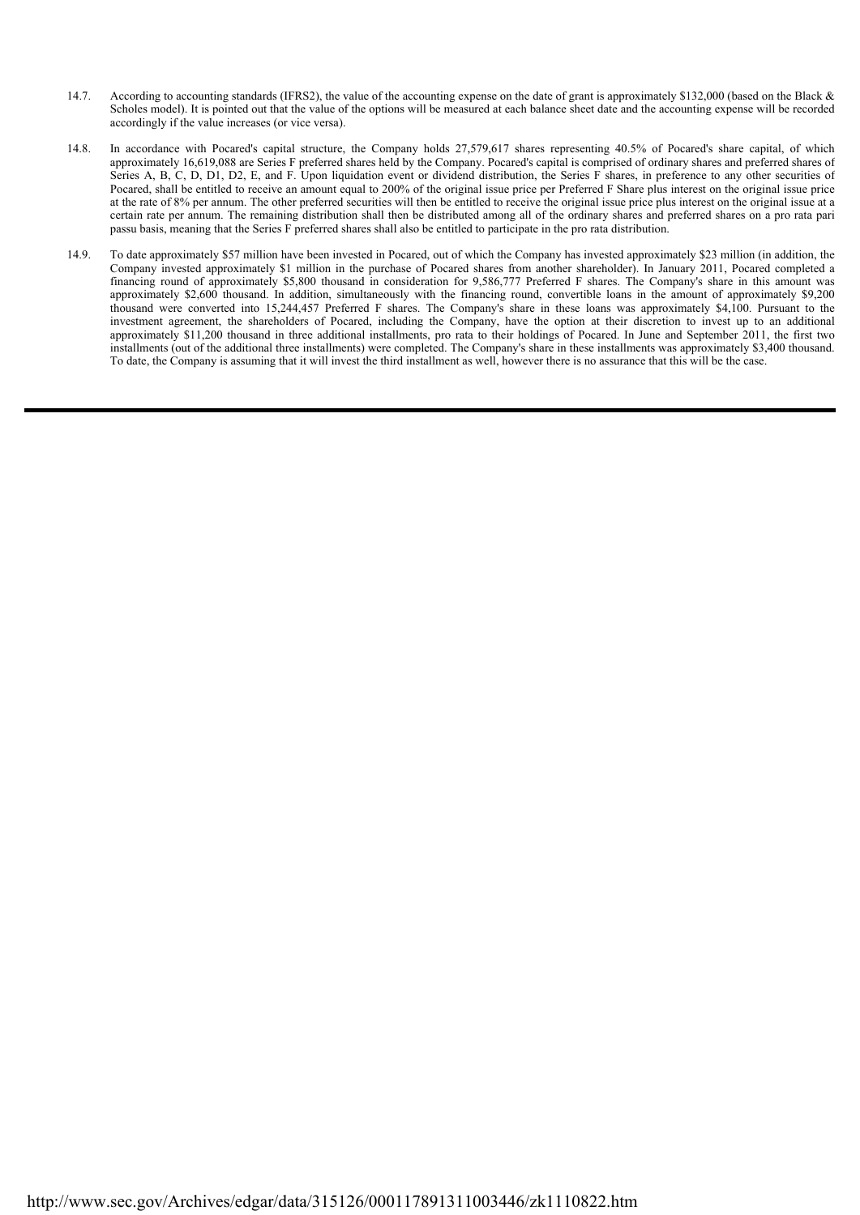14.7. According to accounting standards (IFRS2), the value of the accounting expense on the date of grant is approximately $132,000 (based on the Black & Scholes model). It is pointed out that the value of the options will be measured at each balance sheet date and the accounting expense will be recorded accordingly if the value increases (or vice versa).

14.8. In accordance with Pocared's capital structure, the Company holds 27,579,617 shares representing 40.5% of Pocared's share capital, of which approximately 16,619,088 are Series F preferred shares held by the Company. Pocared's capital is comprised of ordinary shares and preferred shares of Series A, B, C, D, D1, D2, E, and F. Upon liquidation event or dividend distribution, the Series F shares, in preference to any other securities of Pocared, shall be entitled to receive an amount equal to 200% of the original issue price per Preferred F Share plus interest on the original issue price at the rate of 8% per annum. The other preferred securities will then be entitled to receive the original issue price plus interest on the original issue at a certain rate per annum. The remaining distribution shall then be distributed among all of the ordinary shares and preferred shares on a pro rata pari passu basis, meaning that the Series F preferred shares shall also be entitled to participate in the pro rata distribution.

14.9. To date approximately $57 million have been invested in Pocared, out of which the Company has invested approximately $23 million (in addition, the Company invested approximately $1 million in the purchase of Pocared shares from another shareholder). In January 2011, Pocared completed a financing round of approximately $5,800 thousand in consideration for 9,586,777 Preferred F shares. The Company's share in this amount was approximately $2,600 thousand. In addition, simultaneously with the financing round, convertible loans in the amount of approximately $9,200 thousand were converted into 15,244,457 Preferred F shares. The Company's share in these loans was approximately $4,100. Pursuant to the investment agreement, the shareholders of Pocared, including the Company, have the option at their discretion to invest up to an additional approximately $11,200 thousand in three additional installments, pro rata to their holdings of Pocared. In June and September 2011, the first two installments (out of the additional three installments) were completed. The Company's share in these installments was approximately $3,400 thousand. To date, the Company is assuming that it will invest the third installment as well, however there is no assurance that this will be the case.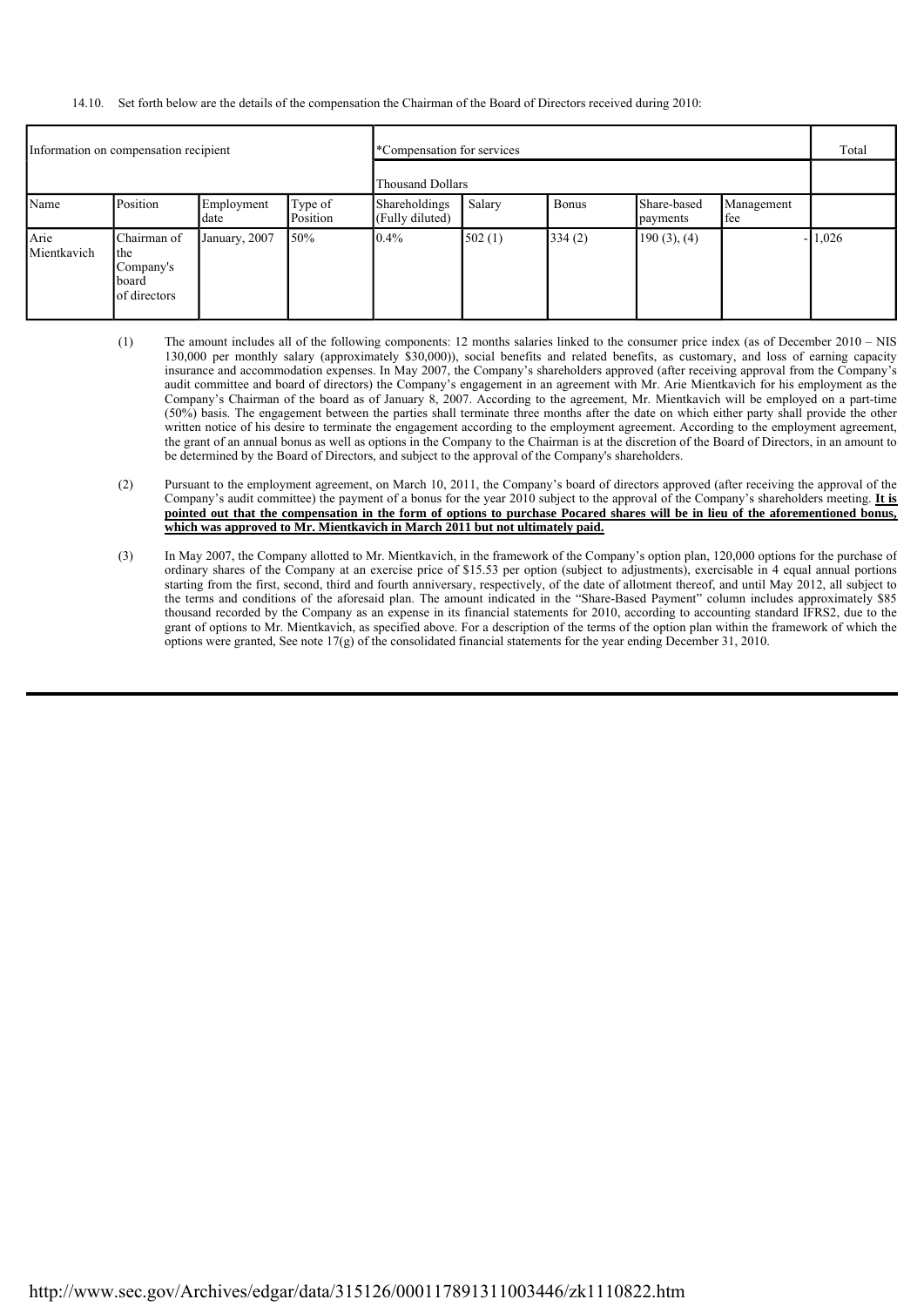14.10. Set forth below are the details of the compensation the Chairman of the Board of Directors received during 2010:

| Information on compensation recipient | | | | *Compensation for services | | | | | Total |
|---|---|---|---|---|---|---|---|---|---|
| | | | | Thousand Dollars | | | | | |
| Name | Position | Employment date | Type of Position | Shareholdings (Fully diluted) | Salary | Bonus | Share-based payments | Management fee | |
| Arie Mientkavich | Chairman of the Company's board of directors | January, 2007 | 50% | 0.4% | 502 (1) | 334 (2) | 190 (3), (4) | - | 1,026 |

(1) The amount includes all of the following components: 12 months salaries linked to the consumer price index (as of December 2010 – NIS 130,000 per monthly salary (approximately $30,000)), social benefits and related benefits, as customary, and loss of earning capacity insurance and accommodation expenses. In May 2007, the Company's shareholders approved (after receiving approval from the Company's audit committee and board of directors) the Company's engagement in an agreement with Mr. Arie Mientkavich for his employment as the Company's Chairman of the board as of January 8, 2007. According to the agreement, Mr. Mientkavich will be employed on a part-time (50%) basis. The engagement between the parties shall terminate three months after the date on which either party shall provide the other written notice of his desire to terminate the engagement according to the employment agreement. According to the employment agreement, the grant of an annual bonus as well as options in the Company to the Chairman is at the discretion of the Board of Directors, in an amount to be determined by the Board of Directors, and subject to the approval of the Company's shareholders.

(2) Pursuant to the employment agreement, on March 10, 2011, the Company's board of directors approved (after receiving the approval of the Company's audit committee) the payment of a bonus for the year 2010 subject to the approval of the Company's shareholders meeting. **It is pointed out that the compensation in the form of options to purchase Pocared shares will be in lieu of the aforementioned bonus, which was approved to Mr. Mientkavich in March 2011 but not ultimately paid.**

(3) In May 2007, the Company allotted to Mr. Mientkavich, in the framework of the Company's option plan, 120,000 options for the purchase of ordinary shares of the Company at an exercise price of $15.53 per option (subject to adjustments), exercisable in 4 equal annual portions starting from the first, second, third and fourth anniversary, respectively, of the date of allotment thereof, and until May 2012, all subject to the terms and conditions of the aforesaid plan. The amount indicated in the "Share-Based Payment" column includes approximately $85 thousand recorded by the Company as an expense in its financial statements for 2010, according to accounting standard IFRS2, due to the grant of options to Mr. Mientkavich, as specified above. For a description of the terms of the option plan within the framework of which the options were granted, See note 17(g) of the consolidated financial statements for the year ending December 31, 2010.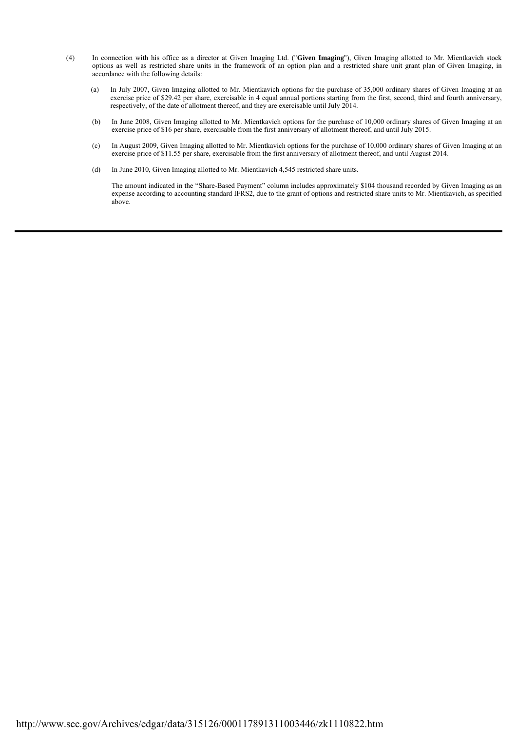(4) In connection with his office as a director at Given Imaging Ltd. ("**Given Imaging**"), Given Imaging allotted to Mr. Mientkavich stock options as well as restricted share units in the framework of an option plan and a restricted share unit grant plan of Given Imaging, in accordance with the following details:

(a) In July 2007, Given Imaging allotted to Mr. Mientkavich options for the purchase of 35,000 ordinary shares of Given Imaging at an exercise price of $29.42 per share, exercisable in 4 equal annual portions starting from the first, second, third and fourth anniversary, respectively, of the date of allotment thereof, and they are exercisable until July 2014.

(b) In June 2008, Given Imaging allotted to Mr. Mientkavich options for the purchase of 10,000 ordinary shares of Given Imaging at an exercise price of $16 per share, exercisable from the first anniversary of allotment thereof, and until July 2015.

(c) In August 2009, Given Imaging allotted to Mr. Mientkavich options for the purchase of 10,000 ordinary shares of Given Imaging at an exercise price of $11.55 per share, exercisable from the first anniversary of allotment thereof, and until August 2014.

(d) In June 2010, Given Imaging allotted to Mr. Mientkavich 4,545 restricted share units.

The amount indicated in the "Share-Based Payment" column includes approximately $104 thousand recorded by Given Imaging as an expense according to accounting standard IFRS2, due to the grant of options and restricted share units to Mr. Mientkavich, as specified above.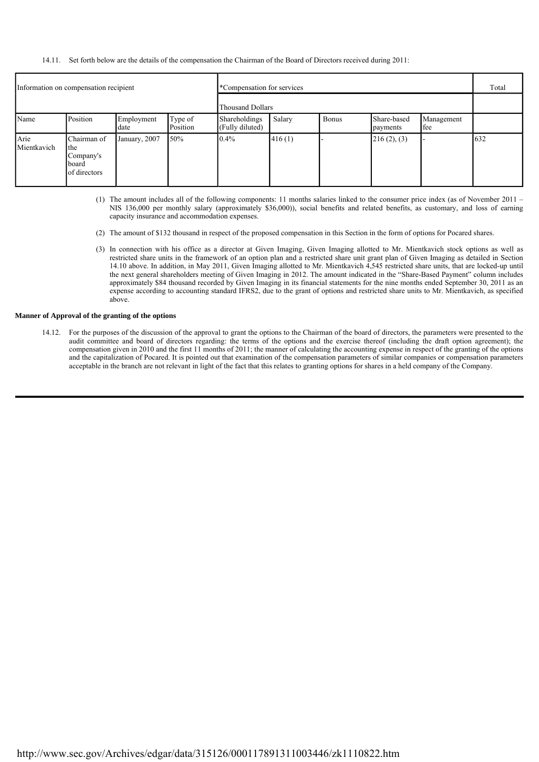14.11. Set forth below are the details of the compensation the Chairman of the Board of Directors received during 2011:

| Information on compensation recipient | | | | *Compensation for services | | | | | Total |
|---|---|---|---|---|---|---|---|---|---|
| | | | | Thousand Dollars | | | | | |
| Name | Position | Employment date | Type of Position | Shareholdings (Fully diluted) | Salary | Bonus | Share-based payments | Management fee | |
| Arie Mientkavich | Chairman of the Company's board of directors | January, 2007 | 50% | 0.4% | 416 (1) | - | 216 (2), (3) | - | 632 |

(1) The amount includes all of the following components: 11 months salaries linked to the consumer price index (as of November 2011 – NIS 136,000 per monthly salary (approximately $36,000)), social benefits and related benefits, as customary, and loss of earning capacity insurance and accommodation expenses.

(2) The amount of $132 thousand in respect of the proposed compensation in this Section in the form of options for Pocared shares.

(3) In connection with his office as a director at Given Imaging, Given Imaging allotted to Mr. Mientkavich stock options as well as restricted share units in the framework of an option plan and a restricted share unit grant plan of Given Imaging as detailed in Section 14.10 above. In addition, in May 2011, Given Imaging allotted to Mr. Mientkavich 4,545 restricted share units, that are locked-up until the next general shareholders meeting of Given Imaging in 2012. The amount indicated in the "Share-Based Payment" column includes approximately $84 thousand recorded by Given Imaging in its financial statements for the nine months ended September 30, 2011 as an expense according to accounting standard IFRS2, due to the grant of options and restricted share units to Mr. Mientkavich, as specified above.

**Manner of Approval of the granting of the options**

14.12. For the purposes of the discussion of the approval to grant the options to the Chairman of the board of directors, the parameters were presented to the audit committee and board of directors regarding: the terms of the options and the exercise thereof (including the draft option agreement); the compensation given in 2010 and the first 11 months of 2011; the manner of calculating the accounting expense in respect of the granting of the options and the capitalization of Pocared. It is pointed out that examination of the compensation parameters of similar companies or compensation parameters acceptable in the branch are not relevant in light of the fact that this relates to granting options for shares in a held company of the Company.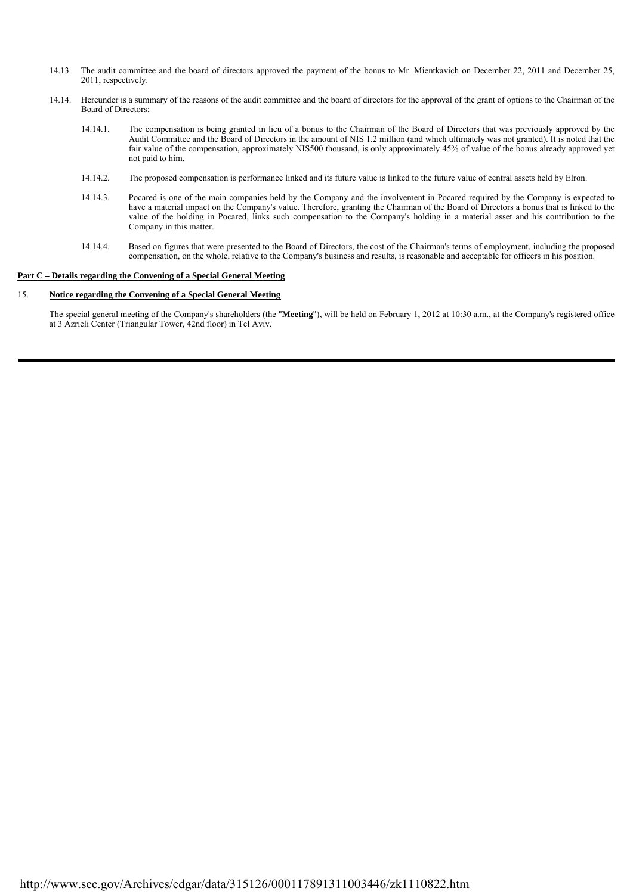14.13. The audit committee and the board of directors approved the payment of the bonus to Mr. Mientkavich on December 22, 2011 and December 25, 2011, respectively.

14.14. Hereunder is a summary of the reasons of the audit committee and the board of directors for the approval of the grant of options to the Chairman of the Board of Directors:

14.14.1. The compensation is being granted in lieu of a bonus to the Chairman of the Board of Directors that was previously approved by the Audit Committee and the Board of Directors in the amount of NIS 1.2 million (and which ultimately was not granted). It is noted that the fair value of the compensation, approximately NIS500 thousand, is only approximately 45% of value of the bonus already approved yet not paid to him.

14.14.2. The proposed compensation is performance linked and its future value is linked to the future value of central assets held by Elron.

14.14.3. Pocared is one of the main companies held by the Company and the involvement in Pocared required by the Company is expected to have a material impact on the Company's value. Therefore, granting the Chairman of the Board of Directors a bonus that is linked to the value of the holding in Pocared, links such compensation to the Company's holding in a material asset and his contribution to the Company in this matter.

14.14.4. Based on figures that were presented to the Board of Directors, the cost of the Chairman's terms of employment, including the proposed compensation, on the whole, relative to the Company's business and results, is reasonable and acceptable for officers in his position.

**Part C – Details regarding the Convening of a Special General Meeting**

15. **Notice regarding the Convening of a Special General Meeting**

The special general meeting of the Company's shareholders (the "**Meeting**"), will be held on February 1, 2012 at 10:30 a.m., at the Company's registered office at 3 Azrieli Center (Triangular Tower, 42nd floor) in Tel Aviv.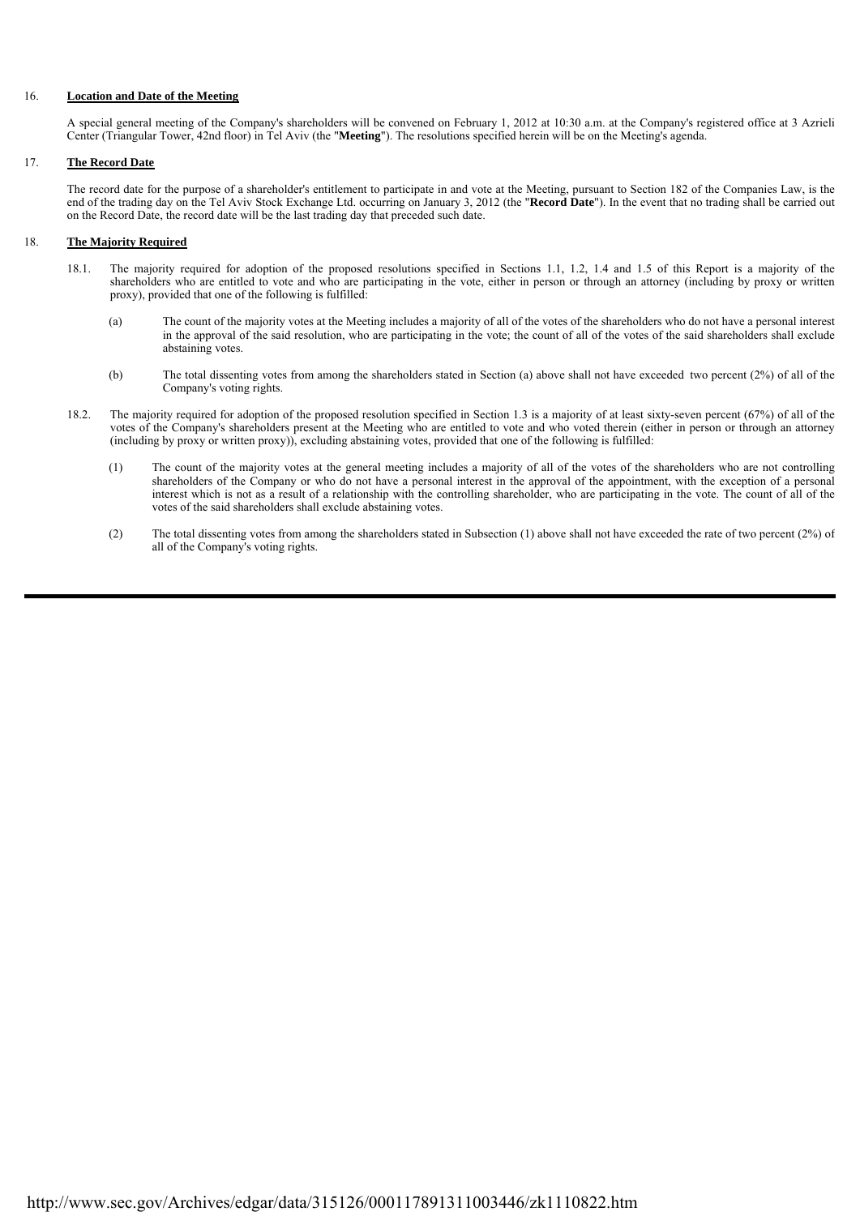## 16. **Location and Date of the Meeting**

A special general meeting of the Company's shareholders will be convened on February 1, 2012 at 10:30 a.m. at the Company's registered office at 3 Azrieli Center (Triangular Tower, 42nd floor) in Tel Aviv (the "**Meeting**"). The resolutions specified herein will be on the Meeting's agenda.

## 17. **The Record Date**

The record date for the purpose of a shareholder's entitlement to participate in and vote at the Meeting, pursuant to Section 182 of the Companies Law, is the end of the trading day on the Tel Aviv Stock Exchange Ltd. occurring on January 3, 2012 (the "**Record Date**"). In the event that no trading shall be carried out on the Record Date, the record date will be the last trading day that preceded such date.

## 18. **The Majority Required**

18.1. The majority required for adoption of the proposed resolutions specified in Sections 1.1, 1.2, 1.4 and 1.5 of this Report is a majority of the shareholders who are entitled to vote and who are participating in the vote, either in person or through an attorney (including by proxy or written proxy), provided that one of the following is fulfilled:

(a) The count of the majority votes at the Meeting includes a majority of all of the votes of the shareholders who do not have a personal interest in the approval of the said resolution, who are participating in the vote; the count of all of the votes of the said shareholders shall exclude abstaining votes.

(b) The total dissenting votes from among the shareholders stated in Section (a) above shall not have exceeded two percent (2%) of all of the Company's voting rights.

18.2. The majority required for adoption of the proposed resolution specified in Section 1.3 is a majority of at least sixty-seven percent (67%) of all of the votes of the Company's shareholders present at the Meeting who are entitled to vote and who voted therein (either in person or through an attorney (including by proxy or written proxy)), excluding abstaining votes, provided that one of the following is fulfilled:

(1) The count of the majority votes at the general meeting includes a majority of all of the votes of the shareholders who are not controlling shareholders of the Company or who do not have a personal interest in the approval of the appointment, with the exception of a personal interest which is not as a result of a relationship with the controlling shareholder, who are participating in the vote. The count of all of the votes of the said shareholders shall exclude abstaining votes.

(2) The total dissenting votes from among the shareholders stated in Subsection (1) above shall not have exceeded the rate of two percent (2%) of all of the Company's voting rights.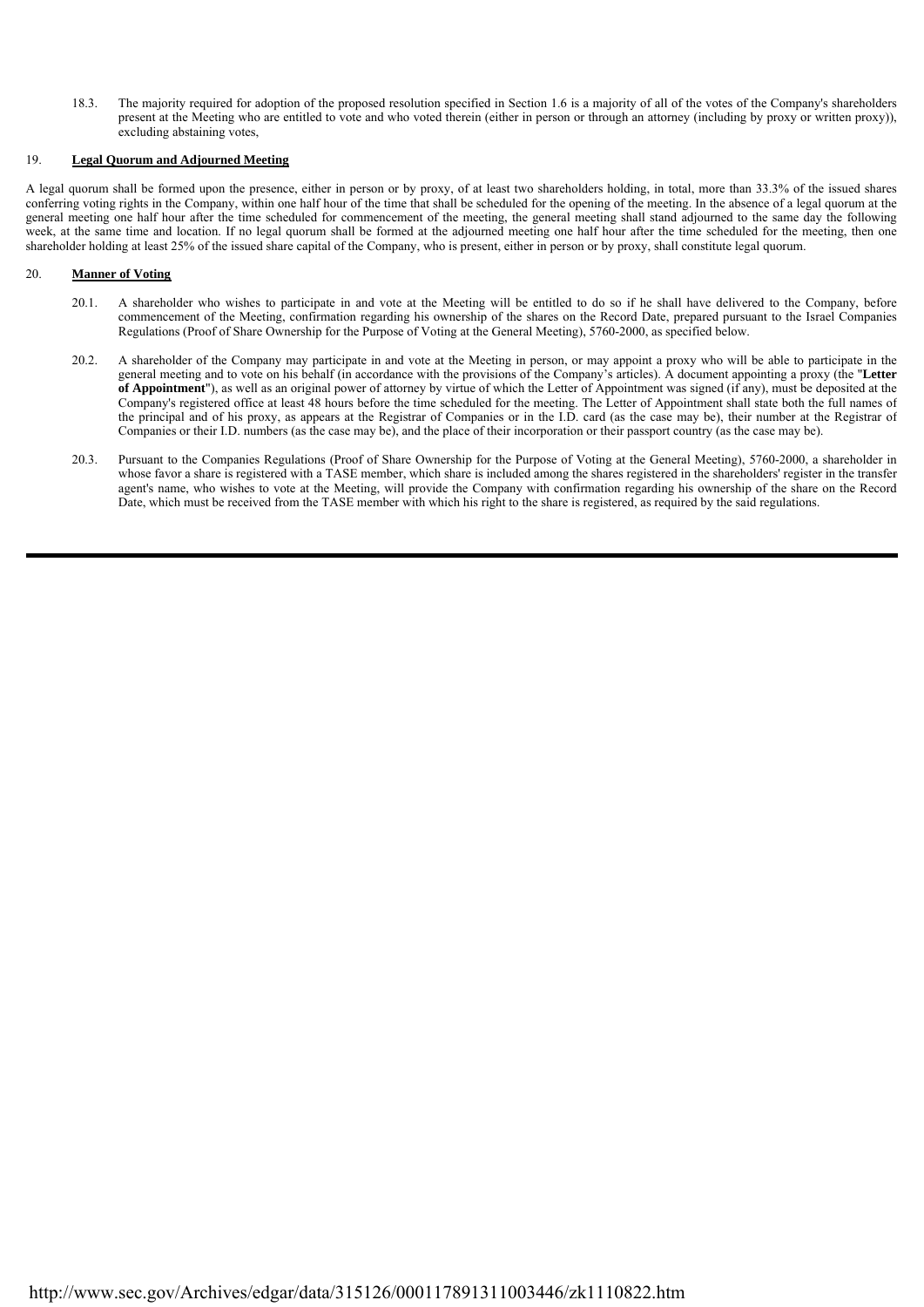18.3. The majority required for adoption of the proposed resolution specified in Section 1.6 is a majority of all of the votes of the Company's shareholders present at the Meeting who are entitled to vote and who voted therein (either in person or through an attorney (including by proxy or written proxy)), excluding abstaining votes,

## 19. **Legal Quorum and Adjourned Meeting**

A legal quorum shall be formed upon the presence, either in person or by proxy, of at least two shareholders holding, in total, more than 33.3% of the issued shares conferring voting rights in the Company, within one half hour of the time that shall be scheduled for the opening of the meeting. In the absence of a legal quorum at the general meeting one half hour after the time scheduled for commencement of the meeting, the general meeting shall stand adjourned to the same day the following week, at the same time and location. If no legal quorum shall be formed at the adjourned meeting one half hour after the time scheduled for the meeting, then one shareholder holding at least 25% of the issued share capital of the Company, who is present, either in person or by proxy, shall constitute legal quorum.

## 20. **Manner of Voting**

20.1. A shareholder who wishes to participate in and vote at the Meeting will be entitled to do so if he shall have delivered to the Company, before commencement of the Meeting, confirmation regarding his ownership of the shares on the Record Date, prepared pursuant to the Israel Companies Regulations (Proof of Share Ownership for the Purpose of Voting at the General Meeting), 5760-2000, as specified below.

20.2. A shareholder of the Company may participate in and vote at the Meeting in person, or may appoint a proxy who will be able to participate in the general meeting and to vote on his behalf (in accordance with the provisions of the Company's articles). A document appointing a proxy (the "**Letter of Appointment**"), as well as an original power of attorney by virtue of which the Letter of Appointment was signed (if any), must be deposited at the Company's registered office at least 48 hours before the time scheduled for the meeting. The Letter of Appointment shall state both the full names of the principal and of his proxy, as appears at the Registrar of Companies or in the I.D. card (as the case may be), their number at the Registrar of Companies or their I.D. numbers (as the case may be), and the place of their incorporation or their passport country (as the case may be).

20.3. Pursuant to the Companies Regulations (Proof of Share Ownership for the Purpose of Voting at the General Meeting), 5760-2000, a shareholder in whose favor a share is registered with a TASE member, which share is included among the shares registered in the shareholders' register in the transfer agent's name, who wishes to vote at the Meeting, will provide the Company with confirmation regarding his ownership of the share on the Record Date, which must be received from the TASE member with which his right to the share is registered, as required by the said regulations.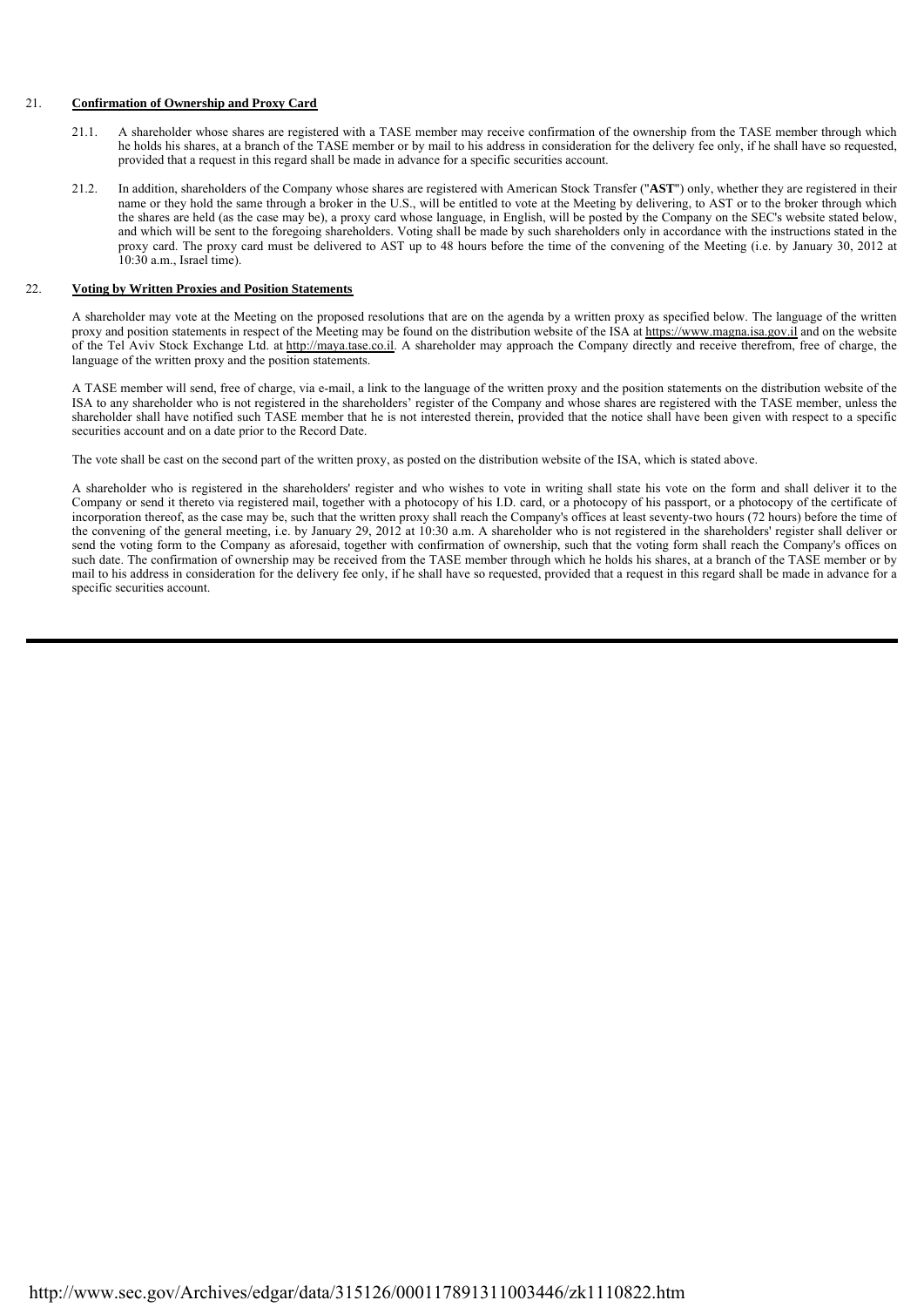21. **Confirmation of Ownership and Proxy Card**

21.1. A shareholder whose shares are registered with a TASE member may receive confirmation of the ownership from the TASE member through which he holds his shares, at a branch of the TASE member or by mail to his address in consideration for the delivery fee only, if he shall have so requested, provided that a request in this regard shall be made in advance for a specific securities account.

21.2. In addition, shareholders of the Company whose shares are registered with American Stock Transfer ("**AST**") only, whether they are registered in their name or they hold the same through a broker in the U.S., will be entitled to vote at the Meeting by delivering, to AST or to the broker through which the shares are held (as the case may be), a proxy card whose language, in English, will be posted by the Company on the SEC's website stated below, and which will be sent to the foregoing shareholders. Voting shall be made by such shareholders only in accordance with the instructions stated in the proxy card. The proxy card must be delivered to AST up to 48 hours before the time of the convening of the Meeting (i.e. by January 30, 2012 at 10:30 a.m., Israel time).

22. **Voting by Written Proxies and Position Statements**

A shareholder may vote at the Meeting on the proposed resolutions that are on the agenda by a written proxy as specified below. The language of the written proxy and position statements in respect of the Meeting may be found on the distribution website of the ISA at https://www.magna.isa.gov.il and on the website of the Tel Aviv Stock Exchange Ltd. at http://maya.tase.co.il. A shareholder may approach the Company directly and receive therefrom, free of charge, the language of the written proxy and the position statements.

A TASE member will send, free of charge, via e-mail, a link to the language of the written proxy and the position statements on the distribution website of the ISA to any shareholder who is not registered in the shareholders' register of the Company and whose shares are registered with the TASE member, unless the shareholder shall have notified such TASE member that he is not interested therein, provided that the notice shall have been given with respect to a specific securities account and on a date prior to the Record Date.

The vote shall be cast on the second part of the written proxy, as posted on the distribution website of the ISA, which is stated above.

A shareholder who is registered in the shareholders' register and who wishes to vote in writing shall state his vote on the form and shall deliver it to the Company or send it thereto via registered mail, together with a photocopy of his I.D. card, or a photocopy of his passport, or a photocopy of the certificate of incorporation thereof, as the case may be, such that the written proxy shall reach the Company's offices at least seventy-two hours (72 hours) before the time of the convening of the general meeting, i.e. by January 29, 2012 at 10:30 a.m. A shareholder who is not registered in the shareholders' register shall deliver or send the voting form to the Company as aforesaid, together with confirmation of ownership, such that the voting form shall reach the Company's offices on such date. The confirmation of ownership may be received from the TASE member through which he holds his shares, at a branch of the TASE member or by mail to his address in consideration for the delivery fee only, if he shall have so requested, provided that a request in this regard shall be made in advance for a specific securities account.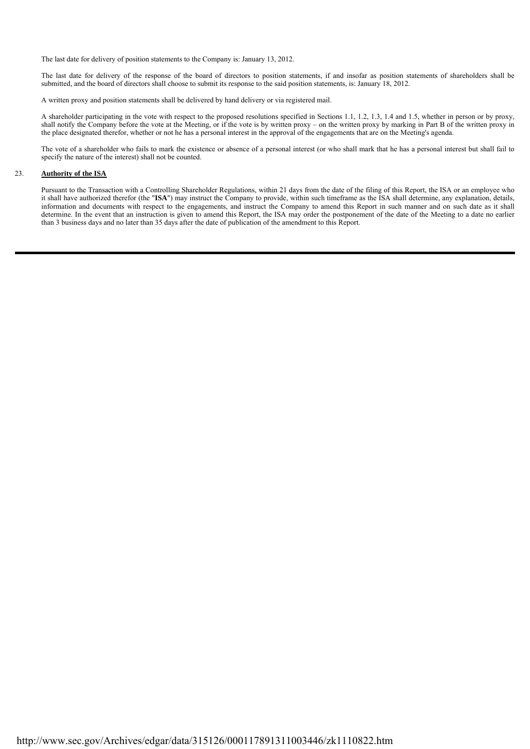The last date for delivery of position statements to the Company is: January 13, 2012.

The last date for delivery of the response of the board of directors to position statements, if and insofar as position statements of shareholders shall be submitted, and the board of directors shall choose to submit its response to the said position statements, is: January 18, 2012.

A written proxy and position statements shall be delivered by hand delivery or via registered mail.

A shareholder participating in the vote with respect to the proposed resolutions specified in Sections 1.1, 1.2, 1.3, 1.4 and 1.5, whether in person or by proxy, shall notify the Company before the vote at the Meeting, or if the vote is by written proxy – on the written proxy by marking in Part B of the written proxy in the place designated therefor, whether or not he has a personal interest in the approval of the engagements that are on the Meeting's agenda.

The vote of a shareholder who fails to mark the existence or absence of a personal interest (or who shall mark that he has a personal interest but shall fail to specify the nature of the interest) shall not be counted.

## 23. Authority of the ISA

Pursuant to the Transaction with a Controlling Shareholder Regulations, within 21 days from the date of the filing of this Report, the ISA or an employee who it shall have authorized therefor (the "**ISA**") may instruct the Company to provide, within such timeframe as the ISA shall determine, any explanation, details, information and documents with respect to the engagements, and instruct the Company to amend this Report in such manner and on such date as it shall determine. In the event that an instruction is given to amend this Report, the ISA may order the postponement of the date of the Meeting to a date no earlier than 3 business days and no later than 35 days after the date of publication of the amendment to this Report.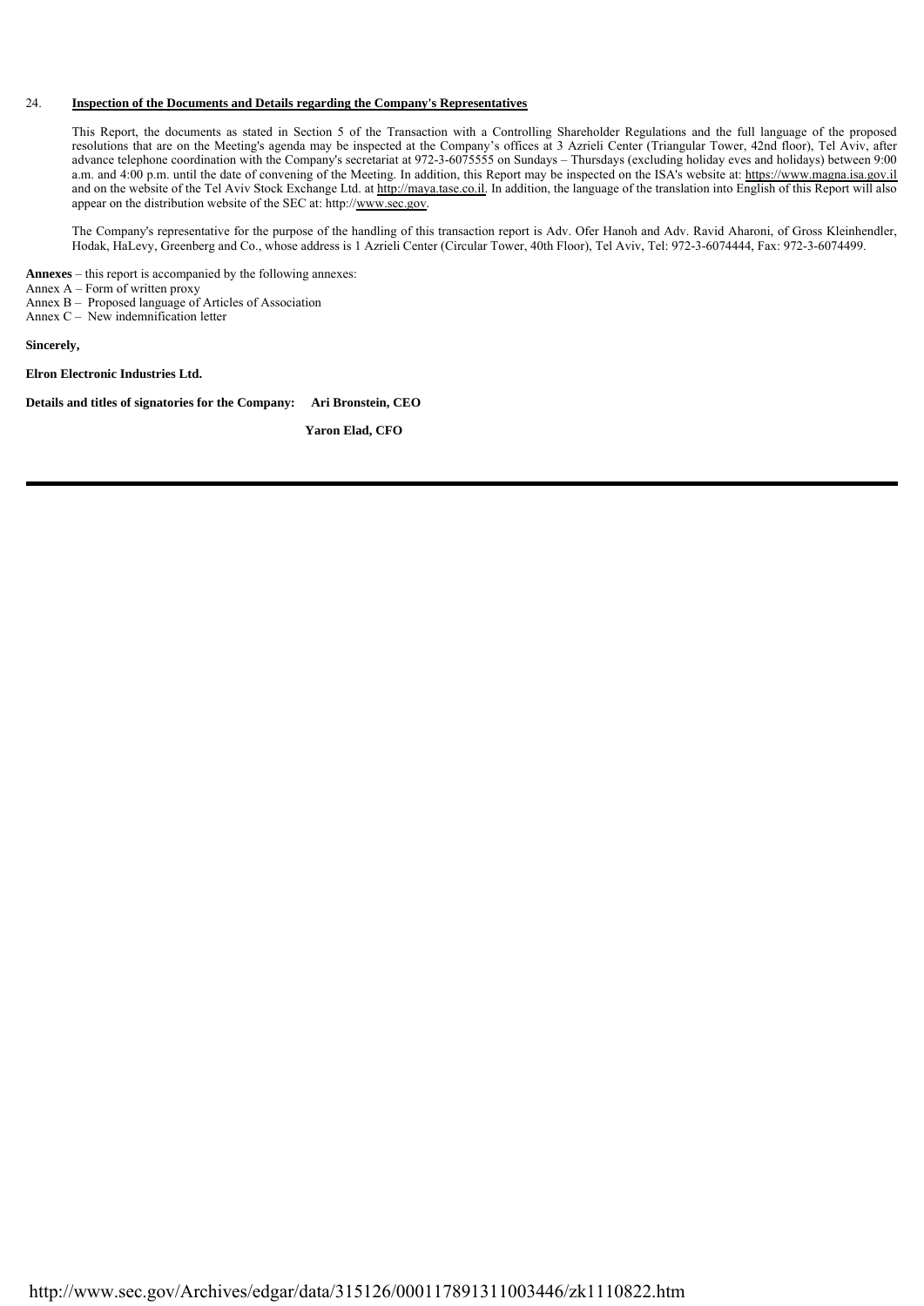24. **Inspection of the Documents and Details regarding the Company's Representatives**

This Report, the documents as stated in Section 5 of the Transaction with a Controlling Shareholder Regulations and the full language of the proposed resolutions that are on the Meeting's agenda may be inspected at the Company's offices at 3 Azrieli Center (Triangular Tower, 42nd floor), Tel Aviv, after advance telephone coordination with the Company's secretariat at 972-3-6075555 on Sundays – Thursdays (excluding holiday eves and holidays) between 9:00 a.m. and 4:00 p.m. until the date of convening of the Meeting. In addition, this Report may be inspected on the ISA's website at: https://www.magna.isa.gov.il and on the website of the Tel Aviv Stock Exchange Ltd. at http://maya.tase.co.il. In addition, the language of the translation into English of this Report will also appear on the distribution website of the SEC at: http://www.sec.gov.

The Company's representative for the purpose of the handling of this transaction report is Adv. Ofer Hanoh and Adv. Ravid Aharoni, of Gross Kleinhendler, Hodak, HaLevy, Greenberg and Co., whose address is 1 Azrieli Center (Circular Tower, 40th Floor), Tel Aviv, Tel: 972-3-6074444, Fax: 972-3-6074499.

**Annexes** – this report is accompanied by the following annexes:
Annex A – Form of written proxy
Annex B – Proposed language of Articles of Association
Annex C – New indemnification letter

**Sincerely,**

**Elron Electronic Industries Ltd.**

**Details and titles of signatories for the Company: Ari Bronstein, CEO**

**Yaron Elad, CFO**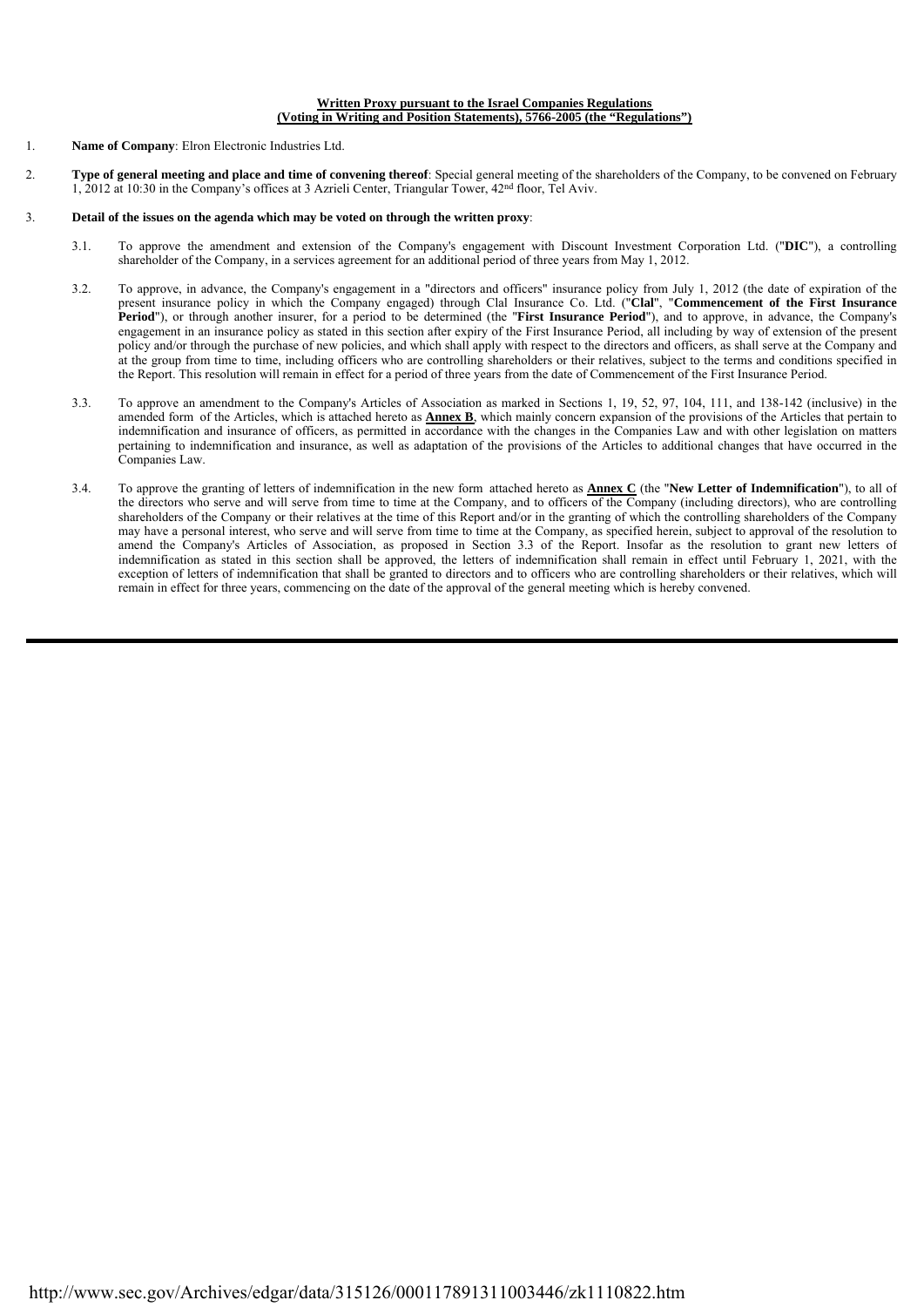**Written Proxy pursuant to the Israel Companies Regulations (Voting in Writing and Position Statements), 5766-2005 (the "Regulations")**

1. **Name of Company**: Elron Electronic Industries Ltd.

2. **Type of general meeting and place and time of convening thereof**: Special general meeting of the shareholders of the Company, to be convened on February 1, 2012 at 10:30 in the Company's offices at 3 Azrieli Center, Triangular Tower, 42nd floor, Tel Aviv.

3. **Detail of the issues on the agenda which may be voted on through the written proxy**:

   3.1. To approve the amendment and extension of the Company's engagement with Discount Investment Corporation Ltd. ("**DIC**"), a controlling shareholder of the Company, in a services agreement for an additional period of three years from May 1, 2012.

   3.2. To approve, in advance, the Company's engagement in a "directors and officers" insurance policy from July 1, 2012 (the date of expiration of the present insurance policy in which the Company engaged) through Clal Insurance Co. Ltd. ("**Clal**", "**Commencement of the First Insurance Period**"), or through another insurer, for a period to be determined (the "**First Insurance Period**"), and to approve, in advance, the Company's engagement in an insurance policy as stated in this section after expiry of the First Insurance Period, all including by way of extension of the present policy and/or through the purchase of new policies, and which shall apply with respect to the directors and officers, as shall serve at the Company and at the group from time to time, including officers who are controlling shareholders or their relatives, subject to the terms and conditions specified in the Report. This resolution will remain in effect for a period of three years from the date of Commencement of the First Insurance Period.

   3.3. To approve an amendment to the Company's Articles of Association as marked in Sections 1, 19, 52, 97, 104, 111, and 138-142 (inclusive) in the amended form of the Articles, which is attached hereto as **Annex B**, which mainly concern expansion of the provisions of the Articles that pertain to indemnification and insurance of officers, as permitted in accordance with the changes in the Companies Law and with other legislation on matters pertaining to indemnification and insurance, as well as adaptation of the provisions of the Articles to additional changes that have occurred in the Companies Law.

   3.4. To approve the granting of letters of indemnification in the new form attached hereto as **Annex C** (the "**New Letter of Indemnification**"), to all of the directors who serve and will serve from time to time at the Company, and to officers of the Company (including directors), who are controlling shareholders of the Company or their relatives at the time of this Report and/or in the granting of which the controlling shareholders of the Company may have a personal interest, who serve and will serve from time to time at the Company, as specified herein, subject to approval of the resolution to amend the Company's Articles of Association, as proposed in Section 3.3 of the Report. Insofar as the resolution to grant new letters of indemnification as stated in this section shall be approved, the letters of indemnification shall remain in effect until February 1, 2021, with the exception of letters of indemnification that shall be granted to directors and to officers who are controlling shareholders or their relatives, which will remain in effect for three years, commencing on the date of the approval of the general meeting which is hereby convened.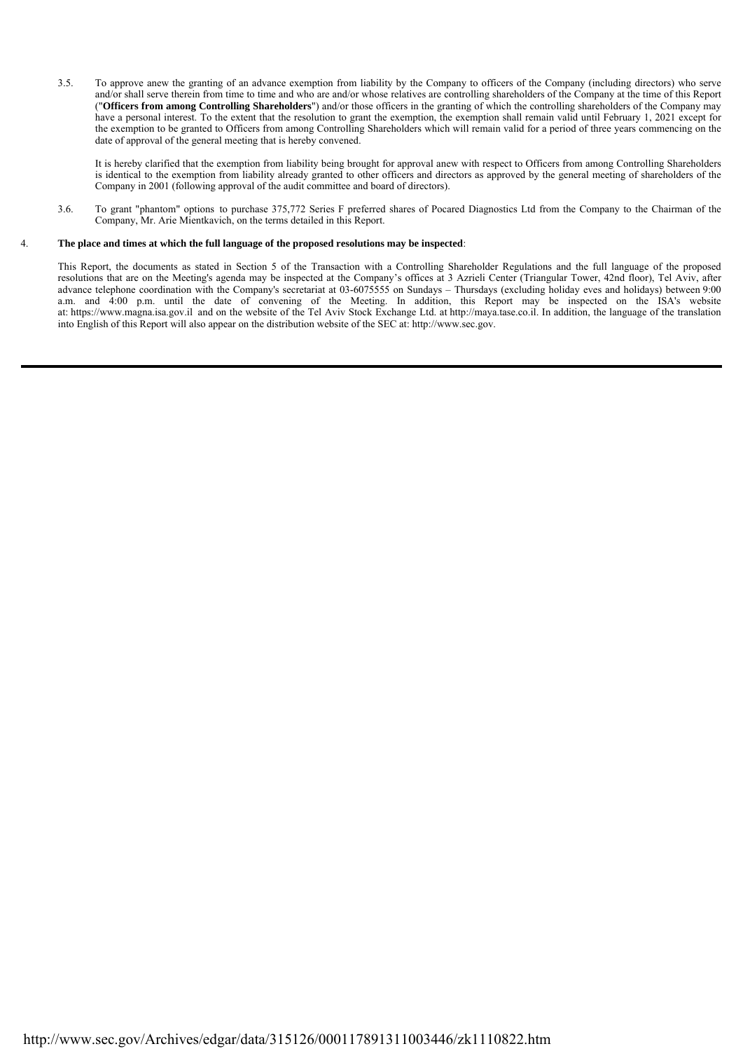3.5. To approve anew the granting of an advance exemption from liability by the Company to officers of the Company (including directors) who serve and/or shall serve therein from time to time and who are and/or whose relatives are controlling shareholders of the Company at the time of this Report ("**Officers from among Controlling Shareholders**") and/or those officers in the granting of which the controlling shareholders of the Company may have a personal interest. To the extent that the resolution to grant the exemption, the exemption shall remain valid until February 1, 2021 except for the exemption to be granted to Officers from among Controlling Shareholders which will remain valid for a period of three years commencing on the date of approval of the general meeting that is hereby convened.

It is hereby clarified that the exemption from liability being brought for approval anew with respect to Officers from among Controlling Shareholders is identical to the exemption from liability already granted to other officers and directors as approved by the general meeting of shareholders of the Company in 2001 (following approval of the audit committee and board of directors).

3.6. To grant "phantom" options to purchase 375,772 Series F preferred shares of Pocared Diagnostics Ltd from the Company to the Chairman of the Company, Mr. Arie Mientkavich, on the terms detailed in this Report.

4. **The place and times at which the full language of the proposed resolutions may be inspected**:

This Report, the documents as stated in Section 5 of the Transaction with a Controlling Shareholder Regulations and the full language of the proposed resolutions that are on the Meeting's agenda may be inspected at the Company's offices at 3 Azrieli Center (Triangular Tower, 42nd floor), Tel Aviv, after advance telephone coordination with the Company's secretariat at 03-6075555 on Sundays – Thursdays (excluding holiday eves and holidays) between 9:00 a.m. and 4:00 p.m. until the date of convening of the Meeting. In addition, this Report may be inspected on the ISA's website at: https://www.magna.isa.gov.il and on the website of the Tel Aviv Stock Exchange Ltd. at http://maya.tase.co.il. In addition, the language of the translation into English of this Report will also appear on the distribution website of the SEC at: http://www.sec.gov.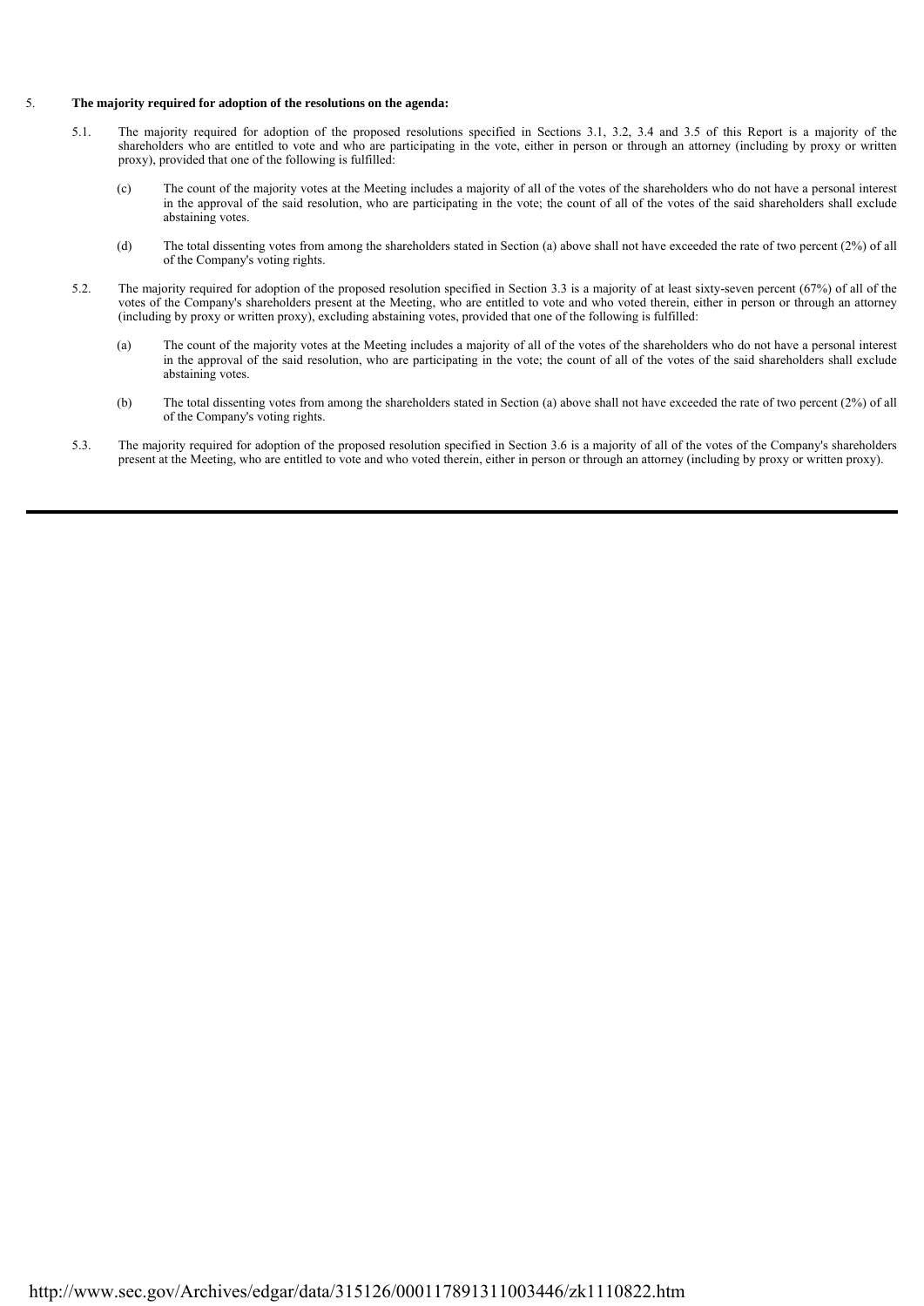5. **The majority required for adoption of the resolutions on the agenda:**

5.1. The majority required for adoption of the proposed resolutions specified in Sections 3.1, 3.2, 3.4 and 3.5 of this Report is a majority of the shareholders who are entitled to vote and who are participating in the vote, either in person or through an attorney (including by proxy or written proxy), provided that one of the following is fulfilled:

(c) The count of the majority votes at the Meeting includes a majority of all of the votes of the shareholders who do not have a personal interest in the approval of the said resolution, who are participating in the vote; the count of all of the votes of the said shareholders shall exclude abstaining votes.

(d) The total dissenting votes from among the shareholders stated in Section (a) above shall not have exceeded the rate of two percent (2%) of all of the Company's voting rights.

5.2. The majority required for adoption of the proposed resolution specified in Section 3.3 is a majority of at least sixty-seven percent (67%) of all of the votes of the Company's shareholders present at the Meeting, who are entitled to vote and who voted therein, either in person or through an attorney (including by proxy or written proxy), excluding abstaining votes, provided that one of the following is fulfilled:

(a) The count of the majority votes at the Meeting includes a majority of all of the votes of the shareholders who do not have a personal interest in the approval of the said resolution, who are participating in the vote; the count of all of the votes of the said shareholders shall exclude abstaining votes.

(b) The total dissenting votes from among the shareholders stated in Section (a) above shall not have exceeded the rate of two percent (2%) of all of the Company's voting rights.

5.3. The majority required for adoption of the proposed resolution specified in Section 3.6 is a majority of all of the votes of the Company's shareholders present at the Meeting, who are entitled to vote and who voted therein, either in person or through an attorney (including by proxy or written proxy).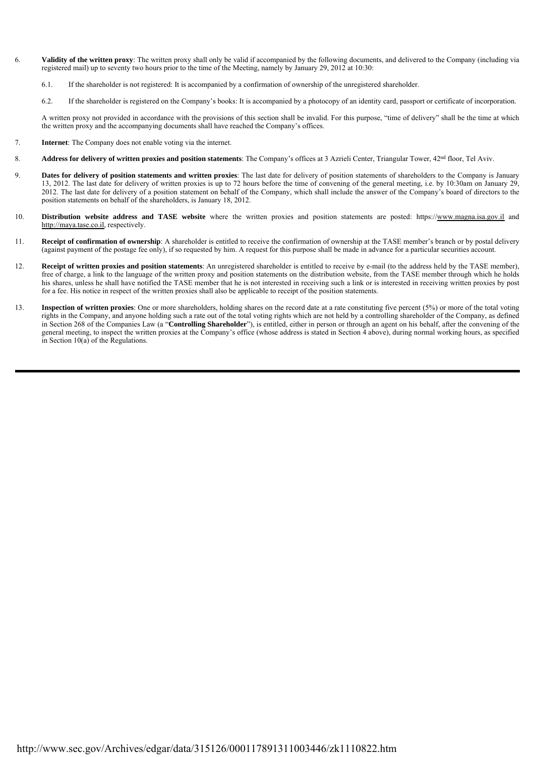6. **Validity of the written proxy**: The written proxy shall only be valid if accompanied by the following documents, and delivered to the Company (including via registered mail) up to seventy two hours prior to the time of the Meeting, namely by January 29, 2012 at 10:30:

   6.1. If the shareholder is not registered: It is accompanied by a confirmation of ownership of the unregistered shareholder.

   6.2. If the shareholder is registered on the Company's books: It is accompanied by a photocopy of an identity card, passport or certificate of incorporation.

   A written proxy not provided in accordance with the provisions of this section shall be invalid. For this purpose, "time of delivery" shall be the time at which the written proxy and the accompanying documents shall have reached the Company's offices.

7. **Internet**: The Company does not enable voting via the internet.

8. **Address for delivery of written proxies and position statements**: The Company's offices at 3 Azrieli Center, Triangular Tower, 42nd floor, Tel Aviv.

9. **Dates for delivery of position statements and written proxies**: The last date for delivery of position statements of shareholders to the Company is January 13, 2012. The last date for delivery of written proxies is up to 72 hours before the time of convening of the general meeting, i.e. by 10:30am on January 29, 2012. The last date for delivery of a position statement on behalf of the Company, which shall include the answer of the Company's board of directors to the position statements on behalf of the shareholders, is January 18, 2012.

10. **Distribution website address and TASE website** where the written proxies and position statements are posted: https://www.magna.isa.gov.il and http://maya.tase.co.il, respectively.

11. **Receipt of confirmation of ownership**: A shareholder is entitled to receive the confirmation of ownership at the TASE member's branch or by postal delivery (against payment of the postage fee only), if so requested by him. A request for this purpose shall be made in advance for a particular securities account.

12. **Receipt of written proxies and position statements**: An unregistered shareholder is entitled to receive by e-mail (to the address held by the TASE member), free of charge, a link to the language of the written proxy and position statements on the distribution website, from the TASE member through which he holds his shares, unless he shall have notified the TASE member that he is not interested in receiving such a link or is interested in receiving written proxies by post for a fee. His notice in respect of the written proxies shall also be applicable to receipt of the position statements.

13. **Inspection of written proxies**: One or more shareholders, holding shares on the record date at a rate constituting five percent (5%) or more of the total voting rights in the Company, and anyone holding such a rate out of the total voting rights which are not held by a controlling shareholder of the Company, as defined in Section 268 of the Companies Law (a "**Controlling Shareholder**"), is entitled, either in person or through an agent on his behalf, after the convening of the general meeting, to inspect the written proxies at the Company's office (whose address is stated in Section 4 above), during normal working hours, as specified in Section 10(a) of the Regulations.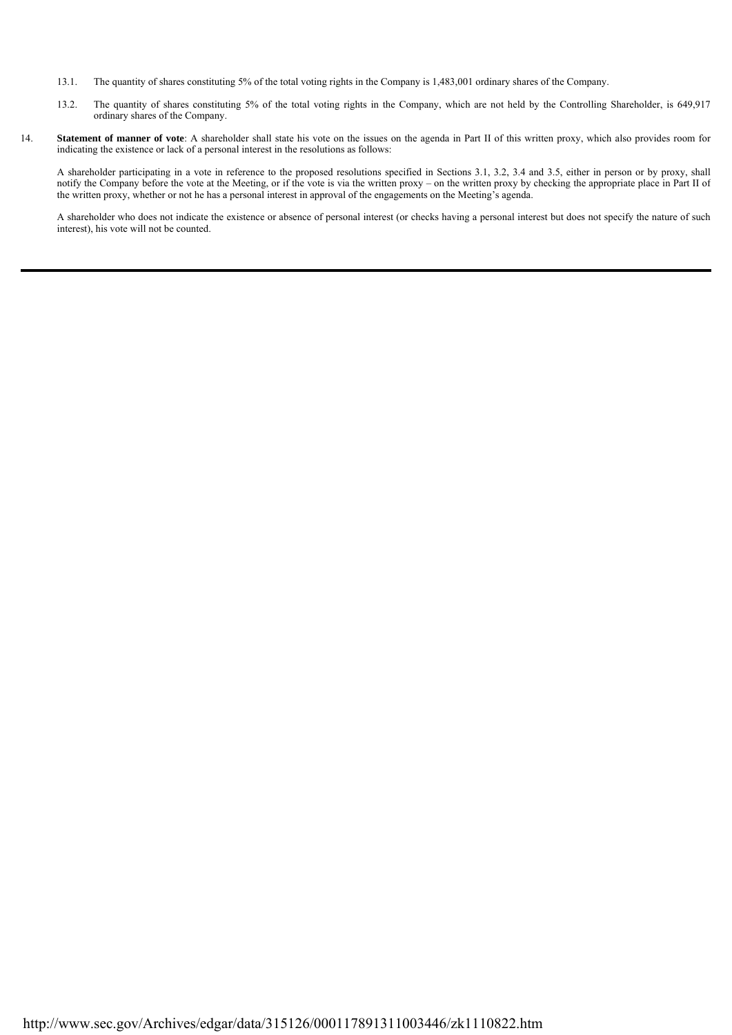13.1. The quantity of shares constituting 5% of the total voting rights in the Company is 1,483,001 ordinary shares of the Company.

13.2. The quantity of shares constituting 5% of the total voting rights in the Company, which are not held by the Controlling Shareholder, is 649,917 ordinary shares of the Company.

14. **Statement of manner of vote**: A shareholder shall state his vote on the issues on the agenda in Part II of this written proxy, which also provides room for indicating the existence or lack of a personal interest in the resolutions as follows:

A shareholder participating in a vote in reference to the proposed resolutions specified in Sections 3.1, 3.2, 3.4 and 3.5, either in person or by proxy, shall notify the Company before the vote at the Meeting, or if the vote is via the written proxy – on the written proxy by checking the appropriate place in Part II of the written proxy, whether or not he has a personal interest in approval of the engagements on the Meeting's agenda.

A shareholder who does not indicate the existence or absence of personal interest (or checks having a personal interest but does not specify the nature of such interest), his vote will not be counted.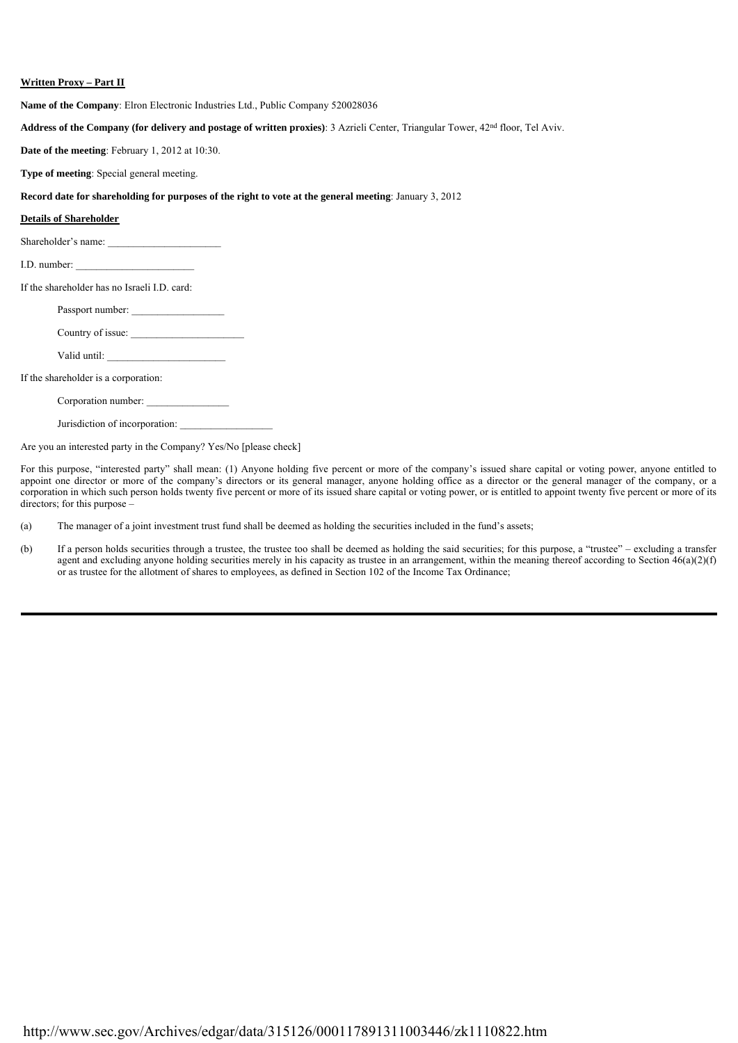**Written Proxy – Part II**

**Name of the Company**: Elron Electronic Industries Ltd., Public Company 520028036

**Address of the Company (for delivery and postage of written proxies)**: 3 Azrieli Center, Triangular Tower, 42[nd] floor, Tel Aviv.

**Date of the meeting**: February 1, 2012 at 10:30.

**Type of meeting**: Special general meeting.

**Record date for shareholding for purposes of the right to vote at the general meeting**: January 3, 2012

**Details of Shareholder**

Shareholder's name: ______________________

I.D. number: _______________________

If the shareholder has no Israeli I.D. card:

Passport number: __________________

Country of issue: ______________________

Valid until: _______________________

If the shareholder is a corporation:

Corporation number: ________________

Jurisdiction of incorporation: __________________

Are you an interested party in the Company? Yes/No [please check]

For this purpose, "interested party" shall mean: (1) Anyone holding five percent or more of the company's issued share capital or voting power, anyone entitled to appoint one director or more of the company's directors or its general manager, anyone holding office as a director or the general manager of the company, or a corporation in which such person holds twenty five percent or more of its issued share capital or voting power, or is entitled to appoint twenty five percent or more of its directors; for this purpose –

(a) The manager of a joint investment trust fund shall be deemed as holding the securities included in the fund's assets;

(b) If a person holds securities through a trustee, the trustee too shall be deemed as holding the said securities; for this purpose, a "trustee" – excluding a transfer agent and excluding anyone holding securities merely in his capacity as trustee in an arrangement, within the meaning thereof according to Section 46(a)(2)(f) or as trustee for the allotment of shares to employees, as defined in Section 102 of the Income Tax Ordinance;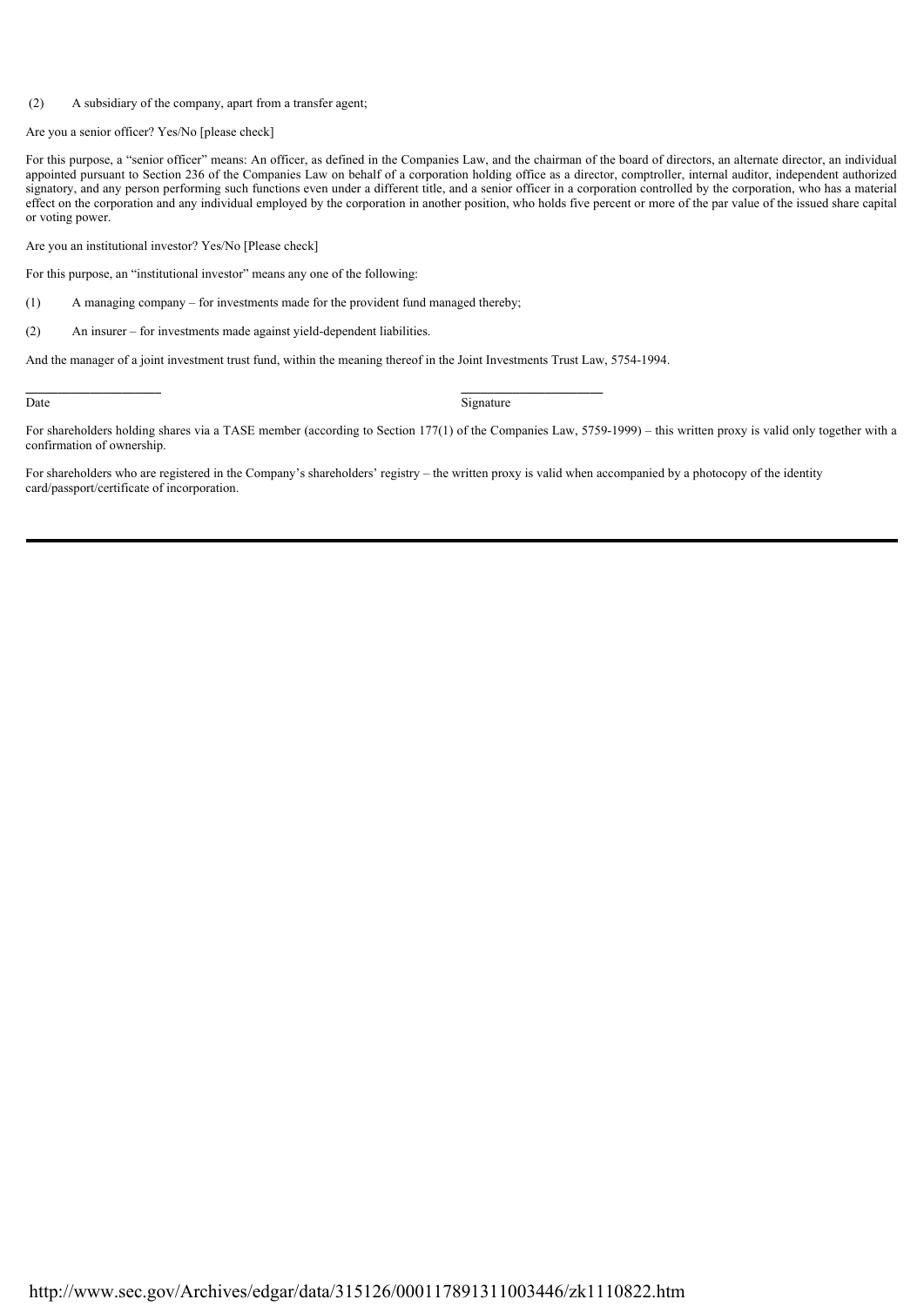(2) A subsidiary of the company, apart from a transfer agent;

Are you a senior officer? Yes/No [please check]

For this purpose, a "senior officer" means: An officer, as defined in the Companies Law, and the chairman of the board of directors, an alternate director, an individual appointed pursuant to Section 236 of the Companies Law on behalf of a corporation holding office as a director, comptroller, internal auditor, independent authorized signatory, and any person performing such functions even under a different title, and a senior officer in a corporation controlled by the corporation, who has a material effect on the corporation and any individual employed by the corporation in another position, who holds five percent or more of the par value of the issued share capital or voting power.

Are you an institutional investor? Yes/No [Please check]

For this purpose, an "institutional investor" means any one of the following:

(1) A managing company – for investments made for the provident fund managed thereby;

(2) An insurer – for investments made against yield-dependent liabilities.

And the manager of a joint investment trust fund, within the meaning thereof in the Joint Investments Trust Law, 5754-1994.

\_\_\_\_\_\_\_\_\_\_\_\_\_\_\_\_\_\_\_\_ \_\_\_\_\_\_\_\_\_\_\_\_\_\_\_\_\_\_\_\_
Date Signature

For shareholders holding shares via a TASE member (according to Section 177(1) of the Companies Law, 5759-1999) – this written proxy is valid only together with a confirmation of ownership.

For shareholders who are registered in the Company's shareholders' registry – the written proxy is valid when accompanied by a photocopy of the identity card/passport/certificate of incorporation.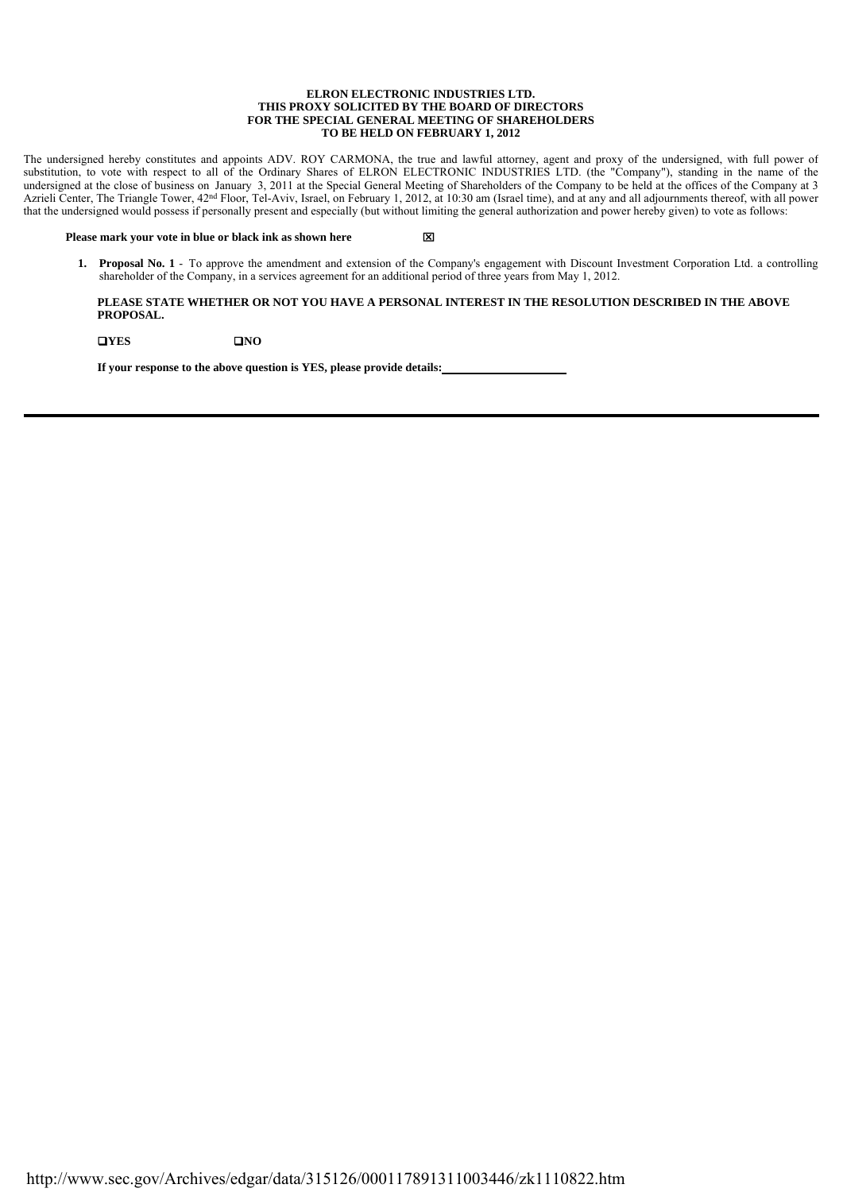**ELRON ELECTRONIC INDUSTRIES LTD.**
**THIS PROXY SOLICITED BY THE BOARD OF DIRECTORS**
**FOR THE SPECIAL GENERAL MEETING OF SHAREHOLDERS**
**TO BE HELD ON FEBRUARY 1, 2012**

The undersigned hereby constitutes and appoints ADV. ROY CARMONA, the true and lawful attorney, agent and proxy of the undersigned, with full power of substitution, to vote with respect to all of the Ordinary Shares of ELRON ELECTRONIC INDUSTRIES LTD. (the "Company"), standing in the name of the undersigned at the close of business on January 3, 2011 at the Special General Meeting of Shareholders of the Company to be held at the offices of the Company at 3 Azrieli Center, The Triangle Tower, 42nd Floor, Tel-Aviv, Israel, on February 1, 2012, at 10:30 am (Israel time), and at any and all adjournments thereof, with all power that the undersigned would possess if personally present and especially (but without limiting the general authorization and power hereby given) to vote as follows:

**Please mark your vote in blue or black ink as shown here** ☒

1. **Proposal No. 1** - To approve the amendment and extension of the Company's engagement with Discount Investment Corporation Ltd. a controlling shareholder of the Company, in a services agreement for an additional period of three years from May 1, 2012.

**PLEASE STATE WHETHER OR NOT YOU HAVE A PERSONAL INTEREST IN THE RESOLUTION DESCRIBED IN THE ABOVE PROPOSAL.**

❑ **YES** ❑ **NO**

**If your response to the above question is YES, please provide details:**\_\_\_\_\_\_\_\_\_\_\_\_\_\_\_\_\_\_\_\_

---

http://www.sec.gov/Archives/edgar/data/315126/000117891311003446/zk1110822.htm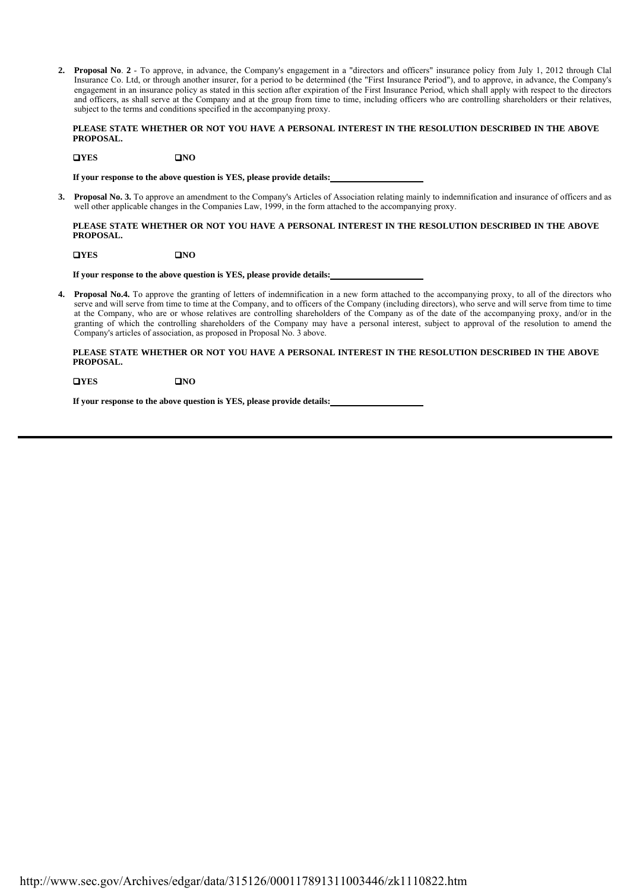2. **Proposal No**. **2** - To approve, in advance, the Company's engagement in a "directors and officers" insurance policy from July 1, 2012 through Clal Insurance Co. Ltd, or through another insurer, for a period to be determined (the "First Insurance Period"), and to approve, in advance, the Company's engagement in an insurance policy as stated in this section after expiration of the First Insurance Period, which shall apply with respect to the directors and officers, as shall serve at the Company and at the group from time to time, including officers who are controlling shareholders or their relatives, subject to the terms and conditions specified in the accompanying proxy.

   **PLEASE STATE WHETHER OR NOT YOU HAVE A PERSONAL INTEREST IN THE RESOLUTION DESCRIBED IN THE ABOVE PROPOSAL.**

   ❑**YES** ❑**NO**

   **If your response to the above question is YES, please provide details:**\_\_\_\_\_\_\_\_\_\_\_\_\_\_\_\_\_\_\_\_

3. **Proposal No. 3.** To approve an amendment to the Company's Articles of Association relating mainly to indemnification and insurance of officers and as well other applicable changes in the Companies Law, 1999, in the form attached to the accompanying proxy.

   **PLEASE STATE WHETHER OR NOT YOU HAVE A PERSONAL INTEREST IN THE RESOLUTION DESCRIBED IN THE ABOVE PROPOSAL.**

   ❑**YES** ❑**NO**

   **If your response to the above question is YES, please provide details:**\_\_\_\_\_\_\_\_\_\_\_\_\_\_\_\_\_\_\_\_

4. **Proposal No.4.** To approve the granting of letters of indemnification in a new form attached to the accompanying proxy, to all of the directors who serve and will serve from time to time at the Company, and to officers of the Company (including directors), who serve and will serve from time to time at the Company, who are or whose relatives are controlling shareholders of the Company as of the date of the accompanying proxy, and/or in the granting of which the controlling shareholders of the Company may have a personal interest, subject to approval of the resolution to amend the Company's articles of association, as proposed in Proposal No. 3 above.

   **PLEASE STATE WHETHER OR NOT YOU HAVE A PERSONAL INTEREST IN THE RESOLUTION DESCRIBED IN THE ABOVE PROPOSAL.**

   ❑**YES** ❑**NO**

   **If your response to the above question is YES, please provide details:**\_\_\_\_\_\_\_\_\_\_\_\_\_\_\_\_\_\_\_\_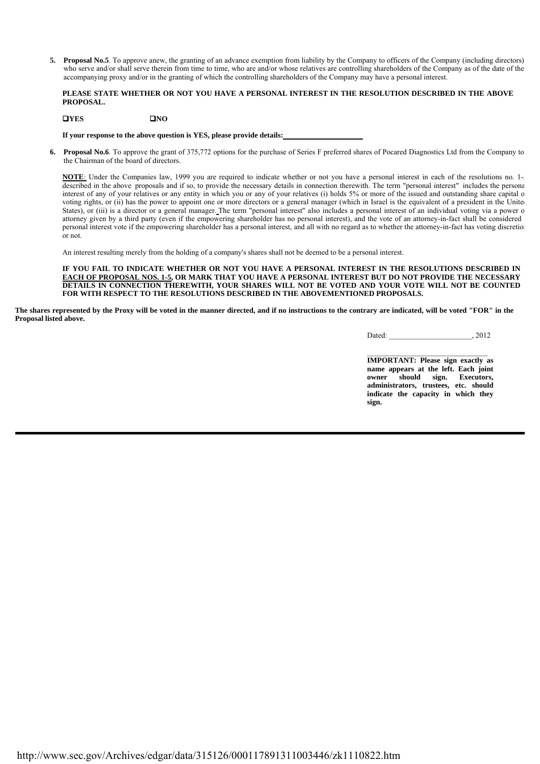5. **Proposal No.5**. To approve anew, the granting of an advance exemption from liability by the Company to officers of the Company (including directors) who serve and/or shall serve therein from time to time, who are and/or whose relatives are controlling shareholders of the Company as of the date of the accompanying proxy and/or in the granting of which the controlling shareholders of the Company may have a personal interest.

   **PLEASE STATE WHETHER OR NOT YOU HAVE A PERSONAL INTEREST IN THE RESOLUTION DESCRIBED IN THE ABOVE PROPOSAL.**

   ❑**YES** ❑**NO**

   **If your response to the above question is YES, please provide details:**\_\_\_\_\_\_\_\_\_\_\_\_\_\_\_\_\_\_\_\_

6. **Proposal No.6**. To approve the grant of 375,772 options for the purchase of Series F preferred shares of Pocared Diagnostics Ltd from the Company to the Chairman of the board of directors.

   **NOTE**: Under the Companies law, 1999 you are required to indicate whether or not you have a personal interest in each of the resolutions no. 1-5 described in the above proposals and if so, to provide the necessary details in connection therewith. The term "personal interest" includes the personal interest of any of your relatives or any entity in which you or any of your relatives (i) holds 5% or more of the issued and outstanding share capital or voting rights, or (ii) has the power to appoint one or more directors or a general manager (which in Israel is the equivalent of a president in the United States), or (iii) is a director or a general manager. The term "personal interest" also includes a personal interest of an individual voting via a power of attorney given by a third party (even if the empowering shareholder has no personal interest), and the vote of an attorney-in-fact shall be considered a personal interest vote if the empowering shareholder has a personal interest, and all with no regard as to whether the attorney-in-fact has voting discretion or not.

   An interest resulting merely from the holding of a company's shares shall not be deemed to be a personal interest.

   **IF YOU FAIL TO INDICATE WHETHER OR NOT YOU HAVE A PERSONAL INTEREST IN THE RESOLUTIONS DESCRIBED IN EACH OF PROPOSAL NOS. 1-5, OR MARK THAT YOU HAVE A PERSONAL INTEREST BUT DO NOT PROVIDE THE NECESSARY DETAILS IN CONNECTION THEREWITH, YOUR SHARES WILL NOT BE VOTED AND YOUR VOTE WILL NOT BE COUNTED FOR WITH RESPECT TO THE RESOLUTIONS DESCRIBED IN THE ABOVEMENTIONED PROPOSALS.**

**The shares represented by the Proxy will be voted in the manner directed, and if no instructions to the contrary are indicated, will be voted "FOR" in the Proposal listed above.**

Dated: \_\_\_\_\_\_\_\_\_\_\_\_\_\_\_\_\_\_\_\_\_\_, 2012

\_\_\_\_\_\_\_\_\_\_\_\_\_\_\_\_\_\_\_\_\_\_\_\_\_\_\_\_\_\_\_\_

**IMPORTANT: Please sign exactly as name appears at the left. Each joint owner should sign. Executors, administrators, trustees, etc. should indicate the capacity in which they sign.**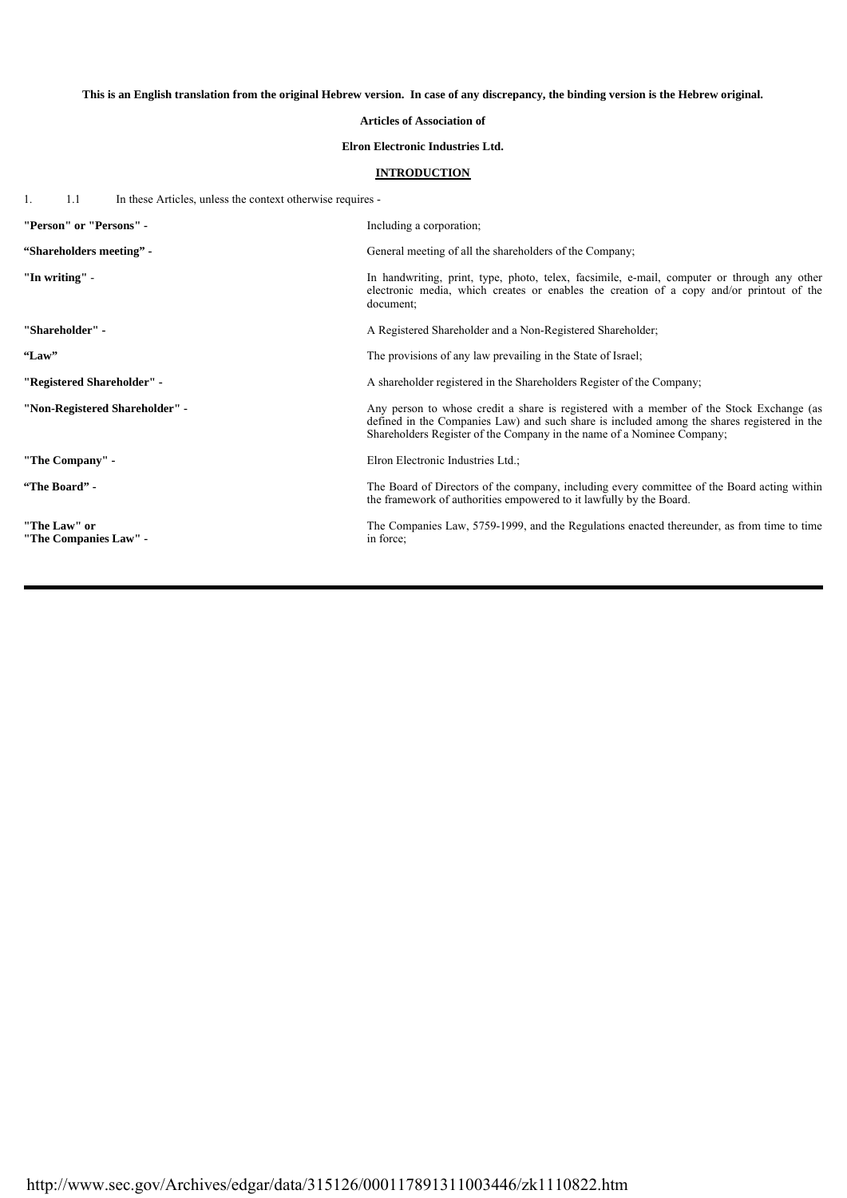**This is an English translation from the original Hebrew version. In case of any discrepancy, the binding version is the Hebrew original.**

**Articles of Association of**

**Elron Electronic Industries Ltd.**

## INTRODUCTION

1. 1.1 In these Articles, unless the context otherwise requires -

| | |
|---|---|
| **"Person" or "Persons"** - | Including a corporation; |
| **"Shareholders meeting" -** | General meeting of all the shareholders of the Company; |
| **"In writing"** - | In handwriting, print, type, photo, telex, facsimile, e-mail, computer or through any other electronic media, which creates or enables the creation of a copy and/or printout of the document; |
| **"Shareholder" -** | A Registered Shareholder and a Non-Registered Shareholder; |
| **"Law"** | The provisions of any law prevailing in the State of Israel; |
| **"Registered Shareholder" -** | A shareholder registered in the Shareholders Register of the Company; |
| **"Non-Registered Shareholder" -** | Any person to whose credit a share is registered with a member of the Stock Exchange (as defined in the Companies Law) and such share is included among the shares registered in the Shareholders Register of the Company in the name of a Nominee Company; |
| **"The Company" -** | Elron Electronic Industries Ltd.; |
| **"The Board" -** | The Board of Directors of the company, including every committee of the Board acting within the framework of authorities empowered to it lawfully by the Board. |
| **"The Law" or "The Companies Law" -** | The Companies Law, 5759-1999, and the Regulations enacted thereunder, as from time to time in force; |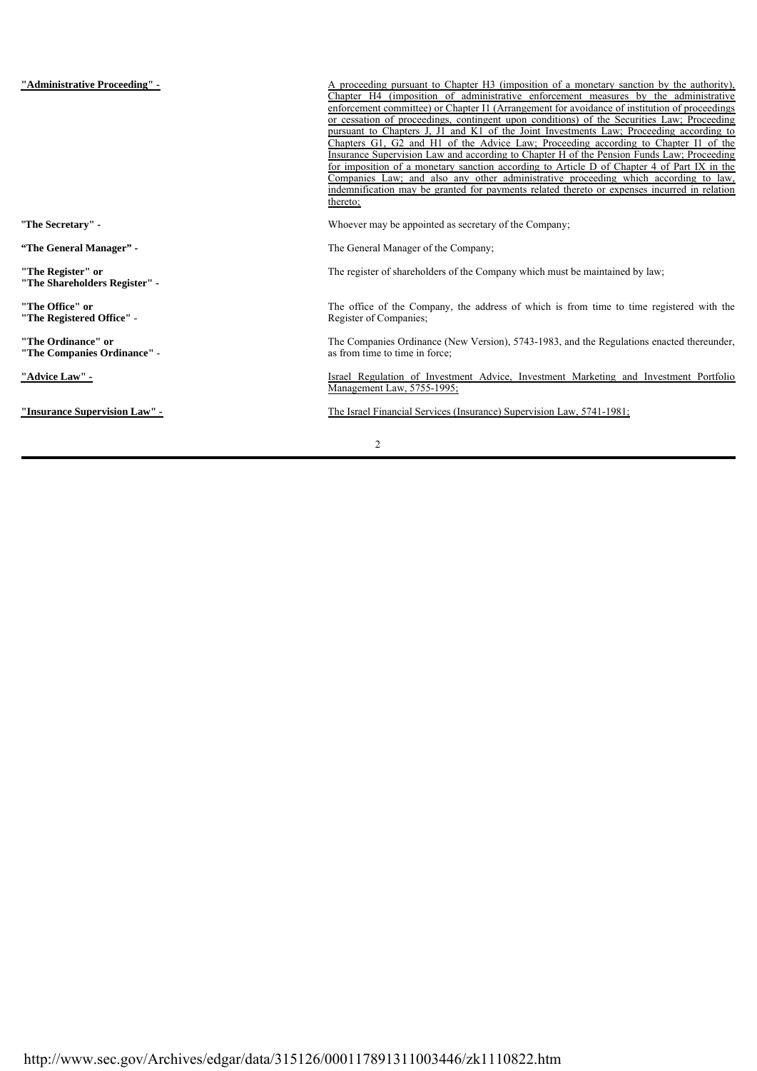| | |
|---|---|
| **"Administrative Proceeding" -** | A proceeding pursuant to Chapter H3 (imposition of a monetary sanction by the authority), Chapter H4 (imposition of administrative enforcement measures by the administrative enforcement committee) or Chapter I1 (Arrangement for avoidance of institution of proceedings or cessation of proceedings, contingent upon conditions) of the Securities Law; Proceeding pursuant to Chapters J, J1 and K1 of the Joint Investments Law; Proceeding according to Chapters G1, G2 and H1 of the Advice Law; Proceeding according to Chapter I1 of the Insurance Supervision Law and according to Chapter H of the Pension Funds Law; Proceeding for imposition of a monetary sanction according to Article D of Chapter 4 of Part IX in the Companies Law; and also any other administrative proceeding which according to law, indemnification may be granted for payments related thereto or expenses incurred in relation thereto; |
| **"The Secretary" -** | Whoever may be appointed as secretary of the Company; |
| **"The General Manager" -** | The General Manager of the Company; |
| **"The Register" or "The Shareholders Register" -** | The register of shareholders of the Company which must be maintained by law; |
| **"The Office" or "The Registered Office" -** | The office of the Company, the address of which is from time to time registered with the Register of Companies; |
| **"The Ordinance" or "The Companies Ordinance" -** | The Companies Ordinance (New Version), 5743-1983, and the Regulations enacted thereunder, as from time to time in force; |
| **"Advice Law" -** | Israel Regulation of Investment Advice, Investment Marketing and Investment Portfolio Management Law, 5755-1995; |
| **"Insurance Supervision Law" -** | The Israel Financial Services (Insurance) Supervision Law, 5741-1981; |

http://www.sec.gov/Archives/edgar/data/315126/000117891311003446/zk1110822.htm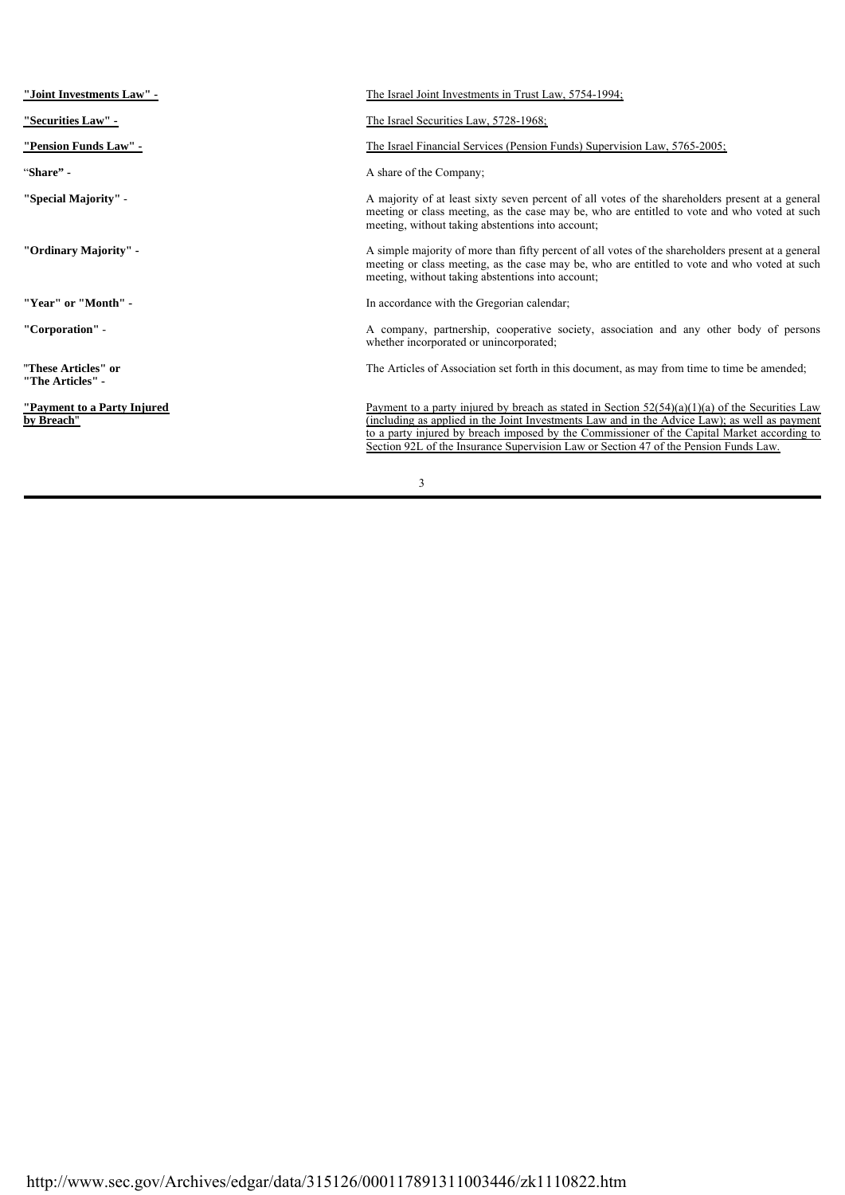| | |
|---|---|
| **"Joint Investments Law" -** | The Israel Joint Investments in Trust Law, 5754-1994; |
| **"Securities Law" -** | The Israel Securities Law, 5728-1968; |
| **"Pension Funds Law" -** | The Israel Financial Services (Pension Funds) Supervision Law, 5765-2005; |
| **"Share" -** | A share of the Company; |
| **"Special Majority" -** | A majority of at least sixty seven percent of all votes of the shareholders present at a general meeting or class meeting, as the case may be, who are entitled to vote and who voted at such meeting, without taking abstentions into account; |
| **"Ordinary Majority" -** | A simple majority of more than fifty percent of all votes of the shareholders present at a general meeting or class meeting, as the case may be, who are entitled to vote and who voted at such meeting, without taking abstentions into account; |
| **"Year" or "Month" -** | In accordance with the Gregorian calendar; |
| **"Corporation" -** | A company, partnership, cooperative society, association and any other body of persons whether incorporated or unincorporated; |
| **"These Articles" or "The Articles" -** | The Articles of Association set forth in this document, as may from time to time be amended; |
| **"Payment to a Party Injured by Breach"** | Payment to a party injured by breach as stated in Section 52(54)(a)(1)(a) of the Securities Law (including as applied in the Joint Investments Law and in the Advice Law); as well as payment to a party injured by breach imposed by the Commissioner of the Capital Market according to Section 92L of the Insurance Supervision Law or Section 47 of the Pension Funds Law. |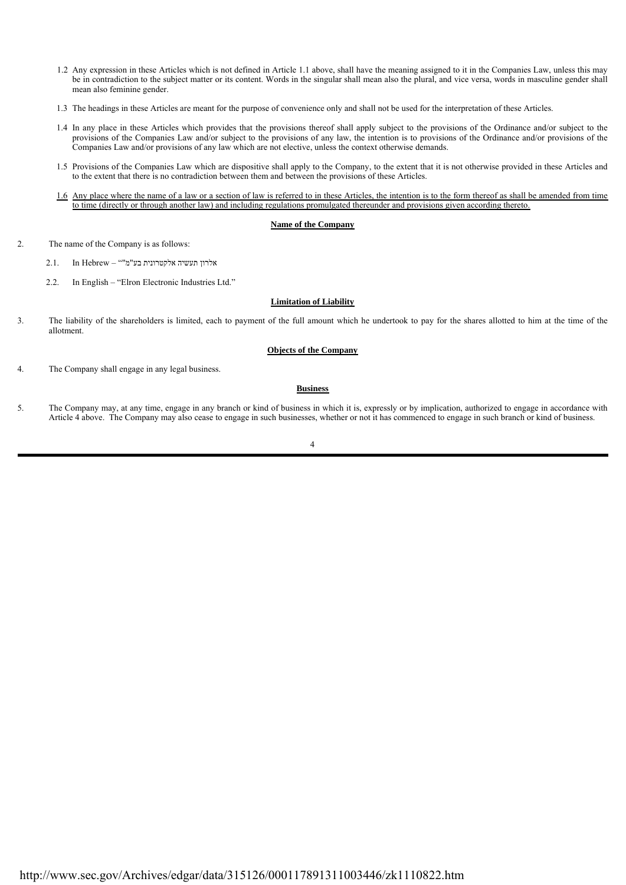1.2 Any expression in these Articles which is not defined in Article 1.1 above, shall have the meaning assigned to it in the Companies Law, unless this may be in contradiction to the subject matter or its content. Words in the singular shall mean also the plural, and vice versa, words in masculine gender shall mean also feminine gender.

1.3 The headings in these Articles are meant for the purpose of convenience only and shall not be used for the interpretation of these Articles.

1.4 In any place in these Articles which provides that the provisions thereof shall apply subject to the provisions of the Ordinance and/or subject to the provisions of the Companies Law and/or subject to the provisions of any law, the intention is to provisions of the Ordinance and/or provisions of the Companies Law and/or provisions of any law which are not elective, unless the context otherwise demands.

1.5 Provisions of the Companies Law which are dispositive shall apply to the Company, to the extent that it is not otherwise provided in these Articles and to the extent that there is no contradiction between them and between the provisions of these Articles.

1.6 Any place where the name of a law or a section of law is referred to in these Articles, the intention is to the form thereof as shall be amended from time to time (directly or through another law) and including regulations promulgated thereunder and provisions given according thereto.

**Name of the Company**

2. The name of the Company is as follows:

   2.1. In Hebrew – "אלרון תעשיה אלקטרונית בע"מ"

   2.2. In English – "Elron Electronic Industries Ltd."

**Limitation of Liability**

3. The liability of the shareholders is limited, each to payment of the full amount which he undertook to pay for the shares allotted to him at the time of the allotment.

**Objects of the Company**

4. The Company shall engage in any legal business.

**Business**

5. The Company may, at any time, engage in any branch or kind of business in which it is, expressly or by implication, authorized to engage in accordance with Article 4 above. The Company may also cease to engage in such businesses, whether or not it has commenced to engage in such branch or kind of business.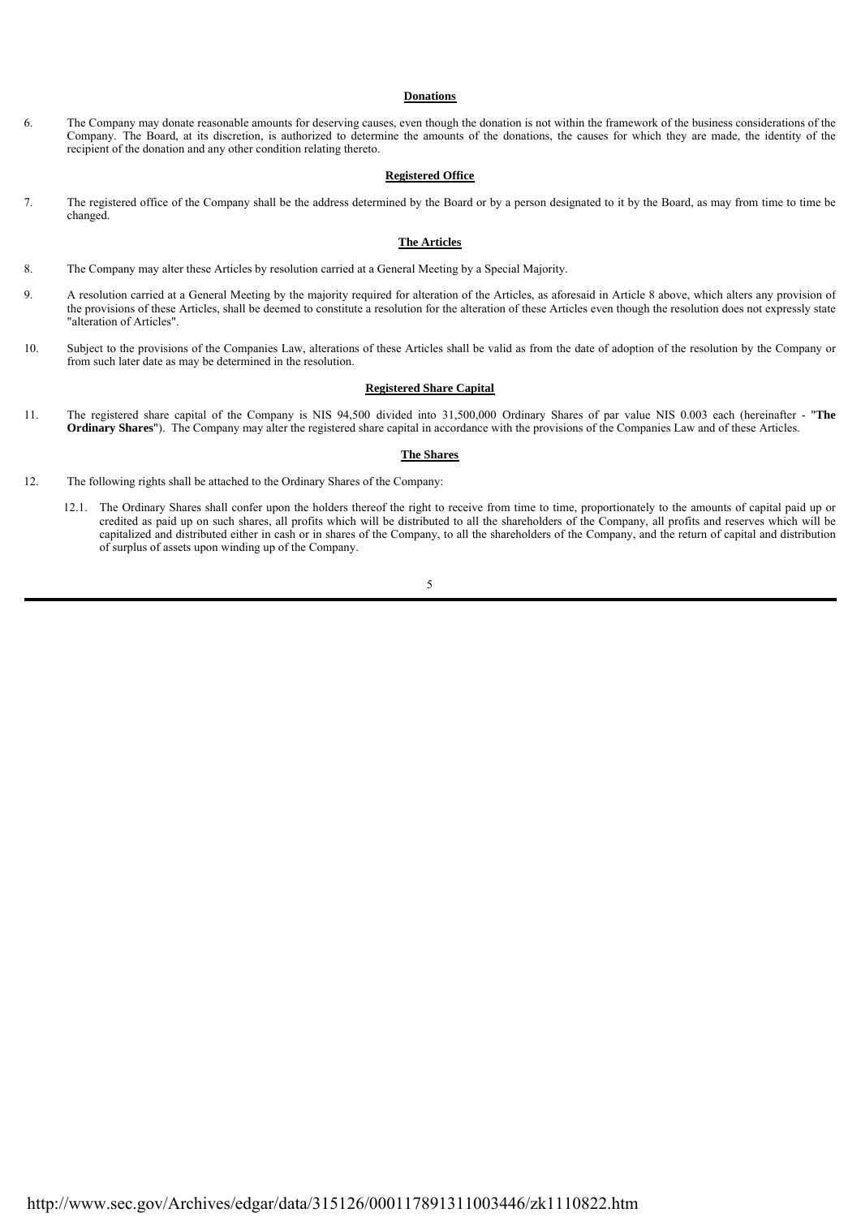**Donations**

6. The Company may donate reasonable amounts for deserving causes, even though the donation is not within the framework of the business considerations of the Company. The Board, at its discretion, is authorized to determine the amounts of the donations, the causes for which they are made, the identity of the recipient of the donation and any other condition relating thereto.

**Registered Office**

7. The registered office of the Company shall be the address determined by the Board or by a person designated to it by the Board, as may from time to time be changed.

**The Articles**

8. The Company may alter these Articles by resolution carried at a General Meeting by a Special Majority.

9. A resolution carried at a General Meeting by the majority required for alteration of the Articles, as aforesaid in Article 8 above, which alters any provision of the provisions of these Articles, shall be deemed to constitute a resolution for the alteration of these Articles even though the resolution does not expressly state "alteration of Articles".

10. Subject to the provisions of the Companies Law, alterations of these Articles shall be valid as from the date of adoption of the resolution by the Company or from such later date as may be determined in the resolution.

**Registered Share Capital**

11. The registered share capital of the Company is NIS 94,500 divided into 31,500,000 Ordinary Shares of par value NIS 0.003 each (hereinafter - "**The Ordinary Shares**"). The Company may alter the registered share capital in accordance with the provisions of the Companies Law and of these Articles.

**The Shares**

12. The following rights shall be attached to the Ordinary Shares of the Company:

 12.1. The Ordinary Shares shall confer upon the holders thereof the right to receive from time to time, proportionately to the amounts of capital paid up or credited as paid up on such shares, all profits which will be distributed to all the shareholders of the Company, all profits and reserves which will be capitalized and distributed either in cash or in shares of the Company, to all the shareholders of the Company, and the return of capital and distribution of surplus of assets upon winding up of the Company.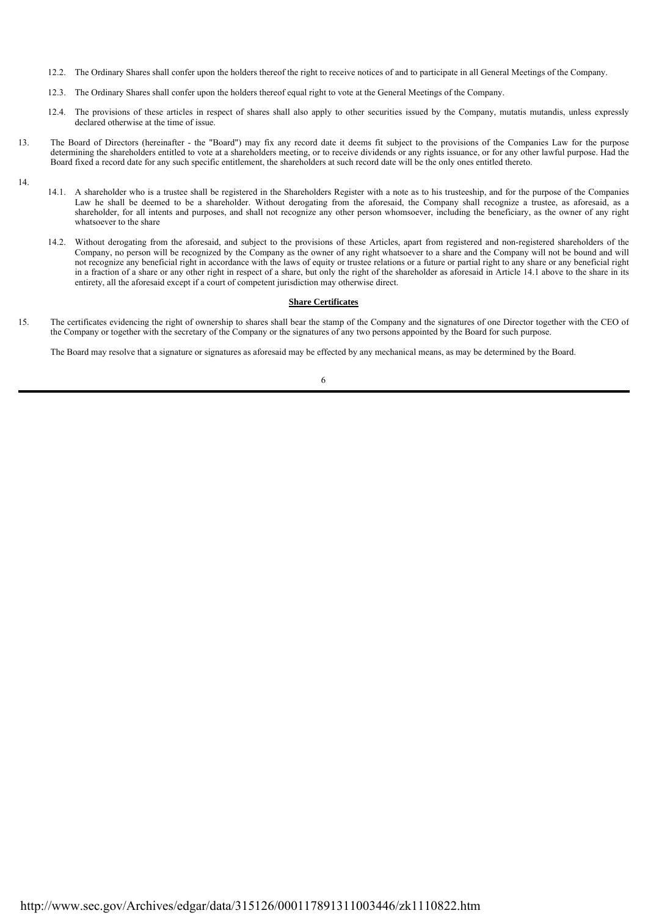12.2. The Ordinary Shares shall confer upon the holders thereof the right to receive notices of and to participate in all General Meetings of the Company.

12.3. The Ordinary Shares shall confer upon the holders thereof equal right to vote at the General Meetings of the Company.

12.4. The provisions of these articles in respect of shares shall also apply to other securities issued by the Company, mutatis mutandis, unless expressly declared otherwise at the time of issue.

13. The Board of Directors (hereinafter - the "Board") may fix any record date it deems fit subject to the provisions of the Companies Law for the purpose determining the shareholders entitled to vote at a shareholders meeting, or to receive dividends or any rights issuance, or for any other lawful purpose. Had the Board fixed a record date for any such specific entitlement, the shareholders at such record date will be the only ones entitled thereto.

14.

14.1. A shareholder who is a trustee shall be registered in the Shareholders Register with a note as to his trusteeship, and for the purpose of the Companies Law he shall be deemed to be a shareholder. Without derogating from the aforesaid, the Company shall recognize a trustee, as aforesaid, as a shareholder, for all intents and purposes, and shall not recognize any other person whomsoever, including the beneficiary, as the owner of any right whatsoever to the share

14.2. Without derogating from the aforesaid, and subject to the provisions of these Articles, apart from registered and non-registered shareholders of the Company, no person will be recognized by the Company as the owner of any right whatsoever to a share and the Company will not be bound and will not recognize any beneficial right in accordance with the laws of equity or trustee relations or a future or partial right to any share or any beneficial right in a fraction of a share or any other right in respect of a share, but only the right of the shareholder as aforesaid in Article 14.1 above to the share in its entirety, all the aforesaid except if a court of competent jurisdiction may otherwise direct.

**Share Certificates**

15. The certificates evidencing the right of ownership to shares shall bear the stamp of the Company and the signatures of one Director together with the CEO of the Company or together with the secretary of the Company or the signatures of any two persons appointed by the Board for such purpose.

The Board may resolve that a signature or signatures as aforesaid may be effected by any mechanical means, as may be determined by the Board.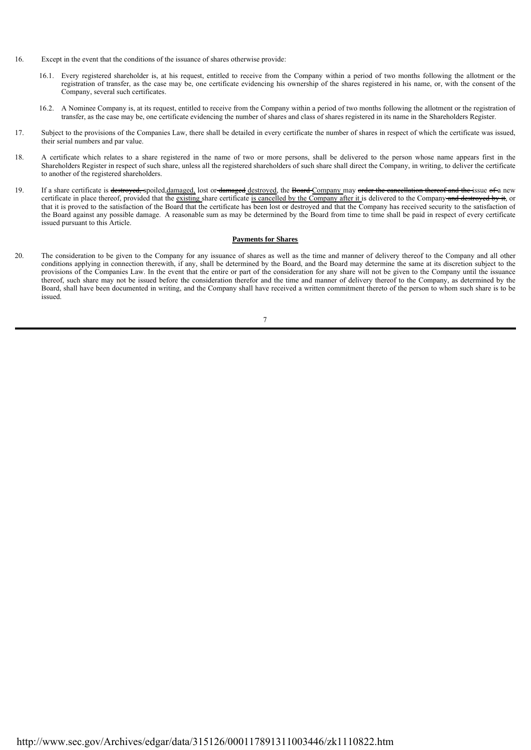16. Except in the event that the conditions of the issuance of shares otherwise provide:

    16.1. Every registered shareholder is, at his request, entitled to receive from the Company within a period of two months following the allotment or the registration of transfer, as the case may be, one certificate evidencing his ownership of the shares registered in his name, or, with the consent of the Company, several such certificates.

    16.2. A Nominee Company is, at its request, entitled to receive from the Company within a period of two months following the allotment or the registration of transfer, as the case may be, one certificate evidencing the number of shares and class of shares registered in its name in the Shareholders Register.

17. Subject to the provisions of the Companies Law, there shall be detailed in every certificate the number of shares in respect of which the certificate was issued, their serial numbers and par value.

18. A certificate which relates to a share registered in the name of two or more persons, shall be delivered to the person whose name appears first in the Shareholders Register in respect of such share, unless all the registered shareholders of such share shall direct the Company, in writing, to deliver the certificate to another of the registered shareholders.

19. If a share certificate is ~~destroyed,~~ spoiled,<u>damaged,</u> lost or ~~damaged~~ <u>destroyed</u>, the ~~Board~~ <u>Company</u> may ~~order the cancellation thereof and the~~ issue ~~of~~ a new certificate in place thereof, provided that the <u>existing</u> share certificate <u>is cancelled by the Company after it</u> is delivered to the Company ~~and destroyed by it~~, or that it is proved to the satisfaction of the Board that the certificate has been lost or destroyed and that the Company has received security to the satisfaction of the Board against any possible damage. A reasonable sum as may be determined by the Board from time to time shall be paid in respect of every certificate issued pursuant to this Article.

**<u>Payments for Shares</u>**

20. The consideration to be given to the Company for any issuance of shares as well as the time and manner of delivery thereof to the Company and all other conditions applying in connection therewith, if any, shall be determined by the Board, and the Board may determine the same at its discretion subject to the provisions of the Companies Law. In the event that the entire or part of the consideration for any share will not be given to the Company until the issuance thereof, such share may not be issued before the consideration therefor and the time and manner of delivery thereof to the Company, as determined by the Board, shall have been documented in writing, and the Company shall have received a written commitment thereto of the person to whom such share is to be issued.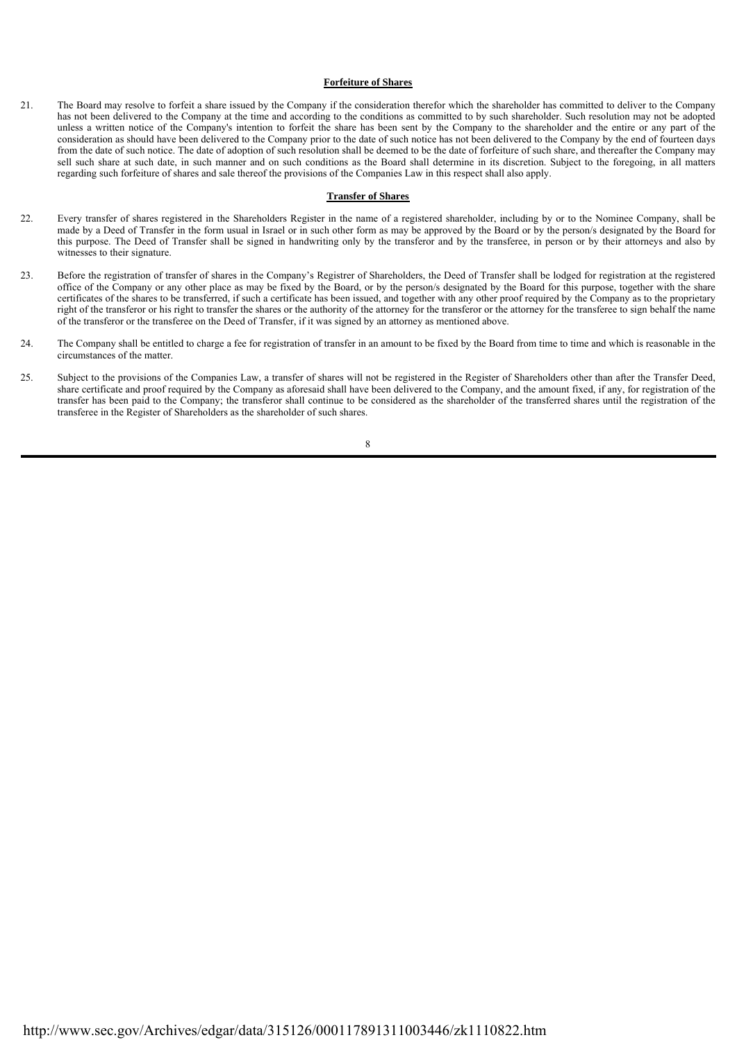**Forfeiture of Shares**

21. The Board may resolve to forfeit a share issued by the Company if the consideration therefor which the shareholder has committed to deliver to the Company has not been delivered to the Company at the time and according to the conditions as committed to by such shareholder. Such resolution may not be adopted unless a written notice of the Company's intention to forfeit the share has been sent by the Company to the shareholder and the entire or any part of the consideration as should have been delivered to the Company prior to the date of such notice has not been delivered to the Company by the end of fourteen days from the date of such notice. The date of adoption of such resolution shall be deemed to be the date of forfeiture of such share, and thereafter the Company may sell such share at such date, in such manner and on such conditions as the Board shall determine in its discretion. Subject to the foregoing, in all matters regarding such forfeiture of shares and sale thereof the provisions of the Companies Law in this respect shall also apply.

**Transfer of Shares**

22. Every transfer of shares registered in the Shareholders Register in the name of a registered shareholder, including by or to the Nominee Company, shall be made by a Deed of Transfer in the form usual in Israel or in such other form as may be approved by the Board or by the person/s designated by the Board for this purpose. The Deed of Transfer shall be signed in handwriting only by the transferor and by the transferee, in person or by their attorneys and also by witnesses to their signature.

23. Before the registration of transfer of shares in the Company's Registrer of Shareholders, the Deed of Transfer shall be lodged for registration at the registered office of the Company or any other place as may be fixed by the Board, or by the person/s designated by the Board for this purpose, together with the share certificates of the shares to be transferred, if such a certificate has been issued, and together with any other proof required by the Company as to the proprietary right of the transferor or his right to transfer the shares or the authority of the attorney for the transferor or the attorney for the transferee to sign behalf the name of the transferor or the transferee on the Deed of Transfer, if it was signed by an attorney as mentioned above.

24. The Company shall be entitled to charge a fee for registration of transfer in an amount to be fixed by the Board from time to time and which is reasonable in the circumstances of the matter.

25. Subject to the provisions of the Companies Law, a transfer of shares will not be registered in the Register of Shareholders other than after the Transfer Deed, share certificate and proof required by the Company as aforesaid shall have been delivered to the Company, and the amount fixed, if any, for registration of the transfer has been paid to the Company; the transferor shall continue to be considered as the shareholder of the transferred shares until the registration of the transferee in the Register of Shareholders as the shareholder of such shares.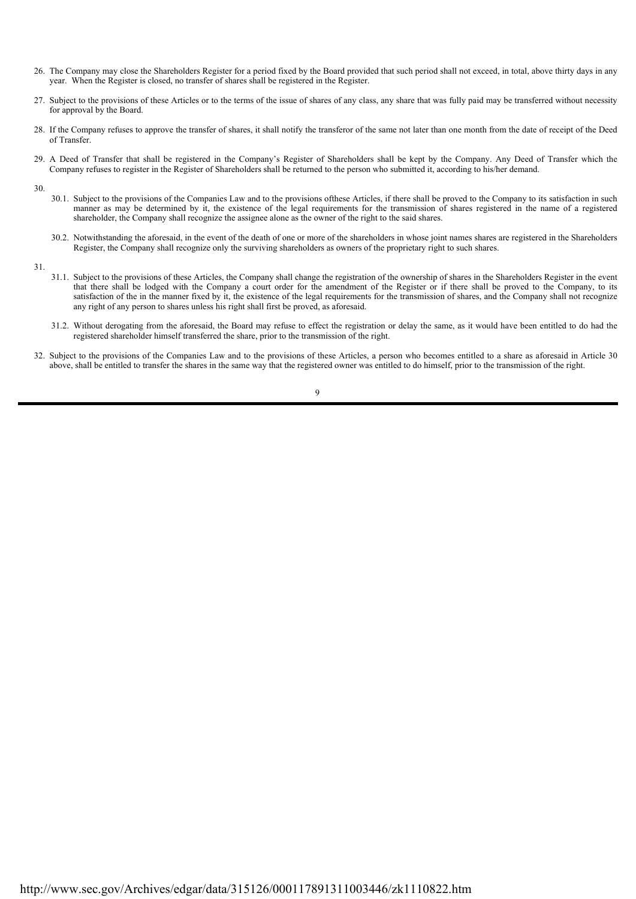26. The Company may close the Shareholders Register for a period fixed by the Board provided that such period shall not exceed, in total, above thirty days in any year. When the Register is closed, no transfer of shares shall be registered in the Register.

27. Subject to the provisions of these Articles or to the terms of the issue of shares of any class, any share that was fully paid may be transferred without necessity for approval by the Board.

28. If the Company refuses to approve the transfer of shares, it shall notify the transferor of the same not later than one month from the date of receipt of the Deed of Transfer.

29. A Deed of Transfer that shall be registered in the Company's Register of Shareholders shall be kept by the Company. Any Deed of Transfer which the Company refuses to register in the Register of Shareholders shall be returned to the person who submitted it, according to his/her demand.

30.

30.1. Subject to the provisions of the Companies Law and to the provisions ofthese Articles, if there shall be proved to the Company to its satisfaction in such manner as may be determined by it, the existence of the legal requirements for the transmission of shares registered in the name of a registered shareholder, the Company shall recognize the assignee alone as the owner of the right to the said shares.

30.2. Notwithstanding the aforesaid, in the event of the death of one or more of the shareholders in whose joint names shares are registered in the Shareholders Register, the Company shall recognize only the surviving shareholders as owners of the proprietary right to such shares.

31.

31.1. Subject to the provisions of these Articles, the Company shall change the registration of the ownership of shares in the Shareholders Register in the event that there shall be lodged with the Company a court order for the amendment of the Register or if there shall be proved to the Company, to its satisfaction of the in the manner fixed by it, the existence of the legal requirements for the transmission of shares, and the Company shall not recognize any right of any person to shares unless his right shall first be proved, as aforesaid.

31.2. Without derogating from the aforesaid, the Board may refuse to effect the registration or delay the same, as it would have been entitled to do had the registered shareholder himself transferred the share, prior to the transmission of the right.

32. Subject to the provisions of the Companies Law and to the provisions of these Articles, a person who becomes entitled to a share as aforesaid in Article 30 above, shall be entitled to transfer the shares in the same way that the registered owner was entitled to do himself, prior to the transmission of the right.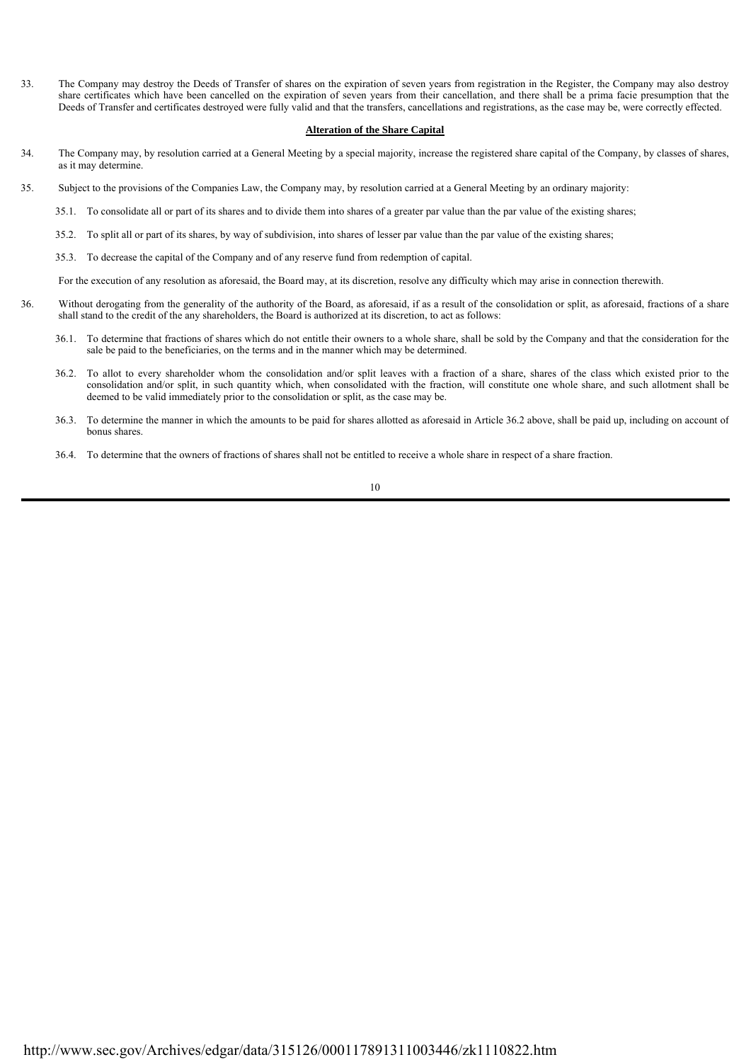33. The Company may destroy the Deeds of Transfer of shares on the expiration of seven years from registration in the Register, the Company may also destroy share certificates which have been cancelled on the expiration of seven years from their cancellation, and there shall be a prima facie presumption that the Deeds of Transfer and certificates destroyed were fully valid and that the transfers, cancellations and registrations, as the case may be, were correctly effected.

**Alteration of the Share Capital**

34. The Company may, by resolution carried at a General Meeting by a special majority, increase the registered share capital of the Company, by classes of shares, as it may determine.

35. Subject to the provisions of the Companies Law, the Company may, by resolution carried at a General Meeting by an ordinary majority:

    35.1. To consolidate all or part of its shares and to divide them into shares of a greater par value than the par value of the existing shares;

    35.2. To split all or part of its shares, by way of subdivision, into shares of lesser par value than the par value of the existing shares;

    35.3. To decrease the capital of the Company and of any reserve fund from redemption of capital.

    For the execution of any resolution as aforesaid, the Board may, at its discretion, resolve any difficulty which may arise in connection therewith.

36. Without derogating from the generality of the authority of the Board, as aforesaid, if as a result of the consolidation or split, as aforesaid, fractions of a share shall stand to the credit of the any shareholders, the Board is authorized at its discretion, to act as follows:

    36.1. To determine that fractions of shares which do not entitle their owners to a whole share, shall be sold by the Company and that the consideration for the sale be paid to the beneficiaries, on the terms and in the manner which may be determined.

    36.2. To allot to every shareholder whom the consolidation and/or split leaves with a fraction of a share, shares of the class which existed prior to the consolidation and/or split, in such quantity which, when consolidated with the fraction, will constitute one whole share, and such allotment shall be deemed to be valid immediately prior to the consolidation or split, as the case may be.

    36.3. To determine the manner in which the amounts to be paid for shares allotted as aforesaid in Article 36.2 above, shall be paid up, including on account of bonus shares.

    36.4. To determine that the owners of fractions of shares shall not be entitled to receive a whole share in respect of a share fraction.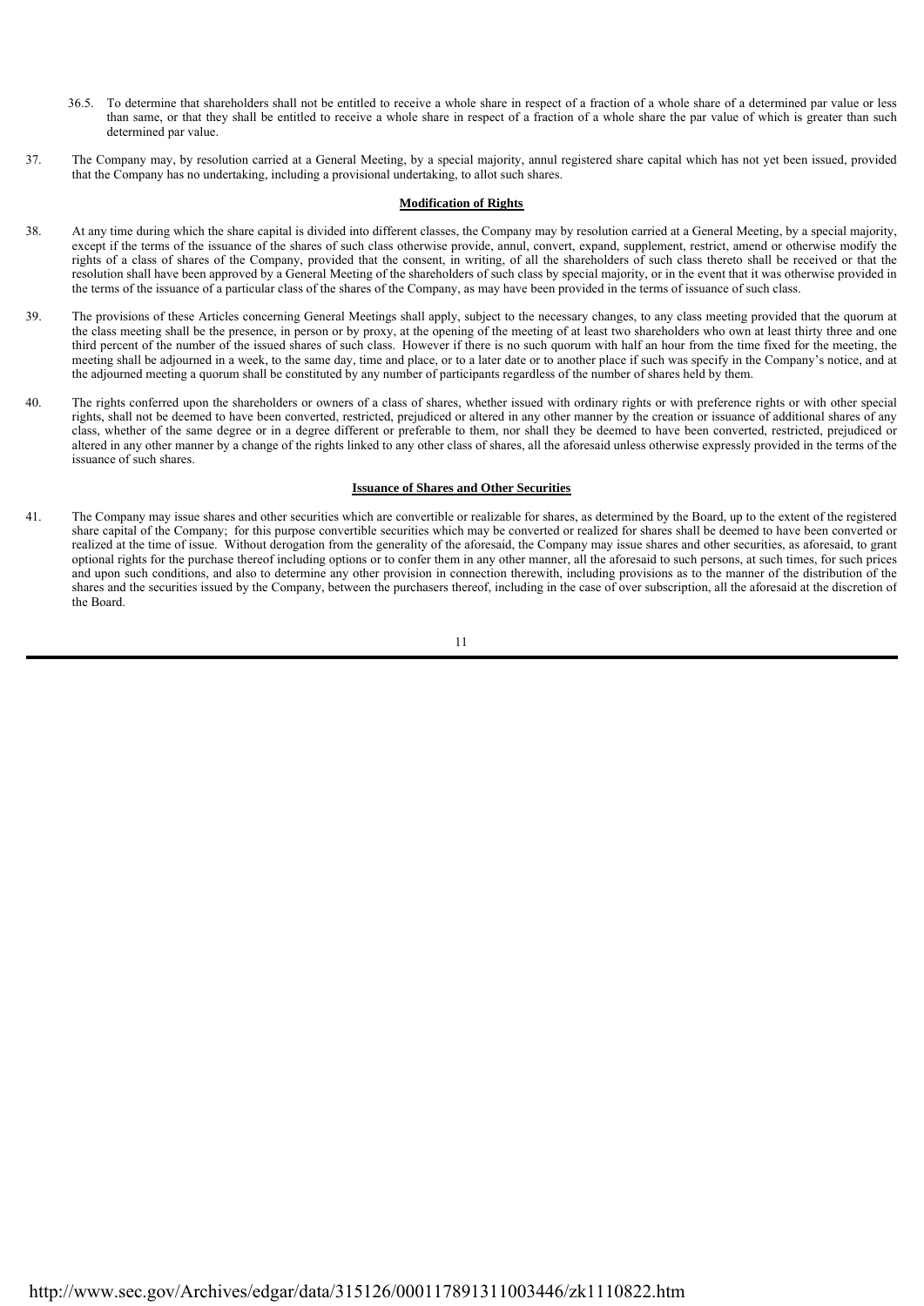36.5. To determine that shareholders shall not be entitled to receive a whole share in respect of a fraction of a whole share of a determined par value or less than same, or that they shall be entitled to receive a whole share in respect of a fraction of a whole share the par value of which is greater than such determined par value.

37. The Company may, by resolution carried at a General Meeting, by a special majority, annul registered share capital which has not yet been issued, provided that the Company has no undertaking, including a provisional undertaking, to allot such shares.

**Modification of Rights**

38. At any time during which the share capital is divided into different classes, the Company may by resolution carried at a General Meeting, by a special majority, except if the terms of the issuance of the shares of such class otherwise provide, annul, convert, expand, supplement, restrict, amend or otherwise modify the rights of a class of shares of the Company, provided that the consent, in writing, of all the shareholders of such class thereto shall be received or that the resolution shall have been approved by a General Meeting of the shareholders of such class by special majority, or in the event that it was otherwise provided in the terms of the issuance of a particular class of the shares of the Company, as may have been provided in the terms of issuance of such class.

39. The provisions of these Articles concerning General Meetings shall apply, subject to the necessary changes, to any class meeting provided that the quorum at the class meeting shall be the presence, in person or by proxy, at the opening of the meeting of at least two shareholders who own at least thirty three and one third percent of the number of the issued shares of such class. However if there is no such quorum with half an hour from the time fixed for the meeting, the meeting shall be adjourned in a week, to the same day, time and place, or to a later date or to another place if such was specify in the Company's notice, and at the adjourned meeting a quorum shall be constituted by any number of participants regardless of the number of shares held by them.

40. The rights conferred upon the shareholders or owners of a class of shares, whether issued with ordinary rights or with preference rights or with other special rights, shall not be deemed to have been converted, restricted, prejudiced or altered in any other manner by the creation or issuance of additional shares of any class, whether of the same degree or in a degree different or preferable to them, nor shall they be deemed to have been converted, restricted, prejudiced or altered in any other manner by a change of the rights linked to any other class of shares, all the aforesaid unless otherwise expressly provided in the terms of the issuance of such shares.

**Issuance of Shares and Other Securities**

41. The Company may issue shares and other securities which are convertible or realizable for shares, as determined by the Board, up to the extent of the registered share capital of the Company; for this purpose convertible securities which may be converted or realized for shares shall be deemed to have been converted or realized at the time of issue. Without derogation from the generality of the aforesaid, the Company may issue shares and other securities, as aforesaid, to grant optional rights for the purchase thereof including options or to confer them in any other manner, all the aforesaid to such persons, at such times, for such prices and upon such conditions, and also to determine any other provision in connection therewith, including provisions as to the manner of the distribution of the shares and the securities issued by the Company, between the purchasers thereof, including in the case of over subscription, all the aforesaid at the discretion of the Board.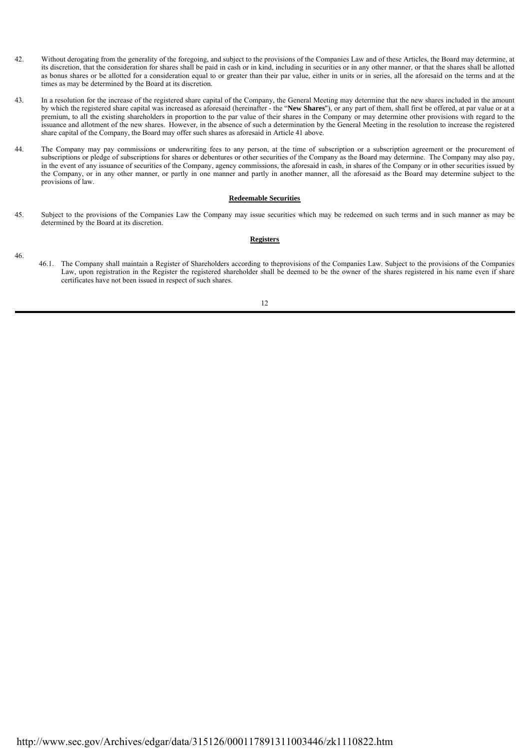42. Without derogating from the generality of the foregoing, and subject to the provisions of the Companies Law and of these Articles, the Board may determine, at its discretion, that the consideration for shares shall be paid in cash or in kind, including in securities or in any other manner, or that the shares shall be allotted as bonus shares or be allotted for a consideration equal to or greater than their par value, either in units or in series, all the aforesaid on the terms and at the times as may be determined by the Board at its discretion.

43. In a resolution for the increase of the registered share capital of the Company, the General Meeting may determine that the new shares included in the amount by which the registered share capital was increased as aforesaid (hereinafter - the "**New Shares**"), or any part of them, shall first be offered, at par value or at a premium, to all the existing shareholders in proportion to the par value of their shares in the Company or may determine other provisions with regard to the issuance and allotment of the new shares. However, in the absence of such a determination by the General Meeting in the resolution to increase the registered share capital of the Company, the Board may offer such shares as aforesaid in Article 41 above.

44. The Company may pay commissions or underwriting fees to any person, at the time of subscription or a subscription agreement or the procurement of subscriptions or pledge of subscriptions for shares or debentures or other securities of the Company as the Board may determine. The Company may also pay, in the event of any issuance of securities of the Company, agency commissions, the aforesaid in cash, in shares of the Company or in other securities issued by the Company, or in any other manner, or partly in one manner and partly in another manner, all the aforesaid as the Board may determine subject to the provisions of law.

**Redeemable Securities**

45. Subject to the provisions of the Companies Law the Company may issue securities which may be redeemed on such terms and in such manner as may be determined by the Board at its discretion.

**Registers**

46.

46.1. The Company shall maintain a Register of Shareholders according to theprovisions of the Companies Law. Subject to the provisions of the Companies Law, upon registration in the Register the registered shareholder shall be deemed to be the owner of the shares registered in his name even if share certificates have not been issued in respect of such shares.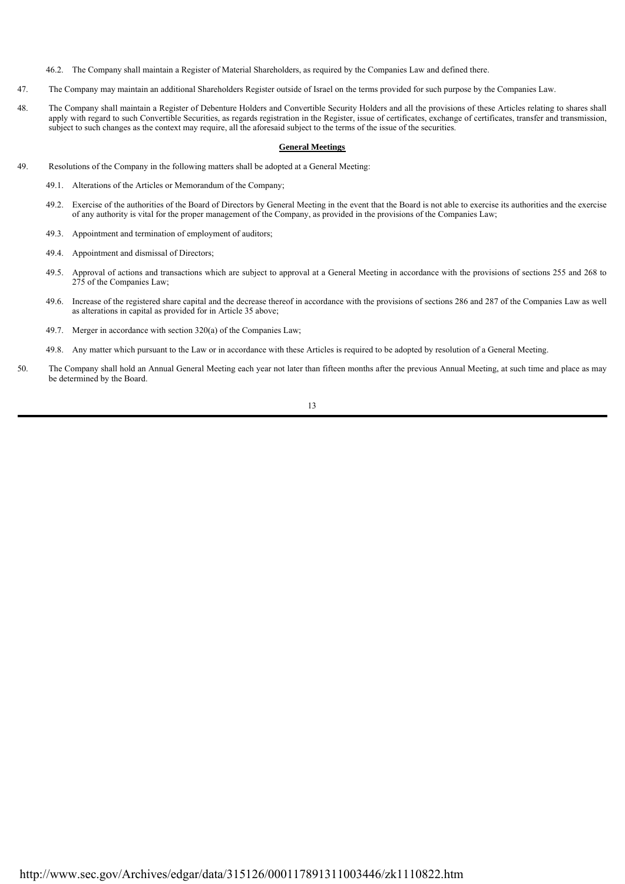46.2. The Company shall maintain a Register of Material Shareholders, as required by the Companies Law and defined there.

47. The Company may maintain an additional Shareholders Register outside of Israel on the terms provided for such purpose by the Companies Law.

48. The Company shall maintain a Register of Debenture Holders and Convertible Security Holders and all the provisions of these Articles relating to shares shall apply with regard to such Convertible Securities, as regards registration in the Register, issue of certificates, exchange of certificates, transfer and transmission, subject to such changes as the context may require, all the aforesaid subject to the terms of the issue of the securities.

**General Meetings**

49. Resolutions of the Company in the following matters shall be adopted at a General Meeting:

49.1. Alterations of the Articles or Memorandum of the Company;

49.2. Exercise of the authorities of the Board of Directors by General Meeting in the event that the Board is not able to exercise its authorities and the exercise of any authority is vital for the proper management of the Company, as provided in the provisions of the Companies Law;

49.3. Appointment and termination of employment of auditors;

49.4. Appointment and dismissal of Directors;

49.5. Approval of actions and transactions which are subject to approval at a General Meeting in accordance with the provisions of sections 255 and 268 to 275 of the Companies Law;

49.6. Increase of the registered share capital and the decrease thereof in accordance with the provisions of sections 286 and 287 of the Companies Law as well as alterations in capital as provided for in Article 35 above;

49.7. Merger in accordance with section 320(a) of the Companies Law;

49.8. Any matter which pursuant to the Law or in accordance with these Articles is required to be adopted by resolution of a General Meeting.

50. The Company shall hold an Annual General Meeting each year not later than fifteen months after the previous Annual Meeting, at such time and place as may be determined by the Board.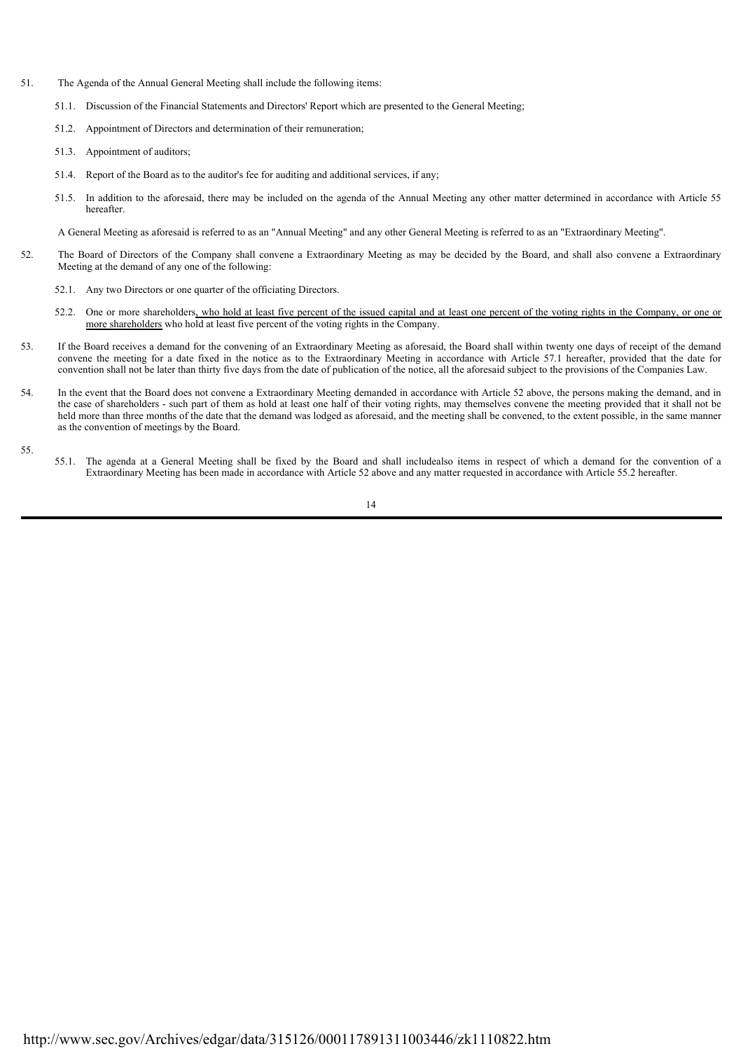51. The Agenda of the Annual General Meeting shall include the following items:

    51.1. Discussion of the Financial Statements and Directors' Report which are presented to the General Meeting;

    51.2. Appointment of Directors and determination of their remuneration;

    51.3. Appointment of auditors;

    51.4. Report of the Board as to the auditor's fee for auditing and additional services, if any;

    51.5. In addition to the aforesaid, there may be included on the agenda of the Annual Meeting any other matter determined in accordance with Article 55 hereafter.

    A General Meeting as aforesaid is referred to as an "Annual Meeting" and any other General Meeting is referred to as an "Extraordinary Meeting".

52. The Board of Directors of the Company shall convene a Extraordinary Meeting as may be decided by the Board, and shall also convene a Extraordinary Meeting at the demand of any one of the following:

    52.1. Any two Directors or one quarter of the officiating Directors.

    52.2. One or more shareholders, who hold at least five percent of the issued capital and at least one percent of the voting rights in the Company, or one or more shareholders who hold at least five percent of the voting rights in the Company.

53. If the Board receives a demand for the convening of an Extraordinary Meeting as aforesaid, the Board shall within twenty one days of receipt of the demand convene the meeting for a date fixed in the notice as to the Extraordinary Meeting in accordance with Article 57.1 hereafter, provided that the date for convention shall not be later than thirty five days from the date of publication of the notice, all the aforesaid subject to the provisions of the Companies Law.

54. In the event that the Board does not convene a Extraordinary Meeting demanded in accordance with Article 52 above, the persons making the demand, and in the case of shareholders - such part of them as hold at least one half of their voting rights, may themselves convene the meeting provided that it shall not be held more than three months of the date that the demand was lodged as aforesaid, and the meeting shall be convened, to the extent possible, in the same manner as the convention of meetings by the Board.

55.

    55.1. The agenda at a General Meeting shall be fixed by the Board and shall includealso items in respect of which a demand for the convention of a Extraordinary Meeting has been made in accordance with Article 52 above and any matter requested in accordance with Article 55.2 hereafter.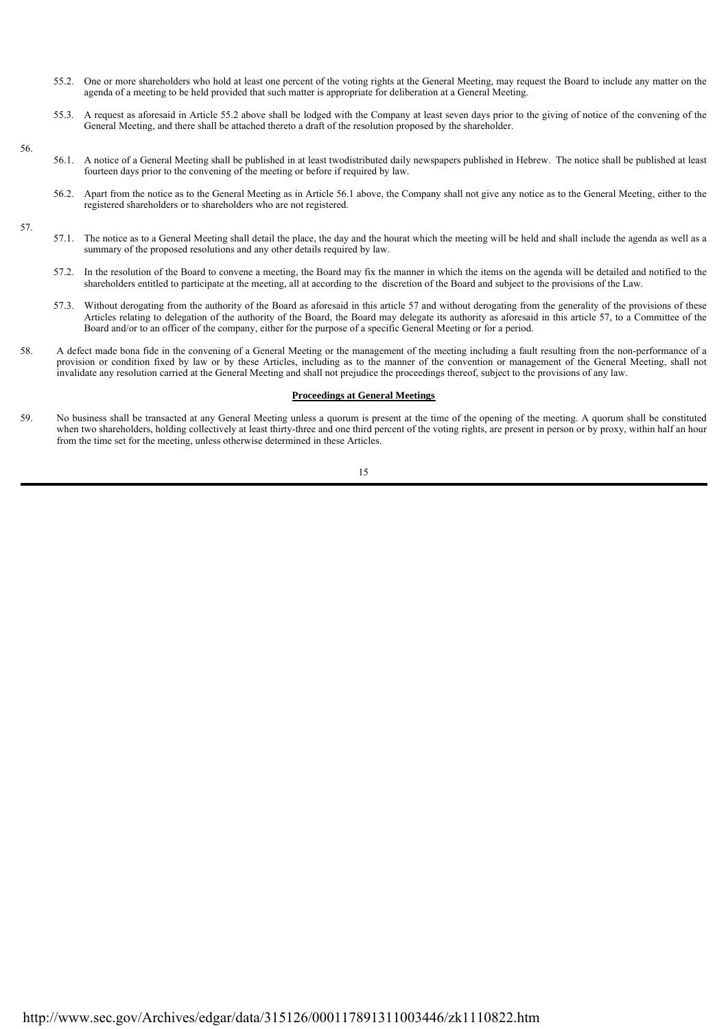55.2. One or more shareholders who hold at least one percent of the voting rights at the General Meeting, may request the Board to include any matter on the agenda of a meeting to be held provided that such matter is appropriate for deliberation at a General Meeting.

55.3. A request as aforesaid in Article 55.2 above shall be lodged with the Company at least seven days prior to the giving of notice of the convening of the General Meeting, and there shall be attached thereto a draft of the resolution proposed by the shareholder.

56.

56.1. A notice of a General Meeting shall be published in at least twodistributed daily newspapers published in Hebrew. The notice shall be published at least fourteen days prior to the convening of the meeting or before if required by law.

56.2. Apart from the notice as to the General Meeting as in Article 56.1 above, the Company shall not give any notice as to the General Meeting, either to the registered shareholders or to shareholders who are not registered.

57.

57.1. The notice as to a General Meeting shall detail the place, the day and the hourat which the meeting will be held and shall include the agenda as well as a summary of the proposed resolutions and any other details required by law.

57.2. In the resolution of the Board to convene a meeting, the Board may fix the manner in which the items on the agenda will be detailed and notified to the shareholders entitled to participate at the meeting, all at according to the discretion of the Board and subject to the provisions of the Law.

57.3. Without derogating from the authority of the Board as aforesaid in this article 57 and without derogating from the generality of the provisions of these Articles relating to delegation of the authority of the Board, the Board may delegate its authority as aforesaid in this article 57, to a Committee of the Board and/or to an officer of the company, either for the purpose of a specific General Meeting or for a period.

58. A defect made bona fide in the convening of a General Meeting or the management of the meeting including a fault resulting from the non-performance of a provision or condition fixed by law or by these Articles, including as to the manner of the convention or management of the General Meeting, shall not invalidate any resolution carried at the General Meeting and shall not prejudice the proceedings thereof, subject to the provisions of any law.

**Proceedings at General Meetings**

59. No business shall be transacted at any General Meeting unless a quorum is present at the time of the opening of the meeting. A quorum shall be constituted when two shareholders, holding collectively at least thirty-three and one third percent of the voting rights, are present in person or by proxy, within half an hour from the time set for the meeting, unless otherwise determined in these Articles.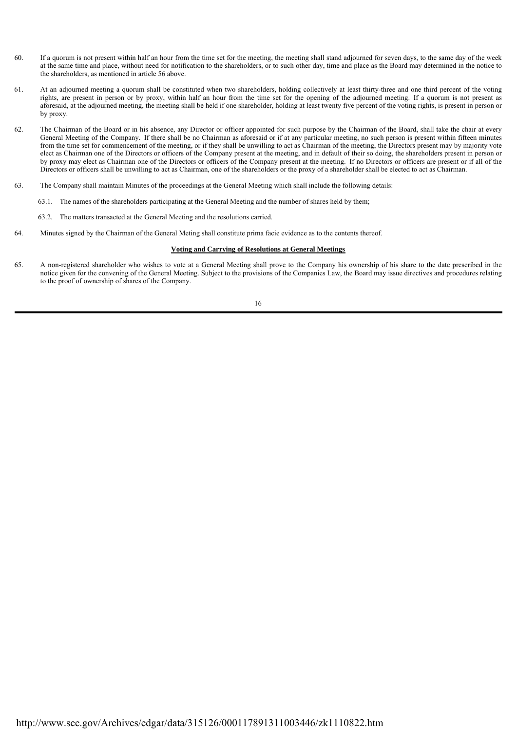60. If a quorum is not present within half an hour from the time set for the meeting, the meeting shall stand adjourned for seven days, to the same day of the week at the same time and place, without need for notification to the shareholders, or to such other day, time and place as the Board may determined in the notice to the shareholders, as mentioned in article 56 above.

61. At an adjourned meeting a quorum shall be constituted when two shareholders, holding collectively at least thirty-three and one third percent of the voting rights, are present in person or by proxy, within half an hour from the time set for the opening of the adjourned meeting. If a quorum is not present as aforesaid, at the adjourned meeting, the meeting shall be held if one shareholder, holding at least twenty five percent of the voting rights, is present in person or by proxy.

62. The Chairman of the Board or in his absence, any Director or officer appointed for such purpose by the Chairman of the Board, shall take the chair at every General Meeting of the Company. If there shall be no Chairman as aforesaid or if at any particular meeting, no such person is present within fifteen minutes from the time set for commencement of the meeting, or if they shall be unwilling to act as Chairman of the meeting, the Directors present may by majority vote elect as Chairman one of the Directors or officers of the Company present at the meeting, and in default of their so doing, the shareholders present in person or by proxy may elect as Chairman one of the Directors or officers of the Company present at the meeting. If no Directors or officers are present or if all of the Directors or officers shall be unwilling to act as Chairman, one of the shareholders or the proxy of a shareholder shall be elected to act as Chairman.

63. The Company shall maintain Minutes of the proceedings at the General Meeting which shall include the following details:

    63.1. The names of the shareholders participating at the General Meeting and the number of shares held by them;

    63.2. The matters transacted at the General Meeting and the resolutions carried.

64. Minutes signed by the Chairman of the General Meting shall constitute prima facie evidence as to the contents thereof.

**Voting and Carrying of Resolutions at General Meetings**

65. A non-registered shareholder who wishes to vote at a General Meeting shall prove to the Company his ownership of his share to the date prescribed in the notice given for the convening of the General Meeting. Subject to the provisions of the Companies Law, the Board may issue directives and procedures relating to the proof of ownership of shares of the Company.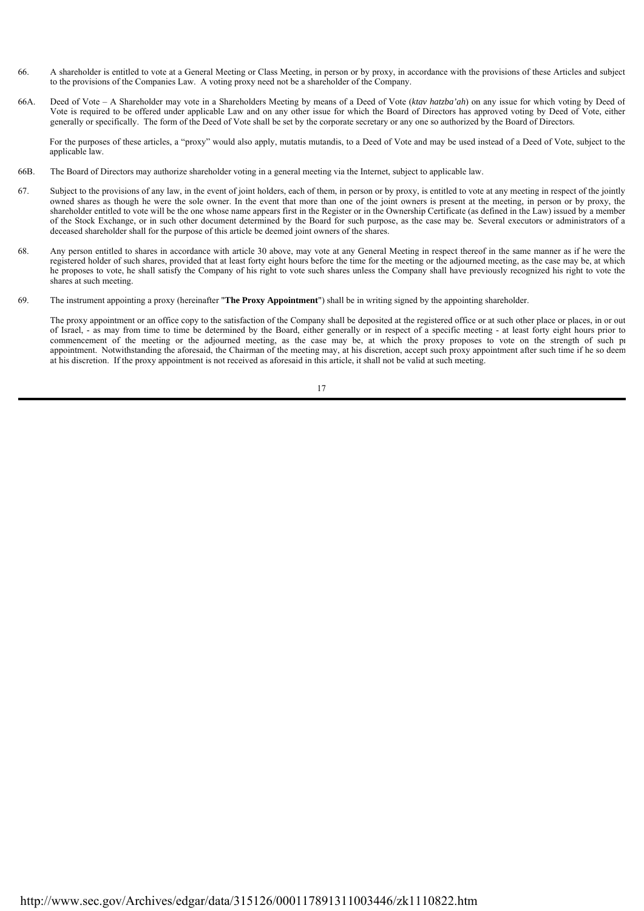66. A shareholder is entitled to vote at a General Meeting or Class Meeting, in person or by proxy, in accordance with the provisions of these Articles and subject to the provisions of the Companies Law. A voting proxy need not be a shareholder of the Company.

66A. Deed of Vote – A Shareholder may vote in a Shareholders Meeting by means of a Deed of Vote (*ktav hatzba'ah*) on any issue for which voting by Deed of Vote is required to be offered under applicable Law and on any other issue for which the Board of Directors has approved voting by Deed of Vote, either generally or specifically. The form of the Deed of Vote shall be set by the corporate secretary or any one so authorized by the Board of Directors.

For the purposes of these articles, a "proxy" would also apply, mutatis mutandis, to a Deed of Vote and may be used instead of a Deed of Vote, subject to the applicable law.

66B. The Board of Directors may authorize shareholder voting in a general meeting via the Internet, subject to applicable law.

67. Subject to the provisions of any law, in the event of joint holders, each of them, in person or by proxy, is entitled to vote at any meeting in respect of the jointly owned shares as though he were the sole owner. In the event that more than one of the joint owners is present at the meeting, in person or by proxy, the shareholder entitled to vote will be the one whose name appears first in the Register or in the Ownership Certificate (as defined in the Law) issued by a member of the Stock Exchange, or in such other document determined by the Board for such purpose, as the case may be. Several executors or administrators of a deceased shareholder shall for the purpose of this article be deemed joint owners of the shares.

68. Any person entitled to shares in accordance with article 30 above, may vote at any General Meeting in respect thereof in the same manner as if he were the registered holder of such shares, provided that at least forty eight hours before the time for the meeting or the adjourned meeting, as the case may be, at which he proposes to vote, he shall satisfy the Company of his right to vote such shares unless the Company shall have previously recognized his right to vote the shares at such meeting.

69. The instrument appointing a proxy (hereinafter "**The Proxy Appointment**") shall be in writing signed by the appointing shareholder.

The proxy appointment or an office copy to the satisfaction of the Company shall be deposited at the registered office or at such other place or places, in or out of Israel, - as may from time to time be determined by the Board, either generally or in respect of a specific meeting - at least forty eight hours prior to commencement of the meeting or the adjourned meeting, as the case may be, at which the proxy proposes to vote on the strength of such pr appointment. Notwithstanding the aforesaid, the Chairman of the meeting may, at his discretion, accept such proxy appointment after such time if he so deem at his discretion. If the proxy appointment is not received as aforesaid in this article, it shall not be valid at such meeting.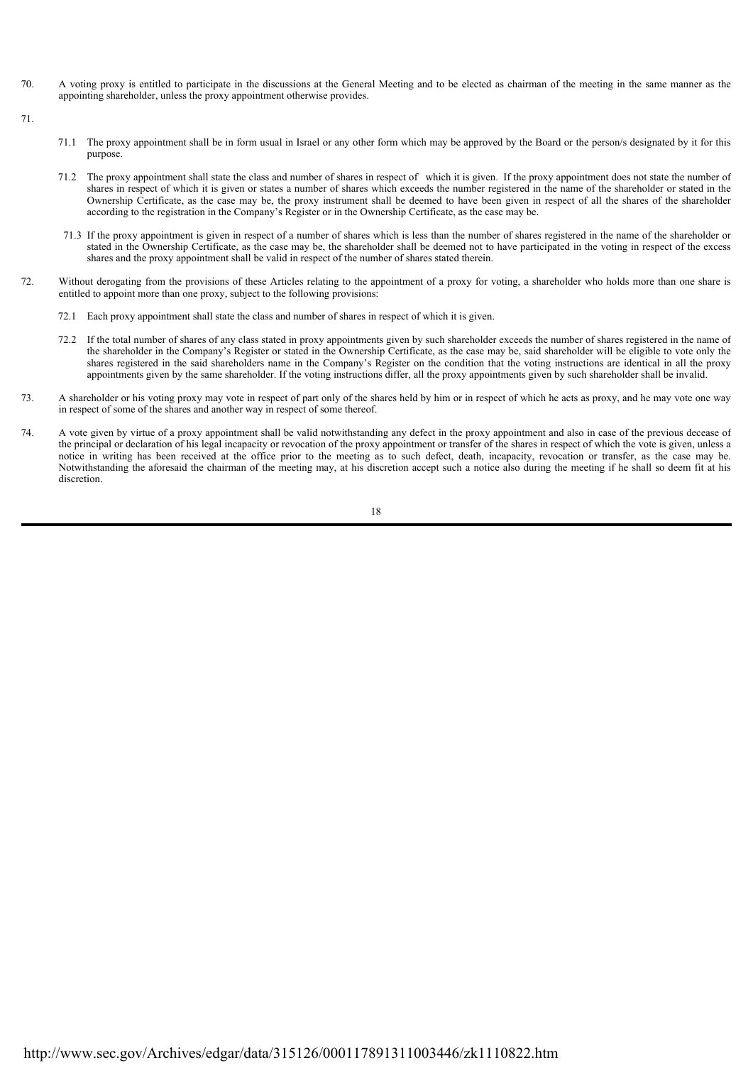70. A voting proxy is entitled to participate in the discussions at the General Meeting and to be elected as chairman of the meeting in the same manner as the appointing shareholder, unless the proxy appointment otherwise provides.

71.

71.1 The proxy appointment shall be in form usual in Israel or any other form which may be approved by the Board or the person/s designated by it for this purpose.

71.2 The proxy appointment shall state the class and number of shares in respect of which it is given. If the proxy appointment does not state the number of shares in respect of which it is given or states a number of shares which exceeds the number registered in the name of the shareholder or stated in the Ownership Certificate, as the case may be, the proxy instrument shall be deemed to have been given in respect of all the shares of the shareholder according to the registration in the Company's Register or in the Ownership Certificate, as the case may be.

71.3 If the proxy appointment is given in respect of a number of shares which is less than the number of shares registered in the name of the shareholder or stated in the Ownership Certificate, as the case may be, the shareholder shall be deemed not to have participated in the voting in respect of the excess shares and the proxy appointment shall be valid in respect of the number of shares stated therein.

72. Without derogating from the provisions of these Articles relating to the appointment of a proxy for voting, a shareholder who holds more than one share is entitled to appoint more than one proxy, subject to the following provisions:

72.1 Each proxy appointment shall state the class and number of shares in respect of which it is given.

72.2 If the total number of shares of any class stated in proxy appointments given by such shareholder exceeds the number of shares registered in the name of the shareholder in the Company's Register or stated in the Ownership Certificate, as the case may be, said shareholder will be eligible to vote only the shares registered in the said shareholders name in the Company's Register on the condition that the voting instructions are identical in all the proxy appointments given by the same shareholder. If the voting instructions differ, all the proxy appointments given by such shareholder shall be invalid.

73. A shareholder or his voting proxy may vote in respect of part only of the shares held by him or in respect of which he acts as proxy, and he may vote one way in respect of some of the shares and another way in respect of some thereof.

74. A vote given by virtue of a proxy appointment shall be valid notwithstanding any defect in the proxy appointment and also in case of the previous decease of the principal or declaration of his legal incapacity or revocation of the proxy appointment or transfer of the shares in respect of which the vote is given, unless a notice in writing has been received at the office prior to the meeting as to such defect, death, incapacity, revocation or transfer, as the case may be. Notwithstanding the aforesaid the chairman of the meeting may, at his discretion accept such a notice also during the meeting if he shall so deem fit at his discretion.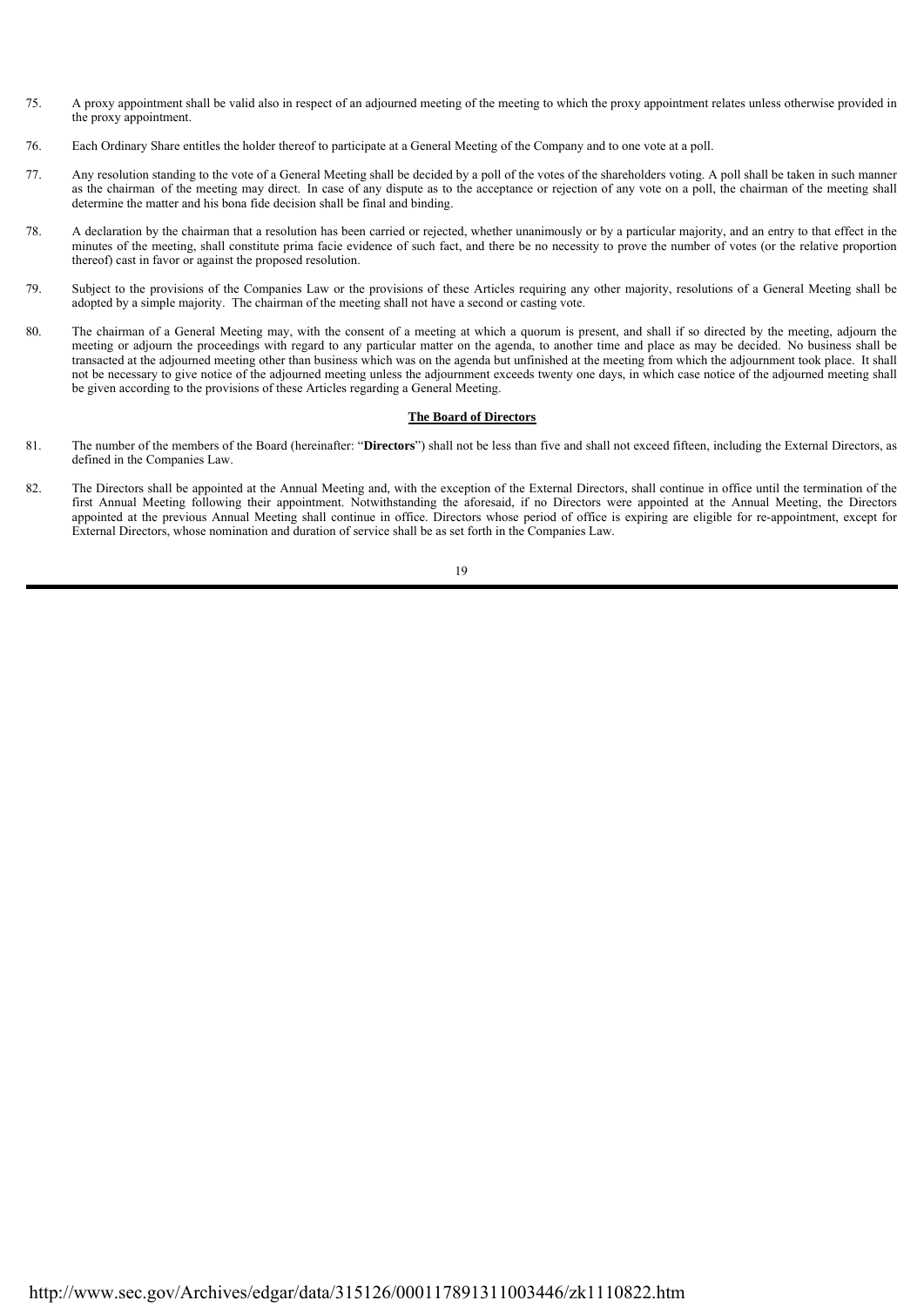75. A proxy appointment shall be valid also in respect of an adjourned meeting of the meeting to which the proxy appointment relates unless otherwise provided in the proxy appointment.

76. Each Ordinary Share entitles the holder thereof to participate at a General Meeting of the Company and to one vote at a poll.

77. Any resolution standing to the vote of a General Meeting shall be decided by a poll of the votes of the shareholders voting. A poll shall be taken in such manner as the chairman of the meeting may direct. In case of any dispute as to the acceptance or rejection of any vote on a poll, the chairman of the meeting shall determine the matter and his bona fide decision shall be final and binding.

78. A declaration by the chairman that a resolution has been carried or rejected, whether unanimously or by a particular majority, and an entry to that effect in the minutes of the meeting, shall constitute prima facie evidence of such fact, and there be no necessity to prove the number of votes (or the relative proportion thereof) cast in favor or against the proposed resolution.

79. Subject to the provisions of the Companies Law or the provisions of these Articles requiring any other majority, resolutions of a General Meeting shall be adopted by a simple majority. The chairman of the meeting shall not have a second or casting vote.

80. The chairman of a General Meeting may, with the consent of a meeting at which a quorum is present, and shall if so directed by the meeting, adjourn the meeting or adjourn the proceedings with regard to any particular matter on the agenda, to another time and place as may be decided. No business shall be transacted at the adjourned meeting other than business which was on the agenda but unfinished at the meeting from which the adjournment took place. It shall not be necessary to give notice of the adjourned meeting unless the adjournment exceeds twenty one days, in which case notice of the adjourned meeting shall be given according to the provisions of these Articles regarding a General Meeting.

**The Board of Directors**

81. The number of the members of the Board (hereinafter: "**Directors**") shall not be less than five and shall not exceed fifteen, including the External Directors, as defined in the Companies Law.

82. The Directors shall be appointed at the Annual Meeting and, with the exception of the External Directors, shall continue in office until the termination of the first Annual Meeting following their appointment. Notwithstanding the aforesaid, if no Directors were appointed at the Annual Meeting, the Directors appointed at the previous Annual Meeting shall continue in office. Directors whose period of office is expiring are eligible for re-appointment, except for External Directors, whose nomination and duration of service shall be as set forth in the Companies Law.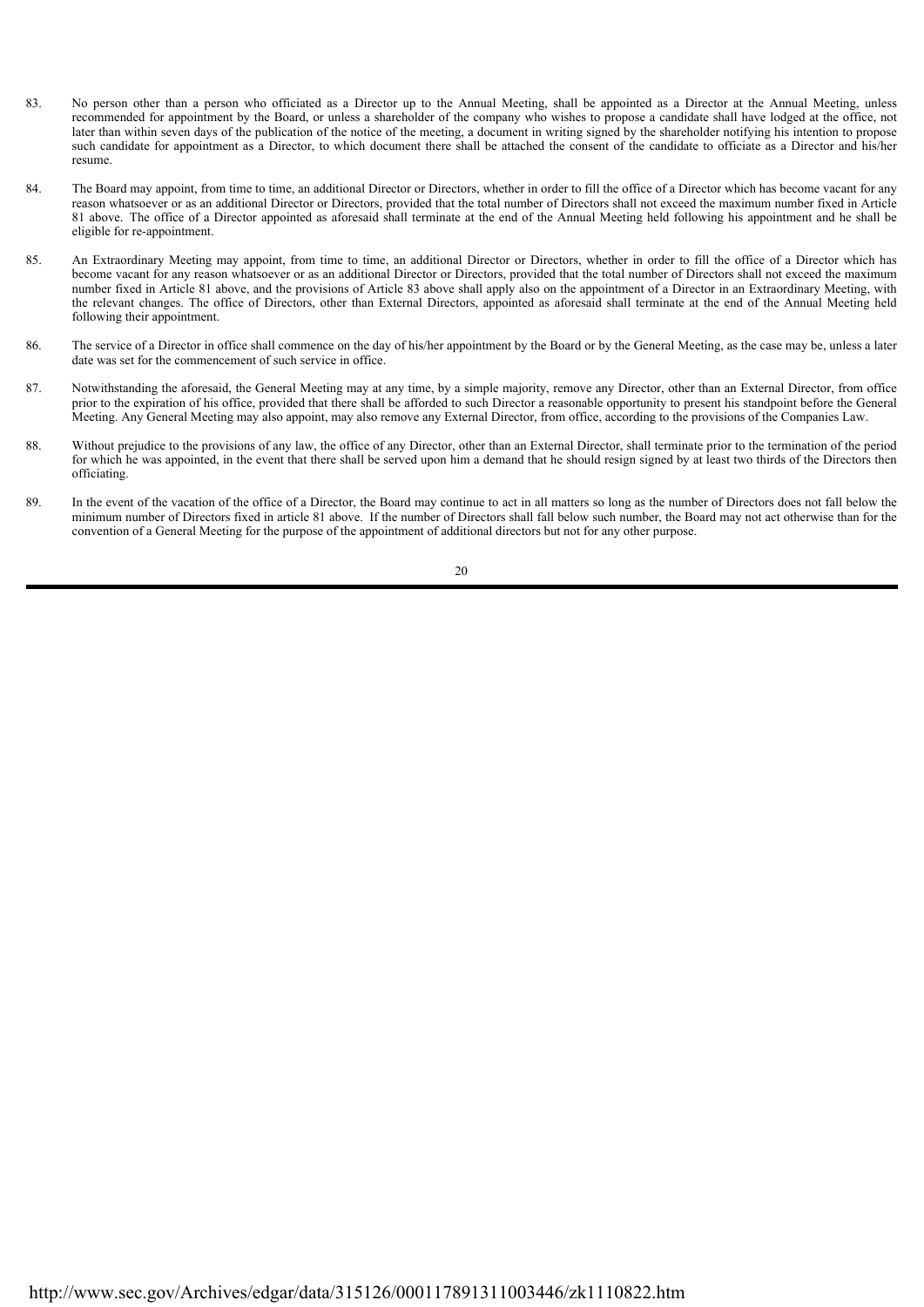83. No person other than a person who officiated as a Director up to the Annual Meeting, shall be appointed as a Director at the Annual Meeting, unless recommended for appointment by the Board, or unless a shareholder of the company who wishes to propose a candidate shall have lodged at the office, not later than within seven days of the publication of the notice of the meeting, a document in writing signed by the shareholder notifying his intention to propose such candidate for appointment as a Director, to which document there shall be attached the consent of the candidate to officiate as a Director and his/her resume.

84. The Board may appoint, from time to time, an additional Director or Directors, whether in order to fill the office of a Director which has become vacant for any reason whatsoever or as an additional Director or Directors, provided that the total number of Directors shall not exceed the maximum number fixed in Article 81 above. The office of a Director appointed as aforesaid shall terminate at the end of the Annual Meeting held following his appointment and he shall be eligible for re-appointment.

85. An Extraordinary Meeting may appoint, from time to time, an additional Director or Directors, whether in order to fill the office of a Director which has become vacant for any reason whatsoever or as an additional Director or Directors, provided that the total number of Directors shall not exceed the maximum number fixed in Article 81 above, and the provisions of Article 83 above shall apply also on the appointment of a Director in an Extraordinary Meeting, with the relevant changes. The office of Directors, other than External Directors, appointed as aforesaid shall terminate at the end of the Annual Meeting held following their appointment.

86. The service of a Director in office shall commence on the day of his/her appointment by the Board or by the General Meeting, as the case may be, unless a later date was set for the commencement of such service in office.

87. Notwithstanding the aforesaid, the General Meeting may at any time, by a simple majority, remove any Director, other than an External Director, from office prior to the expiration of his office, provided that there shall be afforded to such Director a reasonable opportunity to present his standpoint before the General Meeting. Any General Meeting may also appoint, may also remove any External Director, from office, according to the provisions of the Companies Law.

88. Without prejudice to the provisions of any law, the office of any Director, other than an External Director, shall terminate prior to the termination of the period for which he was appointed, in the event that there shall be served upon him a demand that he should resign signed by at least two thirds of the Directors then officiating.

89. In the event of the vacation of the office of a Director, the Board may continue to act in all matters so long as the number of Directors does not fall below the minimum number of Directors fixed in article 81 above. If the number of Directors shall fall below such number, the Board may not act otherwise than for the convention of a General Meeting for the purpose of the appointment of additional directors but not for any other purpose.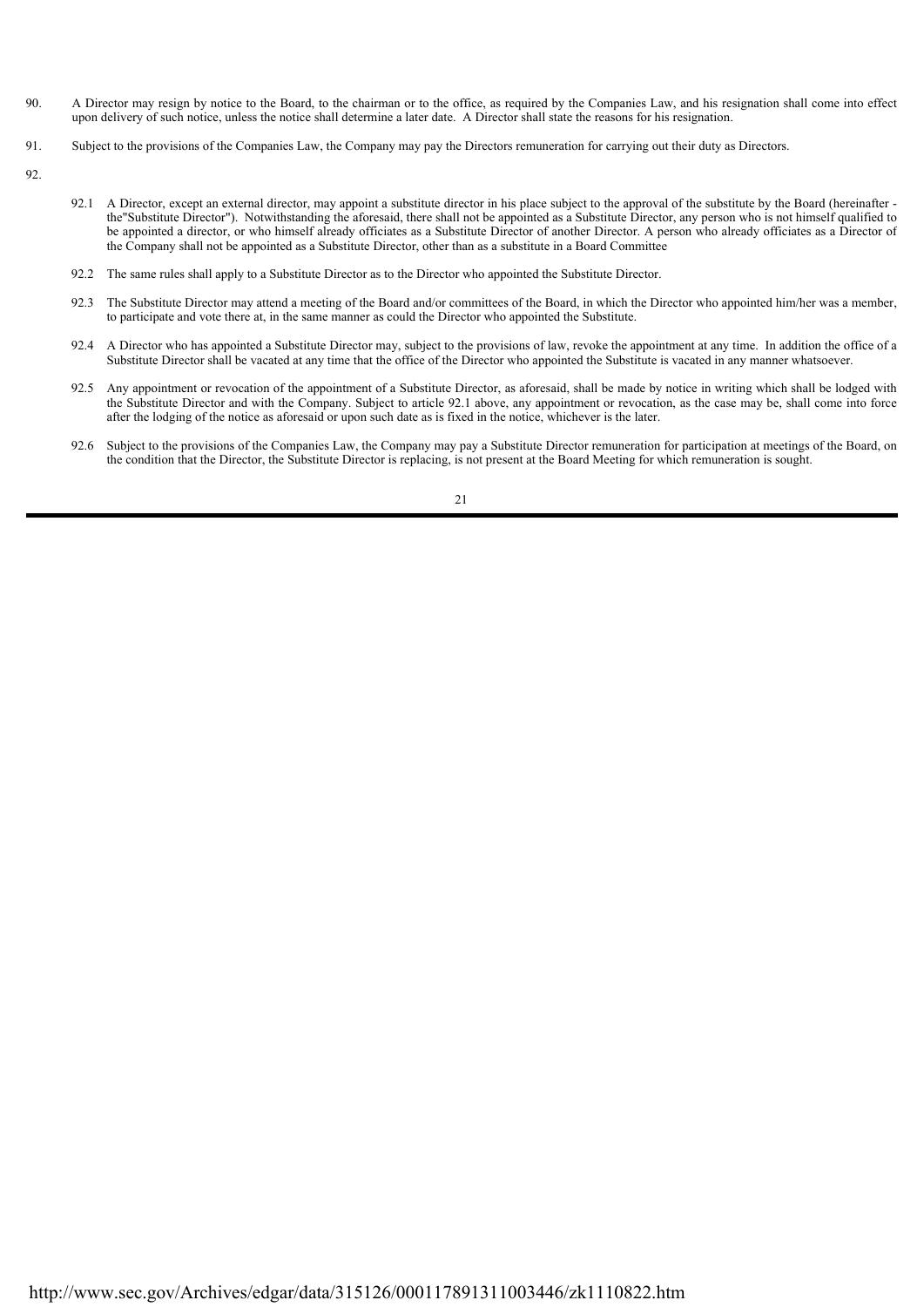90. A Director may resign by notice to the Board, to the chairman or to the office, as required by the Companies Law, and his resignation shall come into effect upon delivery of such notice, unless the notice shall determine a later date. A Director shall state the reasons for his resignation.

91. Subject to the provisions of the Companies Law, the Company may pay the Directors remuneration for carrying out their duty as Directors.

92.

92.1 A Director, except an external director, may appoint a substitute director in his place subject to the approval of the substitute by the Board (hereinafter - the"Substitute Director"). Notwithstanding the aforesaid, there shall not be appointed as a Substitute Director, any person who is not himself qualified to be appointed a director, or who himself already officiates as a Substitute Director of another Director. A person who already officiates as a Director of the Company shall not be appointed as a Substitute Director, other than as a substitute in a Board Committee

92.2 The same rules shall apply to a Substitute Director as to the Director who appointed the Substitute Director.

92.3 The Substitute Director may attend a meeting of the Board and/or committees of the Board, in which the Director who appointed him/her was a member, to participate and vote there at, in the same manner as could the Director who appointed the Substitute.

92.4 A Director who has appointed a Substitute Director may, subject to the provisions of law, revoke the appointment at any time. In addition the office of a Substitute Director shall be vacated at any time that the office of the Director who appointed the Substitute is vacated in any manner whatsoever.

92.5 Any appointment or revocation of the appointment of a Substitute Director, as aforesaid, shall be made by notice in writing which shall be lodged with the Substitute Director and with the Company. Subject to article 92.1 above, any appointment or revocation, as the case may be, shall come into force after the lodging of the notice as aforesaid or upon such date as is fixed in the notice, whichever is the later.

92.6 Subject to the provisions of the Companies Law, the Company may pay a Substitute Director remuneration for participation at meetings of the Board, on the condition that the Director, the Substitute Director is replacing, is not present at the Board Meeting for which remuneration is sought.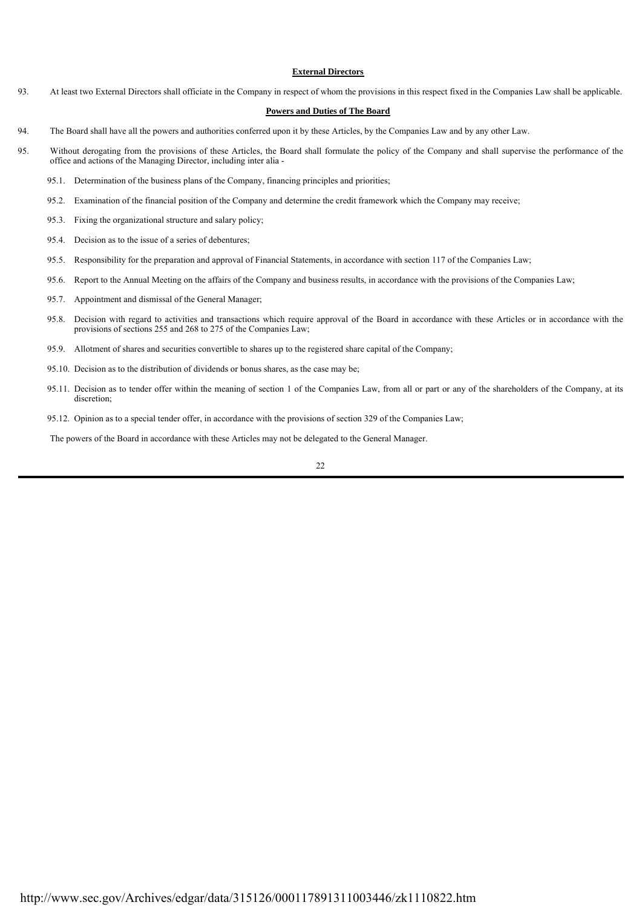## External Directors

93. At least two External Directors shall officiate in the Company in respect of whom the provisions in this respect fixed in the Companies Law shall be applicable.

## Powers and Duties of The Board

94. The Board shall have all the powers and authorities conferred upon it by these Articles, by the Companies Law and by any other Law.

95. Without derogating from the provisions of these Articles, the Board shall formulate the policy of the Company and shall supervise the performance of the office and actions of the Managing Director, including inter alia -

 95.1. Determination of the business plans of the Company, financing principles and priorities;

 95.2. Examination of the financial position of the Company and determine the credit framework which the Company may receive;

 95.3. Fixing the organizational structure and salary policy;

 95.4. Decision as to the issue of a series of debentures;

 95.5. Responsibility for the preparation and approval of Financial Statements, in accordance with section 117 of the Companies Law;

 95.6. Report to the Annual Meeting on the affairs of the Company and business results, in accordance with the provisions of the Companies Law;

 95.7. Appointment and dismissal of the General Manager;

 95.8. Decision with regard to activities and transactions which require approval of the Board in accordance with these Articles or in accordance with the provisions of sections 255 and 268 to 275 of the Companies Law;

 95.9. Allotment of shares and securities convertible to shares up to the registered share capital of the Company;

 95.10. Decision as to the distribution of dividends or bonus shares, as the case may be;

 95.11. Decision as to tender offer within the meaning of section 1 of the Companies Law, from all or part or any of the shareholders of the Company, at its discretion;

 95.12. Opinion as to a special tender offer, in accordance with the provisions of section 329 of the Companies Law;

The powers of the Board in accordance with these Articles may not be delegated to the General Manager.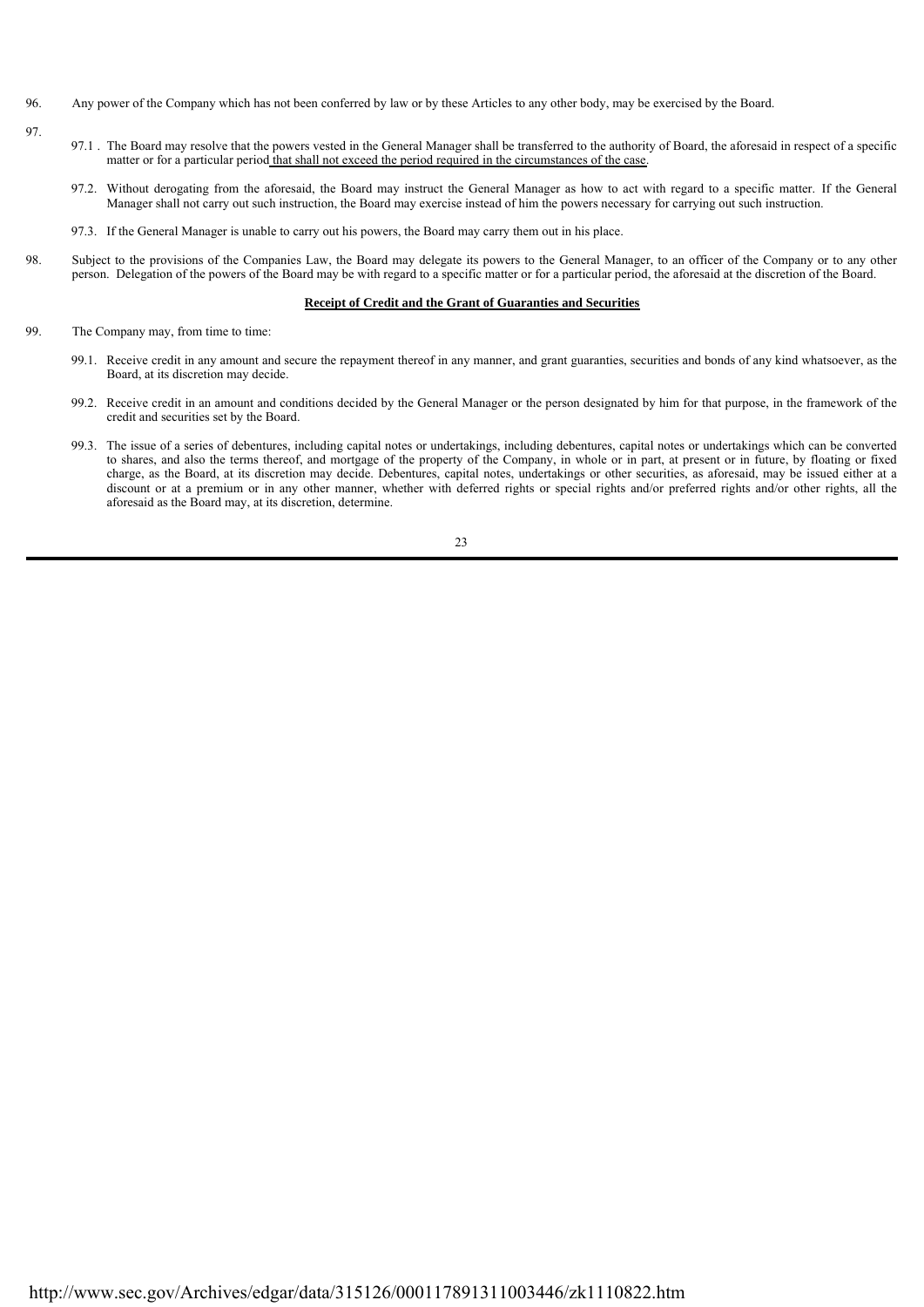96. Any power of the Company which has not been conferred by law or by these Articles to any other body, may be exercised by the Board.

97.

   97.1 . The Board may resolve that the powers vested in the General Manager shall be transferred to the authority of Board, the aforesaid in respect of a specific matter or for a particular period that shall not exceed the period required in the circumstances of the case.

   97.2. Without derogating from the aforesaid, the Board may instruct the General Manager as how to act with regard to a specific matter. If the General Manager shall not carry out such instruction, the Board may exercise instead of him the powers necessary for carrying out such instruction.

   97.3. If the General Manager is unable to carry out his powers, the Board may carry them out in his place.

98. Subject to the provisions of the Companies Law, the Board may delegate its powers to the General Manager, to an officer of the Company or to any other person. Delegation of the powers of the Board may be with regard to a specific matter or for a particular period, the aforesaid at the discretion of the Board.

**Receipt of Credit and the Grant of Guaranties and Securities**

99. The Company may, from time to time:

   99.1. Receive credit in any amount and secure the repayment thereof in any manner, and grant guaranties, securities and bonds of any kind whatsoever, as the Board, at its discretion may decide.

   99.2. Receive credit in an amount and conditions decided by the General Manager or the person designated by him for that purpose, in the framework of the credit and securities set by the Board.

   99.3. The issue of a series of debentures, including capital notes or undertakings, including debentures, capital notes or undertakings which can be converted to shares, and also the terms thereof, and mortgage of the property of the Company, in whole or in part, at present or in future, by floating or fixed charge, as the Board, at its discretion may decide. Debentures, capital notes, undertakings or other securities, as aforesaid, may be issued either at a discount or at a premium or in any other manner, whether with deferred rights or special rights and/or preferred rights and/or other rights, all the aforesaid as the Board may, at its discretion, determine.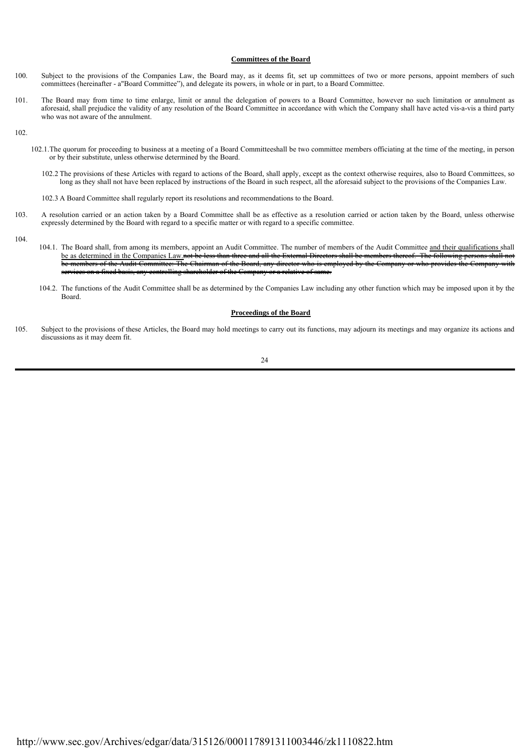**Committees of the Board**

100. Subject to the provisions of the Companies Law, the Board may, as it deems fit, set up committees of two or more persons, appoint members of such committees (hereinafter - a"Board Committee"), and delegate its powers, in whole or in part, to a Board Committee.

101. The Board may from time to time enlarge, limit or annul the delegation of powers to a Board Committee, however no such limitation or annulment as aforesaid, shall prejudice the validity of any resolution of the Board Committee in accordance with which the Company shall have acted vis-a-vis a third party who was not aware of the annulment.

102.

102.1. The quorum for proceeding to business at a meeting of a Board Committeeshall be two committee members officiating at the time of the meeting, in person or by their substitute, unless otherwise determined by the Board.

102.2 The provisions of these Articles with regard to actions of the Board, shall apply, except as the context otherwise requires, also to Board Committees, so long as they shall not have been replaced by instructions of the Board in such respect, all the aforesaid subject to the provisions of the Companies Law.

102.3 A Board Committee shall regularly report its resolutions and recommendations to the Board.

103. A resolution carried or an action taken by a Board Committee shall be as effective as a resolution carried or action taken by the Board, unless otherwise expressly determined by the Board with regard to a specific matter or with regard to a specific committee.

104.

104.1. The Board shall, from among its members, appoint an Audit Committee. The number of members of the Audit Committee <u>and their qualifications</u> shall <u>be as determined in the Companies Law.</u>~~not be less than three and all the External Directors shall be members thereof. The following persons shall not be members of the Audit Committee: The Chairman of the Board, any director who is employed by the Company or who provides the Company with services on a fixed basis, any controlling shareholder of the Company or a relative of same.~~

104.2. The functions of the Audit Committee shall be as determined by the Companies Law including any other function which may be imposed upon it by the Board.

**Proceedings of the Board**

105. Subject to the provisions of these Articles, the Board may hold meetings to carry out its functions, may adjourn its meetings and may organize its actions and discussions as it may deem fit.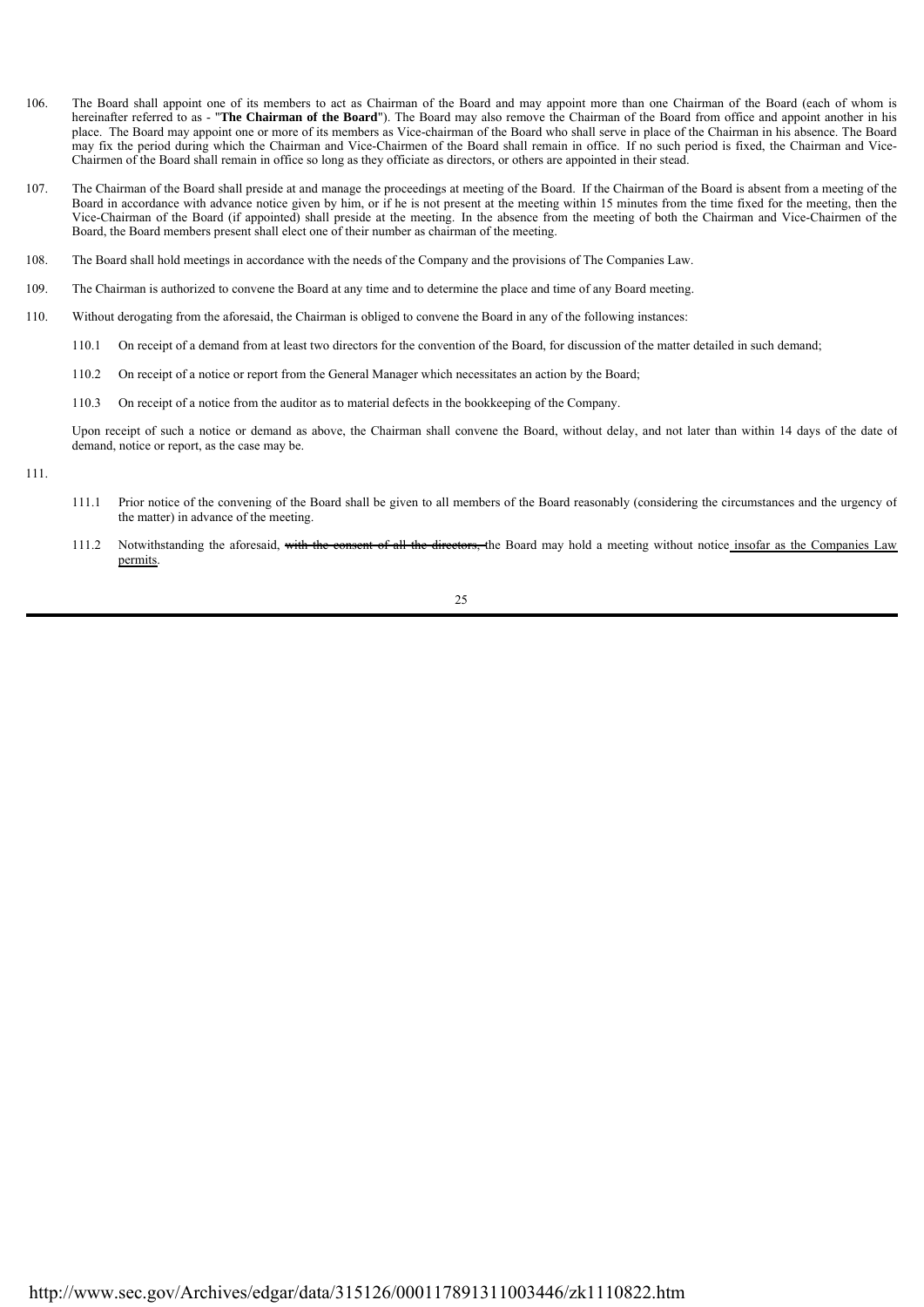106. The Board shall appoint one of its members to act as Chairman of the Board and may appoint more than one Chairman of the Board (each of whom is hereinafter referred to as - "**The Chairman of the Board**"). The Board may also remove the Chairman of the Board from office and appoint another in his place. The Board may appoint one or more of its members as Vice-chairman of the Board who shall serve in place of the Chairman in his absence. The Board may fix the period during which the Chairman and Vice-Chairmen of the Board shall remain in office. If no such period is fixed, the Chairman and Vice-Chairmen of the Board shall remain in office so long as they officiate as directors, or others are appointed in their stead.

107. The Chairman of the Board shall preside at and manage the proceedings at meeting of the Board. If the Chairman of the Board is absent from a meeting of the Board in accordance with advance notice given by him, or if he is not present at the meeting within 15 minutes from the time fixed for the meeting, then the Vice-Chairman of the Board (if appointed) shall preside at the meeting. In the absence from the meeting of both the Chairman and Vice-Chairmen of the Board, the Board members present shall elect one of their number as chairman of the meeting.

108. The Board shall hold meetings in accordance with the needs of the Company and the provisions of The Companies Law.

109. The Chairman is authorized to convene the Board at any time and to determine the place and time of any Board meeting.

110. Without derogating from the aforesaid, the Chairman is obliged to convene the Board in any of the following instances:

  110.1 On receipt of a demand from at least two directors for the convention of the Board, for discussion of the matter detailed in such demand;

  110.2 On receipt of a notice or report from the General Manager which necessitates an action by the Board;

  110.3 On receipt of a notice from the auditor as to material defects in the bookkeeping of the Company.

  Upon receipt of such a notice or demand as above, the Chairman shall convene the Board, without delay, and not later than within 14 days of the date of demand, notice or report, as the case may be.

111.

  111.1 Prior notice of the convening of the Board shall be given to all members of the Board reasonably (considering the circumstances and the urgency of the matter) in advance of the meeting.

  111.2 Notwithstanding the aforesaid, ~~with the consent of all the directors,~~ the Board may hold a meeting without notice insofar as the Companies Law permits.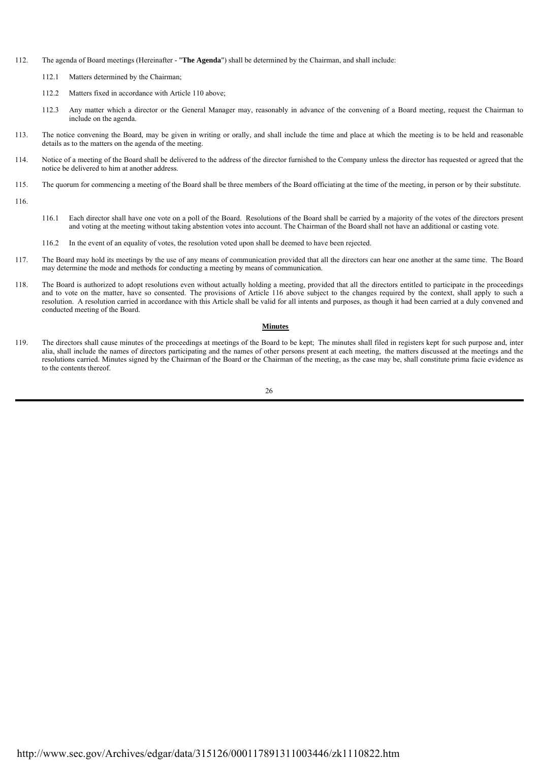112. The agenda of Board meetings (Hereinafter - "**The Agenda**") shall be determined by the Chairman, and shall include:

    112.1 Matters determined by the Chairman;

    112.2 Matters fixed in accordance with Article 110 above;

    112.3 Any matter which a director or the General Manager may, reasonably in advance of the convening of a Board meeting, request the Chairman to include on the agenda.

113. The notice convening the Board, may be given in writing or orally, and shall include the time and place at which the meeting is to be held and reasonable details as to the matters on the agenda of the meeting.

114. Notice of a meeting of the Board shall be delivered to the address of the director furnished to the Company unless the director has requested or agreed that the notice be delivered to him at another address.

115. The quorum for commencing a meeting of the Board shall be three members of the Board officiating at the time of the meeting, in person or by their substitute.

116.

    116.1 Each director shall have one vote on a poll of the Board. Resolutions of the Board shall be carried by a majority of the votes of the directors present and voting at the meeting without taking abstention votes into account. The Chairman of the Board shall not have an additional or casting vote.

    116.2 In the event of an equality of votes, the resolution voted upon shall be deemed to have been rejected.

117. The Board may hold its meetings by the use of any means of communication provided that all the directors can hear one another at the same time. The Board may determine the mode and methods for conducting a meeting by means of communication.

118. The Board is authorized to adopt resolutions even without actually holding a meeting, provided that all the directors entitled to participate in the proceedings and to vote on the matter, have so consented. The provisions of Article 116 above subject to the changes required by the context, shall apply to such a resolution. A resolution carried in accordance with this Article shall be valid for all intents and purposes, as though it had been carried at a duly convened and conducted meeting of the Board.

**Minutes**

119. The directors shall cause minutes of the proceedings at meetings of the Board to be kept; The minutes shall filed in registers kept for such purpose and, inter alia, shall include the names of directors participating and the names of other persons present at each meeting, the matters discussed at the meetings and the resolutions carried. Minutes signed by the Chairman of the Board or the Chairman of the meeting, as the case may be, shall constitute prima facie evidence as to the contents thereof.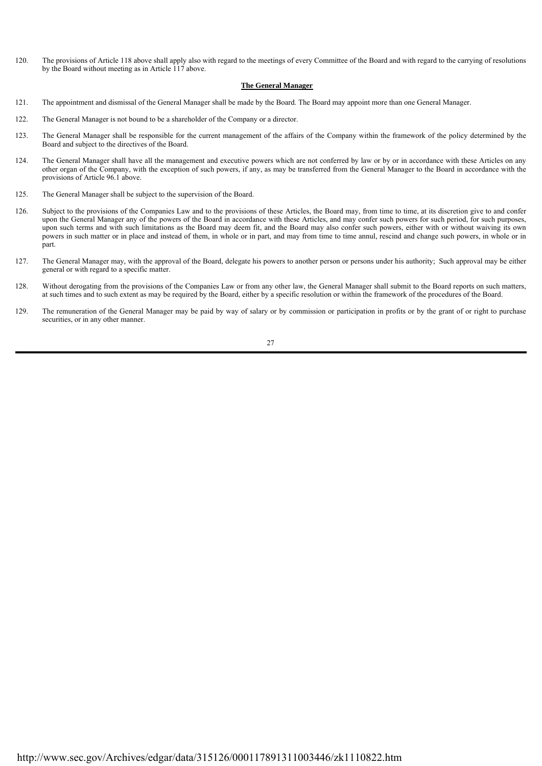120. The provisions of Article 118 above shall apply also with regard to the meetings of every Committee of the Board and with regard to the carrying of resolutions by the Board without meeting as in Article 117 above.

**The General Manager**

121. The appointment and dismissal of the General Manager shall be made by the Board. The Board may appoint more than one General Manager.

122. The General Manager is not bound to be a shareholder of the Company or a director.

123. The General Manager shall be responsible for the current management of the affairs of the Company within the framework of the policy determined by the Board and subject to the directives of the Board.

124. The General Manager shall have all the management and executive powers which are not conferred by law or by or in accordance with these Articles on any other organ of the Company, with the exception of such powers, if any, as may be transferred from the General Manager to the Board in accordance with the provisions of Article 96.1 above.

125. The General Manager shall be subject to the supervision of the Board.

126. Subject to the provisions of the Companies Law and to the provisions of these Articles, the Board may, from time to time, at its discretion give to and confer upon the General Manager any of the powers of the Board in accordance with these Articles, and may confer such powers for such period, for such purposes, upon such terms and with such limitations as the Board may deem fit, and the Board may also confer such powers, either with or without waiving its own powers in such matter or in place and instead of them, in whole or in part, and may from time to time annul, rescind and change such powers, in whole or in part.

127. The General Manager may, with the approval of the Board, delegate his powers to another person or persons under his authority; Such approval may be either general or with regard to a specific matter.

128. Without derogating from the provisions of the Companies Law or from any other law, the General Manager shall submit to the Board reports on such matters, at such times and to such extent as may be required by the Board, either by a specific resolution or within the framework of the procedures of the Board.

129. The remuneration of the General Manager may be paid by way of salary or by commission or participation in profits or by the grant of or right to purchase securities, or in any other manner.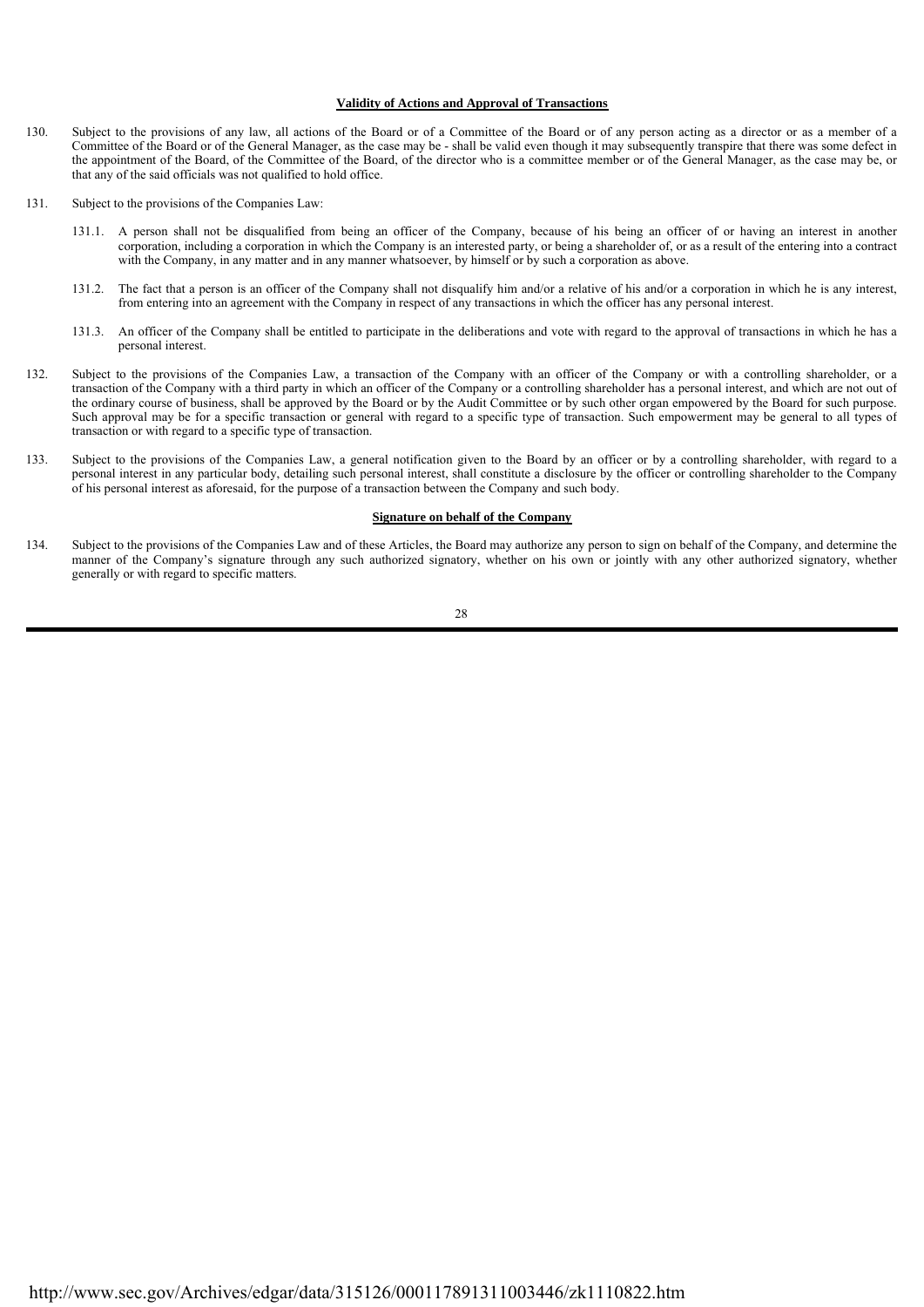## Validity of Actions and Approval of Transactions

130. Subject to the provisions of any law, all actions of the Board or of a Committee of the Board or of any person acting as a director or as a member of a Committee of the Board or of the General Manager, as the case may be - shall be valid even though it may subsequently transpire that there was some defect in the appointment of the Board, of the Committee of the Board, of the director who is a committee member or of the General Manager, as the case may be, or that any of the said officials was not qualified to hold office.

131. Subject to the provisions of the Companies Law:

    131.1. A person shall not be disqualified from being an officer of the Company, because of his being an officer of or having an interest in another corporation, including a corporation in which the Company is an interested party, or being a shareholder of, or as a result of the entering into a contract with the Company, in any matter and in any manner whatsoever, by himself or by such a corporation as above.

    131.2. The fact that a person is an officer of the Company shall not disqualify him and/or a relative of his and/or a corporation in which he is any interest, from entering into an agreement with the Company in respect of any transactions in which the officer has any personal interest.

    131.3. An officer of the Company shall be entitled to participate in the deliberations and vote with regard to the approval of transactions in which he has a personal interest.

132. Subject to the provisions of the Companies Law, a transaction of the Company with an officer of the Company or with a controlling shareholder, or a transaction of the Company with a third party in which an officer of the Company or a controlling shareholder has a personal interest, and which are not out of the ordinary course of business, shall be approved by the Board or by the Audit Committee or by such other organ empowered by the Board for such purpose. Such approval may be for a specific transaction or general with regard to a specific type of transaction. Such empowerment may be general to all types of transaction or with regard to a specific type of transaction.

133. Subject to the provisions of the Companies Law, a general notification given to the Board by an officer or by a controlling shareholder, with regard to a personal interest in any particular body, detailing such personal interest, shall constitute a disclosure by the officer or controlling shareholder to the Company of his personal interest as aforesaid, for the purpose of a transaction between the Company and such body.

## Signature on behalf of the Company

134. Subject to the provisions of the Companies Law and of these Articles, the Board may authorize any person to sign on behalf of the Company, and determine the manner of the Company's signature through any such authorized signatory, whether on his own or jointly with any other authorized signatory, whether generally or with regard to specific matters.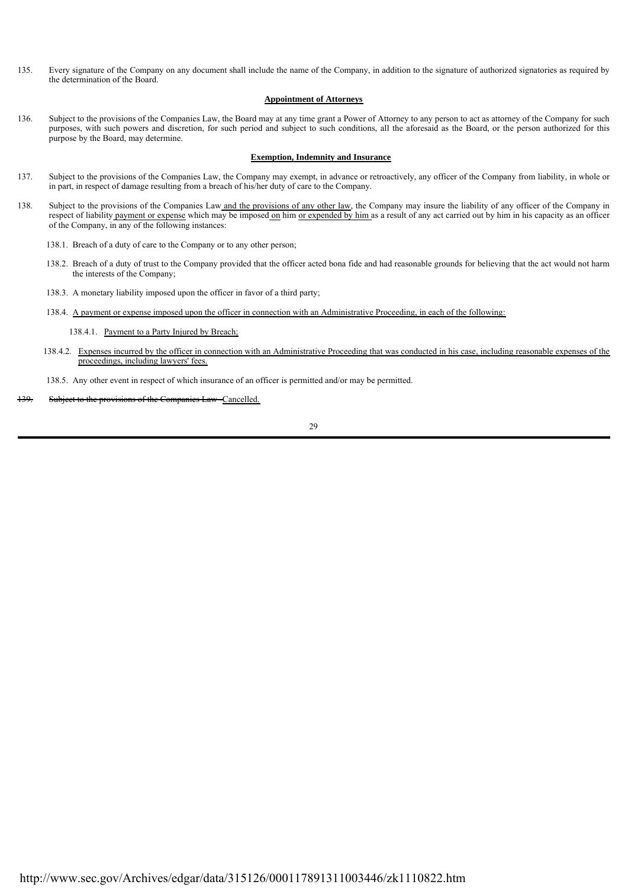135. Every signature of the Company on any document shall include the name of the Company, in addition to the signature of authorized signatories as required by the determination of the Board.

**Appointment of Attorneys**

136. Subject to the provisions of the Companies Law, the Board may at any time grant a Power of Attorney to any person to act as attorney of the Company for such purposes, with such powers and discretion, for such period and subject to such conditions, all the aforesaid as the Board, or the person authorized for this purpose by the Board, may determine.

**Exemption, Indemnity and Insurance**

137. Subject to the provisions of the Companies Law, the Company may exempt, in advance or retroactively, any officer of the Company from liability, in whole or in part, in respect of damage resulting from a breach of his/her duty of care to the Company.

138. Subject to the provisions of the Companies Law and the provisions of any other law, the Company may insure the liability of any officer of the Company in respect of liability payment or expense which may be imposed on him or expended by him as a result of any act carried out by him in his capacity as an officer of the Company, in any of the following instances:

138.1. Breach of a duty of care to the Company or to any other person;

138.2. Breach of a duty of trust to the Company provided that the officer acted bona fide and had reasonable grounds for believing that the act would not harm the interests of the Company;

138.3. A monetary liability imposed upon the officer in favor of a third party;

138.4. A payment or expense imposed upon the officer in connection with an Administrative Proceeding, in each of the following:

138.4.1. Payment to a Party Injured by Breach;

138.4.2. Expenses incurred by the officer in connection with an Administrative Proceeding that was conducted in his case, including reasonable expenses of the proceedings, including lawyers' fees.

138.5. Any other event in respect of which insurance of an officer is permitted and/or may be permitted.

~~139. Subject to the provisions of the Companies Law~~ Cancelled.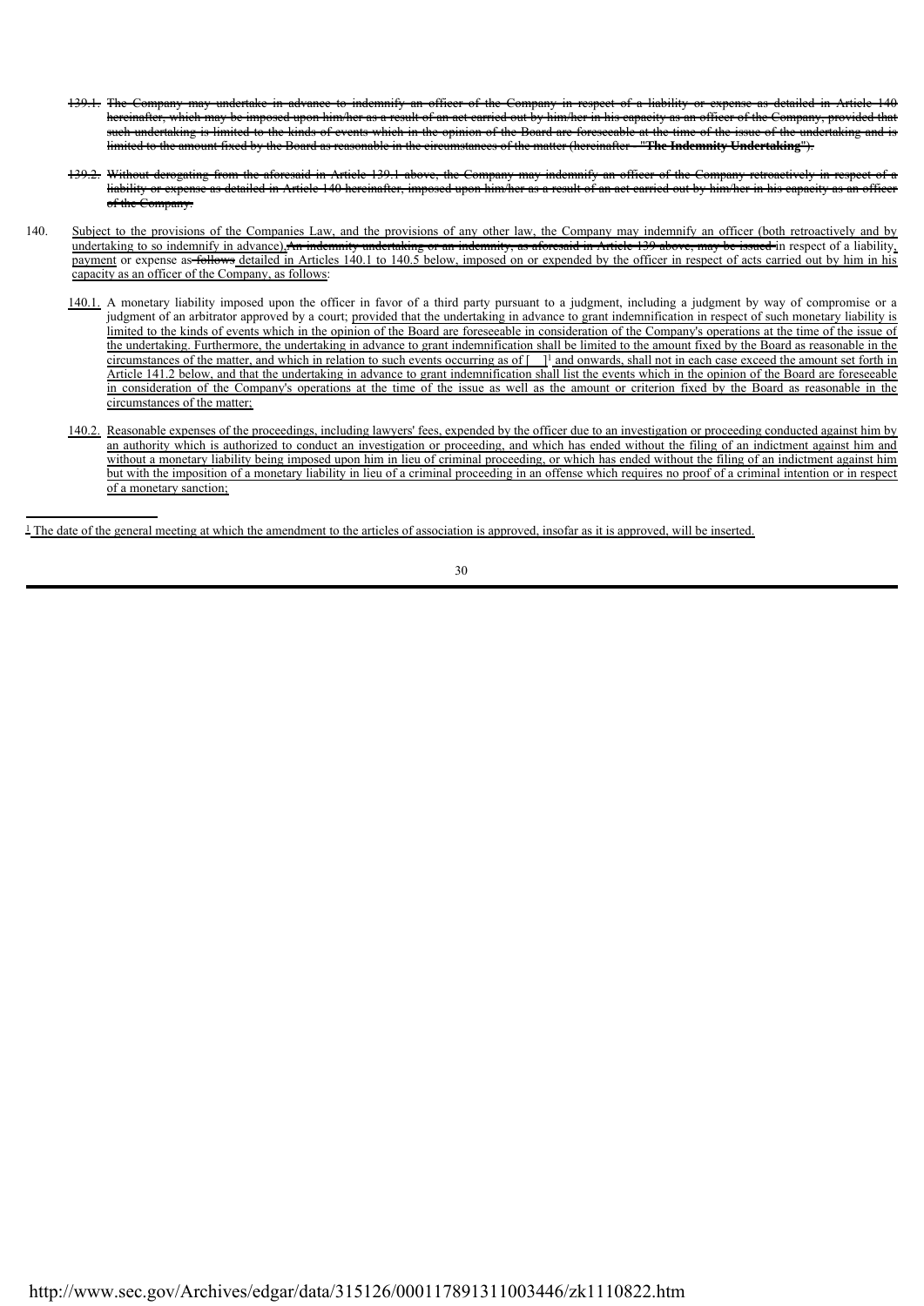~~139.1. The Company may undertake in advance to indemnify an officer of the Company in respect of a liability or expense as detailed in Article 140 hereinafter, which may be imposed upon him/her as a result of an act carried out by him/her in his capacity as an officer of the Company, provided that such undertaking is limited to the kinds of events which in the opinion of the Board are foreseeable at the time of the issue of the undertaking and is limited to the amount fixed by the Board as reasonable in the circumstances of the matter (hereinafter – "**The Indemnity Undertaking**").~~

~~139.2. Without derogating from the aforesaid in Article 139.1 above, the Company may indemnify an officer of the Company retroactively in respect of a liability or expense as detailed in Article 140 hereinafter, imposed upon him/her as a result of an act carried out by him/her in his capacity as an officer of the Company.~~

140. <u>Subject to the provisions of the Companies Law, and the provisions of any other law, the Company may indemnify an officer (both retroactively and by undertaking to so indemnify in advance),</u>~~An indemnity undertaking or an indemnity, as aforesaid in Article 139 above, may be issued~~ in respect of a liability<u>, payment</u> or expense as ~~follows~~ <u>detailed in Articles 140.1 to 140.5 below, imposed on or expended by the officer in respect of acts carried out by him in his capacity as an officer of the Company, as follows</u>:

   <u>140.1.</u> A monetary liability imposed upon the officer in favor of a third party pursuant to a judgment, including a judgment by way of compromise or a judgment of an arbitrator approved by a court; <u>provided that the undertaking in advance to grant indemnification in respect of such monetary liability is limited to the kinds of events which in the opinion of the Board are foreseeable in consideration of the Company's operations at the time of the issue of the undertaking. Furthermore, the undertaking in advance to grant indemnification shall be limited to the amount fixed by the Board as reasonable in the circumstances of the matter, and which in relation to such events occurring as of [ ][1] and onwards, shall not in each case exceed the amount set forth in Article 141.2 below, and that the undertaking in advance to grant indemnification shall list the events which in the opinion of the Board are foreseeable in consideration of the Company's operations at the time of the issue as well as the amount or criterion fixed by the Board as reasonable in the circumstances of the matter;</u>

   <u>140.2. Reasonable expenses of the proceedings, including lawyers' fees, expended by the officer due to an investigation or proceeding conducted against him by an authority which is authorized to conduct an investigation or proceeding, and which has ended without the filing of an indictment against him and without a monetary liability being imposed upon him in lieu of criminal proceeding, or which has ended without the filing of an indictment against him but with the imposition of a monetary liability in lieu of a criminal proceeding in an offense which requires no proof of a criminal intention or in respect of a monetary sanction;</u>

---

<u>[1] The date of the general meeting at which the amendment to the articles of association is approved, insofar as it is approved, will be inserted.</u>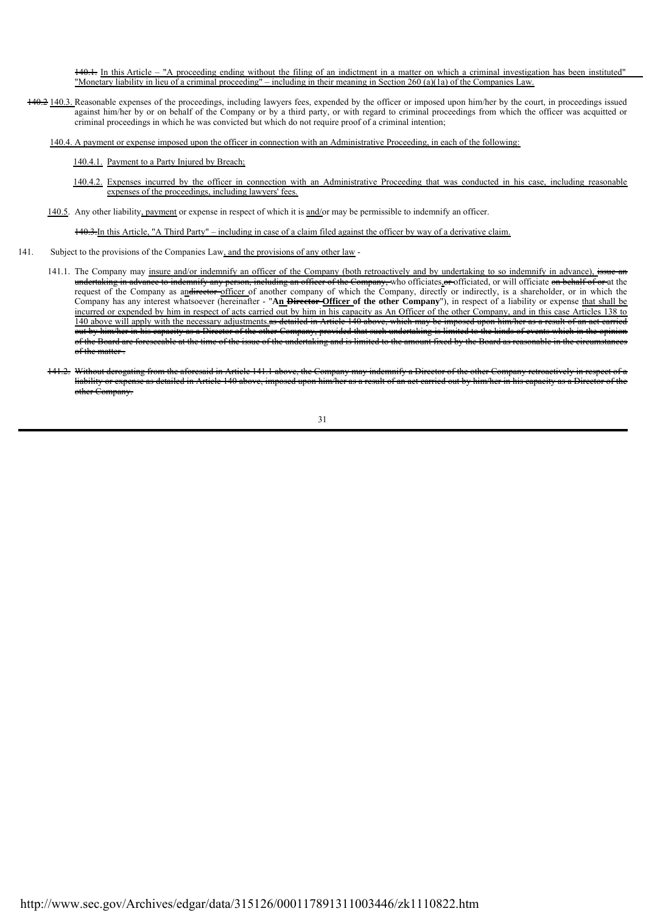140.1. In this Article – "A proceeding ending without the filing of an indictment in a matter on which a criminal investigation has been instituted" "Monetary liability in lieu of a criminal proceeding" – including in their meaning in Section 260 (a)(1a) of the Companies Law.

140.2 140.3. Reasonable expenses of the proceedings, including lawyers fees, expended by the officer or imposed upon him/her by the court, in proceedings issued against him/her by or on behalf of the Company or by a third party, or with regard to criminal proceedings from which the officer was acquitted or criminal proceedings in which he was convicted but which do not require proof of a criminal intention;

140.4. A payment or expense imposed upon the officer in connection with an Administrative Proceeding, in each of the following:

140.4.1. Payment to a Party Injured by Breach;

140.4.2. Expenses incurred by the officer in connection with an Administrative Proceeding that was conducted in his case, including reasonable expenses of the proceedings, including lawyers' fees.

140.5. Any other liability, payment or expense in respect of which it is and/or may be permissible to indemnify an officer.

140.3 In this Article, "A Third Party" – including in case of a claim filed against the officer by way of a derivative claim.

141. Subject to the provisions of the Companies Law, and the provisions of any other law -

141.1. The Company may insure and/or indemnify an officer of the Company (both retroactively and by undertaking to so indemnify in advance), issue an undertaking in advance to indemnify any person, including an officer of the Company, who officiates or officiated, or will officiate on behalf of or at the request of the Company as an director officer of another company of which the Company, directly or indirectly, is a shareholder, or in which the Company has any interest whatsoever (hereinafter - "**An Director Officer of the other Company**"), in respect of a liability or expense that shall be incurred or expended by him in respect of acts carried out by him in his capacity as An Officer of the other Company, and in this case Articles 138 to 140 above will apply with the necessary adjustments. as detailed in Article 140 above, which may be imposed upon him/her as a result of an act carried out by him/her in his capacity as a Director of the other Company, provided that such undertaking is limited to the kinds of events which in the opinion of the Board are foreseeable at the time of the issue of the undertaking and is limited to the amount fixed by the Board as reasonable in the circumstances of the matter .

141.2. Without derogating from the aforesaid in Article 141.1 above, the Company may indemnify a Director of the other Company retroactively in respect of a liability or expense as detailed in Article 140 above, imposed upon him/her as a result of an act carried out by him/her in his capacity as a Director of the other Company.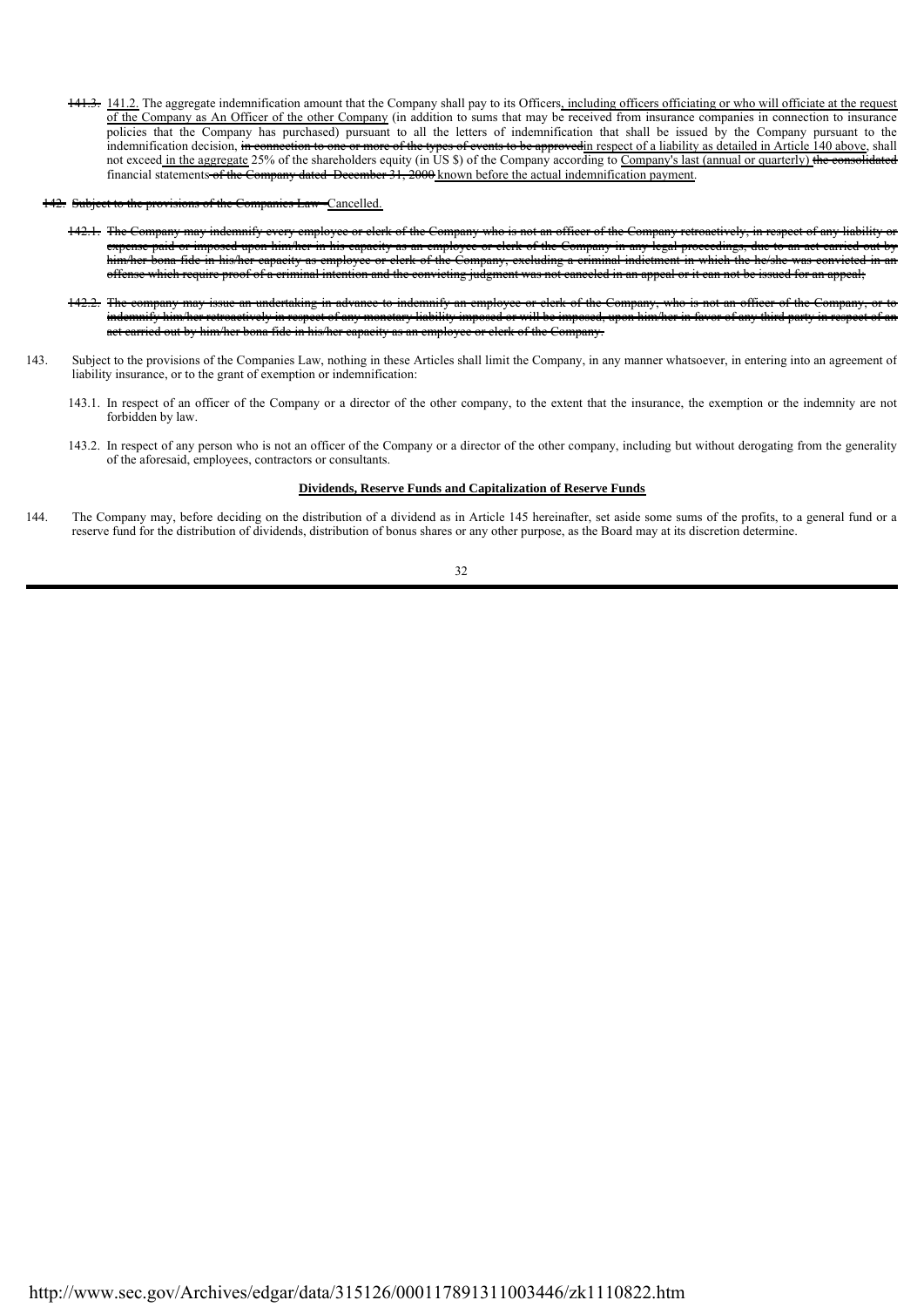~~141.3.~~ 141.2. The aggregate indemnification amount that the Company shall pay to its Officers, including officers officiating or who will officiate at the request of the Company as An Officer of the other Company (in addition to sums that may be received from insurance companies in connection to insurance policies that the Company has purchased) pursuant to all the letters of indemnification that shall be issued by the Company pursuant to the indemnification decision, ~~in connection to one or more of the types of events to be approved~~in respect of a liability as detailed in Article 140 above, shall not exceed in the aggregate 25% of the shareholders equity (in US $) of the Company according to Company's last (annual or quarterly) ~~the consolidated~~ financial statements ~~of the Company dated December 31, 2000~~ known before the actual indemnification payment.

~~142. Subject to the provisions of the Companies Law~~ Cancelled.

~~142.1. The Company may indemnify every employee or clerk of the Company who is not an officer of the Company retroactively, in respect of any liability or expense paid or imposed upon him/her in his capacity as an employee or clerk of the Company in any legal proceedings, due to an act carried out by him/her bona fide in his/her capacity as employee or clerk of the Company, excluding a criminal indictment in which the he/she was convicted in an offense which require proof of a criminal intention and the convicting judgment was not canceled in an appeal or it can not be issued for an appeal;~~

~~142.2. The company may issue an undertaking in advance to indemnify an employee or clerk of the Company, who is not an officer of the Company, or to indemnify him/her retroactively in respect of any monetary liability imposed or will be imposed, upon him/her in favor of any third party in respect of an act carried out by him/her bona fide in his/her capacity as an employee or clerk of the Company.~~

143. Subject to the provisions of the Companies Law, nothing in these Articles shall limit the Company, in any manner whatsoever, in entering into an agreement of liability insurance, or to the grant of exemption or indemnification:

143.1. In respect of an officer of the Company or a director of the other company, to the extent that the insurance, the exemption or the indemnity are not forbidden by law.

143.2. In respect of any person who is not an officer of the Company or a director of the other company, including but without derogating from the generality of the aforesaid, employees, contractors or consultants.

**Dividends, Reserve Funds and Capitalization of Reserve Funds**

144. The Company may, before deciding on the distribution of a dividend as in Article 145 hereinafter, set aside some sums of the profits, to a general fund or a reserve fund for the distribution of dividends, distribution of bonus shares or any other purpose, as the Board may at its discretion determine.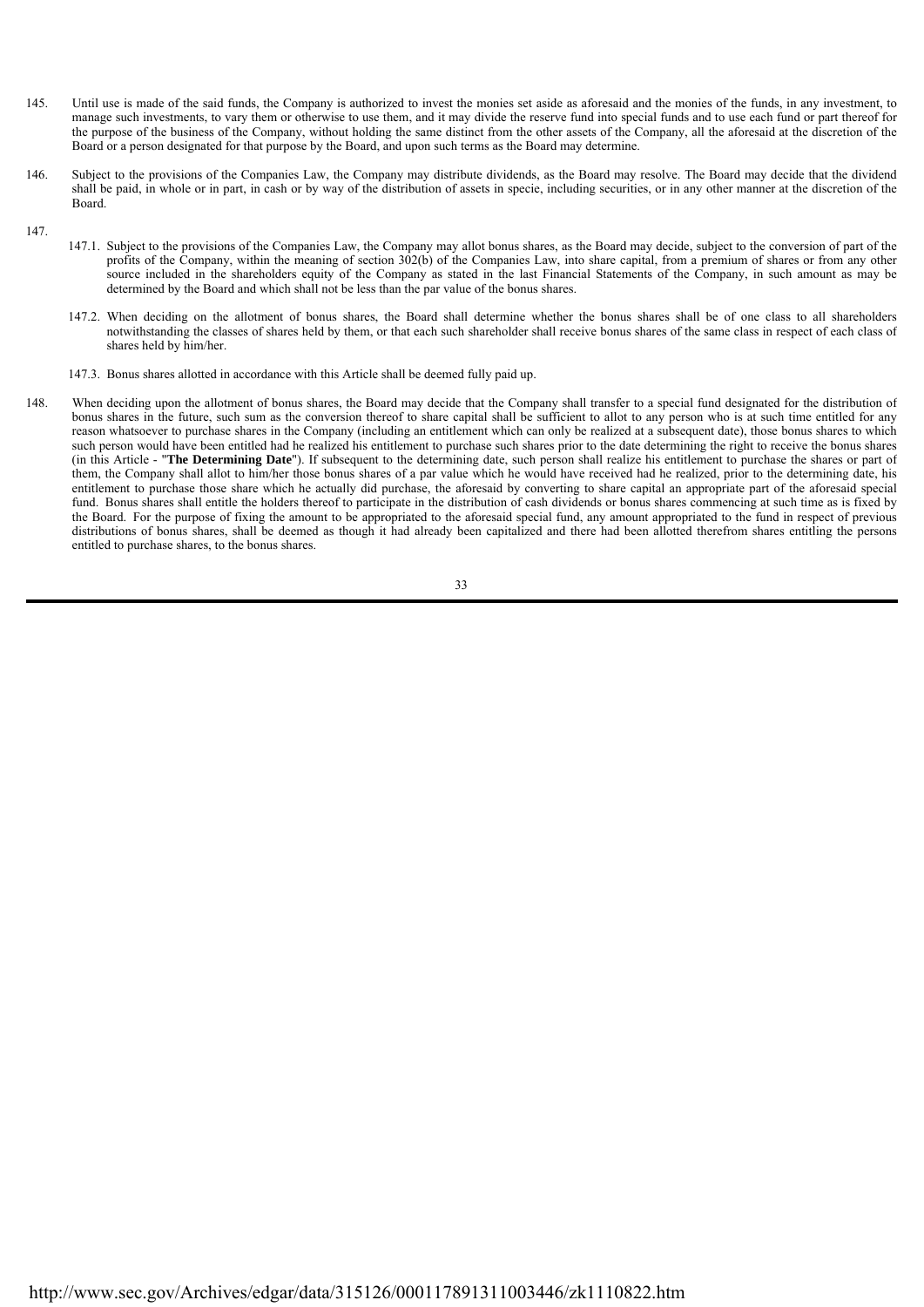145. Until use is made of the said funds, the Company is authorized to invest the monies set aside as aforesaid and the monies of the funds, in any investment, to manage such investments, to vary them or otherwise to use them, and it may divide the reserve fund into special funds and to use each fund or part thereof for the purpose of the business of the Company, without holding the same distinct from the other assets of the Company, all the aforesaid at the discretion of the Board or a person designated for that purpose by the Board, and upon such terms as the Board may determine.

146. Subject to the provisions of the Companies Law, the Company may distribute dividends, as the Board may resolve. The Board may decide that the dividend shall be paid, in whole or in part, in cash or by way of the distribution of assets in specie, including securities, or in any other manner at the discretion of the Board.

147.

147.1. Subject to the provisions of the Companies Law, the Company may allot bonus shares, as the Board may decide, subject to the conversion of part of the profits of the Company, within the meaning of section 302(b) of the Companies Law, into share capital, from a premium of shares or from any other source included in the shareholders equity of the Company as stated in the last Financial Statements of the Company, in such amount as may be determined by the Board and which shall not be less than the par value of the bonus shares.

147.2. When deciding on the allotment of bonus shares, the Board shall determine whether the bonus shares shall be of one class to all shareholders notwithstanding the classes of shares held by them, or that each such shareholder shall receive bonus shares of the same class in respect of each class of shares held by him/her.

147.3. Bonus shares allotted in accordance with this Article shall be deemed fully paid up.

148. When deciding upon the allotment of bonus shares, the Board may decide that the Company shall transfer to a special fund designated for the distribution of bonus shares in the future, such sum as the conversion thereof to share capital shall be sufficient to allot to any person who is at such time entitled for any reason whatsoever to purchase shares in the Company (including an entitlement which can only be realized at a subsequent date), those bonus shares to which such person would have been entitled had he realized his entitlement to purchase such shares prior to the date determining the right to receive the bonus shares (in this Article - "**The Determining Date**"). If subsequent to the determining date, such person shall realize his entitlement to purchase the shares or part of them, the Company shall allot to him/her those bonus shares of a par value which he would have received had he realized, prior to the determining date, his entitlement to purchase those share which he actually did purchase, the aforesaid by converting to share capital an appropriate part of the aforesaid special fund. Bonus shares shall entitle the holders thereof to participate in the distribution of cash dividends or bonus shares commencing at such time as is fixed by the Board. For the purpose of fixing the amount to be appropriated to the aforesaid special fund, any amount appropriated to the fund in respect of previous distributions of bonus shares, shall be deemed as though it had already been capitalized and there had been allotted therefrom shares entitling the persons entitled to purchase shares, to the bonus shares.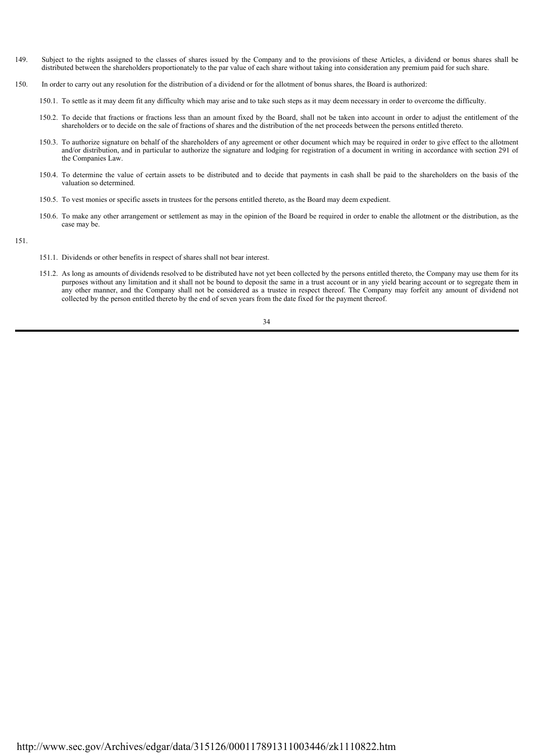149. Subject to the rights assigned to the classes of shares issued by the Company and to the provisions of these Articles, a dividend or bonus shares shall be distributed between the shareholders proportionately to the par value of each share without taking into consideration any premium paid for such share.

150. In order to carry out any resolution for the distribution of a dividend or for the allotment of bonus shares, the Board is authorized:

150.1. To settle as it may deem fit any difficulty which may arise and to take such steps as it may deem necessary in order to overcome the difficulty.

150.2. To decide that fractions or fractions less than an amount fixed by the Board, shall not be taken into account in order to adjust the entitlement of the shareholders or to decide on the sale of fractions of shares and the distribution of the net proceeds between the persons entitled thereto.

150.3. To authorize signature on behalf of the shareholders of any agreement or other document which may be required in order to give effect to the allotment and/or distribution, and in particular to authorize the signature and lodging for registration of a document in writing in accordance with section 291 of the Companies Law.

150.4. To determine the value of certain assets to be distributed and to decide that payments in cash shall be paid to the shareholders on the basis of the valuation so determined.

150.5. To vest monies or specific assets in trustees for the persons entitled thereto, as the Board may deem expedient.

150.6. To make any other arrangement or settlement as may in the opinion of the Board be required in order to enable the allotment or the distribution, as the case may be.

151.

151.1. Dividends or other benefits in respect of shares shall not bear interest.

151.2. As long as amounts of dividends resolved to be distributed have not yet been collected by the persons entitled thereto, the Company may use them for its purposes without any limitation and it shall not be bound to deposit the same in a trust account or in any yield bearing account or to segregate them in any other manner, and the Company shall not be considered as a trustee in respect thereof. The Company may forfeit any amount of dividend not collected by the person entitled thereto by the end of seven years from the date fixed for the payment thereof.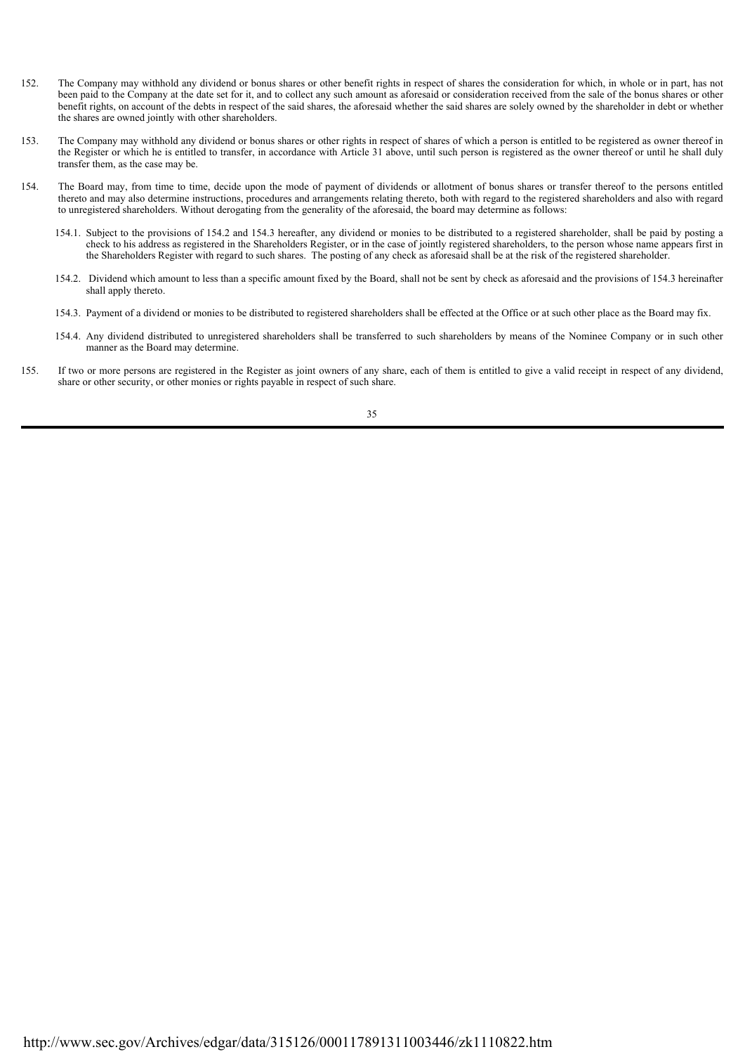152. The Company may withhold any dividend or bonus shares or other benefit rights in respect of shares the consideration for which, in whole or in part, has not been paid to the Company at the date set for it, and to collect any such amount as aforesaid or consideration received from the sale of the bonus shares or other benefit rights, on account of the debts in respect of the said shares, the aforesaid whether the said shares are solely owned by the shareholder in debt or whether the shares are owned jointly with other shareholders.

153. The Company may withhold any dividend or bonus shares or other rights in respect of shares of which a person is entitled to be registered as owner thereof in the Register or which he is entitled to transfer, in accordance with Article 31 above, until such person is registered as the owner thereof or until he shall duly transfer them, as the case may be.

154. The Board may, from time to time, decide upon the mode of payment of dividends or allotment of bonus shares or transfer thereof to the persons entitled thereto and may also determine instructions, procedures and arrangements relating thereto, both with regard to the registered shareholders and also with regard to unregistered shareholders. Without derogating from the generality of the aforesaid, the board may determine as follows:

154.1. Subject to the provisions of 154.2 and 154.3 hereafter, any dividend or monies to be distributed to a registered shareholder, shall be paid by posting a check to his address as registered in the Shareholders Register, or in the case of jointly registered shareholders, to the person whose name appears first in the Shareholders Register with regard to such shares. The posting of any check as aforesaid shall be at the risk of the registered shareholder.

154.2. Dividend which amount to less than a specific amount fixed by the Board, shall not be sent by check as aforesaid and the provisions of 154.3 hereinafter shall apply thereto.

154.3. Payment of a dividend or monies to be distributed to registered shareholders shall be effected at the Office or at such other place as the Board may fix.

154.4. Any dividend distributed to unregistered shareholders shall be transferred to such shareholders by means of the Nominee Company or in such other manner as the Board may determine.

155. If two or more persons are registered in the Register as joint owners of any share, each of them is entitled to give a valid receipt in respect of any dividend, share or other security, or other monies or rights payable in respect of such share.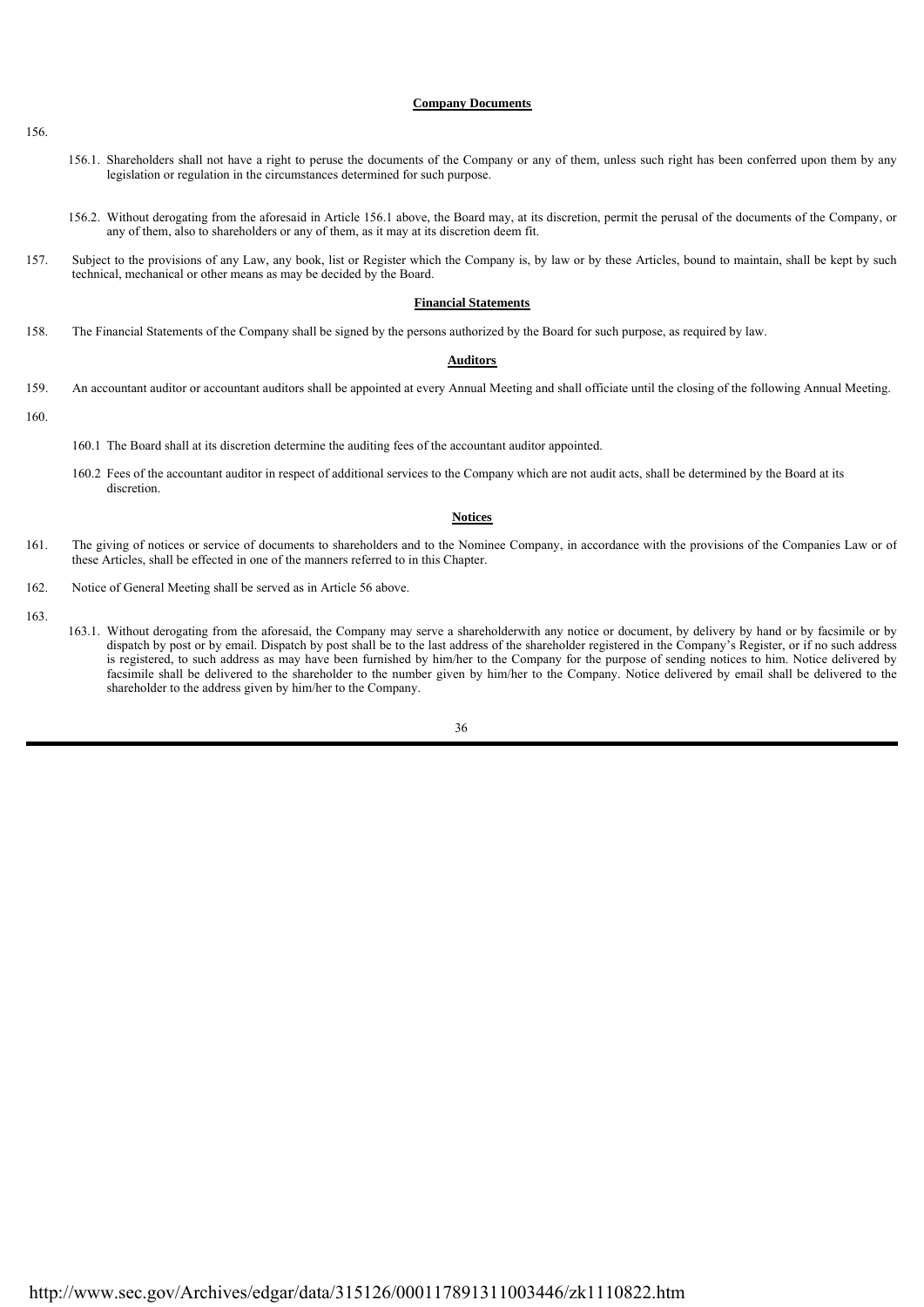**Company Documents**

156.

156.1. Shareholders shall not have a right to peruse the documents of the Company or any of them, unless such right has been conferred upon them by any legislation or regulation in the circumstances determined for such purpose.

156.2. Without derogating from the aforesaid in Article 156.1 above, the Board may, at its discretion, permit the perusal of the documents of the Company, or any of them, also to shareholders or any of them, as it may at its discretion deem fit.

157. Subject to the provisions of any Law, any book, list or Register which the Company is, by law or by these Articles, bound to maintain, shall be kept by such technical, mechanical or other means as may be decided by the Board.

**Financial Statements**

158. The Financial Statements of the Company shall be signed by the persons authorized by the Board for such purpose, as required by law.

**Auditors**

159. An accountant auditor or accountant auditors shall be appointed at every Annual Meeting and shall officiate until the closing of the following Annual Meeting.

160.

160.1 The Board shall at its discretion determine the auditing fees of the accountant auditor appointed.

160.2 Fees of the accountant auditor in respect of additional services to the Company which are not audit acts, shall be determined by the Board at its discretion.

**Notices**

161. The giving of notices or service of documents to shareholders and to the Nominee Company, in accordance with the provisions of the Companies Law or of these Articles, shall be effected in one of the manners referred to in this Chapter.

162. Notice of General Meeting shall be served as in Article 56 above.

163.

163.1. Without derogating from the aforesaid, the Company may serve a shareholderwith any notice or document, by delivery by hand or by facsimile or by dispatch by post or by email. Dispatch by post shall be to the last address of the shareholder registered in the Company's Register, or if no such address is registered, to such address as may have been furnished by him/her to the Company for the purpose of sending notices to him. Notice delivered by facsimile shall be delivered to the shareholder to the number given by him/her to the Company. Notice delivered by email shall be delivered to the shareholder to the address given by him/her to the Company.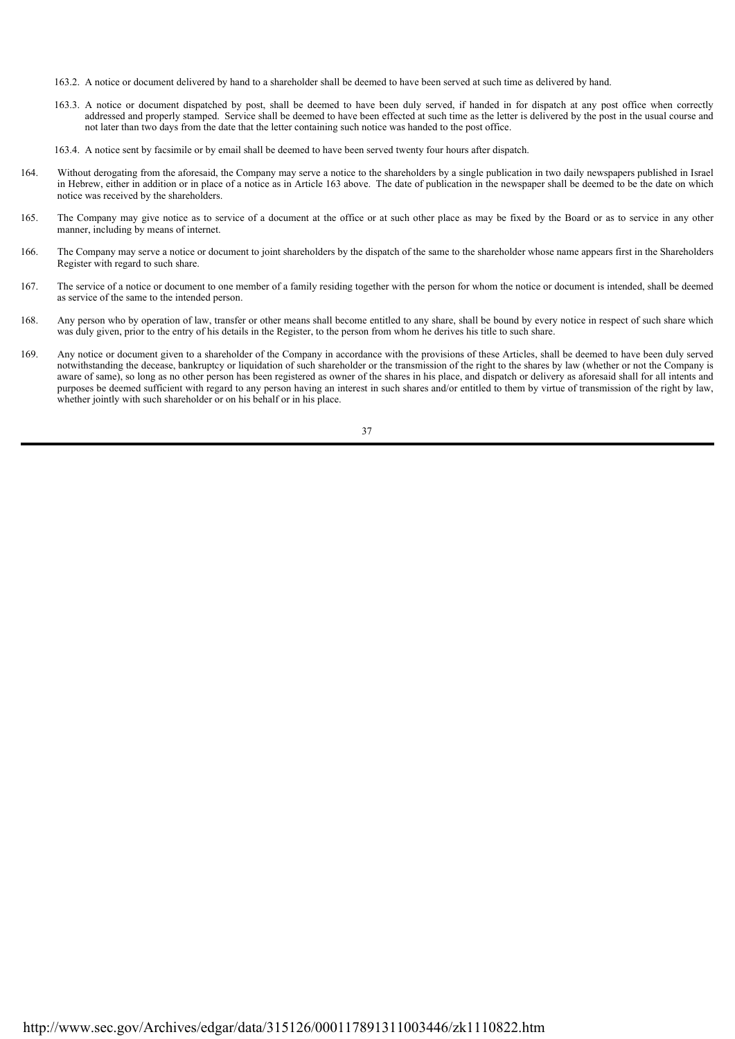163.2. A notice or document delivered by hand to a shareholder shall be deemed to have been served at such time as delivered by hand.

163.3. A notice or document dispatched by post, shall be deemed to have been duly served, if handed in for dispatch at any post office when correctly addressed and properly stamped. Service shall be deemed to have been effected at such time as the letter is delivered by the post in the usual course and not later than two days from the date that the letter containing such notice was handed to the post office.

163.4. A notice sent by facsimile or by email shall be deemed to have been served twenty four hours after dispatch.

164. Without derogating from the aforesaid, the Company may serve a notice to the shareholders by a single publication in two daily newspapers published in Israel in Hebrew, either in addition or in place of a notice as in Article 163 above. The date of publication in the newspaper shall be deemed to be the date on which notice was received by the shareholders.

165. The Company may give notice as to service of a document at the office or at such other place as may be fixed by the Board or as to service in any other manner, including by means of internet.

166. The Company may serve a notice or document to joint shareholders by the dispatch of the same to the shareholder whose name appears first in the Shareholders Register with regard to such share.

167. The service of a notice or document to one member of a family residing together with the person for whom the notice or document is intended, shall be deemed as service of the same to the intended person.

168. Any person who by operation of law, transfer or other means shall become entitled to any share, shall be bound by every notice in respect of such share which was duly given, prior to the entry of his details in the Register, to the person from whom he derives his title to such share.

169. Any notice or document given to a shareholder of the Company in accordance with the provisions of these Articles, shall be deemed to have been duly served notwithstanding the decease, bankruptcy or liquidation of such shareholder or the transmission of the right to the shares by law (whether or not the Company is aware of same), so long as no other person has been registered as owner of the shares in his place, and dispatch or delivery as aforesaid shall for all intents and purposes be deemed sufficient with regard to any person having an interest in such shares and/or entitled to them by virtue of transmission of the right by law, whether jointly with such shareholder or on his behalf or in his place.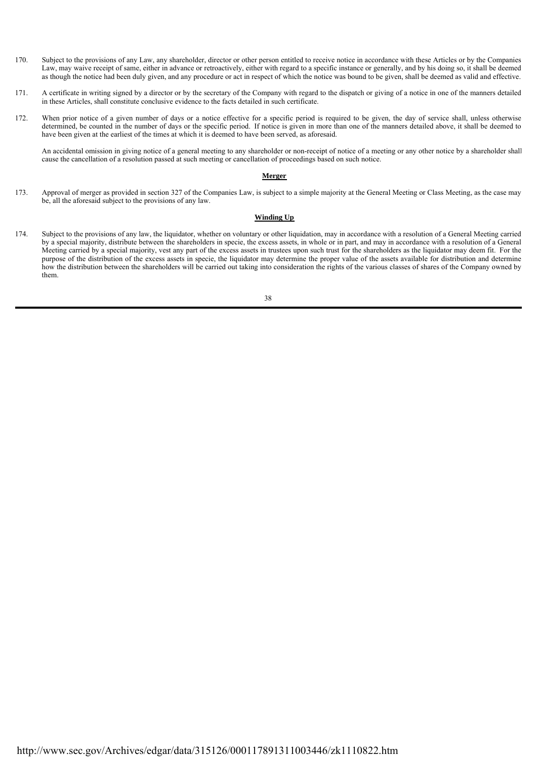170. Subject to the provisions of any Law, any shareholder, director or other person entitled to receive notice in accordance with these Articles or by the Companies Law, may waive receipt of same, either in advance or retroactively, either with regard to a specific instance or generally, and by his doing so, it shall be deemed as though the notice had been duly given, and any procedure or act in respect of which the notice was bound to be given, shall be deemed as valid and effective.

171. A certificate in writing signed by a director or by the secretary of the Company with regard to the dispatch or giving of a notice in one of the manners detailed in these Articles, shall constitute conclusive evidence to the facts detailed in such certificate.

172. When prior notice of a given number of days or a notice effective for a specific period is required to be given, the day of service shall, unless otherwise determined, be counted in the number of days or the specific period. If notice is given in more than one of the manners detailed above, it shall be deemed to have been given at the earliest of the times at which it is deemed to have been served, as aforesaid.

An accidental omission in giving notice of a general meeting to any shareholder or non-receipt of notice of a meeting or any other notice by a shareholder shall cause the cancellation of a resolution passed at such meeting or cancellation of proceedings based on such notice.

**Merger**

173. Approval of merger as provided in section 327 of the Companies Law, is subject to a simple majority at the General Meeting or Class Meeting, as the case may be, all the aforesaid subject to the provisions of any law.

**Winding Up**

174. Subject to the provisions of any law, the liquidator, whether on voluntary or other liquidation, may in accordance with a resolution of a General Meeting carried by a special majority, distribute between the shareholders in specie, the excess assets, in whole or in part, and may in accordance with a resolution of a General Meeting carried by a special majority, vest any part of the excess assets in trustees upon such trust for the shareholders as the liquidator may deem fit. For the purpose of the distribution of the excess assets in specie, the liquidator may determine the proper value of the assets available for distribution and determine how the distribution between the shareholders will be carried out taking into consideration the rights of the various classes of shares of the Company owned by them.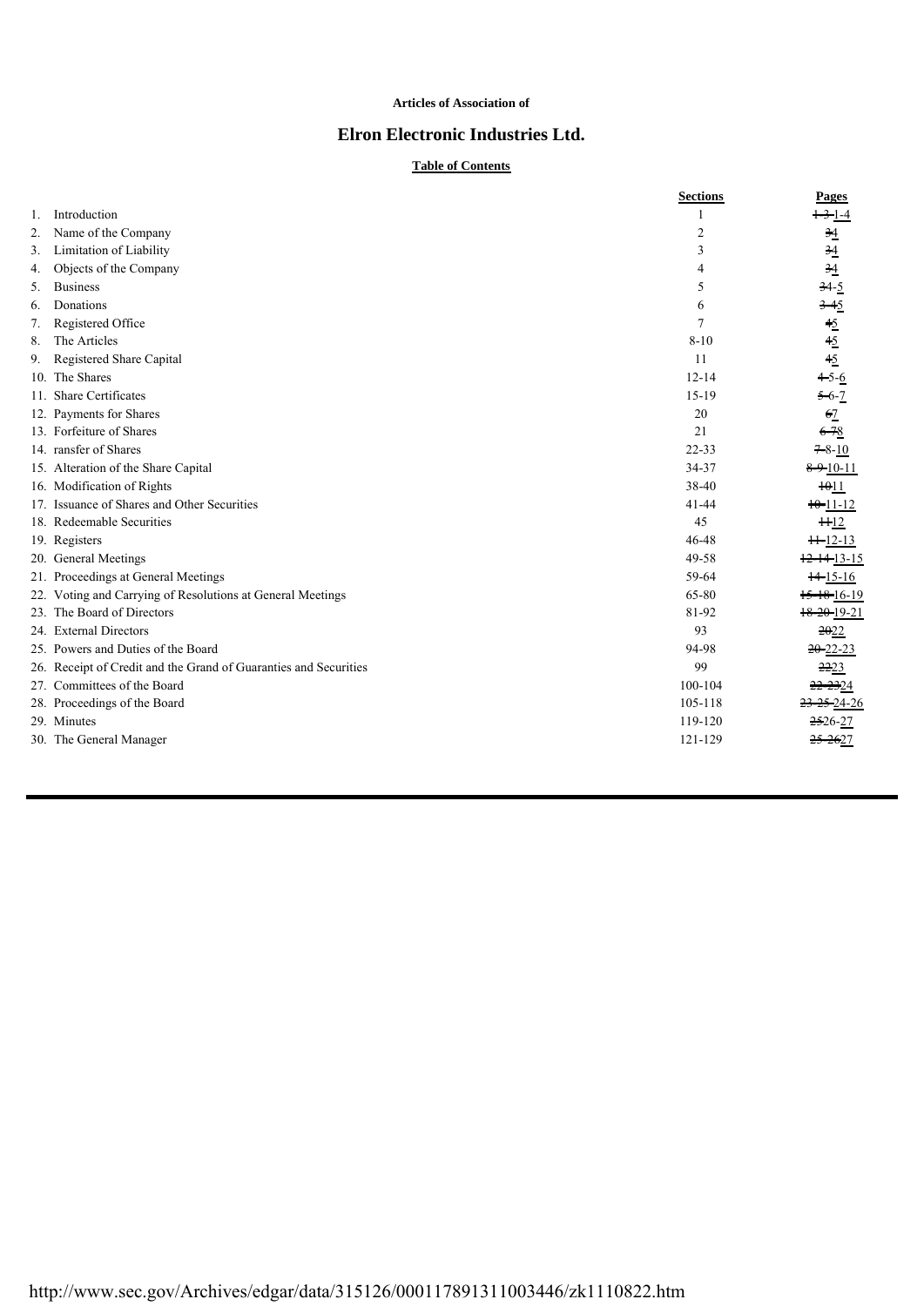**Articles of Association of**

# Elron Electronic Industries Ltd.

**Table of Contents**

| | | Sections | Pages |
|---|---|---|---|
| 1. | Introduction | 1 | ~~1-3-~~1-4 |
| 2. | Name of the Company | 2 | ~~3~~4 |
| 3. | Limitation of Liability | 3 | ~~3~~4 |
| 4. | Objects of the Company | 4 | ~~3~~4 |
| 5. | Business | 5 | ~~3~~4-5 |
| 6. | Donations | 6 | ~~3-4~~5 |
| 7. | Registered Office | 7 | ~~4~~5 |
| 8. | The Articles | 8-10 | ~~4~~5 |
| 9. | Registered Share Capital | 11 | ~~4~~5 |
| 10. | The Shares | 12-14 | ~~4-~~5-6 |
| 11. | Share Certificates | 15-19 | ~~5-~~6-7 |
| 12. | Payments for Shares | 20 | ~~6~~7 |
| 13. | Forfeiture of Shares | 21 | ~~6-7~~8 |
| 14. | ransfer of Shares | 22-33 | ~~7-~~8-10 |
| 15. | Alteration of the Share Capital | 34-37 | ~~8-9-~~10-11 |
| 16. | Modification of Rights | 38-40 | ~~10~~11 |
| 17. | Issuance of Shares and Other Securities | 41-44 | ~~10-~~11-12 |
| 18. | Redeemable Securities | 45 | ~~11~~12 |
| 19. | Registers | 46-48 | ~~11-~~12-13 |
| 20. | General Meetings | 49-58 | ~~12-14-~~13-15 |
| 21. | Proceedings at General Meetings | 59-64 | ~~14-~~15-16 |
| 22. | Voting and Carrying of Resolutions at General Meetings | 65-80 | ~~15-18-~~16-19 |
| 23. | The Board of Directors | 81-92 | ~~18-20-~~19-21 |
| 24. | External Directors | 93 | ~~20~~22 |
| 25. | Powers and Duties of the Board | 94-98 | ~~20-~~22-23 |
| 26. | Receipt of Credit and the Grand of Guaranties and Securities | 99 | ~~22~~23 |
| 27. | Committees of the Board | 100-104 | ~~22-23~~24 |
| 28. | Proceedings of the Board | 105-118 | ~~23-25-~~24-26 |
| 29. | Minutes | 119-120 | ~~25~~26-27 |
| 30. | The General Manager | 121-129 | ~~25-26~~27 |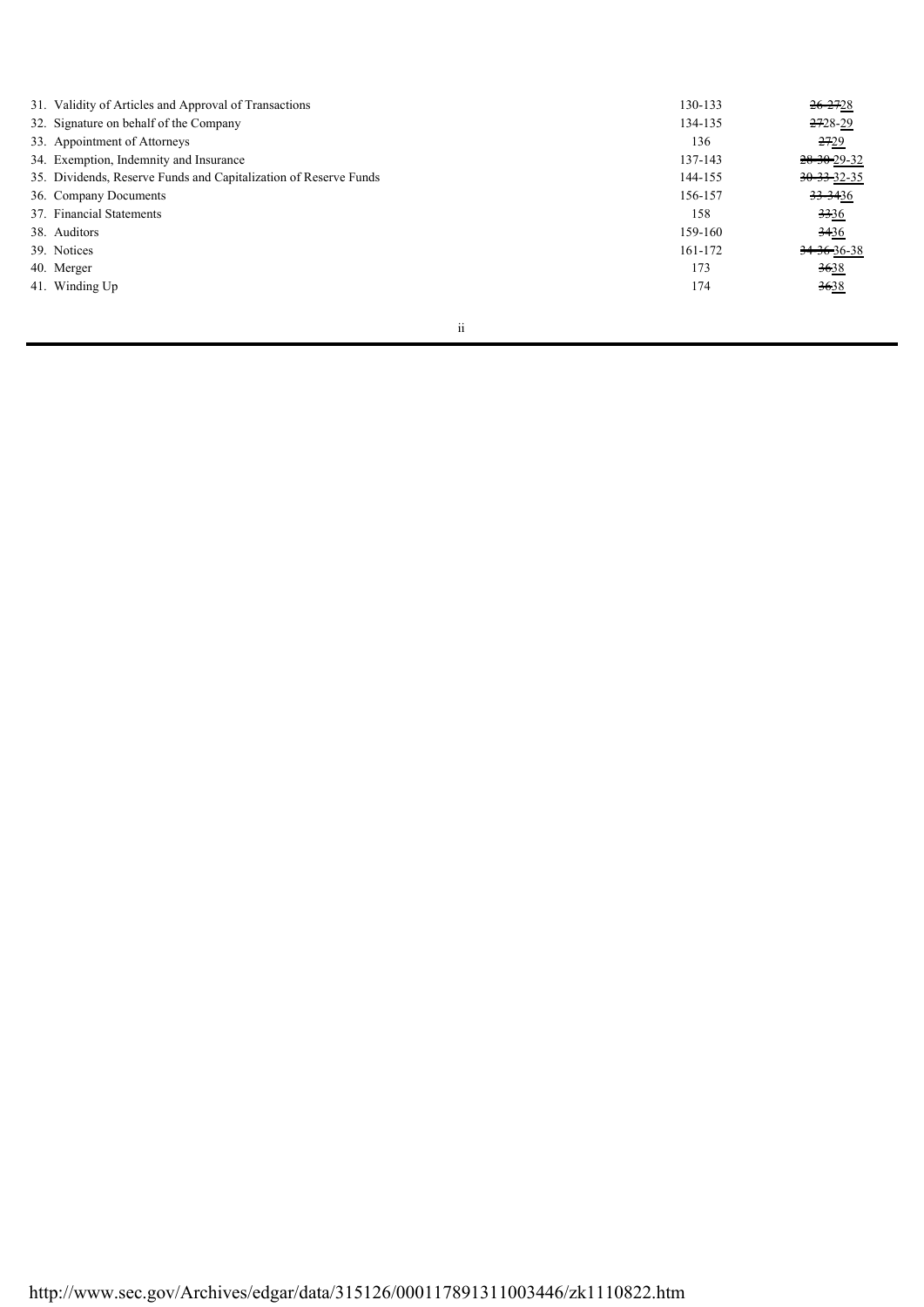| | | |
|---|---|---|
| 31. Validity of Articles and Approval of Transactions | 130-133 | ~~26-27~~28 |
| 32. Signature on behalf of the Company | 134-135 | ~~27~~28-29 |
| 33. Appointment of Attorneys | 136 | ~~27~~29 |
| 34. Exemption, Indemnity and Insurance | 137-143 | ~~28-30~~29-32 |
| 35. Dividends, Reserve Funds and Capitalization of Reserve Funds | 144-155 | ~~30-33~~32-35 |
| 36. Company Documents | 156-157 | ~~33-34~~36 |
| 37. Financial Statements | 158 | ~~33~~36 |
| 38. Auditors | 159-160 | ~~34~~36 |
| 39. Notices | 161-172 | ~~34-36~~36-38 |
| 40. Merger | 173 | ~~36~~38 |
| 41. Winding Up | 174 | ~~36~~38 |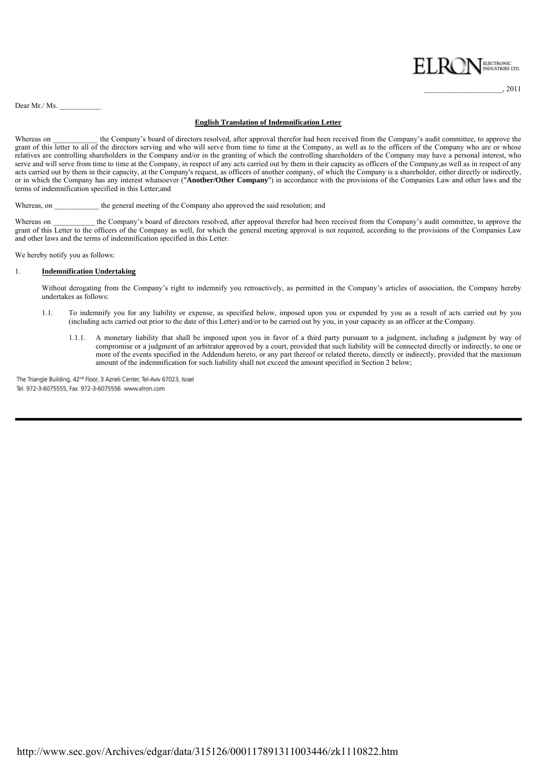ELRON ELECTRONIC INDUSTRIES LTD.

____________________, 2011

Dear Mr./ Ms. ___________

**English Translation of Indemnification Letter**

Whereas on ____________ the Company's board of directors resolved, after approval therefor had been received from the Company's audit committee, to approve the grant of this letter to all of the directors serving and who will serve from time to time at the Company, as well as to the officers of the Company who are or whose relatives are controlling shareholders in the Company and/or in the granting of which the controlling shareholders of the Company may have a personal interest, who serve and will serve from time to time at the Company, in respect of any acts carried out by them in their capacity as officers of the Company,as well as in respect of any acts carried out by them in their capacity, at the Company's request, as officers of another company, of which the Company is a shareholder, either directly or indirectly, or in which the Company has any interest whatsoever ("**Another/Other Company**") in accordance with the provisions of the Companies Law and other laws and the terms of indemnification specified in this Letter;and

Whereas, on ____________ the general meeting of the Company also approved the said resolution; and

Whereas on ___________ the Company's board of directors resolved, after approval therefor had been received from the Company's audit committee, to approve the grant of this Letter to the officers of the Company as well, for which the general meeting approval is not required, according to the provisions of the Companies Law and other laws and the terms of indemnification specified in this Letter.

We hereby notify you as follows:

1. **Indemnification Undertaking**

   Without derogating from the Company's right to indemnify you retroactively, as permitted in the Company's articles of association, the Company hereby undertakes as follows:

   1.1. To indemnify you for any liability or expense, as specified below, imposed upon you or expended by you as a result of acts carried out by you (including acts carried out prior to the date of this Letter) and/or to be carried out by you, in your capacity as an officer at the Company.

      1.1.1. A monetary liability that shall be imposed upon you in favor of a third party pursuant to a judgment, including a judgment by way of compromise or a judgment of an arbitrator approved by a court, provided that such liability will be connected directly or indirectly, to one or more of the events specified in the Addendum hereto, or any part thereof or related thereto, directly or indirectly, provided that the maximum amount of the indemnification for such liability shall not exceed the amount specified in Section 2 below;

The Triangle Building, 42nd Floor, 3 Azrieli Center, Tel-Aviv 67023, Israel
Tel. 972-3-6075555, Fax. 972-3-6075556 www.elron.com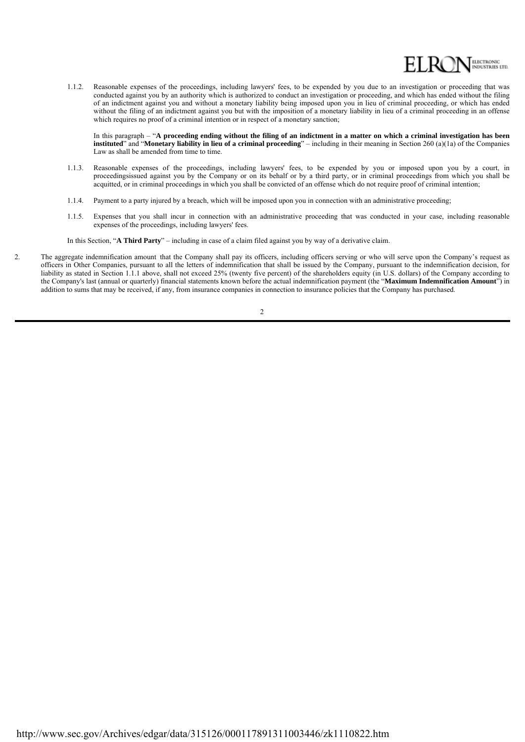1.1.2. Reasonable expenses of the proceedings, including lawyers' fees, to be expended by you due to an investigation or proceeding that was conducted against you by an authority which is authorized to conduct an investigation or proceeding, and which has ended without the filing of an indictment against you and without a monetary liability being imposed upon you in lieu of criminal proceeding, or which has ended without the filing of an indictment against you but with the imposition of a monetary liability in lieu of a criminal proceeding in an offense which requires no proof of a criminal intention or in respect of a monetary sanction;

In this paragraph – "**A proceeding ending without the filing of an indictment in a matter on which a criminal investigation has been instituted**" and "**Monetary liability in lieu of a criminal proceeding**" – including in their meaning in Section 260 (a)(1a) of the Companies Law as shall be amended from time to time.

1.1.3. Reasonable expenses of the proceedings, including lawyers' fees, to be expended by you or imposed upon you by a court, in proceedingsissued against you by the Company or on its behalf or by a third party, or in criminal proceedings from which you shall be acquitted, or in criminal proceedings in which you shall be convicted of an offense which do not require proof of criminal intention;

1.1.4. Payment to a party injured by a breach, which will be imposed upon you in connection with an administrative proceeding;

1.1.5. Expenses that you shall incur in connection with an administrative proceeding that was conducted in your case, including reasonable expenses of the proceedings, including lawyers' fees.

In this Section, "**A Third Party**" – including in case of a claim filed against you by way of a derivative claim.

2. The aggregate indemnification amount that the Company shall pay its officers, including officers serving or who will serve upon the Company's request as officers in Other Companies, pursuant to all the letters of indemnification that shall be issued by the Company, pursuant to the indemnification decision, for liability as stated in Section 1.1.1 above, shall not exceed 25% (twenty five percent) of the shareholders equity (in U.S. dollars) of the Company according to the Company's last (annual or quarterly) financial statements known before the actual indemnification payment (the "**Maximum Indemnification Amount**") in addition to sums that may be received, if any, from insurance companies in connection to insurance policies that the Company has purchased.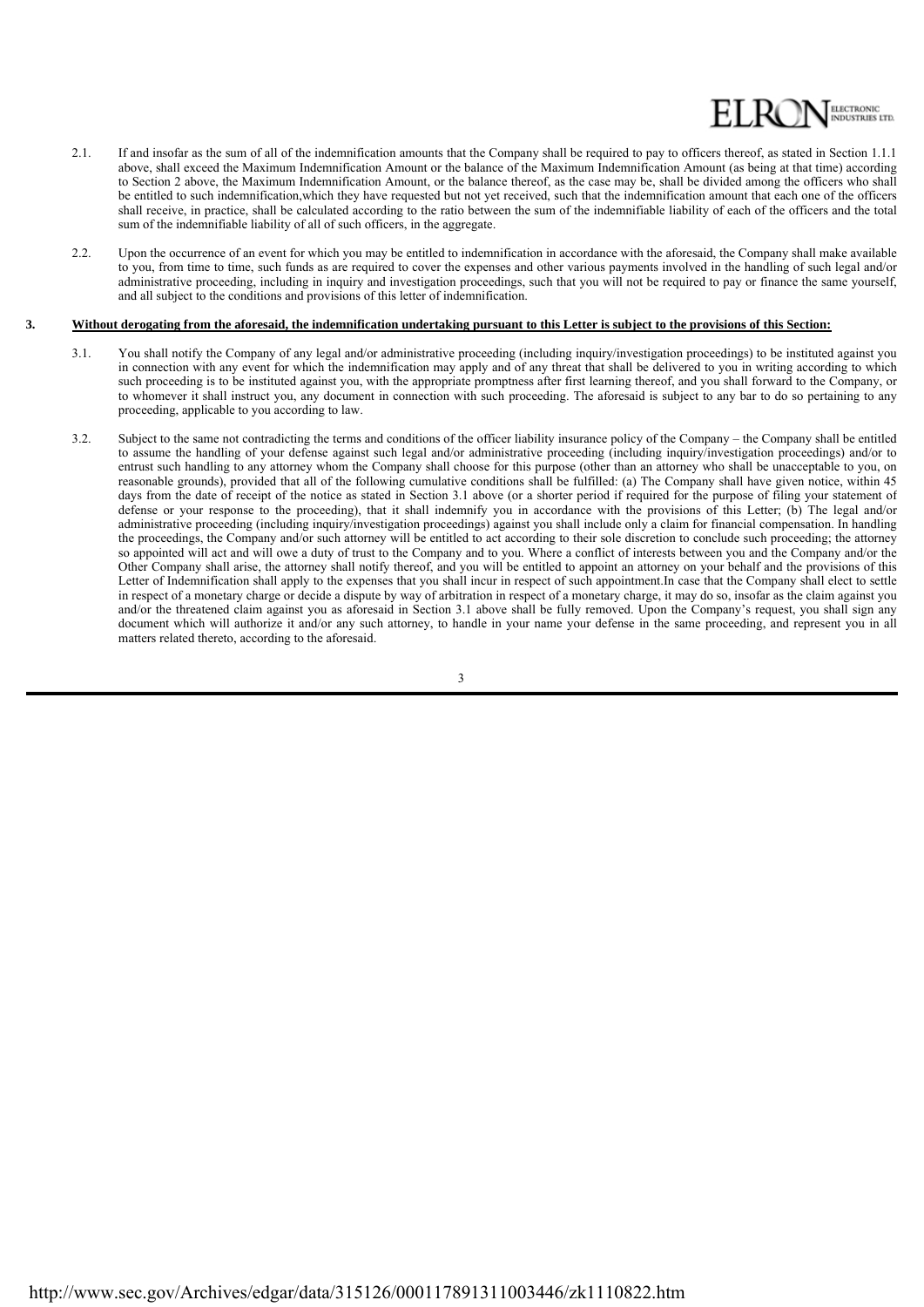2.1. If and insofar as the sum of all of the indemnification amounts that the Company shall be required to pay to officers thereof, as stated in Section 1.1.1 above, shall exceed the Maximum Indemnification Amount or the balance of the Maximum Indemnification Amount (as being at that time) according to Section 2 above, the Maximum Indemnification Amount, or the balance thereof, as the case may be, shall be divided among the officers who shall be entitled to such indemnification,which they have requested but not yet received, such that the indemnification amount that each one of the officers shall receive, in practice, shall be calculated according to the ratio between the sum of the indemnifiable liability of each of the officers and the total sum of the indemnifiable liability of all of such officers, in the aggregate.

2.2. Upon the occurrence of an event for which you may be entitled to indemnification in accordance with the aforesaid, the Company shall make available to you, from time to time, such funds as are required to cover the expenses and other various payments involved in the handling of such legal and/or administrative proceeding, including in inquiry and investigation proceedings, such that you will not be required to pay or finance the same yourself, and all subject to the conditions and provisions of this letter of indemnification.

**3. <u>Without derogating from the aforesaid, the indemnification undertaking pursuant to this Letter is subject to the provisions of this Section:</u>**

3.1. You shall notify the Company of any legal and/or administrative proceeding (including inquiry/investigation proceedings) to be instituted against you in connection with any event for which the indemnification may apply and of any threat that shall be delivered to you in writing according to which such proceeding is to be instituted against you, with the appropriate promptness after first learning thereof, and you shall forward to the Company, or to whomever it shall instruct you, any document in connection with such proceeding. The aforesaid is subject to any bar to do so pertaining to any proceeding, applicable to you according to law.

3.2. Subject to the same not contradicting the terms and conditions of the officer liability insurance policy of the Company – the Company shall be entitled to assume the handling of your defense against such legal and/or administrative proceeding (including inquiry/investigation proceedings) and/or to entrust such handling to any attorney whom the Company shall choose for this purpose (other than an attorney who shall be unacceptable to you, on reasonable grounds), provided that all of the following cumulative conditions shall be fulfilled: (a) The Company shall have given notice, within 45 days from the date of receipt of the notice as stated in Section 3.1 above (or a shorter period if required for the purpose of filing your statement of defense or your response to the proceeding), that it shall indemnify you in accordance with the provisions of this Letter; (b) The legal and/or administrative proceeding (including inquiry/investigation proceedings) against you shall include only a claim for financial compensation. In handling the proceedings, the Company and/or such attorney will be entitled to act according to their sole discretion to conclude such proceeding; the attorney so appointed will act and will owe a duty of trust to the Company and to you. Where a conflict of interests between you and the Company and/or the Other Company shall arise, the attorney shall notify thereof, and you will be entitled to appoint an attorney on your behalf and the provisions of this Letter of Indemnification shall apply to the expenses that you shall incur in respect of such appointment.In case that the Company shall elect to settle in respect of a monetary charge or decide a dispute by way of arbitration in respect of a monetary charge, it may do so, insofar as the claim against you and/or the threatened claim against you as aforesaid in Section 3.1 above shall be fully removed. Upon the Company's request, you shall sign any document which will authorize it and/or any such attorney, to handle in your name your defense in the same proceeding, and represent you in all matters related thereto, according to the aforesaid.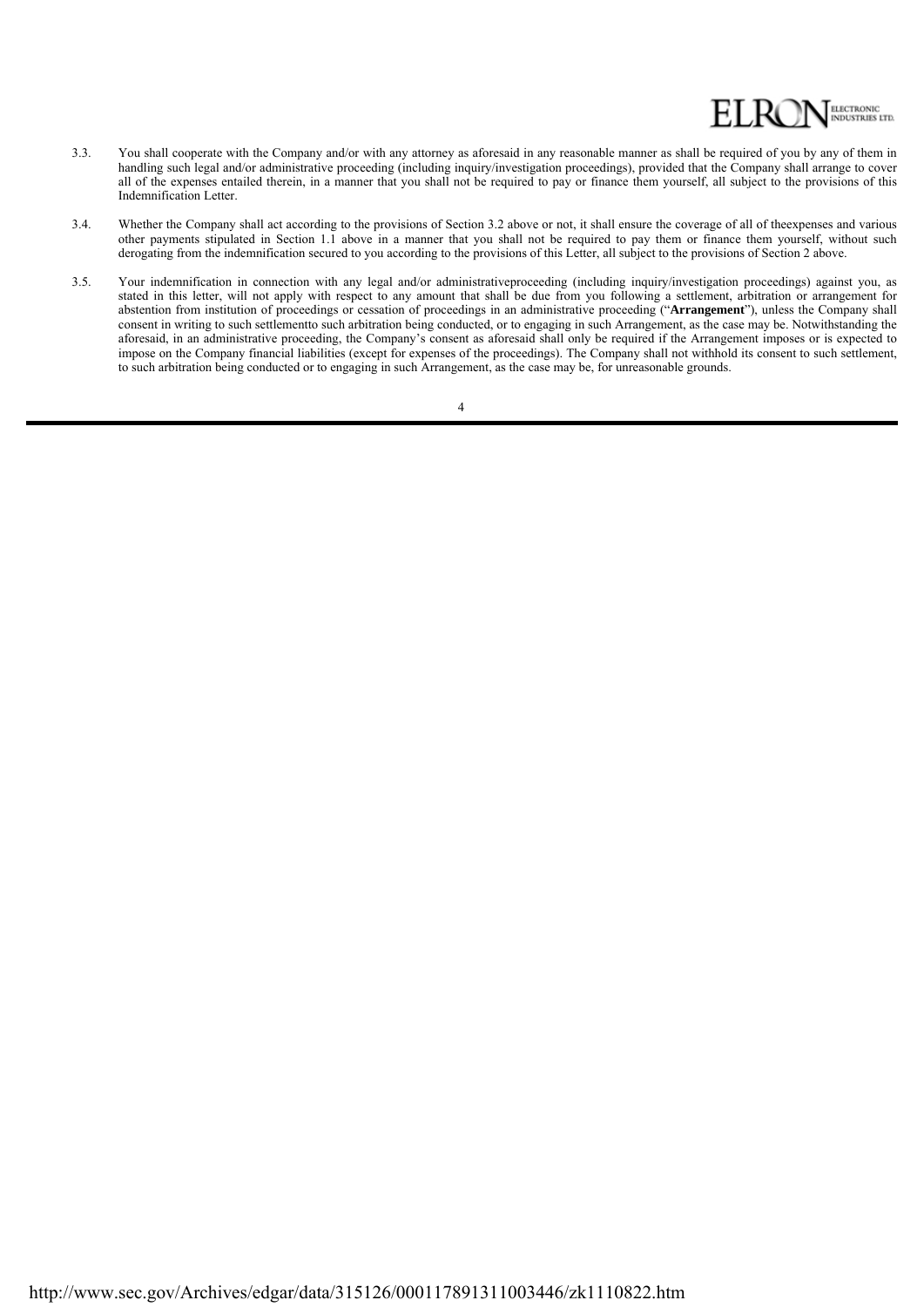3.3. You shall cooperate with the Company and/or with any attorney as aforesaid in any reasonable manner as shall be required of you by any of them in handling such legal and/or administrative proceeding (including inquiry/investigation proceedings), provided that the Company shall arrange to cover all of the expenses entailed therein, in a manner that you shall not be required to pay or finance them yourself, all subject to the provisions of this Indemnification Letter.

3.4. Whether the Company shall act according to the provisions of Section 3.2 above or not, it shall ensure the coverage of all of theexpenses and various other payments stipulated in Section 1.1 above in a manner that you shall not be required to pay them or finance them yourself, without such derogating from the indemnification secured to you according to the provisions of this Letter, all subject to the provisions of Section 2 above.

3.5. Your indemnification in connection with any legal and/or administrativeproceeding (including inquiry/investigation proceedings) against you, as stated in this letter, will not apply with respect to any amount that shall be due from you following a settlement, arbitration or arrangement for abstention from institution of proceedings or cessation of proceedings in an administrative proceeding ("**Arrangement**"), unless the Company shall consent in writing to such settlementto such arbitration being conducted, or to engaging in such Arrangement, as the case may be. Notwithstanding the aforesaid, in an administrative proceeding, the Company's consent as aforesaid shall only be required if the Arrangement imposes or is expected to impose on the Company financial liabilities (except for expenses of the proceedings). The Company shall not withhold its consent to such settlement, to such arbitration being conducted or to engaging in such Arrangement, as the case may be, for unreasonable grounds.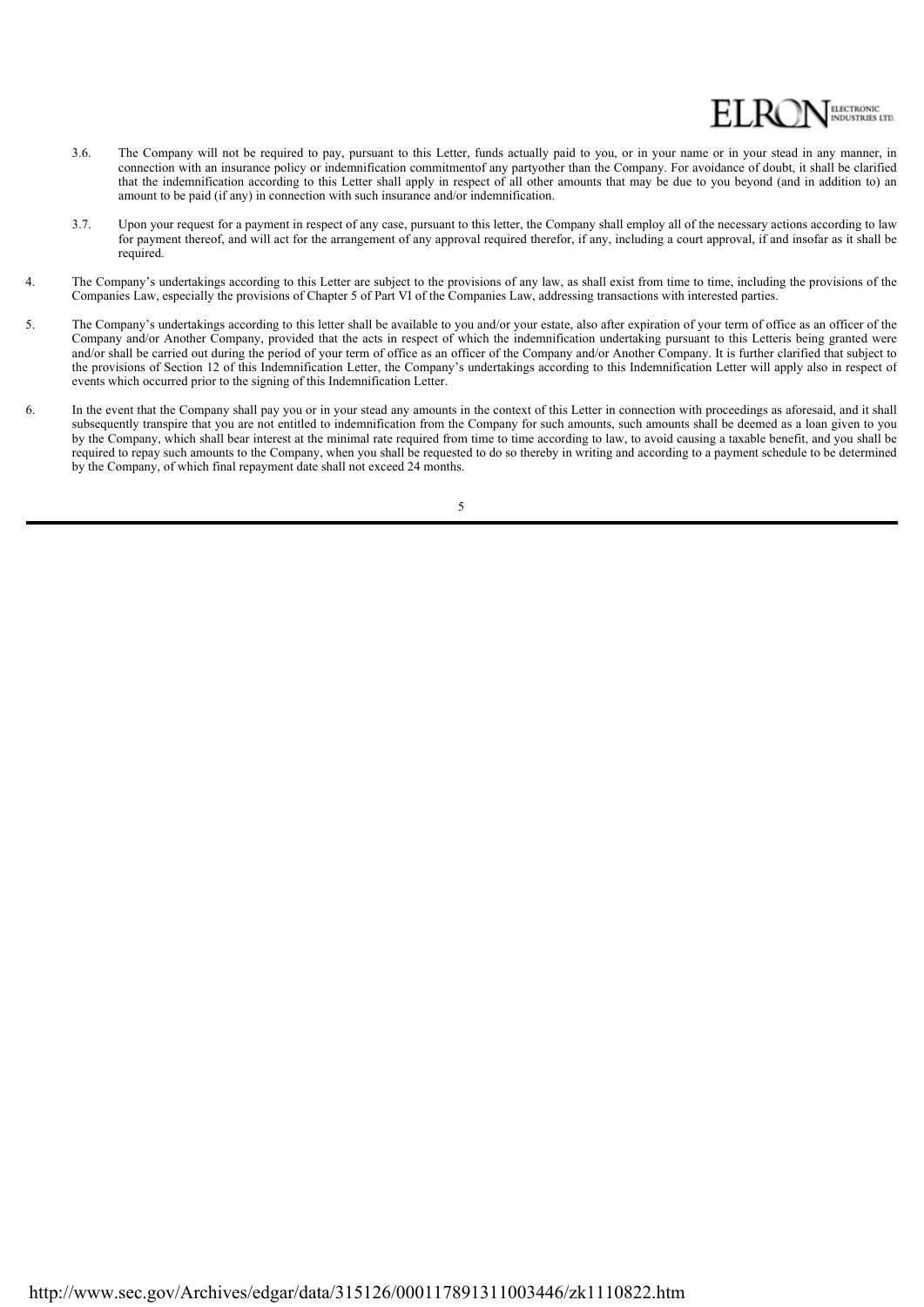3.6. The Company will not be required to pay, pursuant to this Letter, funds actually paid to you, or in your name or in your stead in any manner, in connection with an insurance policy or indemnification commitmentof any partyother than the Company. For avoidance of doubt, it shall be clarified that the indemnification according to this Letter shall apply in respect of all other amounts that may be due to you beyond (and in addition to) an amount to be paid (if any) in connection with such insurance and/or indemnification.

3.7. Upon your request for a payment in respect of any case, pursuant to this letter, the Company shall employ all of the necessary actions according to law for payment thereof, and will act for the arrangement of any approval required therefor, if any, including a court approval, if and insofar as it shall be required.

4. The Company's undertakings according to this Letter are subject to the provisions of any law, as shall exist from time to time, including the provisions of the Companies Law, especially the provisions of Chapter 5 of Part VI of the Companies Law, addressing transactions with interested parties.

5. The Company's undertakings according to this letter shall be available to you and/or your estate, also after expiration of your term of office as an officer of the Company and/or Another Company, provided that the acts in respect of which the indemnification undertaking pursuant to this Letteris being granted were and/or shall be carried out during the period of your term of office as an officer of the Company and/or Another Company. It is further clarified that subject to the provisions of Section 12 of this Indemnification Letter, the Company's undertakings according to this Indemnification Letter will apply also in respect of events which occurred prior to the signing of this Indemnification Letter.

6. In the event that the Company shall pay you or in your stead any amounts in the context of this Letter in connection with proceedings as aforesaid, and it shall subsequently transpire that you are not entitled to indemnification from the Company for such amounts, such amounts shall be deemed as a loan given to you by the Company, which shall bear interest at the minimal rate required from time to time according to law, to avoid causing a taxable benefit, and you shall be required to repay such amounts to the Company, when you shall be requested to do so thereby in writing and according to a payment schedule to be determined by the Company, of which final repayment date shall not exceed 24 months.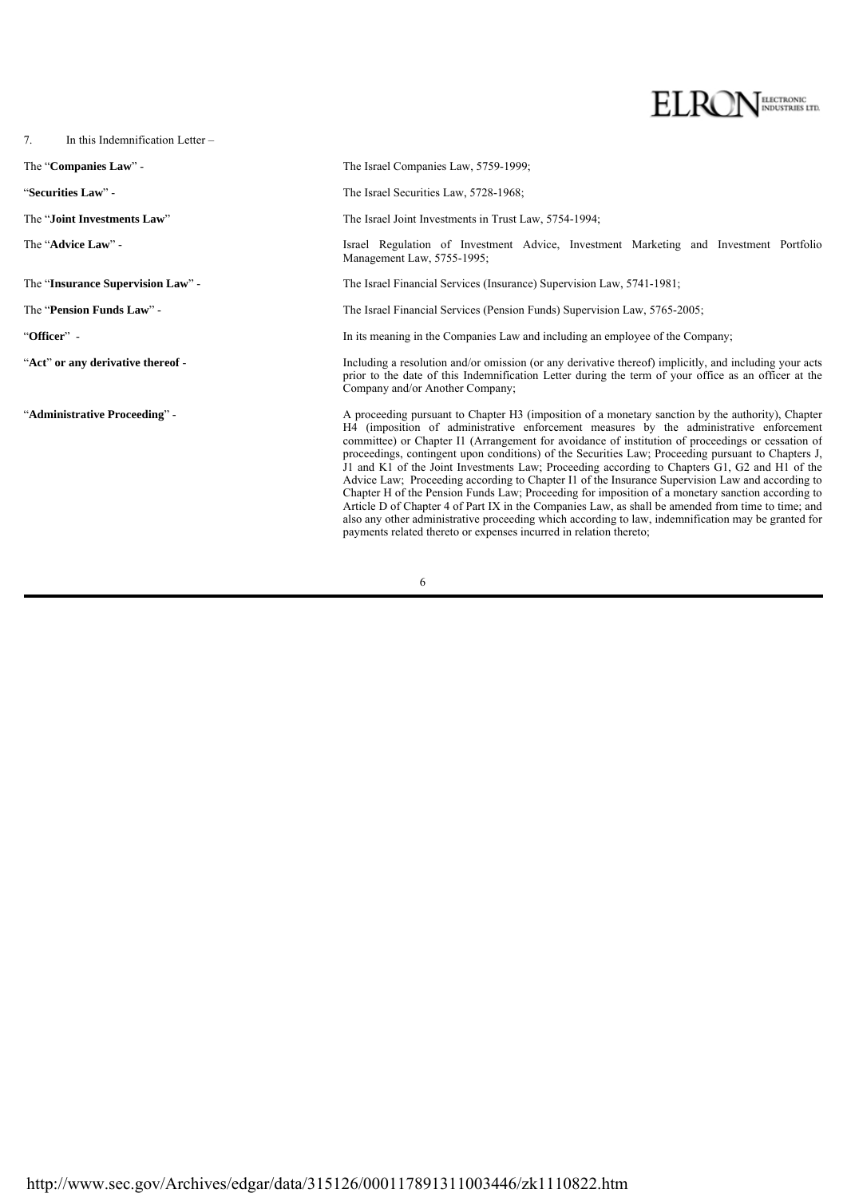7. In this Indemnification Letter –

| | |
|---|---|
| The "**Companies Law**" - | The Israel Companies Law, 5759-1999; |
| "**Securities Law**" - | The Israel Securities Law, 5728-1968; |
| The "**Joint Investments Law**" | The Israel Joint Investments in Trust Law, 5754-1994; |
| The "**Advice Law**" - | Israel Regulation of Investment Advice, Investment Marketing and Investment Portfolio Management Law, 5755-1995; |
| The "**Insurance Supervision Law**" - | The Israel Financial Services (Insurance) Supervision Law, 5741-1981; |
| The "**Pension Funds Law**" - | The Israel Financial Services (Pension Funds) Supervision Law, 5765-2005; |
| "**Officer**" - | In its meaning in the Companies Law and including an employee of the Company; |
| "**Act**" **or any derivative thereof** - | Including a resolution and/or omission (or any derivative thereof) implicitly, and including your acts prior to the date of this Indemnification Letter during the term of your office as an officer at the Company and/or Another Company; |
| "**Administrative Proceeding**" - | A proceeding pursuant to Chapter H3 (imposition of a monetary sanction by the authority), Chapter H4 (imposition of administrative enforcement measures by the administrative enforcement committee) or Chapter I1 (Arrangement for avoidance of institution of proceedings or cessation of proceedings, contingent upon conditions) of the Securities Law; Proceeding pursuant to Chapters J, J1 and K1 of the Joint Investments Law; Proceeding according to Chapters G1, G2 and H1 of the Advice Law; Proceeding according to Chapter I1 of the Insurance Supervision Law and according to Chapter H of the Pension Funds Law; Proceeding for imposition of a monetary sanction according to Article D of Chapter 4 of Part IX in the Companies Law, as shall be amended from time to time; and also any other administrative proceeding which according to law, indemnification may be granted for payments related thereto or expenses incurred in relation thereto; |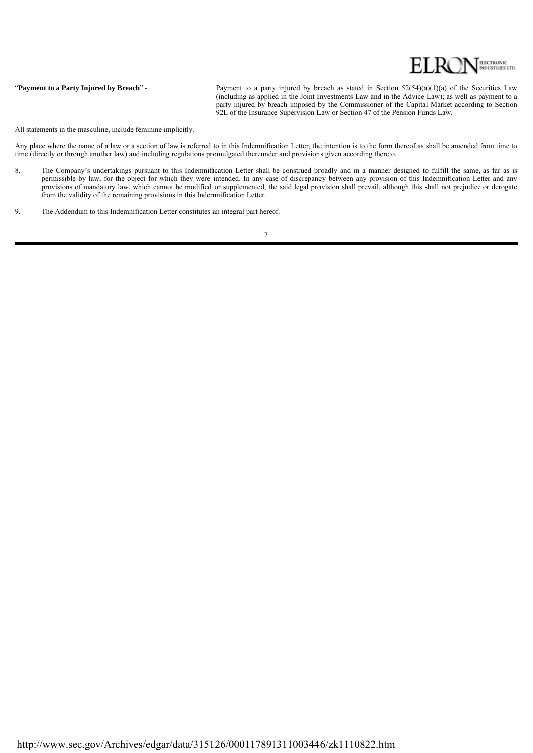"**Payment to a Party Injured by Breach**" - Payment to a party injured by breach as stated in Section 52(54)(a)(1)(a) of the Securities Law (including as applied in the Joint Investments Law and in the Advice Law); as well as payment to a party injured by breach imposed by the Commissioner of the Capital Market according to Section 92L of the Insurance Supervision Law or Section 47 of the Pension Funds Law.

All statements in the masculine, include feminine implicitly.

Any place where the name of a law or a section of law is referred to in this Indemnification Letter, the intention is to the form thereof as shall be amended from time to time (directly or through another law) and including regulations promulgated thereunder and provisions given according thereto.

8. The Company's undertakings pursuant to this Indemnification Letter shall be construed broadly and in a manner designed to fulfill the same, as far as is permissible by law, for the object for which they were intended. In any case of discrepancy between any provision of this Indemnification Letter and any provisions of mandatory law, which cannot be modified or supplemented, the said legal provision shall prevail, although this shall not prejudice or derogate from the validity of the remaining provisions in this Indemnification Letter.

9. The Addendum to this Indemnification Letter constitutes an integral part hereof.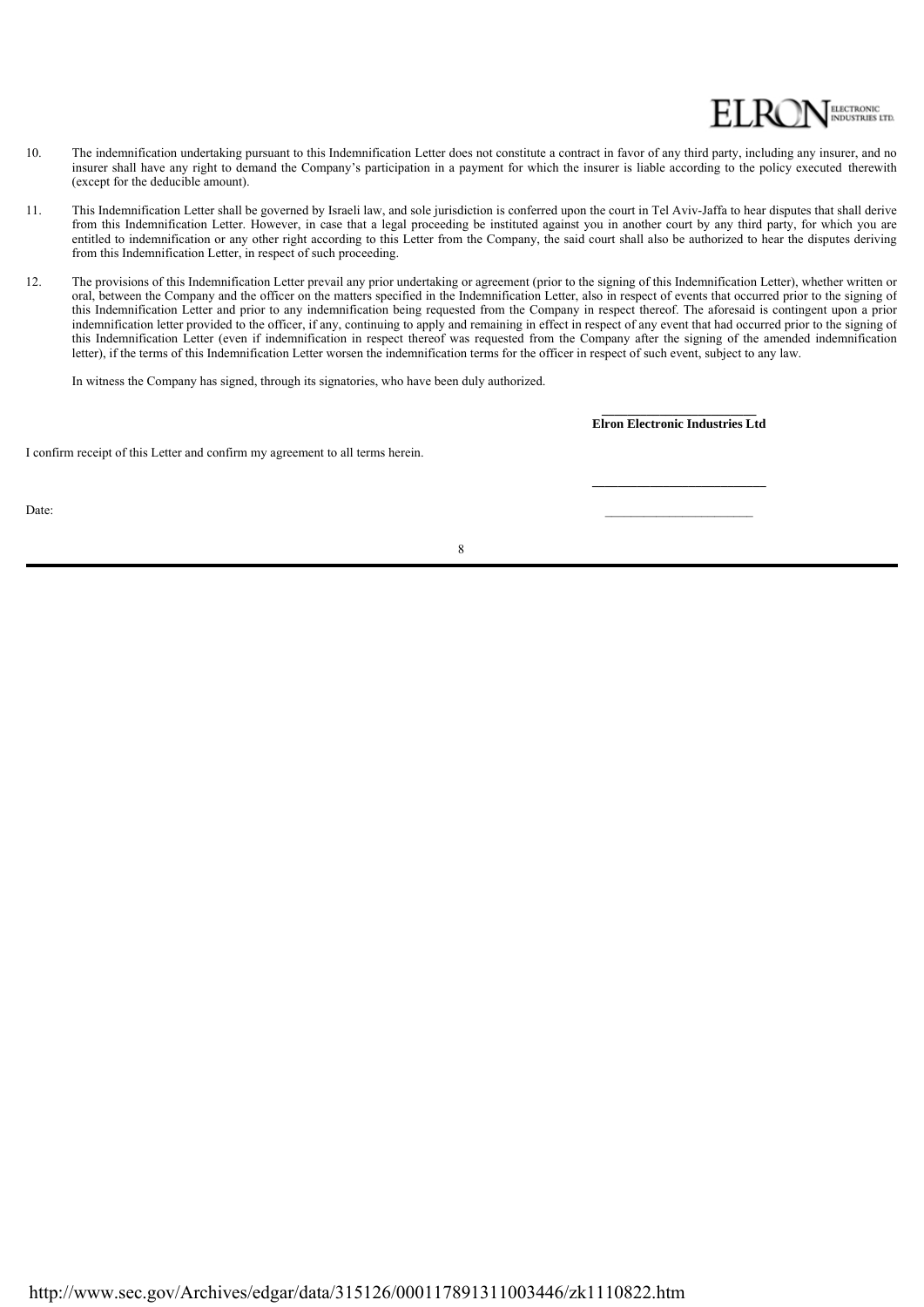10. The indemnification undertaking pursuant to this Indemnification Letter does not constitute a contract in favor of any third party, including any insurer, and no insurer shall have any right to demand the Company's participation in a payment for which the insurer is liable according to the policy executed therewith (except for the deducible amount).

11. This Indemnification Letter shall be governed by Israeli law, and sole jurisdiction is conferred upon the court in Tel Aviv-Jaffa to hear disputes that shall derive from this Indemnification Letter. However, in case that a legal proceeding be instituted against you in another court by any third party, for which you are entitled to indemnification or any other right according to this Letter from the Company, the said court shall also be authorized to hear the disputes deriving from this Indemnification Letter, in respect of such proceeding.

12. The provisions of this Indemnification Letter prevail any prior undertaking or agreement (prior to the signing of this Indemnification Letter), whether written or oral, between the Company and the officer on the matters specified in the Indemnification Letter, also in respect of events that occurred prior to the signing of this Indemnification Letter and prior to any indemnification being requested from the Company in respect thereof. The aforesaid is contingent upon a prior indemnification letter provided to the officer, if any, continuing to apply and remaining in effect in respect of any event that had occurred prior to the signing of this Indemnification Letter (even if indemnification in respect thereof was requested from the Company after the signing of the amended indemnification letter), if the terms of this Indemnification Letter worsen the indemnification terms for the officer in respect of such event, subject to any law.

In witness the Company has signed, through its signatories, who have been duly authorized.

\_\_\_\_\_\_\_\_\_\_\_\_\_\_\_\_\_\_\_\_\_\_\_\_
**Elron Electronic Industries Ltd**

I confirm receipt of this Letter and confirm my agreement to all terms herein.

\_\_\_\_\_\_\_\_\_\_\_\_\_\_\_\_\_\_\_\_\_\_\_\_

Date: \_\_\_\_\_\_\_\_\_\_\_\_\_\_\_\_\_\_\_\_\_\_\_\_

http://www.sec.gov/Archives/edgar/data/315126/000117891311003446/zk1110822.htm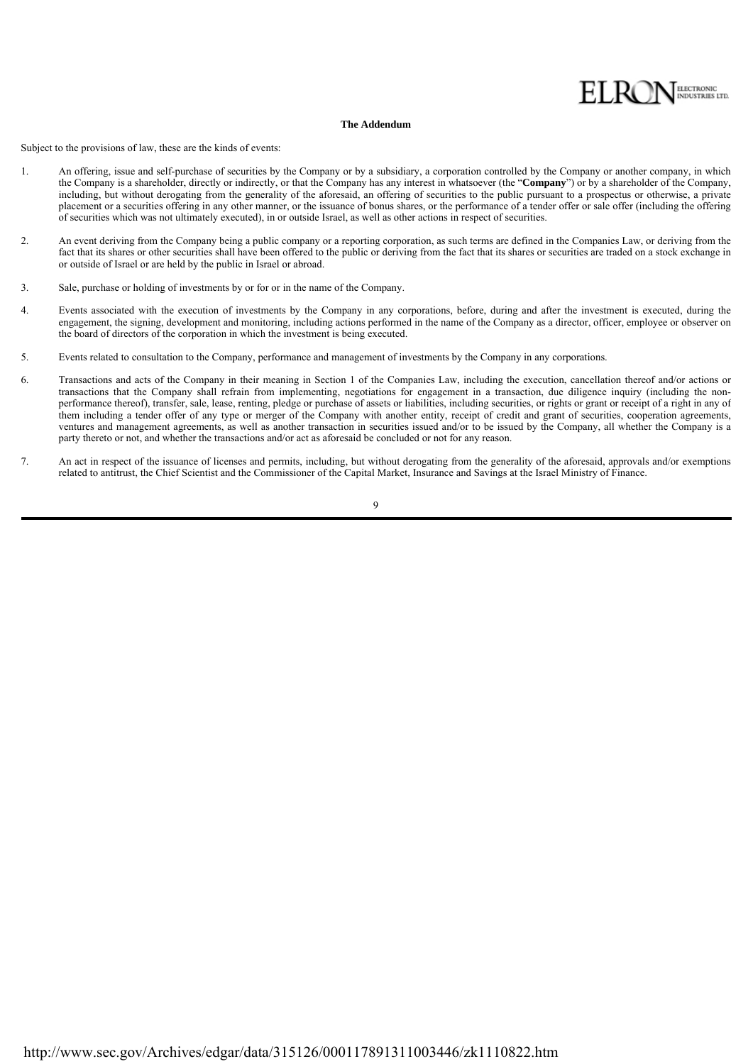**The Addendum**

Subject to the provisions of law, these are the kinds of events:

1. An offering, issue and self-purchase of securities by the Company or by a subsidiary, a corporation controlled by the Company or another company, in which the Company is a shareholder, directly or indirectly, or that the Company has any interest in whatsoever (the "**Company**") or by a shareholder of the Company, including, but without derogating from the generality of the aforesaid, an offering of securities to the public pursuant to a prospectus or otherwise, a private placement or a securities offering in any other manner, or the issuance of bonus shares, or the performance of a tender offer or sale offer (including the offering of securities which was not ultimately executed), in or outside Israel, as well as other actions in respect of securities.

2. An event deriving from the Company being a public company or a reporting corporation, as such terms are defined in the Companies Law, or deriving from the fact that its shares or other securities shall have been offered to the public or deriving from the fact that its shares or securities are traded on a stock exchange in or outside of Israel or are held by the public in Israel or abroad.

3. Sale, purchase or holding of investments by or for or in the name of the Company.

4. Events associated with the execution of investments by the Company in any corporations, before, during and after the investment is executed, during the engagement, the signing, development and monitoring, including actions performed in the name of the Company as a director, officer, employee or observer on the board of directors of the corporation in which the investment is being executed.

5. Events related to consultation to the Company, performance and management of investments by the Company in any corporations.

6. Transactions and acts of the Company in their meaning in Section 1 of the Companies Law, including the execution, cancellation thereof and/or actions or transactions that the Company shall refrain from implementing, negotiations for engagement in a transaction, due diligence inquiry (including the non-performance thereof), transfer, sale, lease, renting, pledge or purchase of assets or liabilities, including securities, or rights or grant or receipt of a right in any of them including a tender offer of any type or merger of the Company with another entity, receipt of credit and grant of securities, cooperation agreements, ventures and management agreements, as well as another transaction in securities issued and/or to be issued by the Company, all whether the Company is a party thereto or not, and whether the transactions and/or act as aforesaid be concluded or not for any reason.

7. An act in respect of the issuance of licenses and permits, including, but without derogating from the generality of the aforesaid, approvals and/or exemptions related to antitrust, the Chief Scientist and the Commissioner of the Capital Market, Insurance and Savings at the Israel Ministry of Finance.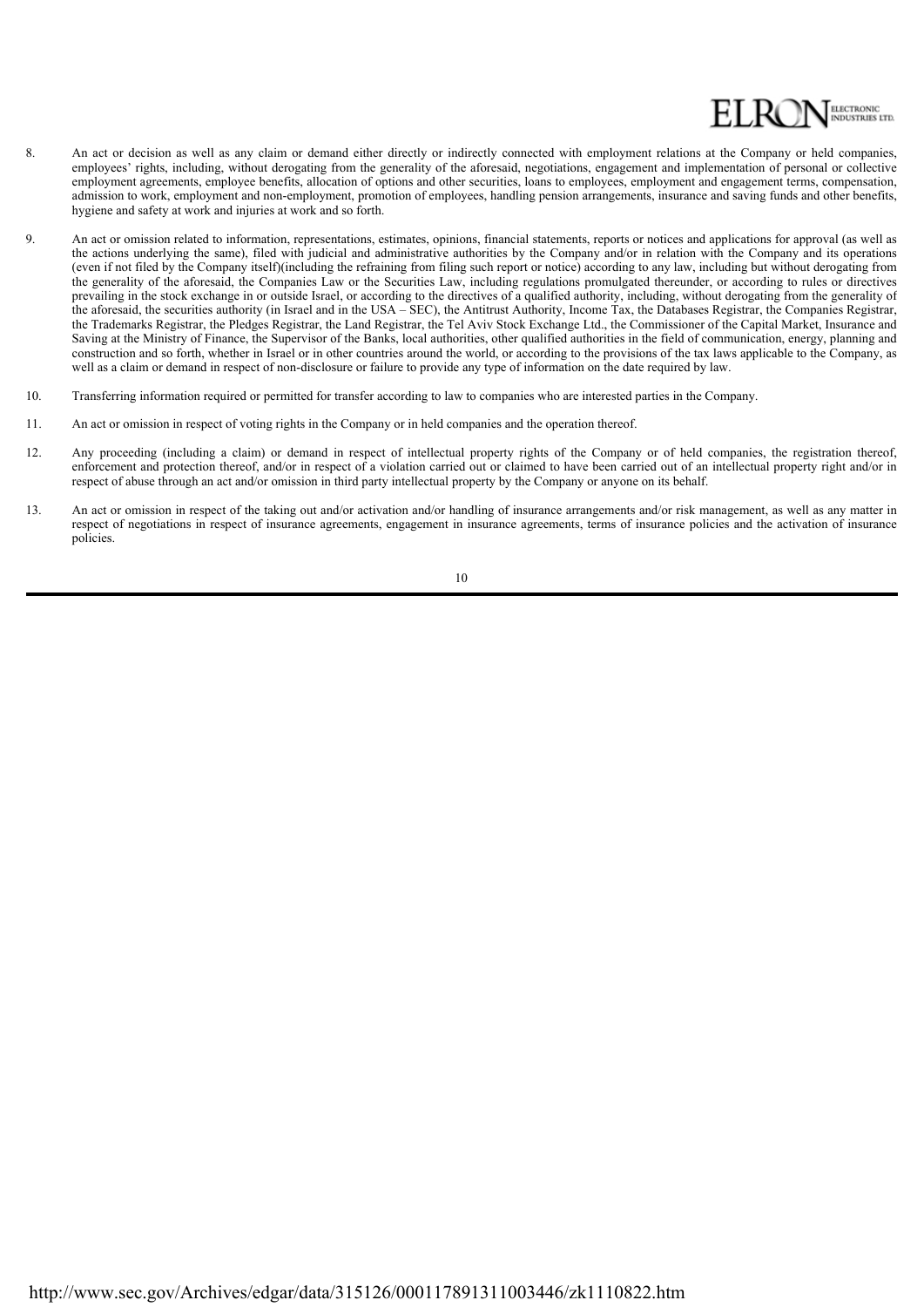8. An act or decision as well as any claim or demand either directly or indirectly connected with employment relations at the Company or held companies, employees' rights, including, without derogating from the generality of the aforesaid, negotiations, engagement and implementation of personal or collective employment agreements, employee benefits, allocation of options and other securities, loans to employees, employment and engagement terms, compensation, admission to work, employment and non-employment, promotion of employees, handling pension arrangements, insurance and saving funds and other benefits, hygiene and safety at work and injuries at work and so forth.

9. An act or omission related to information, representations, estimates, opinions, financial statements, reports or notices and applications for approval (as well as the actions underlying the same), filed with judicial and administrative authorities by the Company and/or in relation with the Company and its operations (even if not filed by the Company itself)(including the refraining from filing such report or notice) according to any law, including but without derogating from the generality of the aforesaid, the Companies Law or the Securities Law, including regulations promulgated thereunder, or according to rules or directives prevailing in the stock exchange in or outside Israel, or according to the directives of a qualified authority, including, without derogating from the generality of the aforesaid, the securities authority (in Israel and in the USA – SEC), the Antitrust Authority, Income Tax, the Databases Registrar, the Companies Registrar, the Trademarks Registrar, the Pledges Registrar, the Land Registrar, the Tel Aviv Stock Exchange Ltd., the Commissioner of the Capital Market, Insurance and Saving at the Ministry of Finance, the Supervisor of the Banks, local authorities, other qualified authorities in the field of communication, energy, planning and construction and so forth, whether in Israel or in other countries around the world, or according to the provisions of the tax laws applicable to the Company, as well as a claim or demand in respect of non-disclosure or failure to provide any type of information on the date required by law.

10. Transferring information required or permitted for transfer according to law to companies who are interested parties in the Company.

11. An act or omission in respect of voting rights in the Company or in held companies and the operation thereof.

12. Any proceeding (including a claim) or demand in respect of intellectual property rights of the Company or of held companies, the registration thereof, enforcement and protection thereof, and/or in respect of a violation carried out or claimed to have been carried out of an intellectual property right and/or in respect of abuse through an act and/or omission in third party intellectual property by the Company or anyone on its behalf.

13. An act or omission in respect of the taking out and/or activation and/or handling of insurance arrangements and/or risk management, as well as any matter in respect of negotiations in respect of insurance agreements, engagement in insurance agreements, terms of insurance policies and the activation of insurance policies.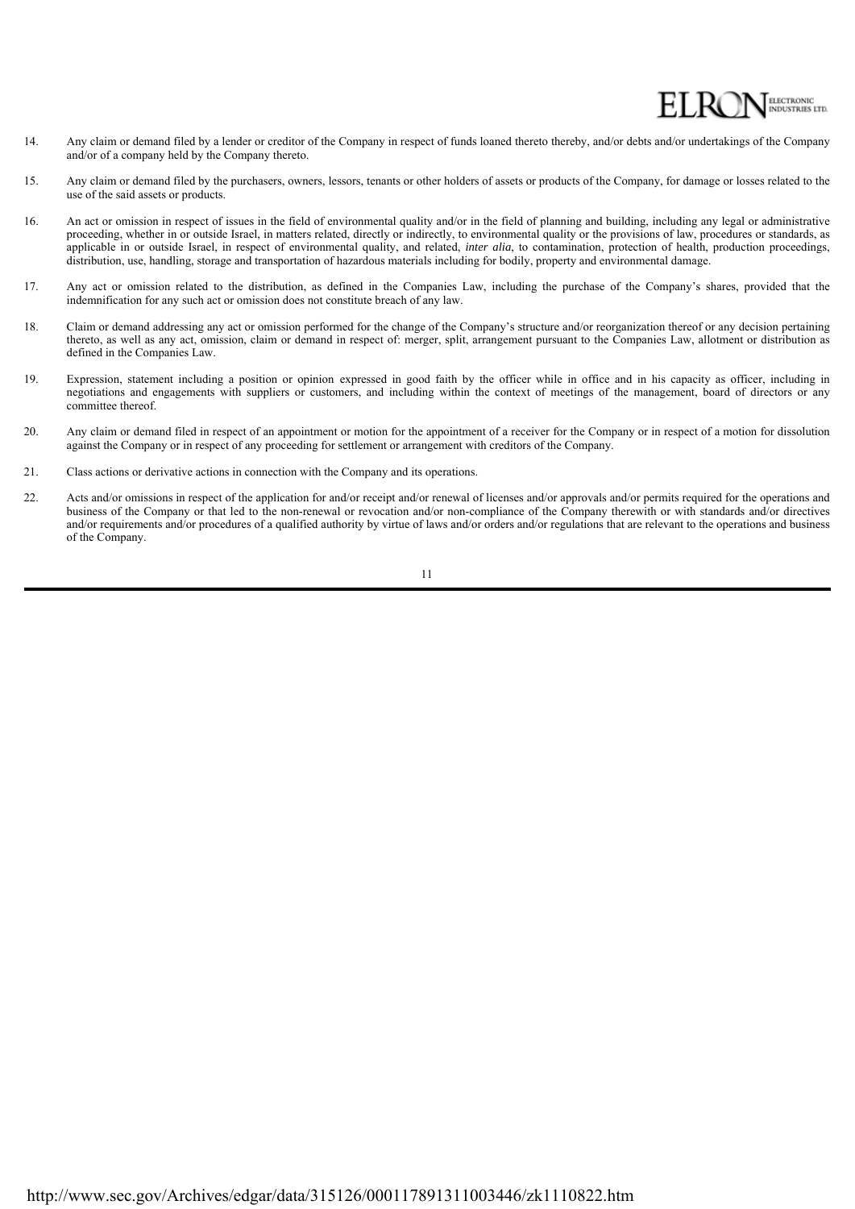14. Any claim or demand filed by a lender or creditor of the Company in respect of funds loaned thereto thereby, and/or debts and/or undertakings of the Company and/or of a company held by the Company thereto.

15. Any claim or demand filed by the purchasers, owners, lessors, tenants or other holders of assets or products of the Company, for damage or losses related to the use of the said assets or products.

16. An act or omission in respect of issues in the field of environmental quality and/or in the field of planning and building, including any legal or administrative proceeding, whether in or outside Israel, in matters related, directly or indirectly, to environmental quality or the provisions of law, procedures or standards, as applicable in or outside Israel, in respect of environmental quality, and related, *inter alia*, to contamination, protection of health, production proceedings, distribution, use, handling, storage and transportation of hazardous materials including for bodily, property and environmental damage.

17. Any act or omission related to the distribution, as defined in the Companies Law, including the purchase of the Company's shares, provided that the indemnification for any such act or omission does not constitute breach of any law.

18. Claim or demand addressing any act or omission performed for the change of the Company's structure and/or reorganization thereof or any decision pertaining thereto, as well as any act, omission, claim or demand in respect of: merger, split, arrangement pursuant to the Companies Law, allotment or distribution as defined in the Companies Law.

19. Expression, statement including a position or opinion expressed in good faith by the officer while in office and in his capacity as officer, including in negotiations and engagements with suppliers or customers, and including within the context of meetings of the management, board of directors or any committee thereof.

20. Any claim or demand filed in respect of an appointment or motion for the appointment of a receiver for the Company or in respect of a motion for dissolution against the Company or in respect of any proceeding for settlement or arrangement with creditors of the Company.

21. Class actions or derivative actions in connection with the Company and its operations.

22. Acts and/or omissions in respect of the application for and/or receipt and/or renewal of licenses and/or approvals and/or permits required for the operations and business of the Company or that led to the non-renewal or revocation and/or non-compliance of the Company therewith or with standards and/or directives and/or requirements and/or procedures of a qualified authority by virtue of laws and/or orders and/or regulations that are relevant to the operations and business of the Company.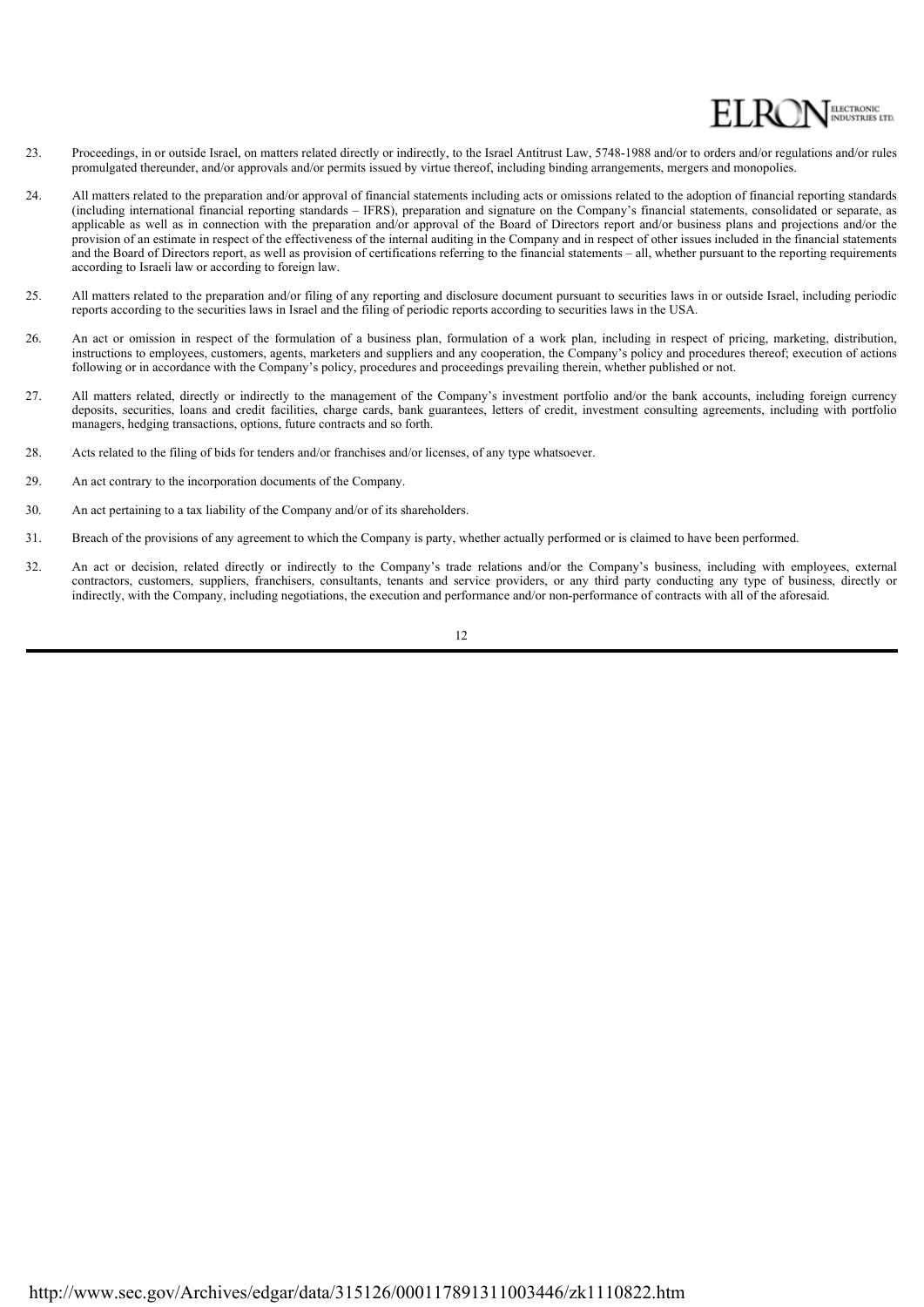23. Proceedings, in or outside Israel, on matters related directly or indirectly, to the Israel Antitrust Law, 5748-1988 and/or to orders and/or regulations and/or rules promulgated thereunder, and/or approvals and/or permits issued by virtue thereof, including binding arrangements, mergers and monopolies.

24. All matters related to the preparation and/or approval of financial statements including acts or omissions related to the adoption of financial reporting standards (including international financial reporting standards – IFRS), preparation and signature on the Company's financial statements, consolidated or separate, as applicable as well as in connection with the preparation and/or approval of the Board of Directors report and/or business plans and projections and/or the provision of an estimate in respect of the effectiveness of the internal auditing in the Company and in respect of other issues included in the financial statements and the Board of Directors report, as well as provision of certifications referring to the financial statements – all, whether pursuant to the reporting requirements according to Israeli law or according to foreign law.

25. All matters related to the preparation and/or filing of any reporting and disclosure document pursuant to securities laws in or outside Israel, including periodic reports according to the securities laws in Israel and the filing of periodic reports according to securities laws in the USA.

26. An act or omission in respect of the formulation of a business plan, formulation of a work plan, including in respect of pricing, marketing, distribution, instructions to employees, customers, agents, marketers and suppliers and any cooperation, the Company's policy and procedures thereof; execution of actions following or in accordance with the Company's policy, procedures and proceedings prevailing therein, whether published or not.

27. All matters related, directly or indirectly to the management of the Company's investment portfolio and/or the bank accounts, including foreign currency deposits, securities, loans and credit facilities, charge cards, bank guarantees, letters of credit, investment consulting agreements, including with portfolio managers, hedging transactions, options, future contracts and so forth.

28. Acts related to the filing of bids for tenders and/or franchises and/or licenses, of any type whatsoever.

29. An act contrary to the incorporation documents of the Company.

30. An act pertaining to a tax liability of the Company and/or of its shareholders.

31. Breach of the provisions of any agreement to which the Company is party, whether actually performed or is claimed to have been performed.

32. An act or decision, related directly or indirectly to the Company's trade relations and/or the Company's business, including with employees, external contractors, customers, suppliers, franchisers, consultants, tenants and service providers, or any third party conducting any type of business, directly or indirectly, with the Company, including negotiations, the execution and performance and/or non-performance of contracts with all of the aforesaid.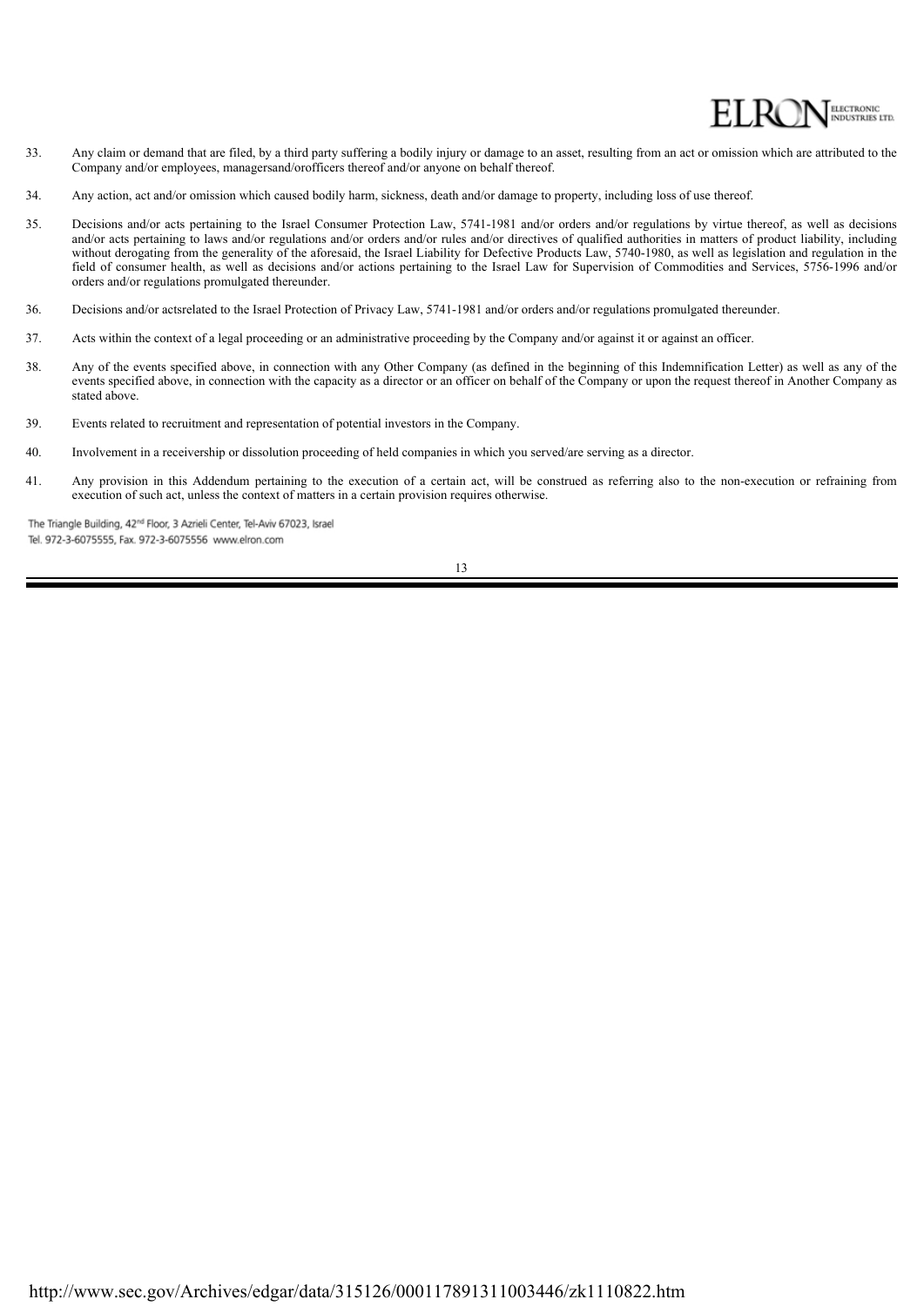33. Any claim or demand that are filed, by a third party suffering a bodily injury or damage to an asset, resulting from an act or omission which are attributed to the Company and/or employees, managersand/orofficers thereof and/or anyone on behalf thereof.

34. Any action, act and/or omission which caused bodily harm, sickness, death and/or damage to property, including loss of use thereof.

35. Decisions and/or acts pertaining to the Israel Consumer Protection Law, 5741-1981 and/or orders and/or regulations by virtue thereof, as well as decisions and/or acts pertaining to laws and/or regulations and/or orders and/or rules and/or directives of qualified authorities in matters of product liability, including without derogating from the generality of the aforesaid, the Israel Liability for Defective Products Law, 5740-1980, as well as legislation and regulation in the field of consumer health, as well as decisions and/or actions pertaining to the Israel Law for Supervision of Commodities and Services, 5756-1996 and/or orders and/or regulations promulgated thereunder.

36. Decisions and/or actsrelated to the Israel Protection of Privacy Law, 5741-1981 and/or orders and/or regulations promulgated thereunder.

37. Acts within the context of a legal proceeding or an administrative proceeding by the Company and/or against it or against an officer.

38. Any of the events specified above, in connection with any Other Company (as defined in the beginning of this Indemnification Letter) as well as any of the events specified above, in connection with the capacity as a director or an officer on behalf of the Company or upon the request thereof in Another Company as stated above.

39. Events related to recruitment and representation of potential investors in the Company.

40. Involvement in a receivership or dissolution proceeding of held companies in which you served/are serving as a director.

41. Any provision in this Addendum pertaining to the execution of a certain act, will be construed as referring also to the non-execution or refraining from execution of such act, unless the context of matters in a certain provision requires otherwise.

The Triangle Building, 42nd Floor, 3 Azrieli Center, Tel-Aviv 67023, Israel
Tel. 972-3-6075555, Fax. 972-3-6075556 www.elron.com